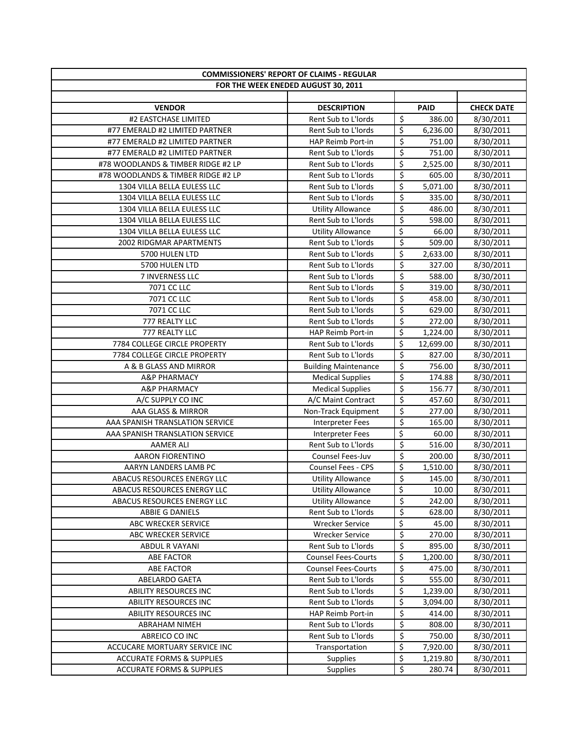| COMMISSIONERS' REPORT OF CLAIMS - REGULAR | | | |
|---|---|---|---|
| FOR THE WEEK ENEDED AUGUST 30, 2011 | | | |
| | | | |
| **VENDOR** | **DESCRIPTION** | **PAID** | **CHECK DATE** |
| #2 EASTCHASE LIMITED | Rent Sub to L'lords | $ 386.00 | 8/30/2011 |
| #77 EMERALD #2 LIMITED PARTNER | Rent Sub to L'lords | $ 6,236.00 | 8/30/2011 |
| #77 EMERALD #2 LIMITED PARTNER | HAP Reimb Port-in | $ 751.00 | 8/30/2011 |
| #77 EMERALD #2 LIMITED PARTNER | Rent Sub to L'lords | $ 751.00 | 8/30/2011 |
| #78 WOODLANDS & TIMBER RIDGE #2 LP | Rent Sub to L'lords | $ 2,525.00 | 8/30/2011 |
| #78 WOODLANDS & TIMBER RIDGE #2 LP | Rent Sub to L'lords | $ 605.00 | 8/30/2011 |
| 1304 VILLA BELLA EULESS LLC | Rent Sub to L'lords | $ 5,071.00 | 8/30/2011 |
| 1304 VILLA BELLA EULESS LLC | Rent Sub to L'lords | $ 335.00 | 8/30/2011 |
| 1304 VILLA BELLA EULESS LLC | Utility Allowance | $ 486.00 | 8/30/2011 |
| 1304 VILLA BELLA EULESS LLC | Rent Sub to L'lords | $ 598.00 | 8/30/2011 |
| 1304 VILLA BELLA EULESS LLC | Utility Allowance | $ 66.00 | 8/30/2011 |
| 2002 RIDGMAR APARTMENTS | Rent Sub to L'lords | $ 509.00 | 8/30/2011 |
| 5700 HULEN LTD | Rent Sub to L'lords | $ 2,633.00 | 8/30/2011 |
| 5700 HULEN LTD | Rent Sub to L'lords | $ 327.00 | 8/30/2011 |
| 7 INVERNESS LLC | Rent Sub to L'lords | $ 588.00 | 8/30/2011 |
| 7071 CC LLC | Rent Sub to L'lords | $ 319.00 | 8/30/2011 |
| 7071 CC LLC | Rent Sub to L'lords | $ 458.00 | 8/30/2011 |
| 7071 CC LLC | Rent Sub to L'lords | $ 629.00 | 8/30/2011 |
| 777 REALTY LLC | Rent Sub to L'lords | $ 272.00 | 8/30/2011 |
| 777 REALTY LLC | HAP Reimb Port-in | $ 1,224.00 | 8/30/2011 |
| 7784 COLLEGE CIRCLE PROPERTY | Rent Sub to L'lords | $ 12,699.00 | 8/30/2011 |
| 7784 COLLEGE CIRCLE PROPERTY | Rent Sub to L'lords | $ 827.00 | 8/30/2011 |
| A & B GLASS AND MIRROR | Building Maintenance | $ 756.00 | 8/30/2011 |
| A&P PHARMACY | Medical Supplies | $ 174.88 | 8/30/2011 |
| A&P PHARMACY | Medical Supplies | $ 156.77 | 8/30/2011 |
| A/C SUPPLY CO INC | A/C Maint Contract | $ 457.60 | 8/30/2011 |
| AAA GLASS & MIRROR | Non-Track Equipment | $ 277.00 | 8/30/2011 |
| AAA SPANISH TRANSLATION SERVICE | Interpreter Fees | $ 165.00 | 8/30/2011 |
| AAA SPANISH TRANSLATION SERVICE | Interpreter Fees | $ 60.00 | 8/30/2011 |
| AAMER ALI | Rent Sub to L'lords | $ 516.00 | 8/30/2011 |
| AARON FIORENTINO | Counsel Fees-Juv | $ 200.00 | 8/30/2011 |
| AARYN LANDERS LAMB PC | Counsel Fees - CPS | $ 1,510.00 | 8/30/2011 |
| ABACUS RESOURCES ENERGY LLC | Utility Allowance | $ 145.00 | 8/30/2011 |
| ABACUS RESOURCES ENERGY LLC | Utility Allowance | $ 10.00 | 8/30/2011 |
| ABACUS RESOURCES ENERGY LLC | Utility Allowance | $ 242.00 | 8/30/2011 |
| ABBIE G DANIELS | Rent Sub to L'lords | $ 628.00 | 8/30/2011 |
| ABC WRECKER SERVICE | Wrecker Service | $ 45.00 | 8/30/2011 |
| ABC WRECKER SERVICE | Wrecker Service | $ 270.00 | 8/30/2011 |
| ABDUL R VAYANI | Rent Sub to L'lords | $ 895.00 | 8/30/2011 |
| ABE FACTOR | Counsel Fees-Courts | $ 1,200.00 | 8/30/2011 |
| ABE FACTOR | Counsel Fees-Courts | $ 475.00 | 8/30/2011 |
| ABELARDO GAETA | Rent Sub to L'lords | $ 555.00 | 8/30/2011 |
| ABILITY RESOURCES INC | Rent Sub to L'lords | $ 1,239.00 | 8/30/2011 |
| ABILITY RESOURCES INC | Rent Sub to L'lords | $ 3,094.00 | 8/30/2011 |
| ABILITY RESOURCES INC | HAP Reimb Port-in | $ 414.00 | 8/30/2011 |
| ABRAHAM NIMEH | Rent Sub to L'lords | $ 808.00 | 8/30/2011 |
| ABREICO CO INC | Rent Sub to L'lords | $ 750.00 | 8/30/2011 |
| ACCUCARE MORTUARY SERVICE INC | Transportation | $ 7,920.00 | 8/30/2011 |
| ACCURATE FORMS & SUPPLIES | Supplies | $ 1,219.80 | 8/30/2011 |
| ACCURATE FORMS & SUPPLIES | Supplies | $ 280.74 | 8/30/2011 |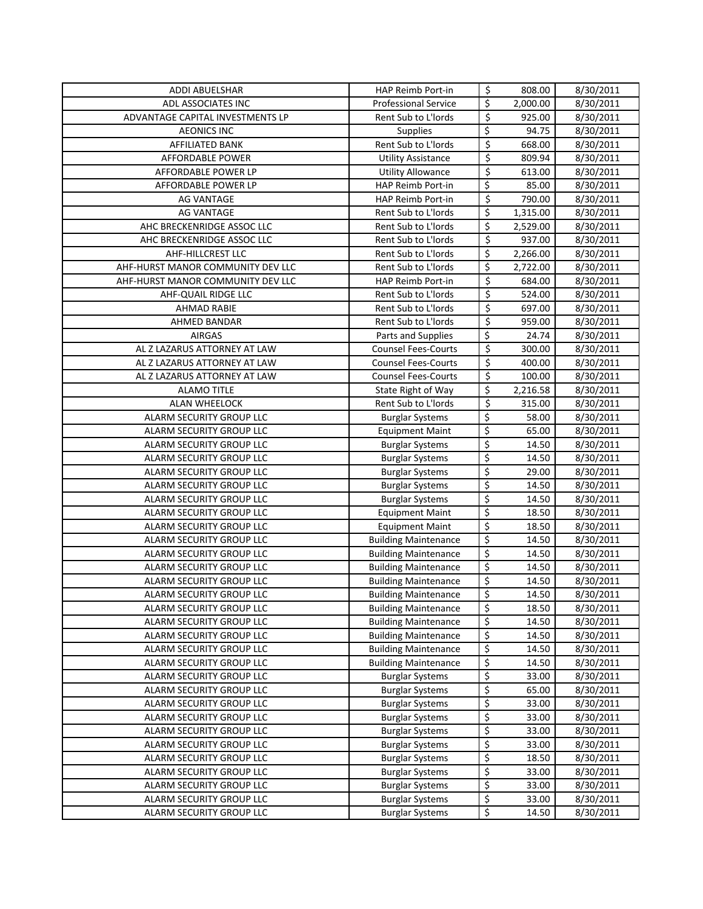| ADDI ABUELSHAR | HAP Reimb Port-in | $ | 808.00 | 8/30/2011 |
|---|---|---|---|---|
| ADL ASSOCIATES INC | Professional Service | $ | 2,000.00 | 8/30/2011 |
| ADVANTAGE CAPITAL INVESTMENTS LP | Rent Sub to L'lords | $ | 925.00 | 8/30/2011 |
| AEONICS INC | Supplies | $ | 94.75 | 8/30/2011 |
| AFFILIATED BANK | Rent Sub to L'lords | $ | 668.00 | 8/30/2011 |
| AFFORDABLE POWER | Utility Assistance | $ | 809.94 | 8/30/2011 |
| AFFORDABLE POWER LP | Utility Allowance | $ | 613.00 | 8/30/2011 |
| AFFORDABLE POWER LP | HAP Reimb Port-in | $ | 85.00 | 8/30/2011 |
| AG VANTAGE | HAP Reimb Port-in | $ | 790.00 | 8/30/2011 |
| AG VANTAGE | Rent Sub to L'lords | $ | 1,315.00 | 8/30/2011 |
| AHC BRECKENRIDGE ASSOC LLC | Rent Sub to L'lords | $ | 2,529.00 | 8/30/2011 |
| AHC BRECKENRIDGE ASSOC LLC | Rent Sub to L'lords | $ | 937.00 | 8/30/2011 |
| AHF-HILLCREST LLC | Rent Sub to L'lords | $ | 2,266.00 | 8/30/2011 |
| AHF-HURST MANOR COMMUNITY DEV LLC | Rent Sub to L'lords | $ | 2,722.00 | 8/30/2011 |
| AHF-HURST MANOR COMMUNITY DEV LLC | HAP Reimb Port-in | $ | 684.00 | 8/30/2011 |
| AHF-QUAIL RIDGE LLC | Rent Sub to L'lords | $ | 524.00 | 8/30/2011 |
| AHMAD RABIE | Rent Sub to L'lords | $ | 697.00 | 8/30/2011 |
| AHMED BANDAR | Rent Sub to L'lords | $ | 959.00 | 8/30/2011 |
| AIRGAS | Parts and Supplies | $ | 24.74 | 8/30/2011 |
| AL Z LAZARUS ATTORNEY AT LAW | Counsel Fees-Courts | $ | 300.00 | 8/30/2011 |
| AL Z LAZARUS ATTORNEY AT LAW | Counsel Fees-Courts | $ | 400.00 | 8/30/2011 |
| AL Z LAZARUS ATTORNEY AT LAW | Counsel Fees-Courts | $ | 100.00 | 8/30/2011 |
| ALAMO TITLE | State Right of Way | $ | 2,216.58 | 8/30/2011 |
| ALAN WHEELOCK | Rent Sub to L'lords | $ | 315.00 | 8/30/2011 |
| ALARM SECURITY GROUP LLC | Burglar Systems | $ | 58.00 | 8/30/2011 |
| ALARM SECURITY GROUP LLC | Equipment Maint | $ | 65.00 | 8/30/2011 |
| ALARM SECURITY GROUP LLC | Burglar Systems | $ | 14.50 | 8/30/2011 |
| ALARM SECURITY GROUP LLC | Burglar Systems | $ | 14.50 | 8/30/2011 |
| ALARM SECURITY GROUP LLC | Burglar Systems | $ | 29.00 | 8/30/2011 |
| ALARM SECURITY GROUP LLC | Burglar Systems | $ | 14.50 | 8/30/2011 |
| ALARM SECURITY GROUP LLC | Burglar Systems | $ | 14.50 | 8/30/2011 |
| ALARM SECURITY GROUP LLC | Equipment Maint | $ | 18.50 | 8/30/2011 |
| ALARM SECURITY GROUP LLC | Equipment Maint | $ | 18.50 | 8/30/2011 |
| ALARM SECURITY GROUP LLC | Building Maintenance | $ | 14.50 | 8/30/2011 |
| ALARM SECURITY GROUP LLC | Building Maintenance | $ | 14.50 | 8/30/2011 |
| ALARM SECURITY GROUP LLC | Building Maintenance | $ | 14.50 | 8/30/2011 |
| ALARM SECURITY GROUP LLC | Building Maintenance | $ | 14.50 | 8/30/2011 |
| ALARM SECURITY GROUP LLC | Building Maintenance | $ | 14.50 | 8/30/2011 |
| ALARM SECURITY GROUP LLC | Building Maintenance | $ | 18.50 | 8/30/2011 |
| ALARM SECURITY GROUP LLC | Building Maintenance | $ | 14.50 | 8/30/2011 |
| ALARM SECURITY GROUP LLC | Building Maintenance | $ | 14.50 | 8/30/2011 |
| ALARM SECURITY GROUP LLC | Building Maintenance | $ | 14.50 | 8/30/2011 |
| ALARM SECURITY GROUP LLC | Building Maintenance | $ | 14.50 | 8/30/2011 |
| ALARM SECURITY GROUP LLC | Burglar Systems | $ | 33.00 | 8/30/2011 |
| ALARM SECURITY GROUP LLC | Burglar Systems | $ | 65.00 | 8/30/2011 |
| ALARM SECURITY GROUP LLC | Burglar Systems | $ | 33.00 | 8/30/2011 |
| ALARM SECURITY GROUP LLC | Burglar Systems | $ | 33.00 | 8/30/2011 |
| ALARM SECURITY GROUP LLC | Burglar Systems | $ | 33.00 | 8/30/2011 |
| ALARM SECURITY GROUP LLC | Burglar Systems | $ | 33.00 | 8/30/2011 |
| ALARM SECURITY GROUP LLC | Burglar Systems | $ | 18.50 | 8/30/2011 |
| ALARM SECURITY GROUP LLC | Burglar Systems | $ | 33.00 | 8/30/2011 |
| ALARM SECURITY GROUP LLC | Burglar Systems | $ | 33.00 | 8/30/2011 |
| ALARM SECURITY GROUP LLC | Burglar Systems | $ | 33.00 | 8/30/2011 |
| ALARM SECURITY GROUP LLC | Burglar Systems | $ | 14.50 | 8/30/2011 |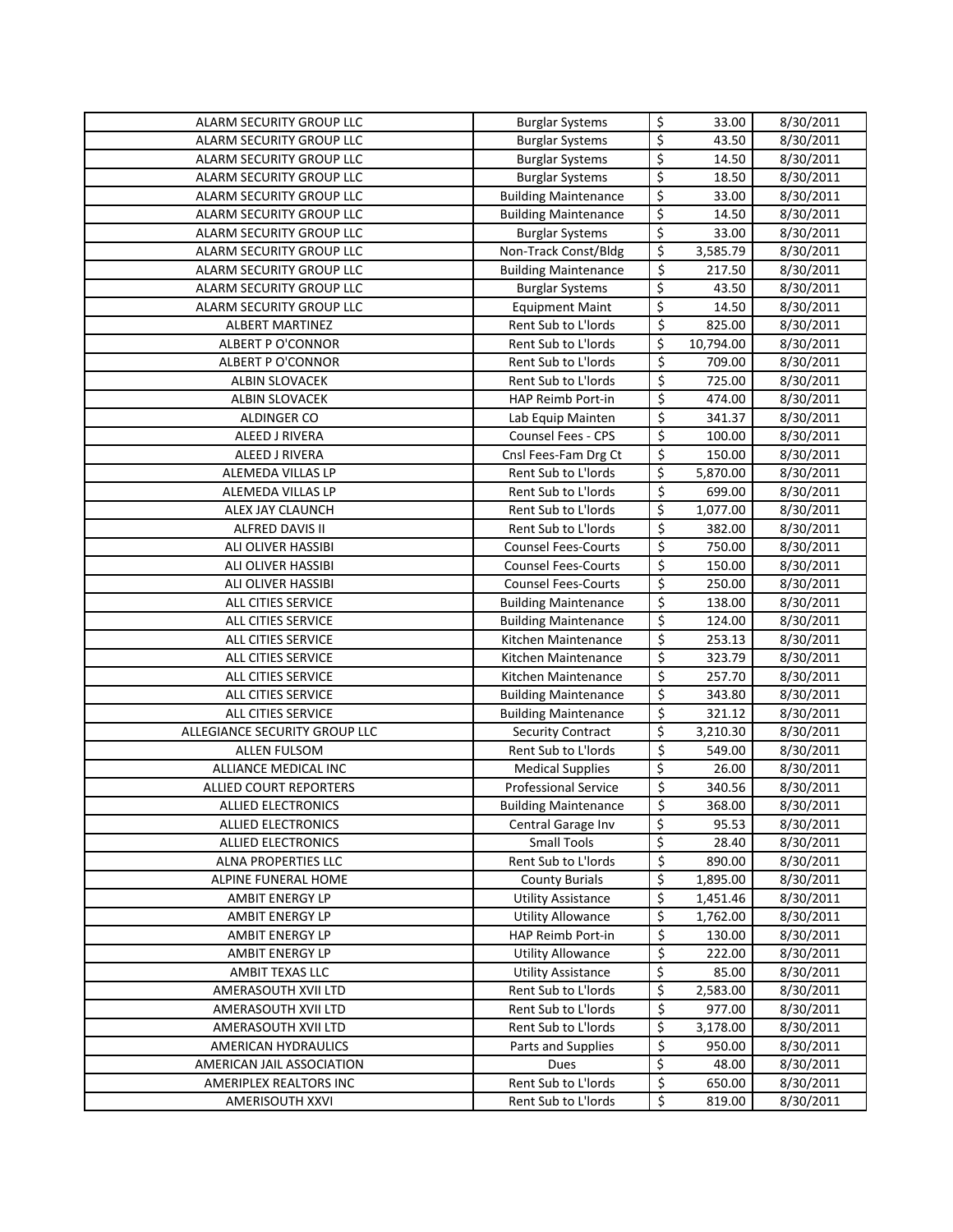| | | | | |
|---|---|---|---|---|
| ALARM SECURITY GROUP LLC | Burglar Systems | $ | 33.00 | 8/30/2011 |
| ALARM SECURITY GROUP LLC | Burglar Systems | $ | 43.50 | 8/30/2011 |
| ALARM SECURITY GROUP LLC | Burglar Systems | $ | 14.50 | 8/30/2011 |
| ALARM SECURITY GROUP LLC | Burglar Systems | $ | 18.50 | 8/30/2011 |
| ALARM SECURITY GROUP LLC | Building Maintenance | $ | 33.00 | 8/30/2011 |
| ALARM SECURITY GROUP LLC | Building Maintenance | $ | 14.50 | 8/30/2011 |
| ALARM SECURITY GROUP LLC | Burglar Systems | $ | 33.00 | 8/30/2011 |
| ALARM SECURITY GROUP LLC | Non-Track Const/Bldg | $ | 3,585.79 | 8/30/2011 |
| ALARM SECURITY GROUP LLC | Building Maintenance | $ | 217.50 | 8/30/2011 |
| ALARM SECURITY GROUP LLC | Burglar Systems | $ | 43.50 | 8/30/2011 |
| ALARM SECURITY GROUP LLC | Equipment Maint | $ | 14.50 | 8/30/2011 |
| ALBERT MARTINEZ | Rent Sub to L'lords | $ | 825.00 | 8/30/2011 |
| ALBERT P O'CONNOR | Rent Sub to L'lords | $ | 10,794.00 | 8/30/2011 |
| ALBERT P O'CONNOR | Rent Sub to L'lords | $ | 709.00 | 8/30/2011 |
| ALBIN SLOVACEK | Rent Sub to L'lords | $ | 725.00 | 8/30/2011 |
| ALBIN SLOVACEK | HAP Reimb Port-in | $ | 474.00 | 8/30/2011 |
| ALDINGER CO | Lab Equip Mainten | $ | 341.37 | 8/30/2011 |
| ALEED J RIVERA | Counsel Fees - CPS | $ | 100.00 | 8/30/2011 |
| ALEED J RIVERA | Cnsl Fees-Fam Drg Ct | $ | 150.00 | 8/30/2011 |
| ALEMEDA VILLAS LP | Rent Sub to L'lords | $ | 5,870.00 | 8/30/2011 |
| ALEMEDA VILLAS LP | Rent Sub to L'lords | $ | 699.00 | 8/30/2011 |
| ALEX JAY CLAUNCH | Rent Sub to L'lords | $ | 1,077.00 | 8/30/2011 |
| ALFRED DAVIS II | Rent Sub to L'lords | $ | 382.00 | 8/30/2011 |
| ALI OLIVER HASSIBI | Counsel Fees-Courts | $ | 750.00 | 8/30/2011 |
| ALI OLIVER HASSIBI | Counsel Fees-Courts | $ | 150.00 | 8/30/2011 |
| ALI OLIVER HASSIBI | Counsel Fees-Courts | $ | 250.00 | 8/30/2011 |
| ALL CITIES SERVICE | Building Maintenance | $ | 138.00 | 8/30/2011 |
| ALL CITIES SERVICE | Building Maintenance | $ | 124.00 | 8/30/2011 |
| ALL CITIES SERVICE | Kitchen Maintenance | $ | 253.13 | 8/30/2011 |
| ALL CITIES SERVICE | Kitchen Maintenance | $ | 323.79 | 8/30/2011 |
| ALL CITIES SERVICE | Kitchen Maintenance | $ | 257.70 | 8/30/2011 |
| ALL CITIES SERVICE | Building Maintenance | $ | 343.80 | 8/30/2011 |
| ALL CITIES SERVICE | Building Maintenance | $ | 321.12 | 8/30/2011 |
| ALLEGIANCE SECURITY GROUP LLC | Security Contract | $ | 3,210.30 | 8/30/2011 |
| ALLEN FULSOM | Rent Sub to L'lords | $ | 549.00 | 8/30/2011 |
| ALLIANCE MEDICAL INC | Medical Supplies | $ | 26.00 | 8/30/2011 |
| ALLIED COURT REPORTERS | Professional Service | $ | 340.56 | 8/30/2011 |
| ALLIED ELECTRONICS | Building Maintenance | $ | 368.00 | 8/30/2011 |
| ALLIED ELECTRONICS | Central Garage Inv | $ | 95.53 | 8/30/2011 |
| ALLIED ELECTRONICS | Small Tools | $ | 28.40 | 8/30/2011 |
| ALNA PROPERTIES LLC | Rent Sub to L'lords | $ | 890.00 | 8/30/2011 |
| ALPINE FUNERAL HOME | County Burials | $ | 1,895.00 | 8/30/2011 |
| AMBIT ENERGY LP | Utility Assistance | $ | 1,451.46 | 8/30/2011 |
| AMBIT ENERGY LP | Utility Allowance | $ | 1,762.00 | 8/30/2011 |
| AMBIT ENERGY LP | HAP Reimb Port-in | $ | 130.00 | 8/30/2011 |
| AMBIT ENERGY LP | Utility Allowance | $ | 222.00 | 8/30/2011 |
| AMBIT TEXAS LLC | Utility Assistance | $ | 85.00 | 8/30/2011 |
| AMERASOUTH XVII LTD | Rent Sub to L'lords | $ | 2,583.00 | 8/30/2011 |
| AMERASOUTH XVII LTD | Rent Sub to L'lords | $ | 977.00 | 8/30/2011 |
| AMERASOUTH XVII LTD | Rent Sub to L'lords | $ | 3,178.00 | 8/30/2011 |
| AMERICAN HYDRAULICS | Parts and Supplies | $ | 950.00 | 8/30/2011 |
| AMERICAN JAIL ASSOCIATION | Dues | $ | 48.00 | 8/30/2011 |
| AMERIPLEX REALTORS INC | Rent Sub to L'lords | $ | 650.00 | 8/30/2011 |
| AMERISOUTH XXVI | Rent Sub to L'lords | $ | 819.00 | 8/30/2011 |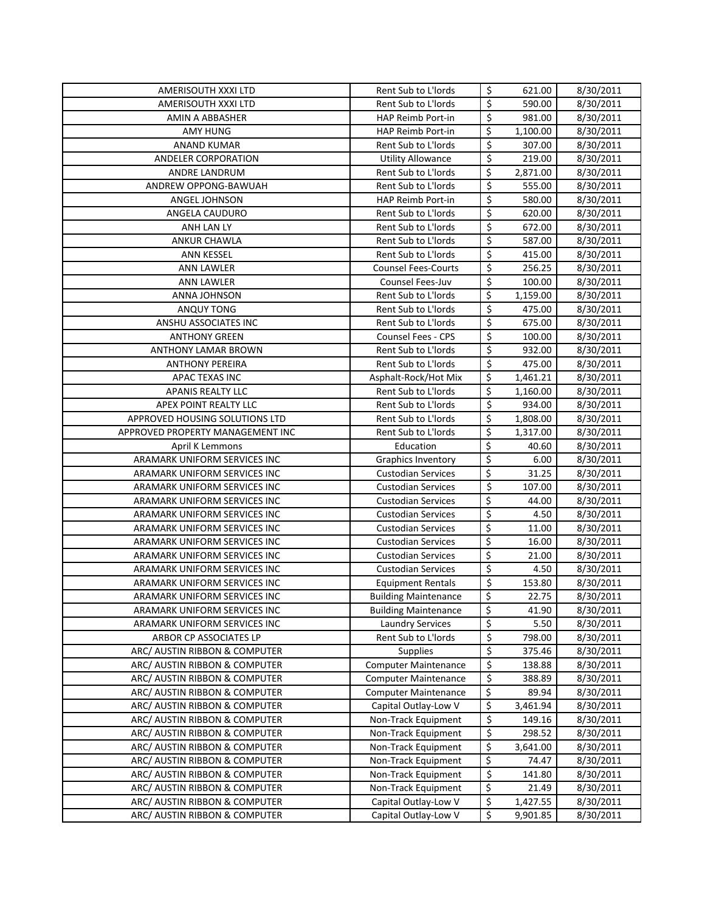| AMERISOUTH XXXI LTD | Rent Sub to L'lords | $ | 621.00 | 8/30/2011 |
|---|---|---|---|---|
| AMERISOUTH XXXI LTD | Rent Sub to L'lords | $ | 590.00 | 8/30/2011 |
| AMIN A ABBASHER | HAP Reimb Port-in | $ | 981.00 | 8/30/2011 |
| AMY HUNG | HAP Reimb Port-in | $ | 1,100.00 | 8/30/2011 |
| ANAND KUMAR | Rent Sub to L'lords | $ | 307.00 | 8/30/2011 |
| ANDELER CORPORATION | Utility Allowance | $ | 219.00 | 8/30/2011 |
| ANDRE LANDRUM | Rent Sub to L'lords | $ | 2,871.00 | 8/30/2011 |
| ANDREW OPPONG-BAWUAH | Rent Sub to L'lords | $ | 555.00 | 8/30/2011 |
| ANGEL JOHNSON | HAP Reimb Port-in | $ | 580.00 | 8/30/2011 |
| ANGELA CAUDURO | Rent Sub to L'lords | $ | 620.00 | 8/30/2011 |
| ANH LAN LY | Rent Sub to L'lords | $ | 672.00 | 8/30/2011 |
| ANKUR CHAWLA | Rent Sub to L'lords | $ | 587.00 | 8/30/2011 |
| ANN KESSEL | Rent Sub to L'lords | $ | 415.00 | 8/30/2011 |
| ANN LAWLER | Counsel Fees-Courts | $ | 256.25 | 8/30/2011 |
| ANN LAWLER | Counsel Fees-Juv | $ | 100.00 | 8/30/2011 |
| ANNA JOHNSON | Rent Sub to L'lords | $ | 1,159.00 | 8/30/2011 |
| ANQUY TONG | Rent Sub to L'lords | $ | 475.00 | 8/30/2011 |
| ANSHU ASSOCIATES INC | Rent Sub to L'lords | $ | 675.00 | 8/30/2011 |
| ANTHONY GREEN | Counsel Fees - CPS | $ | 100.00 | 8/30/2011 |
| ANTHONY LAMAR BROWN | Rent Sub to L'lords | $ | 932.00 | 8/30/2011 |
| ANTHONY PEREIRA | Rent Sub to L'lords | $ | 475.00 | 8/30/2011 |
| APAC TEXAS INC | Asphalt-Rock/Hot Mix | $ | 1,461.21 | 8/30/2011 |
| APANIS REALTY LLC | Rent Sub to L'lords | $ | 1,160.00 | 8/30/2011 |
| APEX POINT REALTY LLC | Rent Sub to L'lords | $ | 934.00 | 8/30/2011 |
| APPROVED HOUSING SOLUTIONS LTD | Rent Sub to L'lords | $ | 1,808.00 | 8/30/2011 |
| APPROVED PROPERTY MANAGEMENT INC | Rent Sub to L'lords | $ | 1,317.00 | 8/30/2011 |
| April K Lemmons | Education | $ | 40.60 | 8/30/2011 |
| ARAMARK UNIFORM SERVICES INC | Graphics Inventory | $ | 6.00 | 8/30/2011 |
| ARAMARK UNIFORM SERVICES INC | Custodian Services | $ | 31.25 | 8/30/2011 |
| ARAMARK UNIFORM SERVICES INC | Custodian Services | $ | 107.00 | 8/30/2011 |
| ARAMARK UNIFORM SERVICES INC | Custodian Services | $ | 44.00 | 8/30/2011 |
| ARAMARK UNIFORM SERVICES INC | Custodian Services | $ | 4.50 | 8/30/2011 |
| ARAMARK UNIFORM SERVICES INC | Custodian Services | $ | 11.00 | 8/30/2011 |
| ARAMARK UNIFORM SERVICES INC | Custodian Services | $ | 16.00 | 8/30/2011 |
| ARAMARK UNIFORM SERVICES INC | Custodian Services | $ | 21.00 | 8/30/2011 |
| ARAMARK UNIFORM SERVICES INC | Custodian Services | $ | 4.50 | 8/30/2011 |
| ARAMARK UNIFORM SERVICES INC | Equipment Rentals | $ | 153.80 | 8/30/2011 |
| ARAMARK UNIFORM SERVICES INC | Building Maintenance | $ | 22.75 | 8/30/2011 |
| ARAMARK UNIFORM SERVICES INC | Building Maintenance | $ | 41.90 | 8/30/2011 |
| ARAMARK UNIFORM SERVICES INC | Laundry Services | $ | 5.50 | 8/30/2011 |
| ARBOR CP ASSOCIATES LP | Rent Sub to L'lords | $ | 798.00 | 8/30/2011 |
| ARC/ AUSTIN RIBBON & COMPUTER | Supplies | $ | 375.46 | 8/30/2011 |
| ARC/ AUSTIN RIBBON & COMPUTER | Computer Maintenance | $ | 138.88 | 8/30/2011 |
| ARC/ AUSTIN RIBBON & COMPUTER | Computer Maintenance | $ | 388.89 | 8/30/2011 |
| ARC/ AUSTIN RIBBON & COMPUTER | Computer Maintenance | $ | 89.94 | 8/30/2011 |
| ARC/ AUSTIN RIBBON & COMPUTER | Capital Outlay-Low V | $ | 3,461.94 | 8/30/2011 |
| ARC/ AUSTIN RIBBON & COMPUTER | Non-Track Equipment | $ | 149.16 | 8/30/2011 |
| ARC/ AUSTIN RIBBON & COMPUTER | Non-Track Equipment | $ | 298.52 | 8/30/2011 |
| ARC/ AUSTIN RIBBON & COMPUTER | Non-Track Equipment | $ | 3,641.00 | 8/30/2011 |
| ARC/ AUSTIN RIBBON & COMPUTER | Non-Track Equipment | $ | 74.47 | 8/30/2011 |
| ARC/ AUSTIN RIBBON & COMPUTER | Non-Track Equipment | $ | 141.80 | 8/30/2011 |
| ARC/ AUSTIN RIBBON & COMPUTER | Non-Track Equipment | $ | 21.49 | 8/30/2011 |
| ARC/ AUSTIN RIBBON & COMPUTER | Capital Outlay-Low V | $ | 1,427.55 | 8/30/2011 |
| ARC/ AUSTIN RIBBON & COMPUTER | Capital Outlay-Low V | $ | 9,901.85 | 8/30/2011 |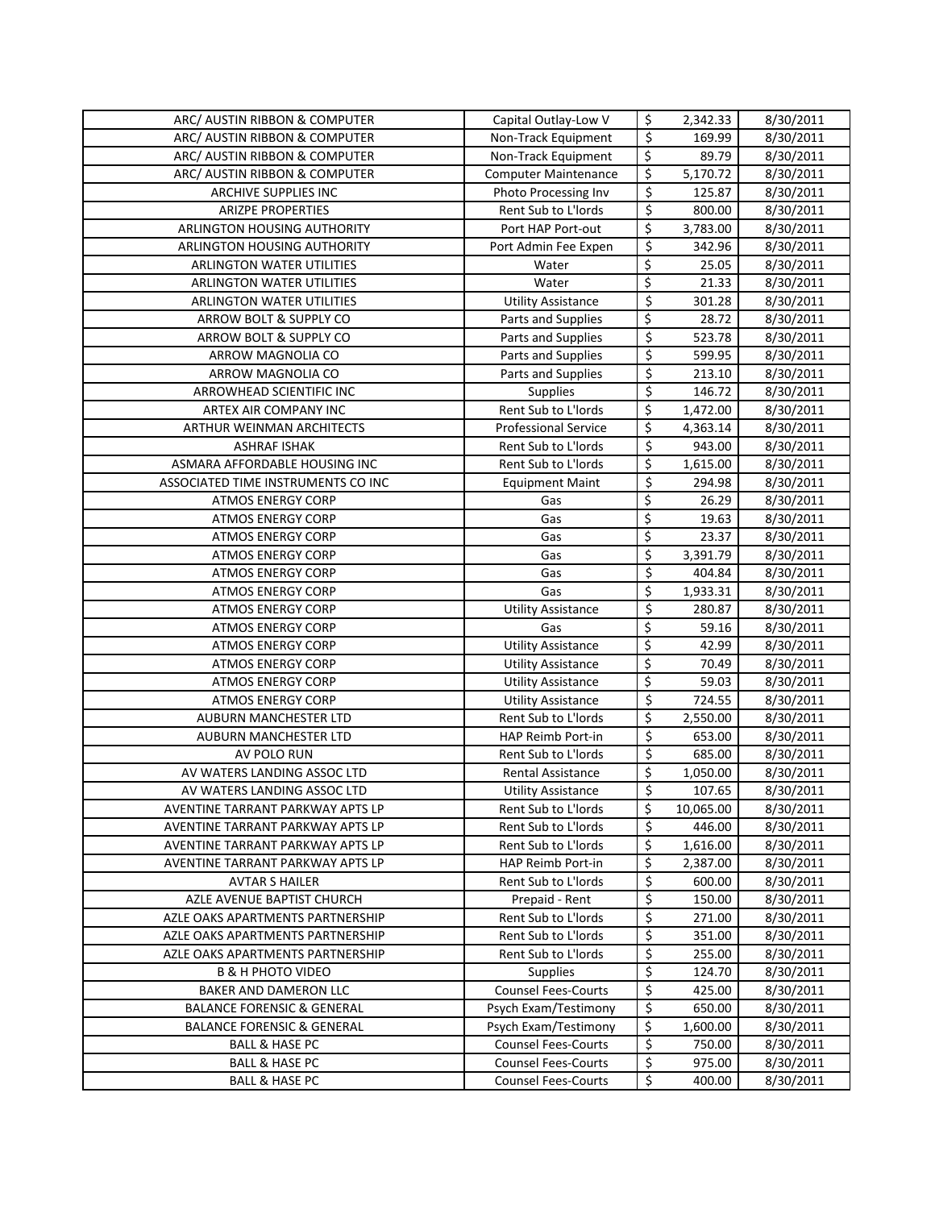| | | | | |
|---|---|---|---|---|
| ARC/ AUSTIN RIBBON & COMPUTER | Capital Outlay-Low V | $ | 2,342.33 | 8/30/2011 |
| ARC/ AUSTIN RIBBON & COMPUTER | Non-Track Equipment | $ | 169.99 | 8/30/2011 |
| ARC/ AUSTIN RIBBON & COMPUTER | Non-Track Equipment | $ | 89.79 | 8/30/2011 |
| ARC/ AUSTIN RIBBON & COMPUTER | Computer Maintenance | $ | 5,170.72 | 8/30/2011 |
| ARCHIVE SUPPLIES INC | Photo Processing Inv | $ | 125.87 | 8/30/2011 |
| ARIZPE PROPERTIES | Rent Sub to L'lords | $ | 800.00 | 8/30/2011 |
| ARLINGTON HOUSING AUTHORITY | Port HAP Port-out | $ | 3,783.00 | 8/30/2011 |
| ARLINGTON HOUSING AUTHORITY | Port Admin Fee Expen | $ | 342.96 | 8/30/2011 |
| ARLINGTON WATER UTILITIES | Water | $ | 25.05 | 8/30/2011 |
| ARLINGTON WATER UTILITIES | Water | $ | 21.33 | 8/30/2011 |
| ARLINGTON WATER UTILITIES | Utility Assistance | $ | 301.28 | 8/30/2011 |
| ARROW BOLT & SUPPLY CO | Parts and Supplies | $ | 28.72 | 8/30/2011 |
| ARROW BOLT & SUPPLY CO | Parts and Supplies | $ | 523.78 | 8/30/2011 |
| ARROW MAGNOLIA CO | Parts and Supplies | $ | 599.95 | 8/30/2011 |
| ARROW MAGNOLIA CO | Parts and Supplies | $ | 213.10 | 8/30/2011 |
| ARROWHEAD SCIENTIFIC INC | Supplies | $ | 146.72 | 8/30/2011 |
| ARTEX AIR COMPANY INC | Rent Sub to L'lords | $ | 1,472.00 | 8/30/2011 |
| ARTHUR WEINMAN ARCHITECTS | Professional Service | $ | 4,363.14 | 8/30/2011 |
| ASHRAF ISHAK | Rent Sub to L'lords | $ | 943.00 | 8/30/2011 |
| ASMARA AFFORDABLE HOUSING INC | Rent Sub to L'lords | $ | 1,615.00 | 8/30/2011 |
| ASSOCIATED TIME INSTRUMENTS CO INC | Equipment Maint | $ | 294.98 | 8/30/2011 |
| ATMOS ENERGY CORP | Gas | $ | 26.29 | 8/30/2011 |
| ATMOS ENERGY CORP | Gas | $ | 19.63 | 8/30/2011 |
| ATMOS ENERGY CORP | Gas | $ | 23.37 | 8/30/2011 |
| ATMOS ENERGY CORP | Gas | $ | 3,391.79 | 8/30/2011 |
| ATMOS ENERGY CORP | Gas | $ | 404.84 | 8/30/2011 |
| ATMOS ENERGY CORP | Gas | $ | 1,933.31 | 8/30/2011 |
| ATMOS ENERGY CORP | Utility Assistance | $ | 280.87 | 8/30/2011 |
| ATMOS ENERGY CORP | Gas | $ | 59.16 | 8/30/2011 |
| ATMOS ENERGY CORP | Utility Assistance | $ | 42.99 | 8/30/2011 |
| ATMOS ENERGY CORP | Utility Assistance | $ | 70.49 | 8/30/2011 |
| ATMOS ENERGY CORP | Utility Assistance | $ | 59.03 | 8/30/2011 |
| ATMOS ENERGY CORP | Utility Assistance | $ | 724.55 | 8/30/2011 |
| AUBURN MANCHESTER LTD | Rent Sub to L'lords | $ | 2,550.00 | 8/30/2011 |
| AUBURN MANCHESTER LTD | HAP Reimb Port-in | $ | 653.00 | 8/30/2011 |
| AV POLO RUN | Rent Sub to L'lords | $ | 685.00 | 8/30/2011 |
| AV WATERS LANDING ASSOC LTD | Rental Assistance | $ | 1,050.00 | 8/30/2011 |
| AV WATERS LANDING ASSOC LTD | Utility Assistance | $ | 107.65 | 8/30/2011 |
| AVENTINE TARRANT PARKWAY APTS LP | Rent Sub to L'lords | $ | 10,065.00 | 8/30/2011 |
| AVENTINE TARRANT PARKWAY APTS LP | Rent Sub to L'lords | $ | 446.00 | 8/30/2011 |
| AVENTINE TARRANT PARKWAY APTS LP | Rent Sub to L'lords | $ | 1,616.00 | 8/30/2011 |
| AVENTINE TARRANT PARKWAY APTS LP | HAP Reimb Port-in | $ | 2,387.00 | 8/30/2011 |
| AVTAR S HAILER | Rent Sub to L'lords | $ | 600.00 | 8/30/2011 |
| AZLE AVENUE BAPTIST CHURCH | Prepaid - Rent | $ | 150.00 | 8/30/2011 |
| AZLE OAKS APARTMENTS PARTNERSHIP | Rent Sub to L'lords | $ | 271.00 | 8/30/2011 |
| AZLE OAKS APARTMENTS PARTNERSHIP | Rent Sub to L'lords | $ | 351.00 | 8/30/2011 |
| AZLE OAKS APARTMENTS PARTNERSHIP | Rent Sub to L'lords | $ | 255.00 | 8/30/2011 |
| B & H PHOTO VIDEO | Supplies | $ | 124.70 | 8/30/2011 |
| BAKER AND DAMERON LLC | Counsel Fees-Courts | $ | 425.00 | 8/30/2011 |
| BALANCE FORENSIC & GENERAL | Psych Exam/Testimony | $ | 650.00 | 8/30/2011 |
| BALANCE FORENSIC & GENERAL | Psych Exam/Testimony | $ | 1,600.00 | 8/30/2011 |
| BALL & HASE PC | Counsel Fees-Courts | $ | 750.00 | 8/30/2011 |
| BALL & HASE PC | Counsel Fees-Courts | $ | 975.00 | 8/30/2011 |
| BALL & HASE PC | Counsel Fees-Courts | $ | 400.00 | 8/30/2011 |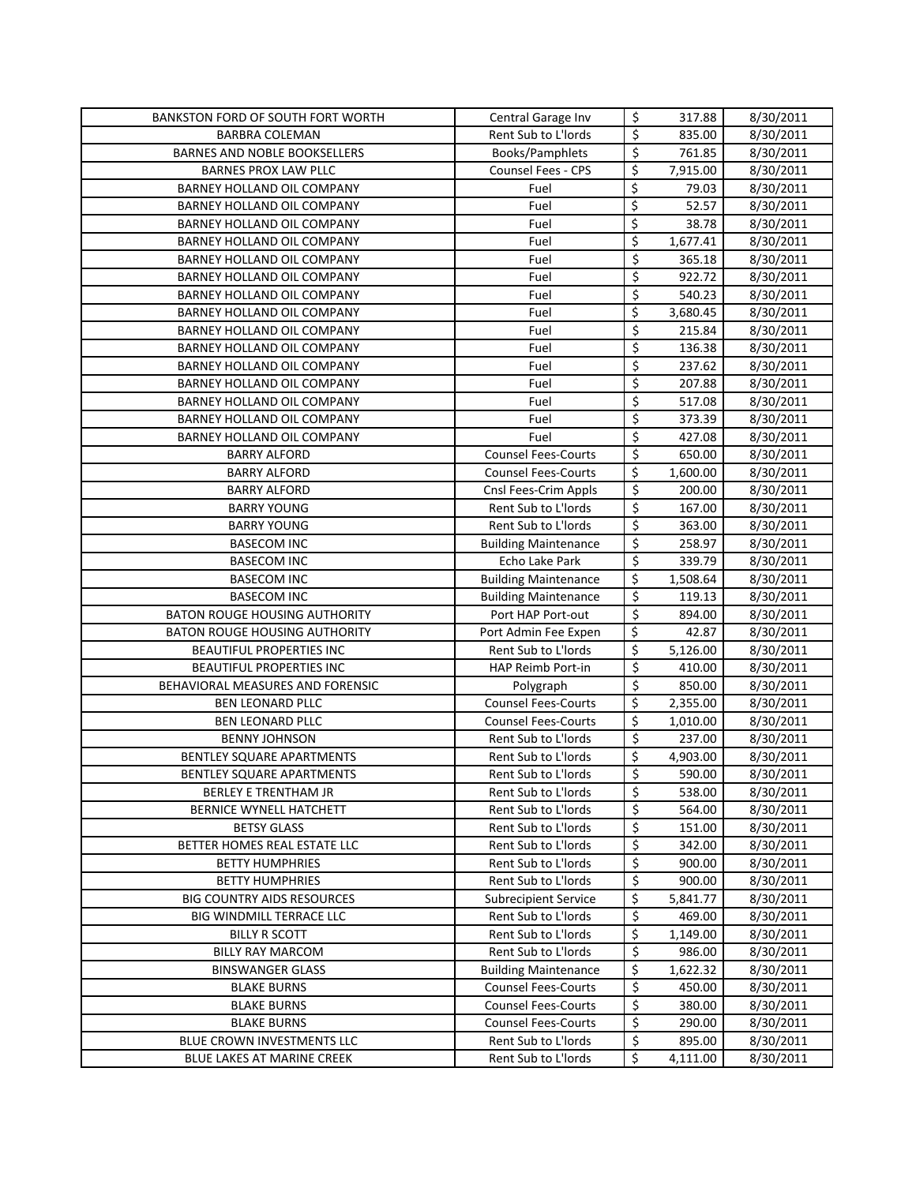| | | | | |
|---|---|---|---|---|
| BANKSTON FORD OF SOUTH FORT WORTH | Central Garage Inv | $ | 317.88 | 8/30/2011 |
| BARBRA COLEMAN | Rent Sub to L'lords | $ | 835.00 | 8/30/2011 |
| BARNES AND NOBLE BOOKSELLERS | Books/Pamphlets | $ | 761.85 | 8/30/2011 |
| BARNES PROX LAW PLLC | Counsel Fees - CPS | $ | 7,915.00 | 8/30/2011 |
| BARNEY HOLLAND OIL COMPANY | Fuel | $ | 79.03 | 8/30/2011 |
| BARNEY HOLLAND OIL COMPANY | Fuel | $ | 52.57 | 8/30/2011 |
| BARNEY HOLLAND OIL COMPANY | Fuel | $ | 38.78 | 8/30/2011 |
| BARNEY HOLLAND OIL COMPANY | Fuel | $ | 1,677.41 | 8/30/2011 |
| BARNEY HOLLAND OIL COMPANY | Fuel | $ | 365.18 | 8/30/2011 |
| BARNEY HOLLAND OIL COMPANY | Fuel | $ | 922.72 | 8/30/2011 |
| BARNEY HOLLAND OIL COMPANY | Fuel | $ | 540.23 | 8/30/2011 |
| BARNEY HOLLAND OIL COMPANY | Fuel | $ | 3,680.45 | 8/30/2011 |
| BARNEY HOLLAND OIL COMPANY | Fuel | $ | 215.84 | 8/30/2011 |
| BARNEY HOLLAND OIL COMPANY | Fuel | $ | 136.38 | 8/30/2011 |
| BARNEY HOLLAND OIL COMPANY | Fuel | $ | 237.62 | 8/30/2011 |
| BARNEY HOLLAND OIL COMPANY | Fuel | $ | 207.88 | 8/30/2011 |
| BARNEY HOLLAND OIL COMPANY | Fuel | $ | 517.08 | 8/30/2011 |
| BARNEY HOLLAND OIL COMPANY | Fuel | $ | 373.39 | 8/30/2011 |
| BARNEY HOLLAND OIL COMPANY | Fuel | $ | 427.08 | 8/30/2011 |
| BARRY ALFORD | Counsel Fees-Courts | $ | 650.00 | 8/30/2011 |
| BARRY ALFORD | Counsel Fees-Courts | $ | 1,600.00 | 8/30/2011 |
| BARRY ALFORD | Cnsl Fees-Crim Appls | $ | 200.00 | 8/30/2011 |
| BARRY YOUNG | Rent Sub to L'lords | $ | 167.00 | 8/30/2011 |
| BARRY YOUNG | Rent Sub to L'lords | $ | 363.00 | 8/30/2011 |
| BASECOM INC | Building Maintenance | $ | 258.97 | 8/30/2011 |
| BASECOM INC | Echo Lake Park | $ | 339.79 | 8/30/2011 |
| BASECOM INC | Building Maintenance | $ | 1,508.64 | 8/30/2011 |
| BASECOM INC | Building Maintenance | $ | 119.13 | 8/30/2011 |
| BATON ROUGE HOUSING AUTHORITY | Port HAP Port-out | $ | 894.00 | 8/30/2011 |
| BATON ROUGE HOUSING AUTHORITY | Port Admin Fee Expen | $ | 42.87 | 8/30/2011 |
| BEAUTIFUL PROPERTIES INC | Rent Sub to L'lords | $ | 5,126.00 | 8/30/2011 |
| BEAUTIFUL PROPERTIES INC | HAP Reimb Port-in | $ | 410.00 | 8/30/2011 |
| BEHAVIORAL MEASURES AND FORENSIC | Polygraph | $ | 850.00 | 8/30/2011 |
| BEN LEONARD PLLC | Counsel Fees-Courts | $ | 2,355.00 | 8/30/2011 |
| BEN LEONARD PLLC | Counsel Fees-Courts | $ | 1,010.00 | 8/30/2011 |
| BENNY JOHNSON | Rent Sub to L'lords | $ | 237.00 | 8/30/2011 |
| BENTLEY SQUARE APARTMENTS | Rent Sub to L'lords | $ | 4,903.00 | 8/30/2011 |
| BENTLEY SQUARE APARTMENTS | Rent Sub to L'lords | $ | 590.00 | 8/30/2011 |
| BERLEY E TRENTHAM JR | Rent Sub to L'lords | $ | 538.00 | 8/30/2011 |
| BERNICE WYNELL HATCHETT | Rent Sub to L'lords | $ | 564.00 | 8/30/2011 |
| BETSY GLASS | Rent Sub to L'lords | $ | 151.00 | 8/30/2011 |
| BETTER HOMES REAL ESTATE LLC | Rent Sub to L'lords | $ | 342.00 | 8/30/2011 |
| BETTY HUMPHRIES | Rent Sub to L'lords | $ | 900.00 | 8/30/2011 |
| BETTY HUMPHRIES | Rent Sub to L'lords | $ | 900.00 | 8/30/2011 |
| BIG COUNTRY AIDS RESOURCES | Subrecipient Service | $ | 5,841.77 | 8/30/2011 |
| BIG WINDMILL TERRACE LLC | Rent Sub to L'lords | $ | 469.00 | 8/30/2011 |
| BILLY R SCOTT | Rent Sub to L'lords | $ | 1,149.00 | 8/30/2011 |
| BILLY RAY MARCOM | Rent Sub to L'lords | $ | 986.00 | 8/30/2011 |
| BINSWANGER GLASS | Building Maintenance | $ | 1,622.32 | 8/30/2011 |
| BLAKE BURNS | Counsel Fees-Courts | $ | 450.00 | 8/30/2011 |
| BLAKE BURNS | Counsel Fees-Courts | $ | 380.00 | 8/30/2011 |
| BLAKE BURNS | Counsel Fees-Courts | $ | 290.00 | 8/30/2011 |
| BLUE CROWN INVESTMENTS LLC | Rent Sub to L'lords | $ | 895.00 | 8/30/2011 |
| BLUE LAKES AT MARINE CREEK | Rent Sub to L'lords | $ | 4,111.00 | 8/30/2011 |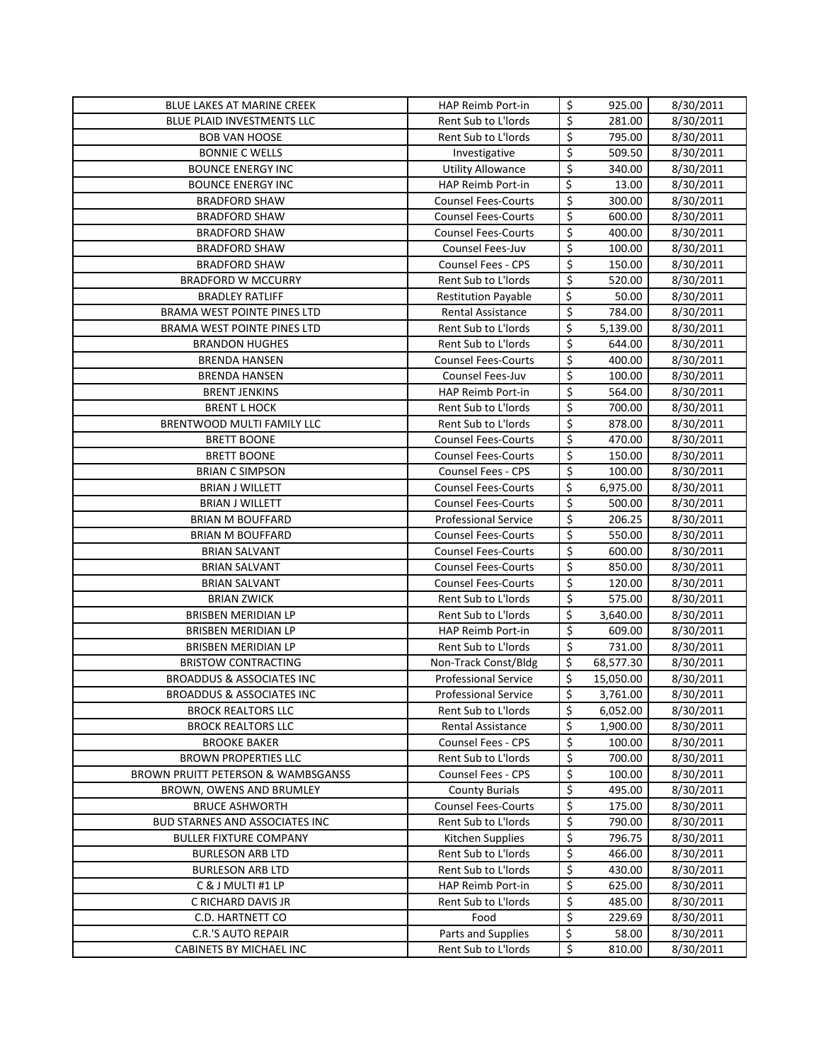| | | | | |
|---|---|---|---|---|
| BLUE LAKES AT MARINE CREEK | HAP Reimb Port-in | $ | 925.00 | 8/30/2011 |
| BLUE PLAID INVESTMENTS LLC | Rent Sub to L'lords | $ | 281.00 | 8/30/2011 |
| BOB VAN HOOSE | Rent Sub to L'lords | $ | 795.00 | 8/30/2011 |
| BONNIE C WELLS | Investigative | $ | 509.50 | 8/30/2011 |
| BOUNCE ENERGY INC | Utility Allowance | $ | 340.00 | 8/30/2011 |
| BOUNCE ENERGY INC | HAP Reimb Port-in | $ | 13.00 | 8/30/2011 |
| BRADFORD SHAW | Counsel Fees-Courts | $ | 300.00 | 8/30/2011 |
| BRADFORD SHAW | Counsel Fees-Courts | $ | 600.00 | 8/30/2011 |
| BRADFORD SHAW | Counsel Fees-Courts | $ | 400.00 | 8/30/2011 |
| BRADFORD SHAW | Counsel Fees-Juv | $ | 100.00 | 8/30/2011 |
| BRADFORD SHAW | Counsel Fees - CPS | $ | 150.00 | 8/30/2011 |
| BRADFORD W MCCURRY | Rent Sub to L'lords | $ | 520.00 | 8/30/2011 |
| BRADLEY RATLIFF | Restitution Payable | $ | 50.00 | 8/30/2011 |
| BRAMA WEST POINTE PINES LTD | Rental Assistance | $ | 784.00 | 8/30/2011 |
| BRAMA WEST POINTE PINES LTD | Rent Sub to L'lords | $ | 5,139.00 | 8/30/2011 |
| BRANDON HUGHES | Rent Sub to L'lords | $ | 644.00 | 8/30/2011 |
| BRENDA HANSEN | Counsel Fees-Courts | $ | 400.00 | 8/30/2011 |
| BRENDA HANSEN | Counsel Fees-Juv | $ | 100.00 | 8/30/2011 |
| BRENT JENKINS | HAP Reimb Port-in | $ | 564.00 | 8/30/2011 |
| BRENT L HOCK | Rent Sub to L'lords | $ | 700.00 | 8/30/2011 |
| BRENTWOOD MULTI FAMILY LLC | Rent Sub to L'lords | $ | 878.00 | 8/30/2011 |
| BRETT BOONE | Counsel Fees-Courts | $ | 470.00 | 8/30/2011 |
| BRETT BOONE | Counsel Fees-Courts | $ | 150.00 | 8/30/2011 |
| BRIAN C SIMPSON | Counsel Fees - CPS | $ | 100.00 | 8/30/2011 |
| BRIAN J WILLETT | Counsel Fees-Courts | $ | 6,975.00 | 8/30/2011 |
| BRIAN J WILLETT | Counsel Fees-Courts | $ | 500.00 | 8/30/2011 |
| BRIAN M BOUFFARD | Professional Service | $ | 206.25 | 8/30/2011 |
| BRIAN M BOUFFARD | Counsel Fees-Courts | $ | 550.00 | 8/30/2011 |
| BRIAN SALVANT | Counsel Fees-Courts | $ | 600.00 | 8/30/2011 |
| BRIAN SALVANT | Counsel Fees-Courts | $ | 850.00 | 8/30/2011 |
| BRIAN SALVANT | Counsel Fees-Courts | $ | 120.00 | 8/30/2011 |
| BRIAN ZWICK | Rent Sub to L'lords | $ | 575.00 | 8/30/2011 |
| BRISBEN MERIDIAN LP | Rent Sub to L'lords | $ | 3,640.00 | 8/30/2011 |
| BRISBEN MERIDIAN LP | HAP Reimb Port-in | $ | 609.00 | 8/30/2011 |
| BRISBEN MERIDIAN LP | Rent Sub to L'lords | $ | 731.00 | 8/30/2011 |
| BRISTOW CONTRACTING | Non-Track Const/Bldg | $ | 68,577.30 | 8/30/2011 |
| BROADDUS & ASSOCIATES INC | Professional Service | $ | 15,050.00 | 8/30/2011 |
| BROADDUS & ASSOCIATES INC | Professional Service | $ | 3,761.00 | 8/30/2011 |
| BROCK REALTORS LLC | Rent Sub to L'lords | $ | 6,052.00 | 8/30/2011 |
| BROCK REALTORS LLC | Rental Assistance | $ | 1,900.00 | 8/30/2011 |
| BROOKE BAKER | Counsel Fees - CPS | $ | 100.00 | 8/30/2011 |
| BROWN PROPERTIES LLC | Rent Sub to L'lords | $ | 700.00 | 8/30/2011 |
| BROWN PRUITT PETERSON & WAMBSGANSS | Counsel Fees - CPS | $ | 100.00 | 8/30/2011 |
| BROWN, OWENS AND BRUMLEY | County Burials | $ | 495.00 | 8/30/2011 |
| BRUCE ASHWORTH | Counsel Fees-Courts | $ | 175.00 | 8/30/2011 |
| BUD STARNES AND ASSOCIATES INC | Rent Sub to L'lords | $ | 790.00 | 8/30/2011 |
| BULLER FIXTURE COMPANY | Kitchen Supplies | $ | 796.75 | 8/30/2011 |
| BURLESON ARB LTD | Rent Sub to L'lords | $ | 466.00 | 8/30/2011 |
| BURLESON ARB LTD | Rent Sub to L'lords | $ | 430.00 | 8/30/2011 |
| C & J MULTI #1 LP | HAP Reimb Port-in | $ | 625.00 | 8/30/2011 |
| C RICHARD DAVIS JR | Rent Sub to L'lords | $ | 485.00 | 8/30/2011 |
| C.D. HARTNETT CO | Food | $ | 229.69 | 8/30/2011 |
| C.R.'S AUTO REPAIR | Parts and Supplies | $ | 58.00 | 8/30/2011 |
| CABINETS BY MICHAEL INC | Rent Sub to L'lords | $ | 810.00 | 8/30/2011 |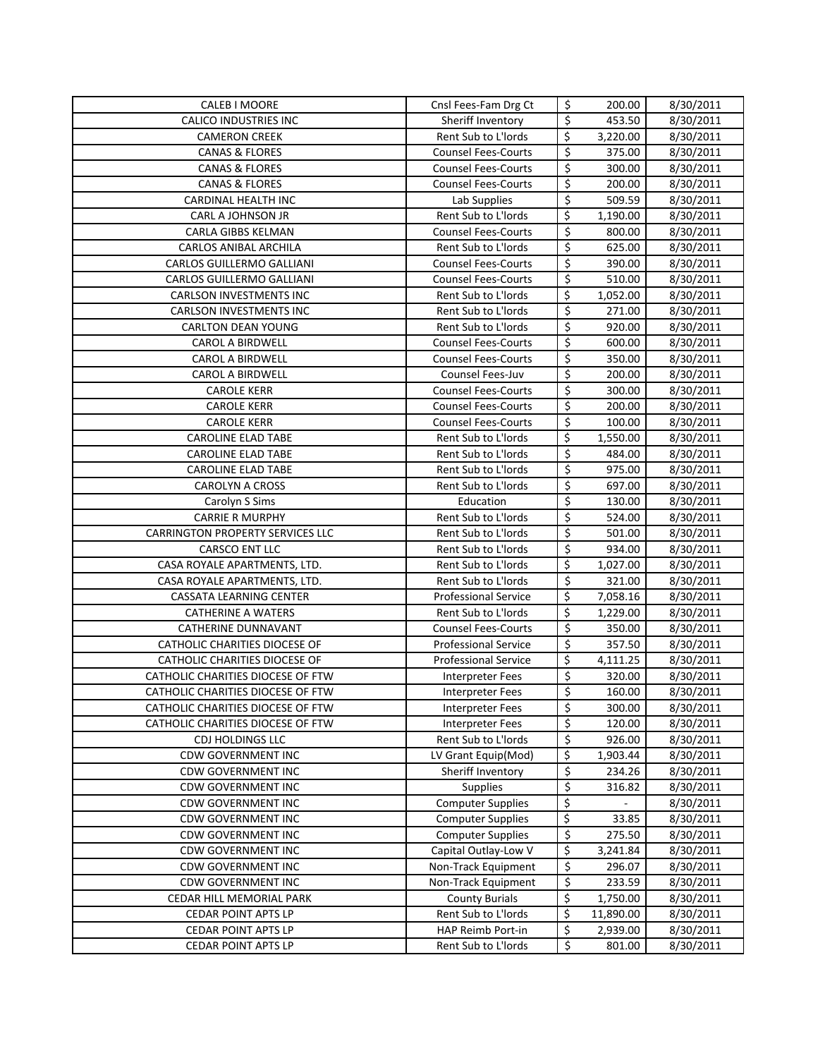| | | | | |
|---|---|---|---|---|
| CALEB I MOORE | Cnsl Fees-Fam Drg Ct | $ | 200.00 | 8/30/2011 |
| CALICO INDUSTRIES INC | Sheriff Inventory | $ | 453.50 | 8/30/2011 |
| CAMERON CREEK | Rent Sub to L'lords | $ | 3,220.00 | 8/30/2011 |
| CANAS & FLORES | Counsel Fees-Courts | $ | 375.00 | 8/30/2011 |
| CANAS & FLORES | Counsel Fees-Courts | $ | 300.00 | 8/30/2011 |
| CANAS & FLORES | Counsel Fees-Courts | $ | 200.00 | 8/30/2011 |
| CARDINAL HEALTH INC | Lab Supplies | $ | 509.59 | 8/30/2011 |
| CARL A JOHNSON JR | Rent Sub to L'lords | $ | 1,190.00 | 8/30/2011 |
| CARLA GIBBS KELMAN | Counsel Fees-Courts | $ | 800.00 | 8/30/2011 |
| CARLOS ANIBAL ARCHILA | Rent Sub to L'lords | $ | 625.00 | 8/30/2011 |
| CARLOS GUILLERMO GALLIANI | Counsel Fees-Courts | $ | 390.00 | 8/30/2011 |
| CARLOS GUILLERMO GALLIANI | Counsel Fees-Courts | $ | 510.00 | 8/30/2011 |
| CARLSON INVESTMENTS INC | Rent Sub to L'lords | $ | 1,052.00 | 8/30/2011 |
| CARLSON INVESTMENTS INC | Rent Sub to L'lords | $ | 271.00 | 8/30/2011 |
| CARLTON DEAN YOUNG | Rent Sub to L'lords | $ | 920.00 | 8/30/2011 |
| CAROL A BIRDWELL | Counsel Fees-Courts | $ | 600.00 | 8/30/2011 |
| CAROL A BIRDWELL | Counsel Fees-Courts | $ | 350.00 | 8/30/2011 |
| CAROL A BIRDWELL | Counsel Fees-Juv | $ | 200.00 | 8/30/2011 |
| CAROLE KERR | Counsel Fees-Courts | $ | 300.00 | 8/30/2011 |
| CAROLE KERR | Counsel Fees-Courts | $ | 200.00 | 8/30/2011 |
| CAROLE KERR | Counsel Fees-Courts | $ | 100.00 | 8/30/2011 |
| CAROLINE ELAD TABE | Rent Sub to L'lords | $ | 1,550.00 | 8/30/2011 |
| CAROLINE ELAD TABE | Rent Sub to L'lords | $ | 484.00 | 8/30/2011 |
| CAROLINE ELAD TABE | Rent Sub to L'lords | $ | 975.00 | 8/30/2011 |
| CAROLYN A CROSS | Rent Sub to L'lords | $ | 697.00 | 8/30/2011 |
| Carolyn S Sims | Education | $ | 130.00 | 8/30/2011 |
| CARRIE R MURPHY | Rent Sub to L'lords | $ | 524.00 | 8/30/2011 |
| CARRINGTON PROPERTY SERVICES LLC | Rent Sub to L'lords | $ | 501.00 | 8/30/2011 |
| CARSCO ENT LLC | Rent Sub to L'lords | $ | 934.00 | 8/30/2011 |
| CASA ROYALE APARTMENTS, LTD. | Rent Sub to L'lords | $ | 1,027.00 | 8/30/2011 |
| CASA ROYALE APARTMENTS, LTD. | Rent Sub to L'lords | $ | 321.00 | 8/30/2011 |
| CASSATA LEARNING CENTER | Professional Service | $ | 7,058.16 | 8/30/2011 |
| CATHERINE A WATERS | Rent Sub to L'lords | $ | 1,229.00 | 8/30/2011 |
| CATHERINE DUNNAVANT | Counsel Fees-Courts | $ | 350.00 | 8/30/2011 |
| CATHOLIC CHARITIES DIOCESE OF | Professional Service | $ | 357.50 | 8/30/2011 |
| CATHOLIC CHARITIES DIOCESE OF | Professional Service | $ | 4,111.25 | 8/30/2011 |
| CATHOLIC CHARITIES DIOCESE OF FTW | Interpreter Fees | $ | 320.00 | 8/30/2011 |
| CATHOLIC CHARITIES DIOCESE OF FTW | Interpreter Fees | $ | 160.00 | 8/30/2011 |
| CATHOLIC CHARITIES DIOCESE OF FTW | Interpreter Fees | $ | 300.00 | 8/30/2011 |
| CATHOLIC CHARITIES DIOCESE OF FTW | Interpreter Fees | $ | 120.00 | 8/30/2011 |
| CDJ HOLDINGS LLC | Rent Sub to L'lords | $ | 926.00 | 8/30/2011 |
| CDW GOVERNMENT INC | LV Grant Equip(Mod) | $ | 1,903.44 | 8/30/2011 |
| CDW GOVERNMENT INC | Sheriff Inventory | $ | 234.26 | 8/30/2011 |
| CDW GOVERNMENT INC | Supplies | $ | 316.82 | 8/30/2011 |
| CDW GOVERNMENT INC | Computer Supplies | $ | - | 8/30/2011 |
| CDW GOVERNMENT INC | Computer Supplies | $ | 33.85 | 8/30/2011 |
| CDW GOVERNMENT INC | Computer Supplies | $ | 275.50 | 8/30/2011 |
| CDW GOVERNMENT INC | Capital Outlay-Low V | $ | 3,241.84 | 8/30/2011 |
| CDW GOVERNMENT INC | Non-Track Equipment | $ | 296.07 | 8/30/2011 |
| CDW GOVERNMENT INC | Non-Track Equipment | $ | 233.59 | 8/30/2011 |
| CEDAR HILL MEMORIAL PARK | County Burials | $ | 1,750.00 | 8/30/2011 |
| CEDAR POINT APTS LP | Rent Sub to L'lords | $ | 11,890.00 | 8/30/2011 |
| CEDAR POINT APTS LP | HAP Reimb Port-in | $ | 2,939.00 | 8/30/2011 |
| CEDAR POINT APTS LP | Rent Sub to L'lords | $ | 801.00 | 8/30/2011 |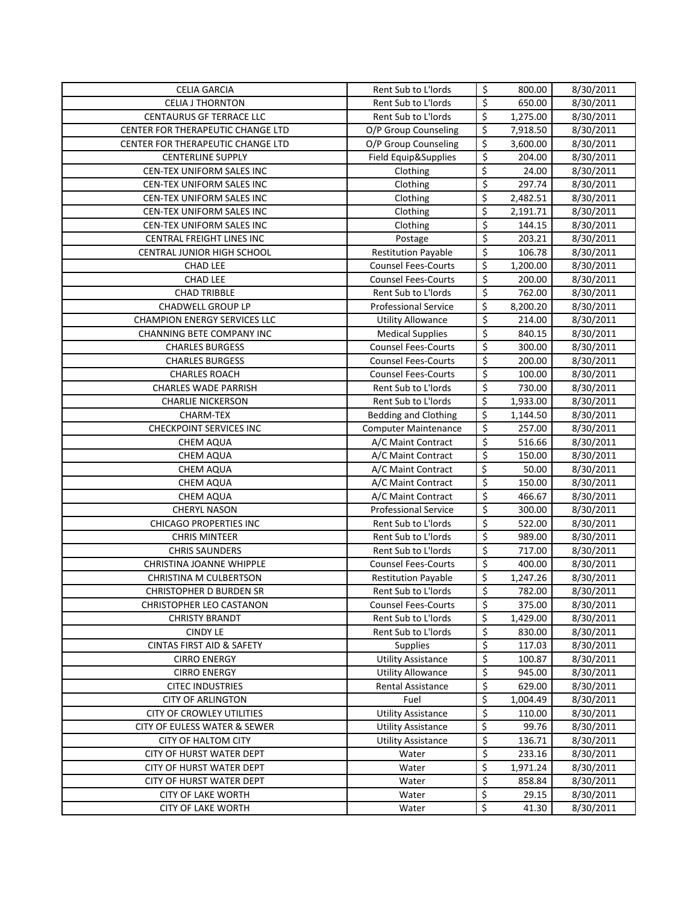| | | | | |
|---|---|---|---|---|
| CELIA GARCIA | Rent Sub to L'lords | $ | 800.00 | 8/30/2011 |
| CELIA J THORNTON | Rent Sub to L'lords | $ | 650.00 | 8/30/2011 |
| CENTAURUS GF TERRACE LLC | Rent Sub to L'lords | $ | 1,275.00 | 8/30/2011 |
| CENTER FOR THERAPEUTIC CHANGE LTD | O/P Group Counseling | $ | 7,918.50 | 8/30/2011 |
| CENTER FOR THERAPEUTIC CHANGE LTD | O/P Group Counseling | $ | 3,600.00 | 8/30/2011 |
| CENTERLINE SUPPLY | Field Equip&Supplies | $ | 204.00 | 8/30/2011 |
| CEN-TEX UNIFORM SALES INC | Clothing | $ | 24.00 | 8/30/2011 |
| CEN-TEX UNIFORM SALES INC | Clothing | $ | 297.74 | 8/30/2011 |
| CEN-TEX UNIFORM SALES INC | Clothing | $ | 2,482.51 | 8/30/2011 |
| CEN-TEX UNIFORM SALES INC | Clothing | $ | 2,191.71 | 8/30/2011 |
| CEN-TEX UNIFORM SALES INC | Clothing | $ | 144.15 | 8/30/2011 |
| CENTRAL FREIGHT LINES INC | Postage | $ | 203.21 | 8/30/2011 |
| CENTRAL JUNIOR HIGH SCHOOL | Restitution Payable | $ | 106.78 | 8/30/2011 |
| CHAD LEE | Counsel Fees-Courts | $ | 1,200.00 | 8/30/2011 |
| CHAD LEE | Counsel Fees-Courts | $ | 200.00 | 8/30/2011 |
| CHAD TRIBBLE | Rent Sub to L'lords | $ | 762.00 | 8/30/2011 |
| CHADWELL GROUP LP | Professional Service | $ | 8,200.20 | 8/30/2011 |
| CHAMPION ENERGY SERVICES LLC | Utility Allowance | $ | 214.00 | 8/30/2011 |
| CHANNING BETE COMPANY INC | Medical Supplies | $ | 840.15 | 8/30/2011 |
| CHARLES BURGESS | Counsel Fees-Courts | $ | 300.00 | 8/30/2011 |
| CHARLES BURGESS | Counsel Fees-Courts | $ | 200.00 | 8/30/2011 |
| CHARLES ROACH | Counsel Fees-Courts | $ | 100.00 | 8/30/2011 |
| CHARLES WADE PARRISH | Rent Sub to L'lords | $ | 730.00 | 8/30/2011 |
| CHARLIE NICKERSON | Rent Sub to L'lords | $ | 1,933.00 | 8/30/2011 |
| CHARM-TEX | Bedding and Clothing | $ | 1,144.50 | 8/30/2011 |
| CHECKPOINT SERVICES INC | Computer Maintenance | $ | 257.00 | 8/30/2011 |
| CHEM AQUA | A/C Maint Contract | $ | 516.66 | 8/30/2011 |
| CHEM AQUA | A/C Maint Contract | $ | 150.00 | 8/30/2011 |
| CHEM AQUA | A/C Maint Contract | $ | 50.00 | 8/30/2011 |
| CHEM AQUA | A/C Maint Contract | $ | 150.00 | 8/30/2011 |
| CHEM AQUA | A/C Maint Contract | $ | 466.67 | 8/30/2011 |
| CHERYL NASON | Professional Service | $ | 300.00 | 8/30/2011 |
| CHICAGO PROPERTIES INC | Rent Sub to L'lords | $ | 522.00 | 8/30/2011 |
| CHRIS MINTEER | Rent Sub to L'lords | $ | 989.00 | 8/30/2011 |
| CHRIS SAUNDERS | Rent Sub to L'lords | $ | 717.00 | 8/30/2011 |
| CHRISTINA JOANNE WHIPPLE | Counsel Fees-Courts | $ | 400.00 | 8/30/2011 |
| CHRISTINA M CULBERTSON | Restitution Payable | $ | 1,247.26 | 8/30/2011 |
| CHRISTOPHER D BURDEN SR | Rent Sub to L'lords | $ | 782.00 | 8/30/2011 |
| CHRISTOPHER LEO CASTANON | Counsel Fees-Courts | $ | 375.00 | 8/30/2011 |
| CHRISTY BRANDT | Rent Sub to L'lords | $ | 1,429.00 | 8/30/2011 |
| CINDY LE | Rent Sub to L'lords | $ | 830.00 | 8/30/2011 |
| CINTAS FIRST AID & SAFETY | Supplies | $ | 117.03 | 8/30/2011 |
| CIRRO ENERGY | Utility Assistance | $ | 100.87 | 8/30/2011 |
| CIRRO ENERGY | Utility Allowance | $ | 945.00 | 8/30/2011 |
| CITEC INDUSTRIES | Rental Assistance | $ | 629.00 | 8/30/2011 |
| CITY OF ARLINGTON | Fuel | $ | 1,004.49 | 8/30/2011 |
| CITY OF CROWLEY UTILITIES | Utility Assistance | $ | 110.00 | 8/30/2011 |
| CITY OF EULESS WATER & SEWER | Utility Assistance | $ | 99.76 | 8/30/2011 |
| CITY OF HALTOM CITY | Utility Assistance | $ | 136.71 | 8/30/2011 |
| CITY OF HURST WATER DEPT | Water | $ | 233.16 | 8/30/2011 |
| CITY OF HURST WATER DEPT | Water | $ | 1,971.24 | 8/30/2011 |
| CITY OF HURST WATER DEPT | Water | $ | 858.84 | 8/30/2011 |
| CITY OF LAKE WORTH | Water | $ | 29.15 | 8/30/2011 |
| CITY OF LAKE WORTH | Water | $ | 41.30 | 8/30/2011 |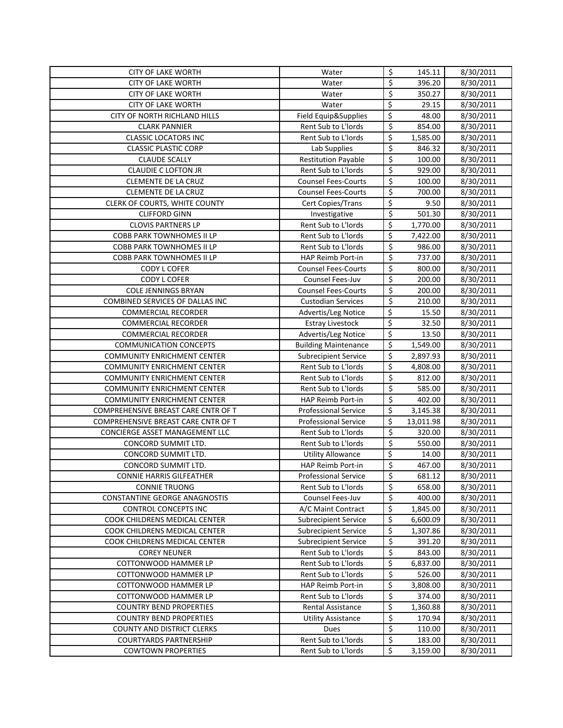| | | | | |
|---|---|---|---|---|
| CITY OF LAKE WORTH | Water | $ | 145.11 | 8/30/2011 |
| CITY OF LAKE WORTH | Water | $ | 396.20 | 8/30/2011 |
| CITY OF LAKE WORTH | Water | $ | 350.27 | 8/30/2011 |
| CITY OF LAKE WORTH | Water | $ | 29.15 | 8/30/2011 |
| CITY OF NORTH RICHLAND HILLS | Field Equip&Supplies | $ | 48.00 | 8/30/2011 |
| CLARK PANNIER | Rent Sub to L'lords | $ | 854.00 | 8/30/2011 |
| CLASSIC LOCATORS INC | Rent Sub to L'lords | $ | 1,585.00 | 8/30/2011 |
| CLASSIC PLASTIC CORP | Lab Supplies | $ | 846.32 | 8/30/2011 |
| CLAUDE SCALLY | Restitution Payable | $ | 100.00 | 8/30/2011 |
| CLAUDIE C LOFTON JR | Rent Sub to L'lords | $ | 929.00 | 8/30/2011 |
| CLEMENTE DE LA CRUZ | Counsel Fees-Courts | $ | 100.00 | 8/30/2011 |
| CLEMENTE DE LA CRUZ | Counsel Fees-Courts | $ | 700.00 | 8/30/2011 |
| CLERK OF COURTS, WHITE COUNTY | Cert Copies/Trans | $ | 9.50 | 8/30/2011 |
| CLIFFORD GINN | Investigative | $ | 501.30 | 8/30/2011 |
| CLOVIS PARTNERS LP | Rent Sub to L'lords | $ | 1,770.00 | 8/30/2011 |
| COBB PARK TOWNHOMES II LP | Rent Sub to L'lords | $ | 7,422.00 | 8/30/2011 |
| COBB PARK TOWNHOMES II LP | Rent Sub to L'lords | $ | 986.00 | 8/30/2011 |
| COBB PARK TOWNHOMES II LP | HAP Reimb Port-in | $ | 737.00 | 8/30/2011 |
| CODY L COFER | Counsel Fees-Courts | $ | 800.00 | 8/30/2011 |
| CODY L COFER | Counsel Fees-Juv | $ | 200.00 | 8/30/2011 |
| COLE JENNINGS BRYAN | Counsel Fees-Courts | $ | 200.00 | 8/30/2011 |
| COMBINED SERVICES OF DALLAS INC | Custodian Services | $ | 210.00 | 8/30/2011 |
| COMMERCIAL RECORDER | Advertis/Leg Notice | $ | 15.50 | 8/30/2011 |
| COMMERCIAL RECORDER | Estray Livestock | $ | 32.50 | 8/30/2011 |
| COMMERCIAL RECORDER | Advertis/Leg Notice | $ | 13.50 | 8/30/2011 |
| COMMUNICATION CONCEPTS | Building Maintenance | $ | 1,549.00 | 8/30/2011 |
| COMMUNITY ENRICHMENT CENTER | Subrecipient Service | $ | 2,897.93 | 8/30/2011 |
| COMMUNITY ENRICHMENT CENTER | Rent Sub to L'lords | $ | 4,808.00 | 8/30/2011 |
| COMMUNITY ENRICHMENT CENTER | Rent Sub to L'lords | $ | 812.00 | 8/30/2011 |
| COMMUNITY ENRICHMENT CENTER | Rent Sub to L'lords | $ | 585.00 | 8/30/2011 |
| COMMUNITY ENRICHMENT CENTER | HAP Reimb Port-in | $ | 402.00 | 8/30/2011 |
| COMPREHENSIVE BREAST CARE CNTR OF T | Professional Service | $ | 3,145.38 | 8/30/2011 |
| COMPREHENSIVE BREAST CARE CNTR OF T | Professional Service | $ | 13,011.98 | 8/30/2011 |
| CONCIERGE ASSET MANAGEMENT LLC | Rent Sub to L'lords | $ | 320.00 | 8/30/2011 |
| CONCORD SUMMIT LTD. | Rent Sub to L'lords | $ | 550.00 | 8/30/2011 |
| CONCORD SUMMIT LTD. | Utility Allowance | $ | 14.00 | 8/30/2011 |
| CONCORD SUMMIT LTD. | HAP Reimb Port-in | $ | 467.00 | 8/30/2011 |
| CONNIE HARRIS GILFEATHER | Professional Service | $ | 681.12 | 8/30/2011 |
| CONNIE TRUONG | Rent Sub to L'lords | $ | 658.00 | 8/30/2011 |
| CONSTANTINE GEORGE ANAGNOSTIS | Counsel Fees-Juv | $ | 400.00 | 8/30/2011 |
| CONTROL CONCEPTS INC | A/C Maint Contract | $ | 1,845.00 | 8/30/2011 |
| COOK CHILDRENS MEDICAL CENTER | Subrecipient Service | $ | 6,600.09 | 8/30/2011 |
| COOK CHILDRENS MEDICAL CENTER | Subrecipient Service | $ | 1,307.86 | 8/30/2011 |
| COOK CHILDRENS MEDICAL CENTER | Subrecipient Service | $ | 391.20 | 8/30/2011 |
| COREY NEUNER | Rent Sub to L'lords | $ | 843.00 | 8/30/2011 |
| COTTONWOOD HAMMER LP | Rent Sub to L'lords | $ | 6,837.00 | 8/30/2011 |
| COTTONWOOD HAMMER LP | Rent Sub to L'lords | $ | 526.00 | 8/30/2011 |
| COTTONWOOD HAMMER LP | HAP Reimb Port-in | $ | 3,808.00 | 8/30/2011 |
| COTTONWOOD HAMMER LP | Rent Sub to L'lords | $ | 374.00 | 8/30/2011 |
| COUNTRY BEND PROPERTIES | Rental Assistance | $ | 1,360.88 | 8/30/2011 |
| COUNTRY BEND PROPERTIES | Utility Assistance | $ | 170.94 | 8/30/2011 |
| COUNTY AND DISTRICT CLERKS | Dues | $ | 110.00 | 8/30/2011 |
| COURTYARDS PARTNERSHIP | Rent Sub to L'lords | $ | 183.00 | 8/30/2011 |
| COWTOWN PROPERTIES | Rent Sub to L'lords | $ | 3,159.00 | 8/30/2011 |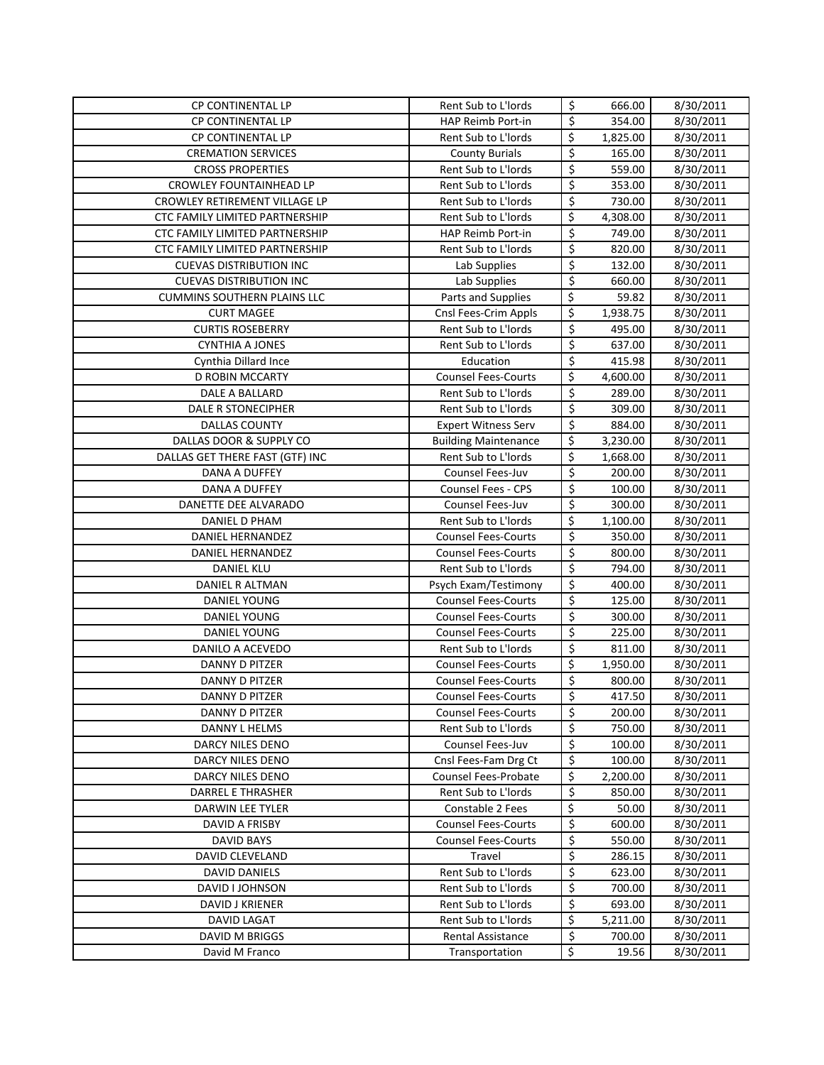| | | | | |
|---|---|---|---|---|
| CP CONTINENTAL LP | Rent Sub to L'lords | $ | 666.00 | 8/30/2011 |
| CP CONTINENTAL LP | HAP Reimb Port-in | $ | 354.00 | 8/30/2011 |
| CP CONTINENTAL LP | Rent Sub to L'lords | $ | 1,825.00 | 8/30/2011 |
| CREMATION SERVICES | County Burials | $ | 165.00 | 8/30/2011 |
| CROSS PROPERTIES | Rent Sub to L'lords | $ | 559.00 | 8/30/2011 |
| CROWLEY FOUNTAINHEAD LP | Rent Sub to L'lords | $ | 353.00 | 8/30/2011 |
| CROWLEY RETIREMENT VILLAGE LP | Rent Sub to L'lords | $ | 730.00 | 8/30/2011 |
| CTC FAMILY LIMITED PARTNERSHIP | Rent Sub to L'lords | $ | 4,308.00 | 8/30/2011 |
| CTC FAMILY LIMITED PARTNERSHIP | HAP Reimb Port-in | $ | 749.00 | 8/30/2011 |
| CTC FAMILY LIMITED PARTNERSHIP | Rent Sub to L'lords | $ | 820.00 | 8/30/2011 |
| CUEVAS DISTRIBUTION INC | Lab Supplies | $ | 132.00 | 8/30/2011 |
| CUEVAS DISTRIBUTION INC | Lab Supplies | $ | 660.00 | 8/30/2011 |
| CUMMINS SOUTHERN PLAINS LLC | Parts and Supplies | $ | 59.82 | 8/30/2011 |
| CURT MAGEE | Cnsl Fees-Crim Appls | $ | 1,938.75 | 8/30/2011 |
| CURTIS ROSEBERRY | Rent Sub to L'lords | $ | 495.00 | 8/30/2011 |
| CYNTHIA A JONES | Rent Sub to L'lords | $ | 637.00 | 8/30/2011 |
| Cynthia Dillard Ince | Education | $ | 415.98 | 8/30/2011 |
| D ROBIN MCCARTY | Counsel Fees-Courts | $ | 4,600.00 | 8/30/2011 |
| DALE A BALLARD | Rent Sub to L'lords | $ | 289.00 | 8/30/2011 |
| DALE R STONECIPHER | Rent Sub to L'lords | $ | 309.00 | 8/30/2011 |
| DALLAS COUNTY | Expert Witness Serv | $ | 884.00 | 8/30/2011 |
| DALLAS DOOR & SUPPLY CO | Building Maintenance | $ | 3,230.00 | 8/30/2011 |
| DALLAS GET THERE FAST (GTF) INC | Rent Sub to L'lords | $ | 1,668.00 | 8/30/2011 |
| DANA A DUFFEY | Counsel Fees-Juv | $ | 200.00 | 8/30/2011 |
| DANA A DUFFEY | Counsel Fees - CPS | $ | 100.00 | 8/30/2011 |
| DANETTE DEE ALVARADO | Counsel Fees-Juv | $ | 300.00 | 8/30/2011 |
| DANIEL D PHAM | Rent Sub to L'lords | $ | 1,100.00 | 8/30/2011 |
| DANIEL HERNANDEZ | Counsel Fees-Courts | $ | 350.00 | 8/30/2011 |
| DANIEL HERNANDEZ | Counsel Fees-Courts | $ | 800.00 | 8/30/2011 |
| DANIEL KLU | Rent Sub to L'lords | $ | 794.00 | 8/30/2011 |
| DANIEL R ALTMAN | Psych Exam/Testimony | $ | 400.00 | 8/30/2011 |
| DANIEL YOUNG | Counsel Fees-Courts | $ | 125.00 | 8/30/2011 |
| DANIEL YOUNG | Counsel Fees-Courts | $ | 300.00 | 8/30/2011 |
| DANIEL YOUNG | Counsel Fees-Courts | $ | 225.00 | 8/30/2011 |
| DANILO A ACEVEDO | Rent Sub to L'lords | $ | 811.00 | 8/30/2011 |
| DANNY D PITZER | Counsel Fees-Courts | $ | 1,950.00 | 8/30/2011 |
| DANNY D PITZER | Counsel Fees-Courts | $ | 800.00 | 8/30/2011 |
| DANNY D PITZER | Counsel Fees-Courts | $ | 417.50 | 8/30/2011 |
| DANNY D PITZER | Counsel Fees-Courts | $ | 200.00 | 8/30/2011 |
| DANNY L HELMS | Rent Sub to L'lords | $ | 750.00 | 8/30/2011 |
| DARCY NILES DENO | Counsel Fees-Juv | $ | 100.00 | 8/30/2011 |
| DARCY NILES DENO | Cnsl Fees-Fam Drg Ct | $ | 100.00 | 8/30/2011 |
| DARCY NILES DENO | Counsel Fees-Probate | $ | 2,200.00 | 8/30/2011 |
| DARREL E THRASHER | Rent Sub to L'lords | $ | 850.00 | 8/30/2011 |
| DARWIN LEE TYLER | Constable 2 Fees | $ | 50.00 | 8/30/2011 |
| DAVID A FRISBY | Counsel Fees-Courts | $ | 600.00 | 8/30/2011 |
| DAVID BAYS | Counsel Fees-Courts | $ | 550.00 | 8/30/2011 |
| DAVID CLEVELAND | Travel | $ | 286.15 | 8/30/2011 |
| DAVID DANIELS | Rent Sub to L'lords | $ | 623.00 | 8/30/2011 |
| DAVID I JOHNSON | Rent Sub to L'lords | $ | 700.00 | 8/30/2011 |
| DAVID J KRIENER | Rent Sub to L'lords | $ | 693.00 | 8/30/2011 |
| DAVID LAGAT | Rent Sub to L'lords | $ | 5,211.00 | 8/30/2011 |
| DAVID M BRIGGS | Rental Assistance | $ | 700.00 | 8/30/2011 |
| David M Franco | Transportation | $ | 19.56 | 8/30/2011 |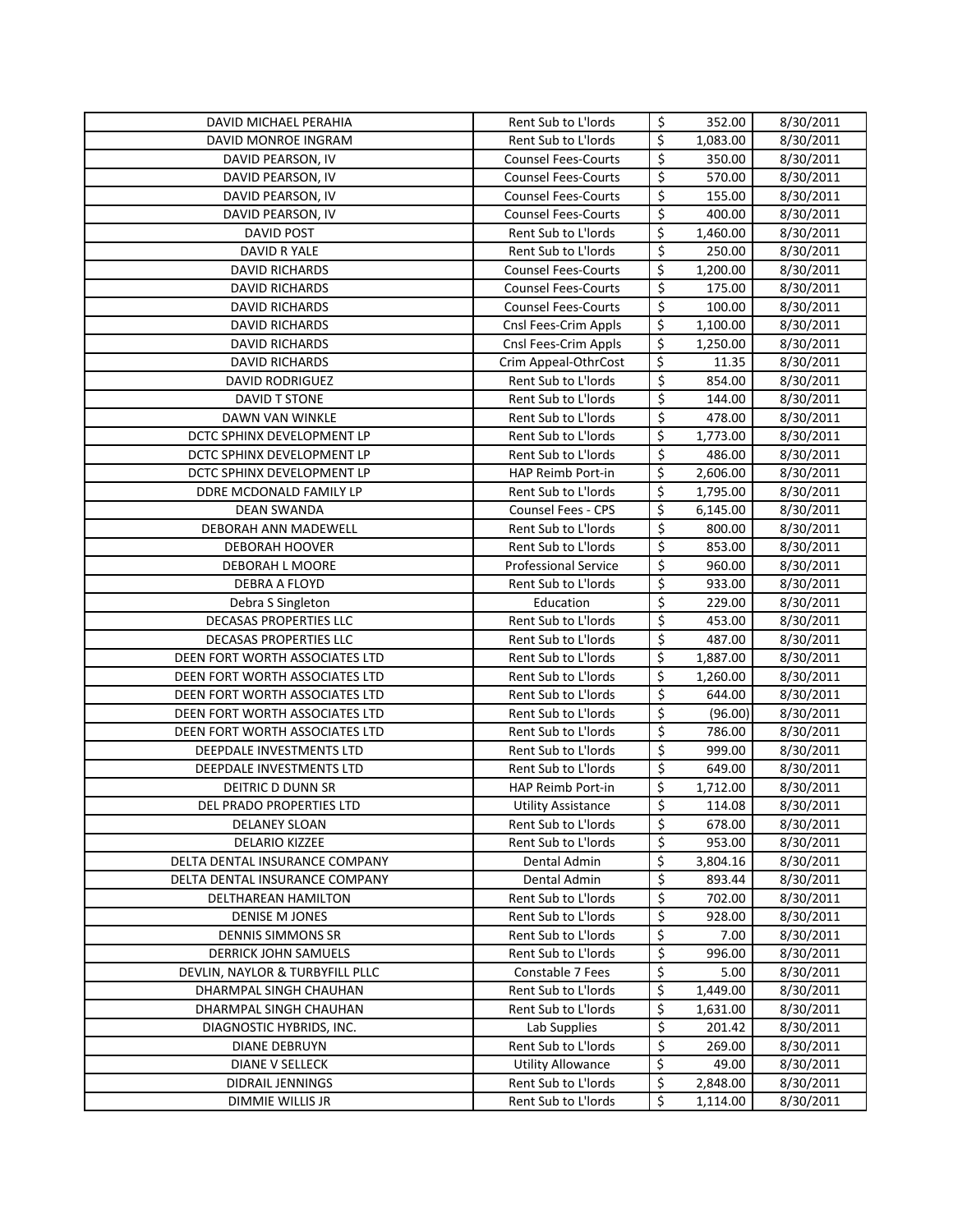| DAVID MICHAEL PERAHIA | Rent Sub to L'lords | $ | 352.00 | 8/30/2011 |
|---|---|---|---|---|
| DAVID MONROE INGRAM | Rent Sub to L'lords | $ | 1,083.00 | 8/30/2011 |
| DAVID PEARSON, IV | Counsel Fees-Courts | $ | 350.00 | 8/30/2011 |
| DAVID PEARSON, IV | Counsel Fees-Courts | $ | 570.00 | 8/30/2011 |
| DAVID PEARSON, IV | Counsel Fees-Courts | $ | 155.00 | 8/30/2011 |
| DAVID PEARSON, IV | Counsel Fees-Courts | $ | 400.00 | 8/30/2011 |
| DAVID POST | Rent Sub to L'lords | $ | 1,460.00 | 8/30/2011 |
| DAVID R YALE | Rent Sub to L'lords | $ | 250.00 | 8/30/2011 |
| DAVID RICHARDS | Counsel Fees-Courts | $ | 1,200.00 | 8/30/2011 |
| DAVID RICHARDS | Counsel Fees-Courts | $ | 175.00 | 8/30/2011 |
| DAVID RICHARDS | Counsel Fees-Courts | $ | 100.00 | 8/30/2011 |
| DAVID RICHARDS | Cnsl Fees-Crim Appls | $ | 1,100.00 | 8/30/2011 |
| DAVID RICHARDS | Cnsl Fees-Crim Appls | $ | 1,250.00 | 8/30/2011 |
| DAVID RICHARDS | Crim Appeal-OthrCost | $ | 11.35 | 8/30/2011 |
| DAVID RODRIGUEZ | Rent Sub to L'lords | $ | 854.00 | 8/30/2011 |
| DAVID T STONE | Rent Sub to L'lords | $ | 144.00 | 8/30/2011 |
| DAWN VAN WINKLE | Rent Sub to L'lords | $ | 478.00 | 8/30/2011 |
| DCTC SPHINX DEVELOPMENT LP | Rent Sub to L'lords | $ | 1,773.00 | 8/30/2011 |
| DCTC SPHINX DEVELOPMENT LP | Rent Sub to L'lords | $ | 486.00 | 8/30/2011 |
| DCTC SPHINX DEVELOPMENT LP | HAP Reimb Port-in | $ | 2,606.00 | 8/30/2011 |
| DDRE MCDONALD FAMILY LP | Rent Sub to L'lords | $ | 1,795.00 | 8/30/2011 |
| DEAN SWANDA | Counsel Fees - CPS | $ | 6,145.00 | 8/30/2011 |
| DEBORAH ANN MADEWELL | Rent Sub to L'lords | $ | 800.00 | 8/30/2011 |
| DEBORAH HOOVER | Rent Sub to L'lords | $ | 853.00 | 8/30/2011 |
| DEBORAH L MOORE | Professional Service | $ | 960.00 | 8/30/2011 |
| DEBRA A FLOYD | Rent Sub to L'lords | $ | 933.00 | 8/30/2011 |
| Debra S Singleton | Education | $ | 229.00 | 8/30/2011 |
| DECASAS PROPERTIES LLC | Rent Sub to L'lords | $ | 453.00 | 8/30/2011 |
| DECASAS PROPERTIES LLC | Rent Sub to L'lords | $ | 487.00 | 8/30/2011 |
| DEEN FORT WORTH ASSOCIATES LTD | Rent Sub to L'lords | $ | 1,887.00 | 8/30/2011 |
| DEEN FORT WORTH ASSOCIATES LTD | Rent Sub to L'lords | $ | 1,260.00 | 8/30/2011 |
| DEEN FORT WORTH ASSOCIATES LTD | Rent Sub to L'lords | $ | 644.00 | 8/30/2011 |
| DEEN FORT WORTH ASSOCIATES LTD | Rent Sub to L'lords | $ | (96.00) | 8/30/2011 |
| DEEN FORT WORTH ASSOCIATES LTD | Rent Sub to L'lords | $ | 786.00 | 8/30/2011 |
| DEEPDALE INVESTMENTS LTD | Rent Sub to L'lords | $ | 999.00 | 8/30/2011 |
| DEEPDALE INVESTMENTS LTD | Rent Sub to L'lords | $ | 649.00 | 8/30/2011 |
| DEITRIC D DUNN SR | HAP Reimb Port-in | $ | 1,712.00 | 8/30/2011 |
| DEL PRADO PROPERTIES LTD | Utility Assistance | $ | 114.08 | 8/30/2011 |
| DELANEY SLOAN | Rent Sub to L'lords | $ | 678.00 | 8/30/2011 |
| DELARIO KIZZEE | Rent Sub to L'lords | $ | 953.00 | 8/30/2011 |
| DELTA DENTAL INSURANCE COMPANY | Dental Admin | $ | 3,804.16 | 8/30/2011 |
| DELTA DENTAL INSURANCE COMPANY | Dental Admin | $ | 893.44 | 8/30/2011 |
| DELTHAREAN HAMILTON | Rent Sub to L'lords | $ | 702.00 | 8/30/2011 |
| DENISE M JONES | Rent Sub to L'lords | $ | 928.00 | 8/30/2011 |
| DENNIS SIMMONS SR | Rent Sub to L'lords | $ | 7.00 | 8/30/2011 |
| DERRICK JOHN SAMUELS | Rent Sub to L'lords | $ | 996.00 | 8/30/2011 |
| DEVLIN, NAYLOR & TURBYFILL PLLC | Constable 7 Fees | $ | 5.00 | 8/30/2011 |
| DHARMPAL SINGH CHAUHAN | Rent Sub to L'lords | $ | 1,449.00 | 8/30/2011 |
| DHARMPAL SINGH CHAUHAN | Rent Sub to L'lords | $ | 1,631.00 | 8/30/2011 |
| DIAGNOSTIC HYBRIDS, INC. | Lab Supplies | $ | 201.42 | 8/30/2011 |
| DIANE DEBRUYN | Rent Sub to L'lords | $ | 269.00 | 8/30/2011 |
| DIANE V SELLECK | Utility Allowance | $ | 49.00 | 8/30/2011 |
| DIDRAIL JENNINGS | Rent Sub to L'lords | $ | 2,848.00 | 8/30/2011 |
| DIMMIE WILLIS JR | Rent Sub to L'lords | $ | 1,114.00 | 8/30/2011 |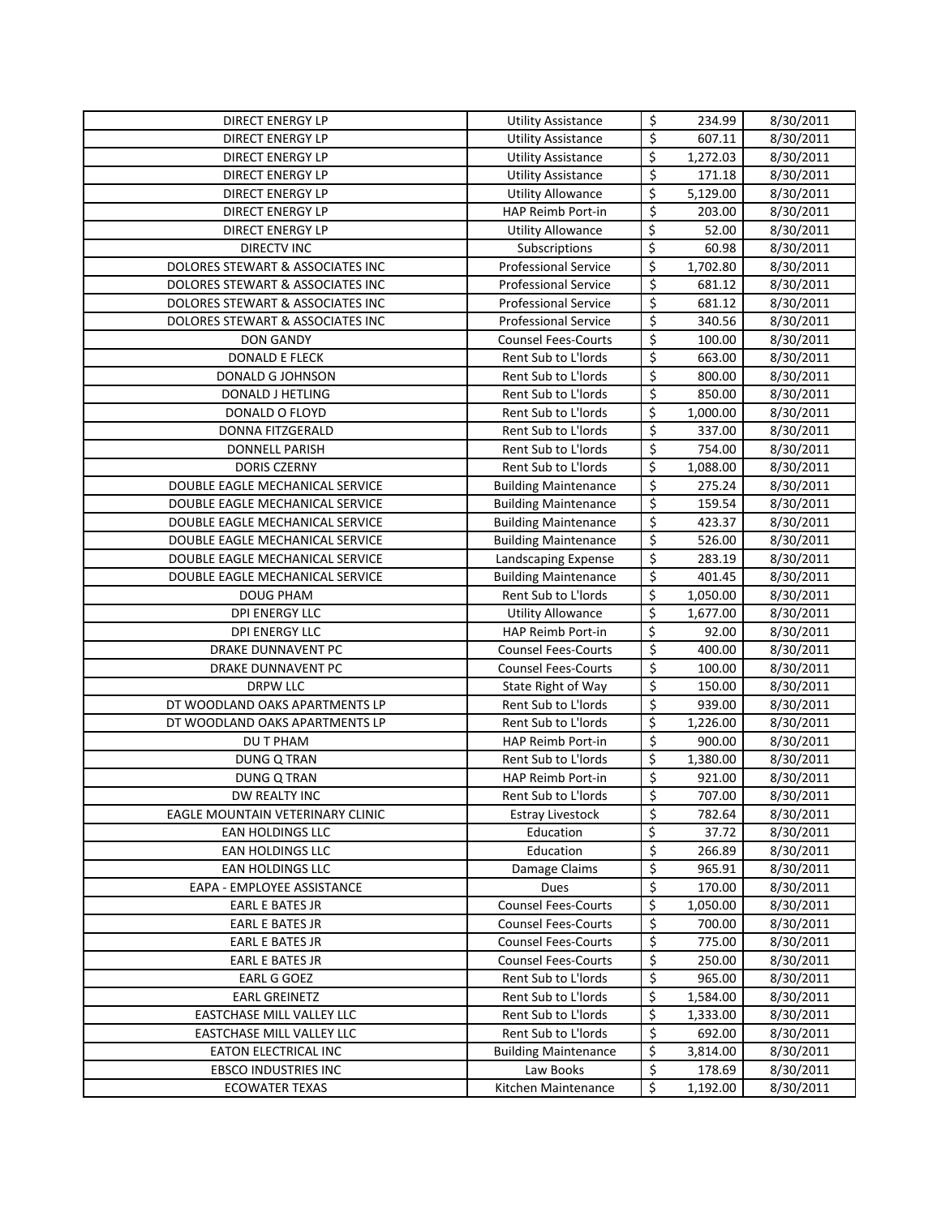| | | | | |
|---|---|---|---|---|
| DIRECT ENERGY LP | Utility Assistance | $ | 234.99 | 8/30/2011 |
| DIRECT ENERGY LP | Utility Assistance | $ | 607.11 | 8/30/2011 |
| DIRECT ENERGY LP | Utility Assistance | $ | 1,272.03 | 8/30/2011 |
| DIRECT ENERGY LP | Utility Assistance | $ | 171.18 | 8/30/2011 |
| DIRECT ENERGY LP | Utility Allowance | $ | 5,129.00 | 8/30/2011 |
| DIRECT ENERGY LP | HAP Reimb Port-in | $ | 203.00 | 8/30/2011 |
| DIRECT ENERGY LP | Utility Allowance | $ | 52.00 | 8/30/2011 |
| DIRECTV INC | Subscriptions | $ | 60.98 | 8/30/2011 |
| DOLORES STEWART & ASSOCIATES INC | Professional Service | $ | 1,702.80 | 8/30/2011 |
| DOLORES STEWART & ASSOCIATES INC | Professional Service | $ | 681.12 | 8/30/2011 |
| DOLORES STEWART & ASSOCIATES INC | Professional Service | $ | 681.12 | 8/30/2011 |
| DOLORES STEWART & ASSOCIATES INC | Professional Service | $ | 340.56 | 8/30/2011 |
| DON GANDY | Counsel Fees-Courts | $ | 100.00 | 8/30/2011 |
| DONALD E FLECK | Rent Sub to L'lords | $ | 663.00 | 8/30/2011 |
| DONALD G JOHNSON | Rent Sub to L'lords | $ | 800.00 | 8/30/2011 |
| DONALD J HETLING | Rent Sub to L'lords | $ | 850.00 | 8/30/2011 |
| DONALD O FLOYD | Rent Sub to L'lords | $ | 1,000.00 | 8/30/2011 |
| DONNA FITZGERALD | Rent Sub to L'lords | $ | 337.00 | 8/30/2011 |
| DONNELL PARISH | Rent Sub to L'lords | $ | 754.00 | 8/30/2011 |
| DORIS CZERNY | Rent Sub to L'lords | $ | 1,088.00 | 8/30/2011 |
| DOUBLE EAGLE MECHANICAL SERVICE | Building Maintenance | $ | 275.24 | 8/30/2011 |
| DOUBLE EAGLE MECHANICAL SERVICE | Building Maintenance | $ | 159.54 | 8/30/2011 |
| DOUBLE EAGLE MECHANICAL SERVICE | Building Maintenance | $ | 423.37 | 8/30/2011 |
| DOUBLE EAGLE MECHANICAL SERVICE | Building Maintenance | $ | 526.00 | 8/30/2011 |
| DOUBLE EAGLE MECHANICAL SERVICE | Landscaping Expense | $ | 283.19 | 8/30/2011 |
| DOUBLE EAGLE MECHANICAL SERVICE | Building Maintenance | $ | 401.45 | 8/30/2011 |
| DOUG PHAM | Rent Sub to L'lords | $ | 1,050.00 | 8/30/2011 |
| DPI ENERGY LLC | Utility Allowance | $ | 1,677.00 | 8/30/2011 |
| DPI ENERGY LLC | HAP Reimb Port-in | $ | 92.00 | 8/30/2011 |
| DRAKE DUNNAVENT PC | Counsel Fees-Courts | $ | 400.00 | 8/30/2011 |
| DRAKE DUNNAVENT PC | Counsel Fees-Courts | $ | 100.00 | 8/30/2011 |
| DRPW LLC | State Right of Way | $ | 150.00 | 8/30/2011 |
| DT WOODLAND OAKS APARTMENTS LP | Rent Sub to L'lords | $ | 939.00 | 8/30/2011 |
| DT WOODLAND OAKS APARTMENTS LP | Rent Sub to L'lords | $ | 1,226.00 | 8/30/2011 |
| DU T PHAM | HAP Reimb Port-in | $ | 900.00 | 8/30/2011 |
| DUNG Q TRAN | Rent Sub to L'lords | $ | 1,380.00 | 8/30/2011 |
| DUNG Q TRAN | HAP Reimb Port-in | $ | 921.00 | 8/30/2011 |
| DW REALTY INC | Rent Sub to L'lords | $ | 707.00 | 8/30/2011 |
| EAGLE MOUNTAIN VETERINARY CLINIC | Estray Livestock | $ | 782.64 | 8/30/2011 |
| EAN HOLDINGS LLC | Education | $ | 37.72 | 8/30/2011 |
| EAN HOLDINGS LLC | Education | $ | 266.89 | 8/30/2011 |
| EAN HOLDINGS LLC | Damage Claims | $ | 965.91 | 8/30/2011 |
| EAPA - EMPLOYEE ASSISTANCE | Dues | $ | 170.00 | 8/30/2011 |
| EARL E BATES JR | Counsel Fees-Courts | $ | 1,050.00 | 8/30/2011 |
| EARL E BATES JR | Counsel Fees-Courts | $ | 700.00 | 8/30/2011 |
| EARL E BATES JR | Counsel Fees-Courts | $ | 775.00 | 8/30/2011 |
| EARL E BATES JR | Counsel Fees-Courts | $ | 250.00 | 8/30/2011 |
| EARL G GOEZ | Rent Sub to L'lords | $ | 965.00 | 8/30/2011 |
| EARL GREINETZ | Rent Sub to L'lords | $ | 1,584.00 | 8/30/2011 |
| EASTCHASE MILL VALLEY LLC | Rent Sub to L'lords | $ | 1,333.00 | 8/30/2011 |
| EASTCHASE MILL VALLEY LLC | Rent Sub to L'lords | $ | 692.00 | 8/30/2011 |
| EATON ELECTRICAL INC | Building Maintenance | $ | 3,814.00 | 8/30/2011 |
| EBSCO INDUSTRIES INC | Law Books | $ | 178.69 | 8/30/2011 |
| ECOWATER TEXAS | Kitchen Maintenance | $ | 1,192.00 | 8/30/2011 |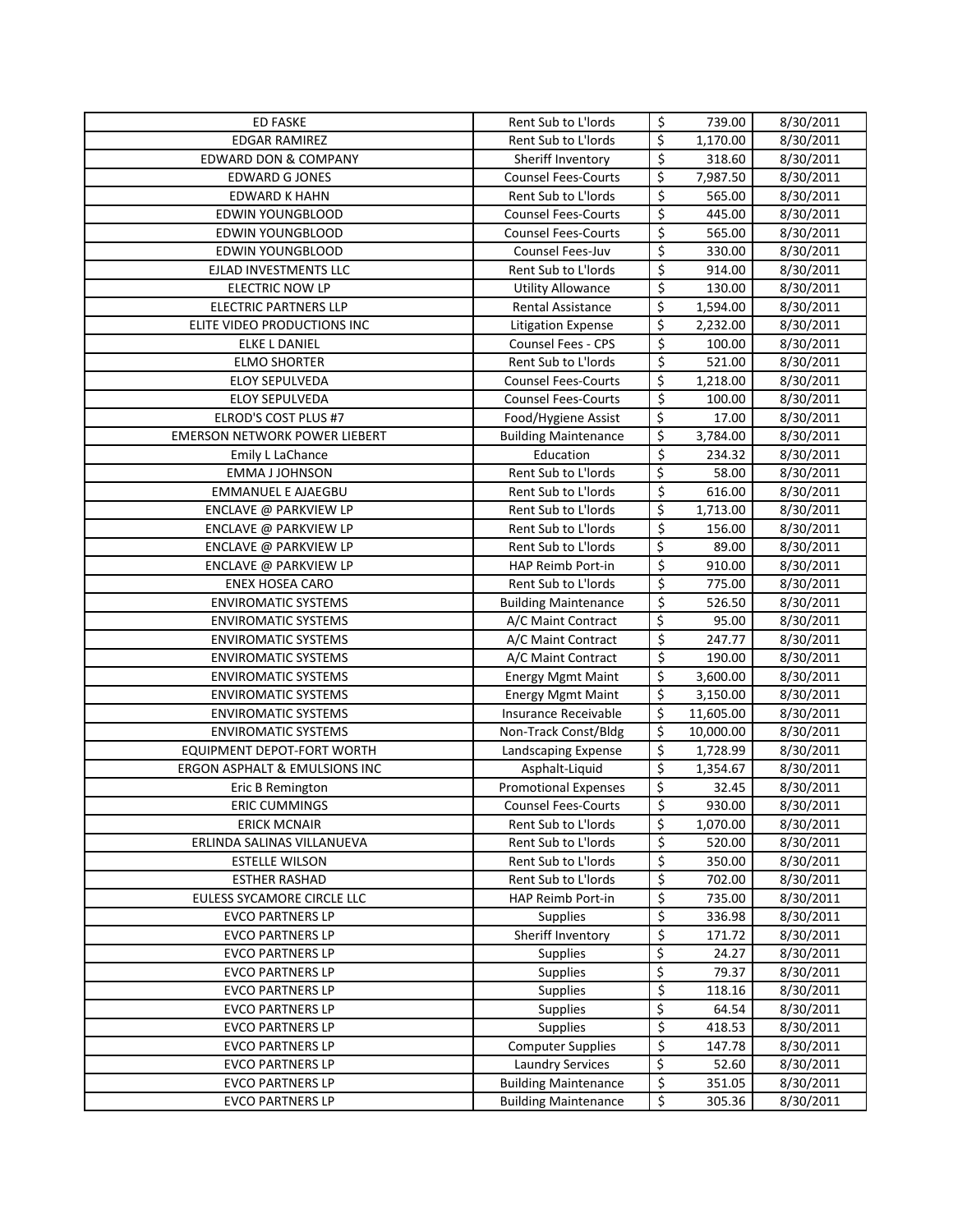| | | | | |
|---|---|---|---|---|
| ED FASKE | Rent Sub to L'lords | $ | 739.00 | 8/30/2011 |
| EDGAR RAMIREZ | Rent Sub to L'lords | $ | 1,170.00 | 8/30/2011 |
| EDWARD DON & COMPANY | Sheriff Inventory | $ | 318.60 | 8/30/2011 |
| EDWARD G JONES | Counsel Fees-Courts | $ | 7,987.50 | 8/30/2011 |
| EDWARD K HAHN | Rent Sub to L'lords | $ | 565.00 | 8/30/2011 |
| EDWIN YOUNGBLOOD | Counsel Fees-Courts | $ | 445.00 | 8/30/2011 |
| EDWIN YOUNGBLOOD | Counsel Fees-Courts | $ | 565.00 | 8/30/2011 |
| EDWIN YOUNGBLOOD | Counsel Fees-Juv | $ | 330.00 | 8/30/2011 |
| EJLAD INVESTMENTS LLC | Rent Sub to L'lords | $ | 914.00 | 8/30/2011 |
| ELECTRIC NOW LP | Utility Allowance | $ | 130.00 | 8/30/2011 |
| ELECTRIC PARTNERS LLP | Rental Assistance | $ | 1,594.00 | 8/30/2011 |
| ELITE VIDEO PRODUCTIONS INC | Litigation Expense | $ | 2,232.00 | 8/30/2011 |
| ELKE L DANIEL | Counsel Fees - CPS | $ | 100.00 | 8/30/2011 |
| ELMO SHORTER | Rent Sub to L'lords | $ | 521.00 | 8/30/2011 |
| ELOY SEPULVEDA | Counsel Fees-Courts | $ | 1,218.00 | 8/30/2011 |
| ELOY SEPULVEDA | Counsel Fees-Courts | $ | 100.00 | 8/30/2011 |
| ELROD'S COST PLUS #7 | Food/Hygiene Assist | $ | 17.00 | 8/30/2011 |
| EMERSON NETWORK POWER LIEBERT | Building Maintenance | $ | 3,784.00 | 8/30/2011 |
| Emily L LaChance | Education | $ | 234.32 | 8/30/2011 |
| EMMA J JOHNSON | Rent Sub to L'lords | $ | 58.00 | 8/30/2011 |
| EMMANUEL E AJAEGBU | Rent Sub to L'lords | $ | 616.00 | 8/30/2011 |
| ENCLAVE @ PARKVIEW LP | Rent Sub to L'lords | $ | 1,713.00 | 8/30/2011 |
| ENCLAVE @ PARKVIEW LP | Rent Sub to L'lords | $ | 156.00 | 8/30/2011 |
| ENCLAVE @ PARKVIEW LP | Rent Sub to L'lords | $ | 89.00 | 8/30/2011 |
| ENCLAVE @ PARKVIEW LP | HAP Reimb Port-in | $ | 910.00 | 8/30/2011 |
| ENEX HOSEA CARO | Rent Sub to L'lords | $ | 775.00 | 8/30/2011 |
| ENVIROMATIC SYSTEMS | Building Maintenance | $ | 526.50 | 8/30/2011 |
| ENVIROMATIC SYSTEMS | A/C Maint Contract | $ | 95.00 | 8/30/2011 |
| ENVIROMATIC SYSTEMS | A/C Maint Contract | $ | 247.77 | 8/30/2011 |
| ENVIROMATIC SYSTEMS | A/C Maint Contract | $ | 190.00 | 8/30/2011 |
| ENVIROMATIC SYSTEMS | Energy Mgmt Maint | $ | 3,600.00 | 8/30/2011 |
| ENVIROMATIC SYSTEMS | Energy Mgmt Maint | $ | 3,150.00 | 8/30/2011 |
| ENVIROMATIC SYSTEMS | Insurance Receivable | $ | 11,605.00 | 8/30/2011 |
| ENVIROMATIC SYSTEMS | Non-Track Const/Bldg | $ | 10,000.00 | 8/30/2011 |
| EQUIPMENT DEPOT-FORT WORTH | Landscaping Expense | $ | 1,728.99 | 8/30/2011 |
| ERGON ASPHALT & EMULSIONS INC | Asphalt-Liquid | $ | 1,354.67 | 8/30/2011 |
| Eric B Remington | Promotional Expenses | $ | 32.45 | 8/30/2011 |
| ERIC CUMMINGS | Counsel Fees-Courts | $ | 930.00 | 8/30/2011 |
| ERICK MCNAIR | Rent Sub to L'lords | $ | 1,070.00 | 8/30/2011 |
| ERLINDA SALINAS VILLANUEVA | Rent Sub to L'lords | $ | 520.00 | 8/30/2011 |
| ESTELLE WILSON | Rent Sub to L'lords | $ | 350.00 | 8/30/2011 |
| ESTHER RASHAD | Rent Sub to L'lords | $ | 702.00 | 8/30/2011 |
| EULESS SYCAMORE CIRCLE LLC | HAP Reimb Port-in | $ | 735.00 | 8/30/2011 |
| EVCO PARTNERS LP | Supplies | $ | 336.98 | 8/30/2011 |
| EVCO PARTNERS LP | Sheriff Inventory | $ | 171.72 | 8/30/2011 |
| EVCO PARTNERS LP | Supplies | $ | 24.27 | 8/30/2011 |
| EVCO PARTNERS LP | Supplies | $ | 79.37 | 8/30/2011 |
| EVCO PARTNERS LP | Supplies | $ | 118.16 | 8/30/2011 |
| EVCO PARTNERS LP | Supplies | $ | 64.54 | 8/30/2011 |
| EVCO PARTNERS LP | Supplies | $ | 418.53 | 8/30/2011 |
| EVCO PARTNERS LP | Computer Supplies | $ | 147.78 | 8/30/2011 |
| EVCO PARTNERS LP | Laundry Services | $ | 52.60 | 8/30/2011 |
| EVCO PARTNERS LP | Building Maintenance | $ | 351.05 | 8/30/2011 |
| EVCO PARTNERS LP | Building Maintenance | $ | 305.36 | 8/30/2011 |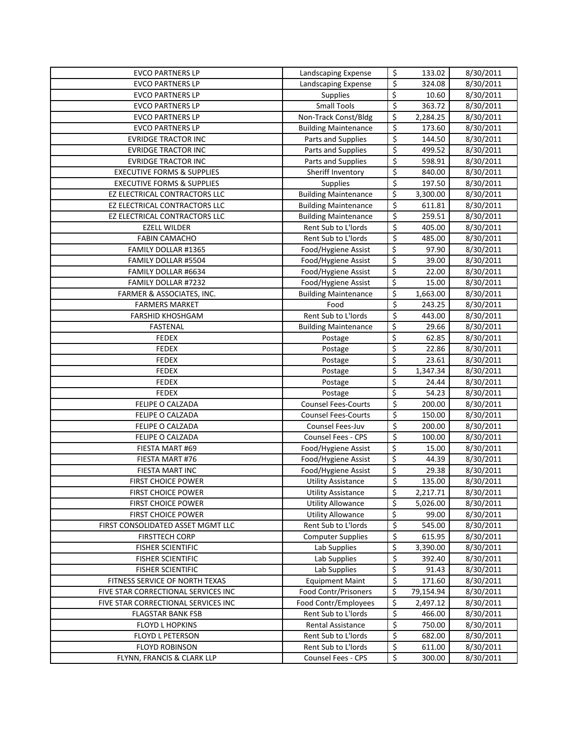| | | | | |
|---|---|---|---|---|
| EVCO PARTNERS LP | Landscaping Expense | $ | 133.02 | 8/30/2011 |
| EVCO PARTNERS LP | Landscaping Expense | $ | 324.08 | 8/30/2011 |
| EVCO PARTNERS LP | Supplies | $ | 10.60 | 8/30/2011 |
| EVCO PARTNERS LP | Small Tools | $ | 363.72 | 8/30/2011 |
| EVCO PARTNERS LP | Non-Track Const/Bldg | $ | 2,284.25 | 8/30/2011 |
| EVCO PARTNERS LP | Building Maintenance | $ | 173.60 | 8/30/2011 |
| EVRIDGE TRACTOR INC | Parts and Supplies | $ | 144.50 | 8/30/2011 |
| EVRIDGE TRACTOR INC | Parts and Supplies | $ | 499.52 | 8/30/2011 |
| EVRIDGE TRACTOR INC | Parts and Supplies | $ | 598.91 | 8/30/2011 |
| EXECUTIVE FORMS & SUPPLIES | Sheriff Inventory | $ | 840.00 | 8/30/2011 |
| EXECUTIVE FORMS & SUPPLIES | Supplies | $ | 197.50 | 8/30/2011 |
| EZ ELECTRICAL CONTRACTORS LLC | Building Maintenance | $ | 3,300.00 | 8/30/2011 |
| EZ ELECTRICAL CONTRACTORS LLC | Building Maintenance | $ | 611.81 | 8/30/2011 |
| EZ ELECTRICAL CONTRACTORS LLC | Building Maintenance | $ | 259.51 | 8/30/2011 |
| EZELL WILDER | Rent Sub to L'lords | $ | 405.00 | 8/30/2011 |
| FABIN CAMACHO | Rent Sub to L'lords | $ | 485.00 | 8/30/2011 |
| FAMILY DOLLAR #1365 | Food/Hygiene Assist | $ | 97.90 | 8/30/2011 |
| FAMILY DOLLAR #5504 | Food/Hygiene Assist | $ | 39.00 | 8/30/2011 |
| FAMILY DOLLAR #6634 | Food/Hygiene Assist | $ | 22.00 | 8/30/2011 |
| FAMILY DOLLAR #7232 | Food/Hygiene Assist | $ | 15.00 | 8/30/2011 |
| FARMER & ASSOCIATES, INC. | Building Maintenance | $ | 1,663.00 | 8/30/2011 |
| FARMERS MARKET | Food | $ | 243.25 | 8/30/2011 |
| FARSHID KHOSHGAM | Rent Sub to L'lords | $ | 443.00 | 8/30/2011 |
| FASTENAL | Building Maintenance | $ | 29.66 | 8/30/2011 |
| FEDEX | Postage | $ | 62.85 | 8/30/2011 |
| FEDEX | Postage | $ | 22.86 | 8/30/2011 |
| FEDEX | Postage | $ | 23.61 | 8/30/2011 |
| FEDEX | Postage | $ | 1,347.34 | 8/30/2011 |
| FEDEX | Postage | $ | 24.44 | 8/30/2011 |
| FEDEX | Postage | $ | 54.23 | 8/30/2011 |
| FELIPE O CALZADA | Counsel Fees-Courts | $ | 200.00 | 8/30/2011 |
| FELIPE O CALZADA | Counsel Fees-Courts | $ | 150.00 | 8/30/2011 |
| FELIPE O CALZADA | Counsel Fees-Juv | $ | 200.00 | 8/30/2011 |
| FELIPE O CALZADA | Counsel Fees - CPS | $ | 100.00 | 8/30/2011 |
| FIESTA MART #69 | Food/Hygiene Assist | $ | 15.00 | 8/30/2011 |
| FIESTA MART #76 | Food/Hygiene Assist | $ | 44.39 | 8/30/2011 |
| FIESTA MART INC | Food/Hygiene Assist | $ | 29.38 | 8/30/2011 |
| FIRST CHOICE POWER | Utility Assistance | $ | 135.00 | 8/30/2011 |
| FIRST CHOICE POWER | Utility Assistance | $ | 2,217.71 | 8/30/2011 |
| FIRST CHOICE POWER | Utility Allowance | $ | 5,026.00 | 8/30/2011 |
| FIRST CHOICE POWER | Utility Allowance | $ | 99.00 | 8/30/2011 |
| FIRST CONSOLIDATED ASSET MGMT LLC | Rent Sub to L'lords | $ | 545.00 | 8/30/2011 |
| FIRSTTECH CORP | Computer Supplies | $ | 615.95 | 8/30/2011 |
| FISHER SCIENTIFIC | Lab Supplies | $ | 3,390.00 | 8/30/2011 |
| FISHER SCIENTIFIC | Lab Supplies | $ | 392.40 | 8/30/2011 |
| FISHER SCIENTIFIC | Lab Supplies | $ | 91.43 | 8/30/2011 |
| FITNESS SERVICE OF NORTH TEXAS | Equipment Maint | $ | 171.60 | 8/30/2011 |
| FIVE STAR CORRECTIONAL SERVICES INC | Food Contr/Prisoners | $ | 79,154.94 | 8/30/2011 |
| FIVE STAR CORRECTIONAL SERVICES INC | Food Contr/Employees | $ | 2,497.12 | 8/30/2011 |
| FLAGSTAR BANK FSB | Rent Sub to L'lords | $ | 466.00 | 8/30/2011 |
| FLOYD L HOPKINS | Rental Assistance | $ | 750.00 | 8/30/2011 |
| FLOYD L PETERSON | Rent Sub to L'lords | $ | 682.00 | 8/30/2011 |
| FLOYD ROBINSON | Rent Sub to L'lords | $ | 611.00 | 8/30/2011 |
| FLYNN, FRANCIS & CLARK LLP | Counsel Fees - CPS | $ | 300.00 | 8/30/2011 |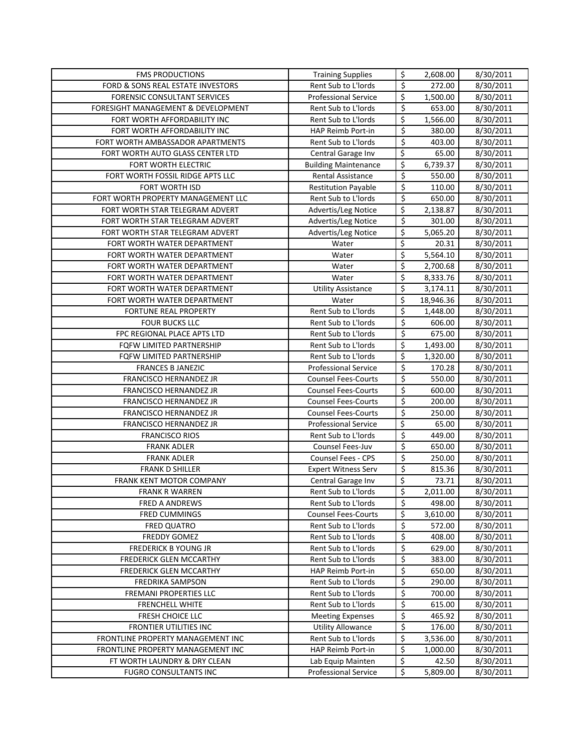| FMS PRODUCTIONS | Training Supplies | $ | 2,608.00 | 8/30/2011 |
|---|---|---|---|---|
| FORD & SONS REAL ESTATE INVESTORS | Rent Sub to L'lords | $ | 272.00 | 8/30/2011 |
| FORENSIC CONSULTANT SERVICES | Professional Service | $ | 1,500.00 | 8/30/2011 |
| FORESIGHT MANAGEMENT & DEVELOPMENT | Rent Sub to L'lords | $ | 653.00 | 8/30/2011 |
| FORT WORTH AFFORDABILITY INC | Rent Sub to L'lords | $ | 1,566.00 | 8/30/2011 |
| FORT WORTH AFFORDABILITY INC | HAP Reimb Port-in | $ | 380.00 | 8/30/2011 |
| FORT WORTH AMBASSADOR APARTMENTS | Rent Sub to L'lords | $ | 403.00 | 8/30/2011 |
| FORT WORTH AUTO GLASS CENTER LTD | Central Garage Inv | $ | 65.00 | 8/30/2011 |
| FORT WORTH ELECTRIC | Building Maintenance | $ | 6,739.37 | 8/30/2011 |
| FORT WORTH FOSSIL RIDGE APTS LLC | Rental Assistance | $ | 550.00 | 8/30/2011 |
| FORT WORTH ISD | Restitution Payable | $ | 110.00 | 8/30/2011 |
| FORT WORTH PROPERTY MANAGEMENT LLC | Rent Sub to L'lords | $ | 650.00 | 8/30/2011 |
| FORT WORTH STAR TELEGRAM ADVERT | Advertis/Leg Notice | $ | 2,138.87 | 8/30/2011 |
| FORT WORTH STAR TELEGRAM ADVERT | Advertis/Leg Notice | $ | 301.00 | 8/30/2011 |
| FORT WORTH STAR TELEGRAM ADVERT | Advertis/Leg Notice | $ | 5,065.20 | 8/30/2011 |
| FORT WORTH WATER DEPARTMENT | Water | $ | 20.31 | 8/30/2011 |
| FORT WORTH WATER DEPARTMENT | Water | $ | 5,564.10 | 8/30/2011 |
| FORT WORTH WATER DEPARTMENT | Water | $ | 2,700.68 | 8/30/2011 |
| FORT WORTH WATER DEPARTMENT | Water | $ | 8,333.76 | 8/30/2011 |
| FORT WORTH WATER DEPARTMENT | Utility Assistance | $ | 3,174.11 | 8/30/2011 |
| FORT WORTH WATER DEPARTMENT | Water | $ | 18,946.36 | 8/30/2011 |
| FORTUNE REAL PROPERTY | Rent Sub to L'lords | $ | 1,448.00 | 8/30/2011 |
| FOUR BUCKS LLC | Rent Sub to L'lords | $ | 606.00 | 8/30/2011 |
| FPC REGIONAL PLACE APTS LTD | Rent Sub to L'lords | $ | 675.00 | 8/30/2011 |
| FQFW LIMITED PARTNERSHIP | Rent Sub to L'lords | $ | 1,493.00 | 8/30/2011 |
| FQFW LIMITED PARTNERSHIP | Rent Sub to L'lords | $ | 1,320.00 | 8/30/2011 |
| FRANCES B JANEZIC | Professional Service | $ | 170.28 | 8/30/2011 |
| FRANCISCO HERNANDEZ JR | Counsel Fees-Courts | $ | 550.00 | 8/30/2011 |
| FRANCISCO HERNANDEZ JR | Counsel Fees-Courts | $ | 600.00 | 8/30/2011 |
| FRANCISCO HERNANDEZ JR | Counsel Fees-Courts | $ | 200.00 | 8/30/2011 |
| FRANCISCO HERNANDEZ JR | Counsel Fees-Courts | $ | 250.00 | 8/30/2011 |
| FRANCISCO HERNANDEZ JR | Professional Service | $ | 65.00 | 8/30/2011 |
| FRANCISCO RIOS | Rent Sub to L'lords | $ | 449.00 | 8/30/2011 |
| FRANK ADLER | Counsel Fees-Juv | $ | 650.00 | 8/30/2011 |
| FRANK ADLER | Counsel Fees - CPS | $ | 250.00 | 8/30/2011 |
| FRANK D SHILLER | Expert Witness Serv | $ | 815.36 | 8/30/2011 |
| FRANK KENT MOTOR COMPANY | Central Garage Inv | $ | 73.71 | 8/30/2011 |
| FRANK R WARREN | Rent Sub to L'lords | $ | 2,011.00 | 8/30/2011 |
| FRED A ANDREWS | Rent Sub to L'lords | $ | 498.00 | 8/30/2011 |
| FRED CUMMINGS | Counsel Fees-Courts | $ | 3,610.00 | 8/30/2011 |
| FRED QUATRO | Rent Sub to L'lords | $ | 572.00 | 8/30/2011 |
| FREDDY GOMEZ | Rent Sub to L'lords | $ | 408.00 | 8/30/2011 |
| FREDERICK B YOUNG JR | Rent Sub to L'lords | $ | 629.00 | 8/30/2011 |
| FREDERICK GLEN MCCARTHY | Rent Sub to L'lords | $ | 383.00 | 8/30/2011 |
| FREDERICK GLEN MCCARTHY | HAP Reimb Port-in | $ | 650.00 | 8/30/2011 |
| FREDRIKA SAMPSON | Rent Sub to L'lords | $ | 290.00 | 8/30/2011 |
| FREMANI PROPERTIES LLC | Rent Sub to L'lords | $ | 700.00 | 8/30/2011 |
| FRENCHELL WHITE | Rent Sub to L'lords | $ | 615.00 | 8/30/2011 |
| FRESH CHOICE LLC | Meeting Expenses | $ | 465.92 | 8/30/2011 |
| FRONTIER UTILITIES INC | Utility Allowance | $ | 176.00 | 8/30/2011 |
| FRONTLINE PROPERTY MANAGEMENT INC | Rent Sub to L'lords | $ | 3,536.00 | 8/30/2011 |
| FRONTLINE PROPERTY MANAGEMENT INC | HAP Reimb Port-in | $ | 1,000.00 | 8/30/2011 |
| FT WORTH LAUNDRY & DRY CLEAN | Lab Equip Mainten | $ | 42.50 | 8/30/2011 |
| FUGRO CONSULTANTS INC | Professional Service | $ | 5,809.00 | 8/30/2011 |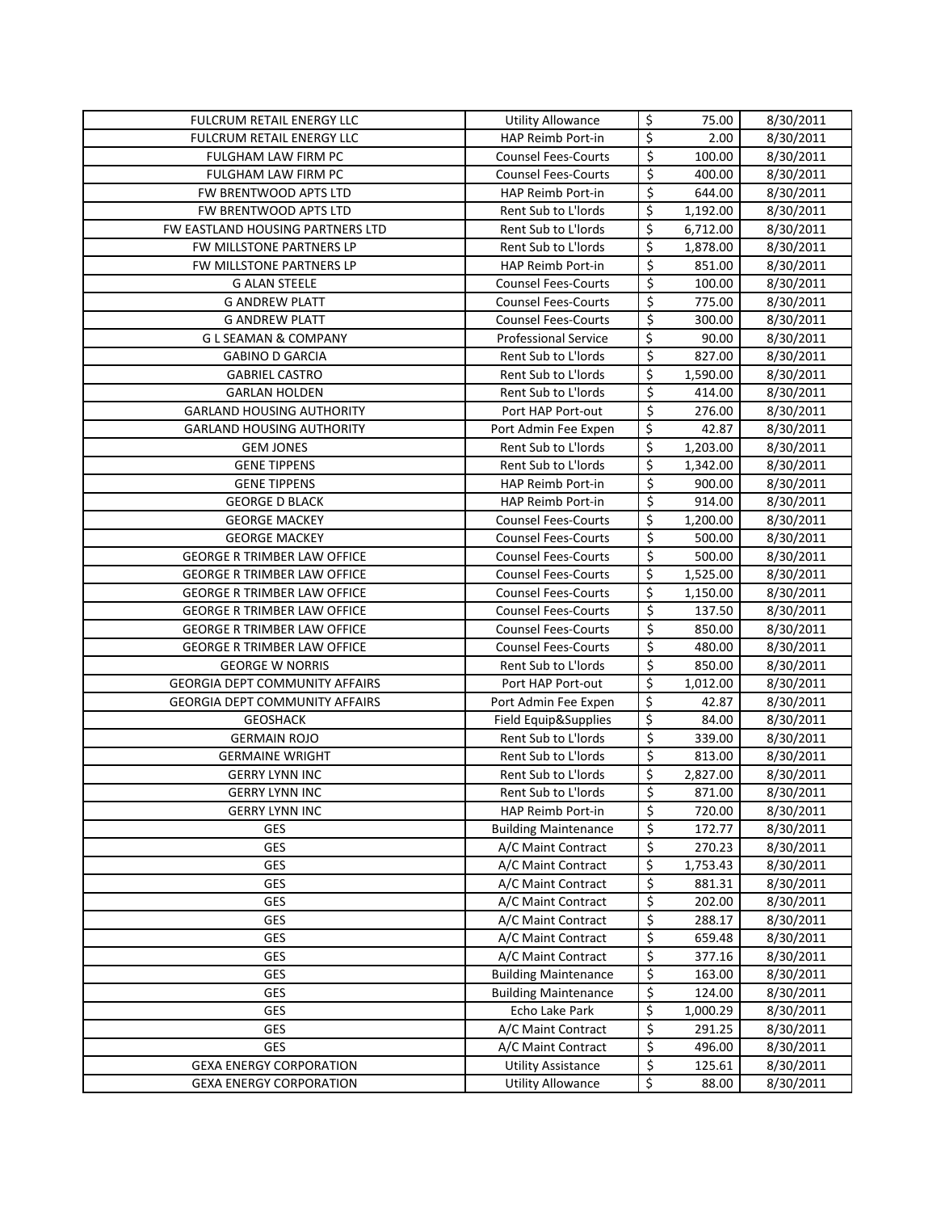| | | | | |
|---|---|---|---|---|
| FULCRUM RETAIL ENERGY LLC | Utility Allowance | $ | 75.00 | 8/30/2011 |
| FULCRUM RETAIL ENERGY LLC | HAP Reimb Port-in | $ | 2.00 | 8/30/2011 |
| FULGHAM LAW FIRM PC | Counsel Fees-Courts | $ | 100.00 | 8/30/2011 |
| FULGHAM LAW FIRM PC | Counsel Fees-Courts | $ | 400.00 | 8/30/2011 |
| FW BRENTWOOD APTS LTD | HAP Reimb Port-in | $ | 644.00 | 8/30/2011 |
| FW BRENTWOOD APTS LTD | Rent Sub to L'lords | $ | 1,192.00 | 8/30/2011 |
| FW EASTLAND HOUSING PARTNERS LTD | Rent Sub to L'lords | $ | 6,712.00 | 8/30/2011 |
| FW MILLSTONE PARTNERS LP | Rent Sub to L'lords | $ | 1,878.00 | 8/30/2011 |
| FW MILLSTONE PARTNERS LP | HAP Reimb Port-in | $ | 851.00 | 8/30/2011 |
| G ALAN STEELE | Counsel Fees-Courts | $ | 100.00 | 8/30/2011 |
| G ANDREW PLATT | Counsel Fees-Courts | $ | 775.00 | 8/30/2011 |
| G ANDREW PLATT | Counsel Fees-Courts | $ | 300.00 | 8/30/2011 |
| G L SEAMAN & COMPANY | Professional Service | $ | 90.00 | 8/30/2011 |
| GABINO D GARCIA | Rent Sub to L'lords | $ | 827.00 | 8/30/2011 |
| GABRIEL CASTRO | Rent Sub to L'lords | $ | 1,590.00 | 8/30/2011 |
| GARLAN HOLDEN | Rent Sub to L'lords | $ | 414.00 | 8/30/2011 |
| GARLAND HOUSING AUTHORITY | Port HAP Port-out | $ | 276.00 | 8/30/2011 |
| GARLAND HOUSING AUTHORITY | Port Admin Fee Expen | $ | 42.87 | 8/30/2011 |
| GEM JONES | Rent Sub to L'lords | $ | 1,203.00 | 8/30/2011 |
| GENE TIPPENS | Rent Sub to L'lords | $ | 1,342.00 | 8/30/2011 |
| GENE TIPPENS | HAP Reimb Port-in | $ | 900.00 | 8/30/2011 |
| GEORGE D BLACK | HAP Reimb Port-in | $ | 914.00 | 8/30/2011 |
| GEORGE MACKEY | Counsel Fees-Courts | $ | 1,200.00 | 8/30/2011 |
| GEORGE MACKEY | Counsel Fees-Courts | $ | 500.00 | 8/30/2011 |
| GEORGE R TRIMBER LAW OFFICE | Counsel Fees-Courts | $ | 500.00 | 8/30/2011 |
| GEORGE R TRIMBER LAW OFFICE | Counsel Fees-Courts | $ | 1,525.00 | 8/30/2011 |
| GEORGE R TRIMBER LAW OFFICE | Counsel Fees-Courts | $ | 1,150.00 | 8/30/2011 |
| GEORGE R TRIMBER LAW OFFICE | Counsel Fees-Courts | $ | 137.50 | 8/30/2011 |
| GEORGE R TRIMBER LAW OFFICE | Counsel Fees-Courts | $ | 850.00 | 8/30/2011 |
| GEORGE R TRIMBER LAW OFFICE | Counsel Fees-Courts | $ | 480.00 | 8/30/2011 |
| GEORGE W NORRIS | Rent Sub to L'lords | $ | 850.00 | 8/30/2011 |
| GEORGIA DEPT COMMUNITY AFFAIRS | Port HAP Port-out | $ | 1,012.00 | 8/30/2011 |
| GEORGIA DEPT COMMUNITY AFFAIRS | Port Admin Fee Expen | $ | 42.87 | 8/30/2011 |
| GEOSHACK | Field Equip&Supplies | $ | 84.00 | 8/30/2011 |
| GERMAIN ROJO | Rent Sub to L'lords | $ | 339.00 | 8/30/2011 |
| GERMAINE WRIGHT | Rent Sub to L'lords | $ | 813.00 | 8/30/2011 |
| GERRY LYNN INC | Rent Sub to L'lords | $ | 2,827.00 | 8/30/2011 |
| GERRY LYNN INC | Rent Sub to L'lords | $ | 871.00 | 8/30/2011 |
| GERRY LYNN INC | HAP Reimb Port-in | $ | 720.00 | 8/30/2011 |
| GES | Building Maintenance | $ | 172.77 | 8/30/2011 |
| GES | A/C Maint Contract | $ | 270.23 | 8/30/2011 |
| GES | A/C Maint Contract | $ | 1,753.43 | 8/30/2011 |
| GES | A/C Maint Contract | $ | 881.31 | 8/30/2011 |
| GES | A/C Maint Contract | $ | 202.00 | 8/30/2011 |
| GES | A/C Maint Contract | $ | 288.17 | 8/30/2011 |
| GES | A/C Maint Contract | $ | 659.48 | 8/30/2011 |
| GES | A/C Maint Contract | $ | 377.16 | 8/30/2011 |
| GES | Building Maintenance | $ | 163.00 | 8/30/2011 |
| GES | Building Maintenance | $ | 124.00 | 8/30/2011 |
| GES | Echo Lake Park | $ | 1,000.29 | 8/30/2011 |
| GES | A/C Maint Contract | $ | 291.25 | 8/30/2011 |
| GES | A/C Maint Contract | $ | 496.00 | 8/30/2011 |
| GEXA ENERGY CORPORATION | Utility Assistance | $ | 125.61 | 8/30/2011 |
| GEXA ENERGY CORPORATION | Utility Allowance | $ | 88.00 | 8/30/2011 |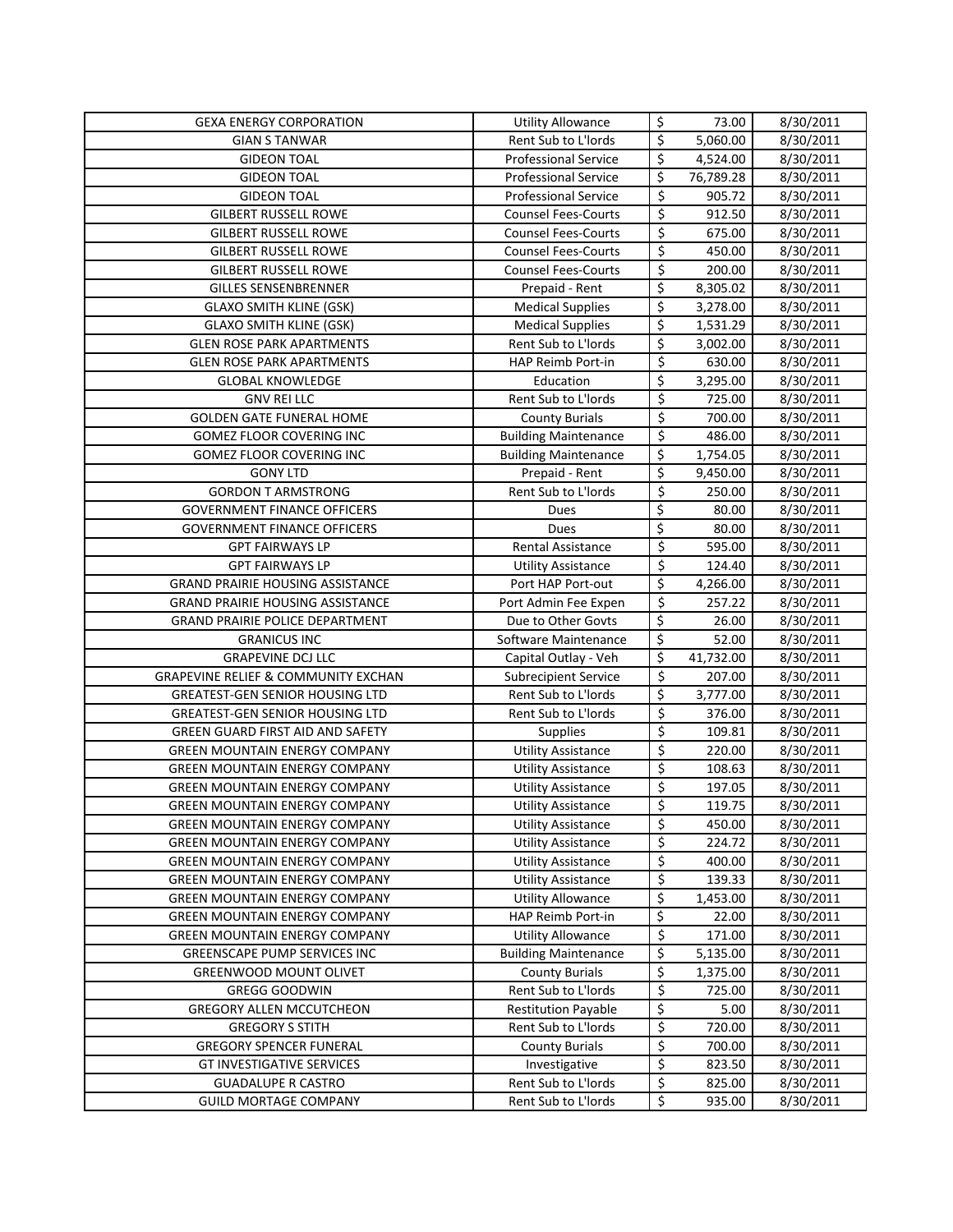| | | | | |
|---|---|---|---|---|
| GEXA ENERGY CORPORATION | Utility Allowance | $ | 73.00 | 8/30/2011 |
| GIAN S TANWAR | Rent Sub to L'lords | $ | 5,060.00 | 8/30/2011 |
| GIDEON TOAL | Professional Service | $ | 4,524.00 | 8/30/2011 |
| GIDEON TOAL | Professional Service | $ | 76,789.28 | 8/30/2011 |
| GIDEON TOAL | Professional Service | $ | 905.72 | 8/30/2011 |
| GILBERT RUSSELL ROWE | Counsel Fees-Courts | $ | 912.50 | 8/30/2011 |
| GILBERT RUSSELL ROWE | Counsel Fees-Courts | $ | 675.00 | 8/30/2011 |
| GILBERT RUSSELL ROWE | Counsel Fees-Courts | $ | 450.00 | 8/30/2011 |
| GILBERT RUSSELL ROWE | Counsel Fees-Courts | $ | 200.00 | 8/30/2011 |
| GILLES SENSENBRENNER | Prepaid - Rent | $ | 8,305.02 | 8/30/2011 |
| GLAXO SMITH KLINE (GSK) | Medical Supplies | $ | 3,278.00 | 8/30/2011 |
| GLAXO SMITH KLINE (GSK) | Medical Supplies | $ | 1,531.29 | 8/30/2011 |
| GLEN ROSE PARK APARTMENTS | Rent Sub to L'lords | $ | 3,002.00 | 8/30/2011 |
| GLEN ROSE PARK APARTMENTS | HAP Reimb Port-in | $ | 630.00 | 8/30/2011 |
| GLOBAL KNOWLEDGE | Education | $ | 3,295.00 | 8/30/2011 |
| GNV REI LLC | Rent Sub to L'lords | $ | 725.00 | 8/30/2011 |
| GOLDEN GATE FUNERAL HOME | County Burials | $ | 700.00 | 8/30/2011 |
| GOMEZ FLOOR COVERING INC | Building Maintenance | $ | 486.00 | 8/30/2011 |
| GOMEZ FLOOR COVERING INC | Building Maintenance | $ | 1,754.05 | 8/30/2011 |
| GONY LTD | Prepaid - Rent | $ | 9,450.00 | 8/30/2011 |
| GORDON T ARMSTRONG | Rent Sub to L'lords | $ | 250.00 | 8/30/2011 |
| GOVERNMENT FINANCE OFFICERS | Dues | $ | 80.00 | 8/30/2011 |
| GOVERNMENT FINANCE OFFICERS | Dues | $ | 80.00 | 8/30/2011 |
| GPT FAIRWAYS LP | Rental Assistance | $ | 595.00 | 8/30/2011 |
| GPT FAIRWAYS LP | Utility Assistance | $ | 124.40 | 8/30/2011 |
| GRAND PRAIRIE HOUSING ASSISTANCE | Port HAP Port-out | $ | 4,266.00 | 8/30/2011 |
| GRAND PRAIRIE HOUSING ASSISTANCE | Port Admin Fee Expen | $ | 257.22 | 8/30/2011 |
| GRAND PRAIRIE POLICE DEPARTMENT | Due to Other Govts | $ | 26.00 | 8/30/2011 |
| GRANICUS INC | Software Maintenance | $ | 52.00 | 8/30/2011 |
| GRAPEVINE DCJ LLC | Capital Outlay - Veh | $ | 41,732.00 | 8/30/2011 |
| GRAPEVINE RELIEF & COMMUNITY EXCHAN | Subrecipient Service | $ | 207.00 | 8/30/2011 |
| GREATEST-GEN SENIOR HOUSING LTD | Rent Sub to L'lords | $ | 3,777.00 | 8/30/2011 |
| GREATEST-GEN SENIOR HOUSING LTD | Rent Sub to L'lords | $ | 376.00 | 8/30/2011 |
| GREEN GUARD FIRST AID AND SAFETY | Supplies | $ | 109.81 | 8/30/2011 |
| GREEN MOUNTAIN ENERGY COMPANY | Utility Assistance | $ | 220.00 | 8/30/2011 |
| GREEN MOUNTAIN ENERGY COMPANY | Utility Assistance | $ | 108.63 | 8/30/2011 |
| GREEN MOUNTAIN ENERGY COMPANY | Utility Assistance | $ | 197.05 | 8/30/2011 |
| GREEN MOUNTAIN ENERGY COMPANY | Utility Assistance | $ | 119.75 | 8/30/2011 |
| GREEN MOUNTAIN ENERGY COMPANY | Utility Assistance | $ | 450.00 | 8/30/2011 |
| GREEN MOUNTAIN ENERGY COMPANY | Utility Assistance | $ | 224.72 | 8/30/2011 |
| GREEN MOUNTAIN ENERGY COMPANY | Utility Assistance | $ | 400.00 | 8/30/2011 |
| GREEN MOUNTAIN ENERGY COMPANY | Utility Assistance | $ | 139.33 | 8/30/2011 |
| GREEN MOUNTAIN ENERGY COMPANY | Utility Allowance | $ | 1,453.00 | 8/30/2011 |
| GREEN MOUNTAIN ENERGY COMPANY | HAP Reimb Port-in | $ | 22.00 | 8/30/2011 |
| GREEN MOUNTAIN ENERGY COMPANY | Utility Allowance | $ | 171.00 | 8/30/2011 |
| GREENSCAPE PUMP SERVICES INC | Building Maintenance | $ | 5,135.00 | 8/30/2011 |
| GREENWOOD MOUNT OLIVET | County Burials | $ | 1,375.00 | 8/30/2011 |
| GREGG GOODWIN | Rent Sub to L'lords | $ | 725.00 | 8/30/2011 |
| GREGORY ALLEN MCCUTCHEON | Restitution Payable | $ | 5.00 | 8/30/2011 |
| GREGORY S STITH | Rent Sub to L'lords | $ | 720.00 | 8/30/2011 |
| GREGORY SPENCER FUNERAL | County Burials | $ | 700.00 | 8/30/2011 |
| GT INVESTIGATIVE SERVICES | Investigative | $ | 823.50 | 8/30/2011 |
| GUADALUPE R CASTRO | Rent Sub to L'lords | $ | 825.00 | 8/30/2011 |
| GUILD MORTAGE COMPANY | Rent Sub to L'lords | $ | 935.00 | 8/30/2011 |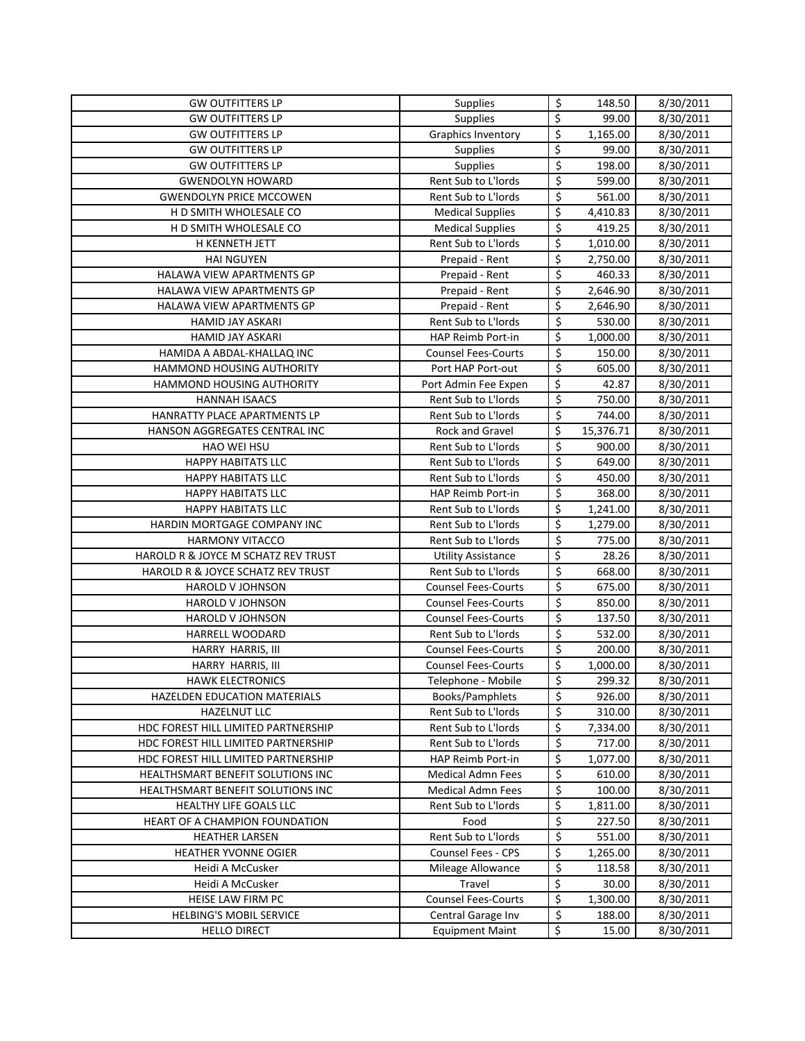| | | | | |
|---|---|---|---|---|
| GW OUTFITTERS LP | Supplies | $ | 148.50 | 8/30/2011 |
| GW OUTFITTERS LP | Supplies | $ | 99.00 | 8/30/2011 |
| GW OUTFITTERS LP | Graphics Inventory | $ | 1,165.00 | 8/30/2011 |
| GW OUTFITTERS LP | Supplies | $ | 99.00 | 8/30/2011 |
| GW OUTFITTERS LP | Supplies | $ | 198.00 | 8/30/2011 |
| GWENDOLYN HOWARD | Rent Sub to L'lords | $ | 599.00 | 8/30/2011 |
| GWENDOLYN PRICE MCCOWEN | Rent Sub to L'lords | $ | 561.00 | 8/30/2011 |
| H D SMITH WHOLESALE CO | Medical Supplies | $ | 4,410.83 | 8/30/2011 |
| H D SMITH WHOLESALE CO | Medical Supplies | $ | 419.25 | 8/30/2011 |
| H KENNETH JETT | Rent Sub to L'lords | $ | 1,010.00 | 8/30/2011 |
| HAI NGUYEN | Prepaid - Rent | $ | 2,750.00 | 8/30/2011 |
| HALAWA VIEW APARTMENTS GP | Prepaid - Rent | $ | 460.33 | 8/30/2011 |
| HALAWA VIEW APARTMENTS GP | Prepaid - Rent | $ | 2,646.90 | 8/30/2011 |
| HALAWA VIEW APARTMENTS GP | Prepaid - Rent | $ | 2,646.90 | 8/30/2011 |
| HAMID JAY ASKARI | Rent Sub to L'lords | $ | 530.00 | 8/30/2011 |
| HAMID JAY ASKARI | HAP Reimb Port-in | $ | 1,000.00 | 8/30/2011 |
| HAMIDA A ABDAL-KHALLAQ INC | Counsel Fees-Courts | $ | 150.00 | 8/30/2011 |
| HAMMOND HOUSING AUTHORITY | Port HAP Port-out | $ | 605.00 | 8/30/2011 |
| HAMMOND HOUSING AUTHORITY | Port Admin Fee Expen | $ | 42.87 | 8/30/2011 |
| HANNAH ISAACS | Rent Sub to L'lords | $ | 750.00 | 8/30/2011 |
| HANRATTY PLACE APARTMENTS LP | Rent Sub to L'lords | $ | 744.00 | 8/30/2011 |
| HANSON AGGREGATES CENTRAL INC | Rock and Gravel | $ | 15,376.71 | 8/30/2011 |
| HAO WEI HSU | Rent Sub to L'lords | $ | 900.00 | 8/30/2011 |
| HAPPY HABITATS LLC | Rent Sub to L'lords | $ | 649.00 | 8/30/2011 |
| HAPPY HABITATS LLC | Rent Sub to L'lords | $ | 450.00 | 8/30/2011 |
| HAPPY HABITATS LLC | HAP Reimb Port-in | $ | 368.00 | 8/30/2011 |
| HAPPY HABITATS LLC | Rent Sub to L'lords | $ | 1,241.00 | 8/30/2011 |
| HARDIN MORTGAGE COMPANY INC | Rent Sub to L'lords | $ | 1,279.00 | 8/30/2011 |
| HARMONY VITACCO | Rent Sub to L'lords | $ | 775.00 | 8/30/2011 |
| HAROLD R & JOYCE M SCHATZ REV TRUST | Utility Assistance | $ | 28.26 | 8/30/2011 |
| HAROLD R & JOYCE SCHATZ REV TRUST | Rent Sub to L'lords | $ | 668.00 | 8/30/2011 |
| HAROLD V JOHNSON | Counsel Fees-Courts | $ | 675.00 | 8/30/2011 |
| HAROLD V JOHNSON | Counsel Fees-Courts | $ | 850.00 | 8/30/2011 |
| HAROLD V JOHNSON | Counsel Fees-Courts | $ | 137.50 | 8/30/2011 |
| HARRELL WOODARD | Rent Sub to L'lords | $ | 532.00 | 8/30/2011 |
| HARRY HARRIS, III | Counsel Fees-Courts | $ | 200.00 | 8/30/2011 |
| HARRY HARRIS, III | Counsel Fees-Courts | $ | 1,000.00 | 8/30/2011 |
| HAWK ELECTRONICS | Telephone - Mobile | $ | 299.32 | 8/30/2011 |
| HAZELDEN EDUCATION MATERIALS | Books/Pamphlets | $ | 926.00 | 8/30/2011 |
| HAZELNUT LLC | Rent Sub to L'lords | $ | 310.00 | 8/30/2011 |
| HDC FOREST HILL LIMITED PARTNERSHIP | Rent Sub to L'lords | $ | 7,334.00 | 8/30/2011 |
| HDC FOREST HILL LIMITED PARTNERSHIP | Rent Sub to L'lords | $ | 717.00 | 8/30/2011 |
| HDC FOREST HILL LIMITED PARTNERSHIP | HAP Reimb Port-in | $ | 1,077.00 | 8/30/2011 |
| HEALTHSMART BENEFIT SOLUTIONS INC | Medical Admn Fees | $ | 610.00 | 8/30/2011 |
| HEALTHSMART BENEFIT SOLUTIONS INC | Medical Admn Fees | $ | 100.00 | 8/30/2011 |
| HEALTHY LIFE GOALS LLC | Rent Sub to L'lords | $ | 1,811.00 | 8/30/2011 |
| HEART OF A CHAMPION FOUNDATION | Food | $ | 227.50 | 8/30/2011 |
| HEATHER LARSEN | Rent Sub to L'lords | $ | 551.00 | 8/30/2011 |
| HEATHER YVONNE OGIER | Counsel Fees - CPS | $ | 1,265.00 | 8/30/2011 |
| Heidi A McCusker | Mileage Allowance | $ | 118.58 | 8/30/2011 |
| Heidi A McCusker | Travel | $ | 30.00 | 8/30/2011 |
| HEISE LAW FIRM PC | Counsel Fees-Courts | $ | 1,300.00 | 8/30/2011 |
| HELBING'S MOBIL SERVICE | Central Garage Inv | $ | 188.00 | 8/30/2011 |
| HELLO DIRECT | Equipment Maint | $ | 15.00 | 8/30/2011 |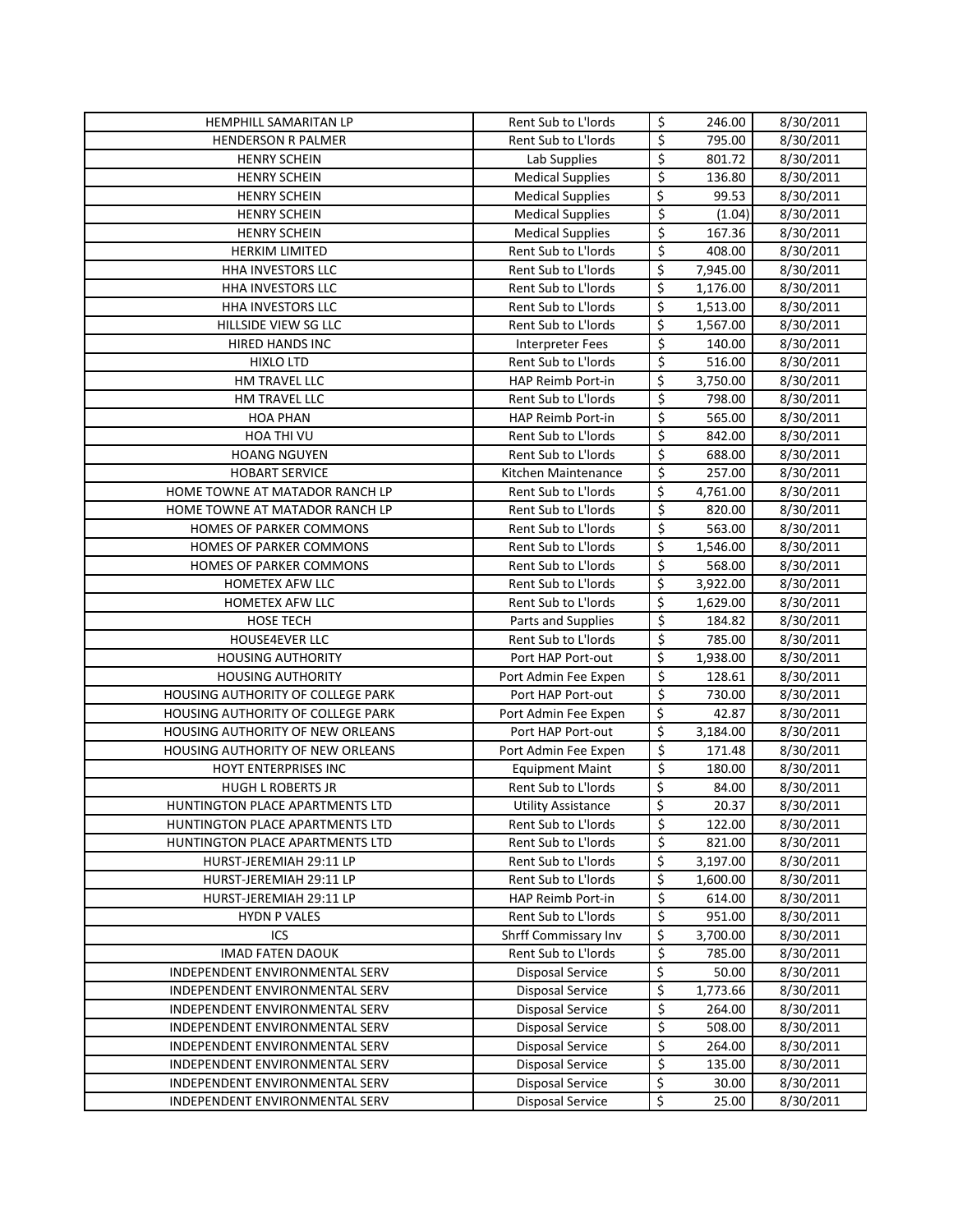| | | | | |
|---|---|---|---|---|
| HEMPHILL SAMARITAN LP | Rent Sub to L'lords | $ | 246.00 | 8/30/2011 |
| HENDERSON R PALMER | Rent Sub to L'lords | $ | 795.00 | 8/30/2011 |
| HENRY SCHEIN | Lab Supplies | $ | 801.72 | 8/30/2011 |
| HENRY SCHEIN | Medical Supplies | $ | 136.80 | 8/30/2011 |
| HENRY SCHEIN | Medical Supplies | $ | 99.53 | 8/30/2011 |
| HENRY SCHEIN | Medical Supplies | $ | (1.04) | 8/30/2011 |
| HENRY SCHEIN | Medical Supplies | $ | 167.36 | 8/30/2011 |
| HERKIM LIMITED | Rent Sub to L'lords | $ | 408.00 | 8/30/2011 |
| HHA INVESTORS LLC | Rent Sub to L'lords | $ | 7,945.00 | 8/30/2011 |
| HHA INVESTORS LLC | Rent Sub to L'lords | $ | 1,176.00 | 8/30/2011 |
| HHA INVESTORS LLC | Rent Sub to L'lords | $ | 1,513.00 | 8/30/2011 |
| HILLSIDE VIEW SG LLC | Rent Sub to L'lords | $ | 1,567.00 | 8/30/2011 |
| HIRED HANDS INC | Interpreter Fees | $ | 140.00 | 8/30/2011 |
| HIXLO LTD | Rent Sub to L'lords | $ | 516.00 | 8/30/2011 |
| HM TRAVEL LLC | HAP Reimb Port-in | $ | 3,750.00 | 8/30/2011 |
| HM TRAVEL LLC | Rent Sub to L'lords | $ | 798.00 | 8/30/2011 |
| HOA PHAN | HAP Reimb Port-in | $ | 565.00 | 8/30/2011 |
| HOA THI VU | Rent Sub to L'lords | $ | 842.00 | 8/30/2011 |
| HOANG NGUYEN | Rent Sub to L'lords | $ | 688.00 | 8/30/2011 |
| HOBART SERVICE | Kitchen Maintenance | $ | 257.00 | 8/30/2011 |
| HOME TOWNE AT MATADOR RANCH LP | Rent Sub to L'lords | $ | 4,761.00 | 8/30/2011 |
| HOME TOWNE AT MATADOR RANCH LP | Rent Sub to L'lords | $ | 820.00 | 8/30/2011 |
| HOMES OF PARKER COMMONS | Rent Sub to L'lords | $ | 563.00 | 8/30/2011 |
| HOMES OF PARKER COMMONS | Rent Sub to L'lords | $ | 1,546.00 | 8/30/2011 |
| HOMES OF PARKER COMMONS | Rent Sub to L'lords | $ | 568.00 | 8/30/2011 |
| HOMETEX AFW LLC | Rent Sub to L'lords | $ | 3,922.00 | 8/30/2011 |
| HOMETEX AFW LLC | Rent Sub to L'lords | $ | 1,629.00 | 8/30/2011 |
| HOSE TECH | Parts and Supplies | $ | 184.82 | 8/30/2011 |
| HOUSE4EVER LLC | Rent Sub to L'lords | $ | 785.00 | 8/30/2011 |
| HOUSING AUTHORITY | Port HAP Port-out | $ | 1,938.00 | 8/30/2011 |
| HOUSING AUTHORITY | Port Admin Fee Expen | $ | 128.61 | 8/30/2011 |
| HOUSING AUTHORITY OF COLLEGE PARK | Port HAP Port-out | $ | 730.00 | 8/30/2011 |
| HOUSING AUTHORITY OF COLLEGE PARK | Port Admin Fee Expen | $ | 42.87 | 8/30/2011 |
| HOUSING AUTHORITY OF NEW ORLEANS | Port HAP Port-out | $ | 3,184.00 | 8/30/2011 |
| HOUSING AUTHORITY OF NEW ORLEANS | Port Admin Fee Expen | $ | 171.48 | 8/30/2011 |
| HOYT ENTERPRISES INC | Equipment Maint | $ | 180.00 | 8/30/2011 |
| HUGH L ROBERTS JR | Rent Sub to L'lords | $ | 84.00 | 8/30/2011 |
| HUNTINGTON PLACE APARTMENTS LTD | Utility Assistance | $ | 20.37 | 8/30/2011 |
| HUNTINGTON PLACE APARTMENTS LTD | Rent Sub to L'lords | $ | 122.00 | 8/30/2011 |
| HUNTINGTON PLACE APARTMENTS LTD | Rent Sub to L'lords | $ | 821.00 | 8/30/2011 |
| HURST-JEREMIAH 29:11 LP | Rent Sub to L'lords | $ | 3,197.00 | 8/30/2011 |
| HURST-JEREMIAH 29:11 LP | Rent Sub to L'lords | $ | 1,600.00 | 8/30/2011 |
| HURST-JEREMIAH 29:11 LP | HAP Reimb Port-in | $ | 614.00 | 8/30/2011 |
| HYDN P VALES | Rent Sub to L'lords | $ | 951.00 | 8/30/2011 |
| ICS | Shrff Commissary Inv | $ | 3,700.00 | 8/30/2011 |
| IMAD FATEN DAOUK | Rent Sub to L'lords | $ | 785.00 | 8/30/2011 |
| INDEPENDENT ENVIRONMENTAL SERV | Disposal Service | $ | 50.00 | 8/30/2011 |
| INDEPENDENT ENVIRONMENTAL SERV | Disposal Service | $ | 1,773.66 | 8/30/2011 |
| INDEPENDENT ENVIRONMENTAL SERV | Disposal Service | $ | 264.00 | 8/30/2011 |
| INDEPENDENT ENVIRONMENTAL SERV | Disposal Service | $ | 508.00 | 8/30/2011 |
| INDEPENDENT ENVIRONMENTAL SERV | Disposal Service | $ | 264.00 | 8/30/2011 |
| INDEPENDENT ENVIRONMENTAL SERV | Disposal Service | $ | 135.00 | 8/30/2011 |
| INDEPENDENT ENVIRONMENTAL SERV | Disposal Service | $ | 30.00 | 8/30/2011 |
| INDEPENDENT ENVIRONMENTAL SERV | Disposal Service | $ | 25.00 | 8/30/2011 |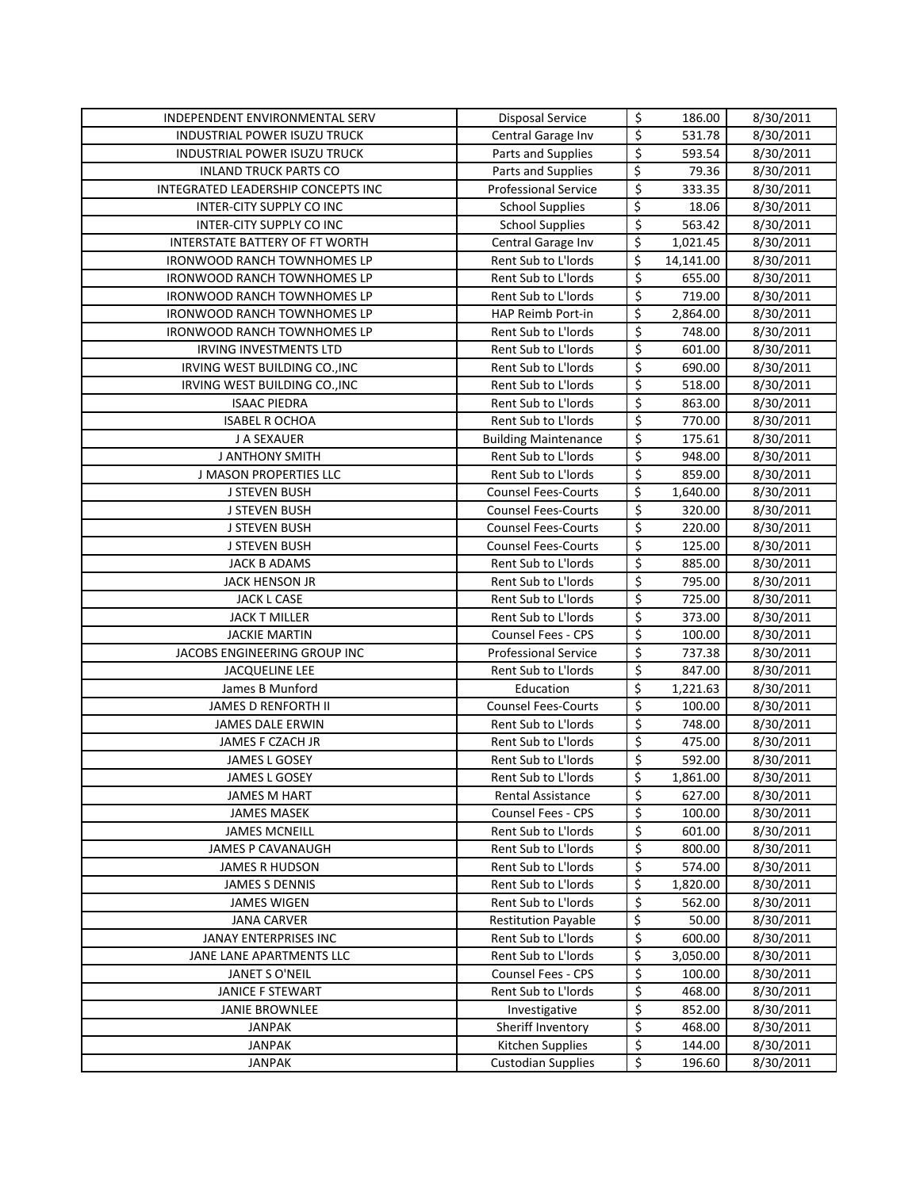| INDEPENDENT ENVIRONMENTAL SERV | Disposal Service | $ | 186.00 | 8/30/2011 |
|---|---|---|---|---|
| INDUSTRIAL POWER ISUZU TRUCK | Central Garage Inv | $ | 531.78 | 8/30/2011 |
| INDUSTRIAL POWER ISUZU TRUCK | Parts and Supplies | $ | 593.54 | 8/30/2011 |
| INLAND TRUCK PARTS CO | Parts and Supplies | $ | 79.36 | 8/30/2011 |
| INTEGRATED LEADERSHIP CONCEPTS INC | Professional Service | $ | 333.35 | 8/30/2011 |
| INTER-CITY SUPPLY CO INC | School Supplies | $ | 18.06 | 8/30/2011 |
| INTER-CITY SUPPLY CO INC | School Supplies | $ | 563.42 | 8/30/2011 |
| INTERSTATE BATTERY OF FT WORTH | Central Garage Inv | $ | 1,021.45 | 8/30/2011 |
| IRONWOOD RANCH TOWNHOMES LP | Rent Sub to L'lords | $ | 14,141.00 | 8/30/2011 |
| IRONWOOD RANCH TOWNHOMES LP | Rent Sub to L'lords | $ | 655.00 | 8/30/2011 |
| IRONWOOD RANCH TOWNHOMES LP | Rent Sub to L'lords | $ | 719.00 | 8/30/2011 |
| IRONWOOD RANCH TOWNHOMES LP | HAP Reimb Port-in | $ | 2,864.00 | 8/30/2011 |
| IRONWOOD RANCH TOWNHOMES LP | Rent Sub to L'lords | $ | 748.00 | 8/30/2011 |
| IRVING INVESTMENTS LTD | Rent Sub to L'lords | $ | 601.00 | 8/30/2011 |
| IRVING WEST BUILDING CO.,INC | Rent Sub to L'lords | $ | 690.00 | 8/30/2011 |
| IRVING WEST BUILDING CO.,INC | Rent Sub to L'lords | $ | 518.00 | 8/30/2011 |
| ISAAC PIEDRA | Rent Sub to L'lords | $ | 863.00 | 8/30/2011 |
| ISABEL R OCHOA | Rent Sub to L'lords | $ | 770.00 | 8/30/2011 |
| J A SEXAUER | Building Maintenance | $ | 175.61 | 8/30/2011 |
| J ANTHONY SMITH | Rent Sub to L'lords | $ | 948.00 | 8/30/2011 |
| J MASON PROPERTIES LLC | Rent Sub to L'lords | $ | 859.00 | 8/30/2011 |
| J STEVEN BUSH | Counsel Fees-Courts | $ | 1,640.00 | 8/30/2011 |
| J STEVEN BUSH | Counsel Fees-Courts | $ | 320.00 | 8/30/2011 |
| J STEVEN BUSH | Counsel Fees-Courts | $ | 220.00 | 8/30/2011 |
| J STEVEN BUSH | Counsel Fees-Courts | $ | 125.00 | 8/30/2011 |
| JACK B ADAMS | Rent Sub to L'lords | $ | 885.00 | 8/30/2011 |
| JACK HENSON JR | Rent Sub to L'lords | $ | 795.00 | 8/30/2011 |
| JACK L CASE | Rent Sub to L'lords | $ | 725.00 | 8/30/2011 |
| JACK T MILLER | Rent Sub to L'lords | $ | 373.00 | 8/30/2011 |
| JACKIE MARTIN | Counsel Fees - CPS | $ | 100.00 | 8/30/2011 |
| JACOBS ENGINEERING GROUP INC | Professional Service | $ | 737.38 | 8/30/2011 |
| JACQUELINE LEE | Rent Sub to L'lords | $ | 847.00 | 8/30/2011 |
| James B Munford | Education | $ | 1,221.63 | 8/30/2011 |
| JAMES D RENFORTH II | Counsel Fees-Courts | $ | 100.00 | 8/30/2011 |
| JAMES DALE ERWIN | Rent Sub to L'lords | $ | 748.00 | 8/30/2011 |
| JAMES F CZACH JR | Rent Sub to L'lords | $ | 475.00 | 8/30/2011 |
| JAMES L GOSEY | Rent Sub to L'lords | $ | 592.00 | 8/30/2011 |
| JAMES L GOSEY | Rent Sub to L'lords | $ | 1,861.00 | 8/30/2011 |
| JAMES M HART | Rental Assistance | $ | 627.00 | 8/30/2011 |
| JAMES MASEK | Counsel Fees - CPS | $ | 100.00 | 8/30/2011 |
| JAMES MCNEILL | Rent Sub to L'lords | $ | 601.00 | 8/30/2011 |
| JAMES P CAVANAUGH | Rent Sub to L'lords | $ | 800.00 | 8/30/2011 |
| JAMES R HUDSON | Rent Sub to L'lords | $ | 574.00 | 8/30/2011 |
| JAMES S DENNIS | Rent Sub to L'lords | $ | 1,820.00 | 8/30/2011 |
| JAMES WIGEN | Rent Sub to L'lords | $ | 562.00 | 8/30/2011 |
| JANA CARVER | Restitution Payable | $ | 50.00 | 8/30/2011 |
| JANAY ENTERPRISES INC | Rent Sub to L'lords | $ | 600.00 | 8/30/2011 |
| JANE LANE APARTMENTS LLC | Rent Sub to L'lords | $ | 3,050.00 | 8/30/2011 |
| JANET S O'NEIL | Counsel Fees - CPS | $ | 100.00 | 8/30/2011 |
| JANICE F STEWART | Rent Sub to L'lords | $ | 468.00 | 8/30/2011 |
| JANIE BROWNLEE | Investigative | $ | 852.00 | 8/30/2011 |
| JANPAK | Sheriff Inventory | $ | 468.00 | 8/30/2011 |
| JANPAK | Kitchen Supplies | $ | 144.00 | 8/30/2011 |
| JANPAK | Custodian Supplies | $ | 196.60 | 8/30/2011 |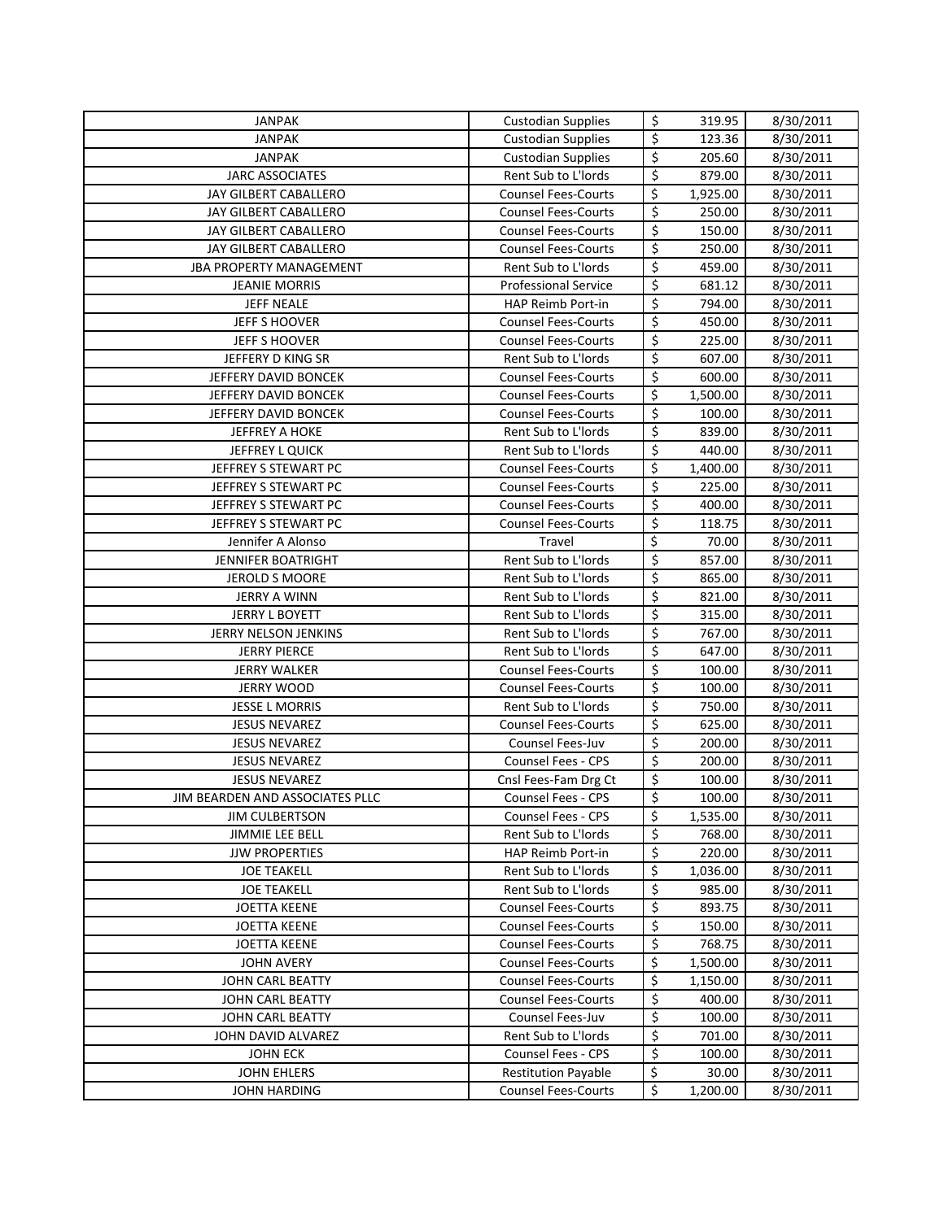| JANPAK | Custodian Supplies | $ | 319.95 | 8/30/2011 |
|---|---|---|---|---|
| JANPAK | Custodian Supplies | $ | 123.36 | 8/30/2011 |
| JANPAK | Custodian Supplies | $ | 205.60 | 8/30/2011 |
| JARC ASSOCIATES | Rent Sub to L'lords | $ | 879.00 | 8/30/2011 |
| JAY GILBERT CABALLERO | Counsel Fees-Courts | $ | 1,925.00 | 8/30/2011 |
| JAY GILBERT CABALLERO | Counsel Fees-Courts | $ | 250.00 | 8/30/2011 |
| JAY GILBERT CABALLERO | Counsel Fees-Courts | $ | 150.00 | 8/30/2011 |
| JAY GILBERT CABALLERO | Counsel Fees-Courts | $ | 250.00 | 8/30/2011 |
| JBA PROPERTY MANAGEMENT | Rent Sub to L'lords | $ | 459.00 | 8/30/2011 |
| JEANIE MORRIS | Professional Service | $ | 681.12 | 8/30/2011 |
| JEFF NEALE | HAP Reimb Port-in | $ | 794.00 | 8/30/2011 |
| JEFF S HOOVER | Counsel Fees-Courts | $ | 450.00 | 8/30/2011 |
| JEFF S HOOVER | Counsel Fees-Courts | $ | 225.00 | 8/30/2011 |
| JEFFERY D KING SR | Rent Sub to L'lords | $ | 607.00 | 8/30/2011 |
| JEFFERY DAVID BONCEK | Counsel Fees-Courts | $ | 600.00 | 8/30/2011 |
| JEFFERY DAVID BONCEK | Counsel Fees-Courts | $ | 1,500.00 | 8/30/2011 |
| JEFFERY DAVID BONCEK | Counsel Fees-Courts | $ | 100.00 | 8/30/2011 |
| JEFFREY A HOKE | Rent Sub to L'lords | $ | 839.00 | 8/30/2011 |
| JEFFREY L QUICK | Rent Sub to L'lords | $ | 440.00 | 8/30/2011 |
| JEFFREY S STEWART PC | Counsel Fees-Courts | $ | 1,400.00 | 8/30/2011 |
| JEFFREY S STEWART PC | Counsel Fees-Courts | $ | 225.00 | 8/30/2011 |
| JEFFREY S STEWART PC | Counsel Fees-Courts | $ | 400.00 | 8/30/2011 |
| JEFFREY S STEWART PC | Counsel Fees-Courts | $ | 118.75 | 8/30/2011 |
| Jennifer A Alonso | Travel | $ | 70.00 | 8/30/2011 |
| JENNIFER BOATRIGHT | Rent Sub to L'lords | $ | 857.00 | 8/30/2011 |
| JEROLD S MOORE | Rent Sub to L'lords | $ | 865.00 | 8/30/2011 |
| JERRY A WINN | Rent Sub to L'lords | $ | 821.00 | 8/30/2011 |
| JERRY L BOYETT | Rent Sub to L'lords | $ | 315.00 | 8/30/2011 |
| JERRY NELSON JENKINS | Rent Sub to L'lords | $ | 767.00 | 8/30/2011 |
| JERRY PIERCE | Rent Sub to L'lords | $ | 647.00 | 8/30/2011 |
| JERRY WALKER | Counsel Fees-Courts | $ | 100.00 | 8/30/2011 |
| JERRY WOOD | Counsel Fees-Courts | $ | 100.00 | 8/30/2011 |
| JESSE L MORRIS | Rent Sub to L'lords | $ | 750.00 | 8/30/2011 |
| JESUS NEVAREZ | Counsel Fees-Courts | $ | 625.00 | 8/30/2011 |
| JESUS NEVAREZ | Counsel Fees-Juv | $ | 200.00 | 8/30/2011 |
| JESUS NEVAREZ | Counsel Fees - CPS | $ | 200.00 | 8/30/2011 |
| JESUS NEVAREZ | Cnsl Fees-Fam Drg Ct | $ | 100.00 | 8/30/2011 |
| JIM BEARDEN AND ASSOCIATES PLLC | Counsel Fees - CPS | $ | 100.00 | 8/30/2011 |
| JIM CULBERTSON | Counsel Fees - CPS | $ | 1,535.00 | 8/30/2011 |
| JIMMIE LEE BELL | Rent Sub to L'lords | $ | 768.00 | 8/30/2011 |
| JJW PROPERTIES | HAP Reimb Port-in | $ | 220.00 | 8/30/2011 |
| JOE TEAKELL | Rent Sub to L'lords | $ | 1,036.00 | 8/30/2011 |
| JOE TEAKELL | Rent Sub to L'lords | $ | 985.00 | 8/30/2011 |
| JOETTA KEENE | Counsel Fees-Courts | $ | 893.75 | 8/30/2011 |
| JOETTA KEENE | Counsel Fees-Courts | $ | 150.00 | 8/30/2011 |
| JOETTA KEENE | Counsel Fees-Courts | $ | 768.75 | 8/30/2011 |
| JOHN AVERY | Counsel Fees-Courts | $ | 1,500.00 | 8/30/2011 |
| JOHN CARL BEATTY | Counsel Fees-Courts | $ | 1,150.00 | 8/30/2011 |
| JOHN CARL BEATTY | Counsel Fees-Courts | $ | 400.00 | 8/30/2011 |
| JOHN CARL BEATTY | Counsel Fees-Juv | $ | 100.00 | 8/30/2011 |
| JOHN DAVID ALVAREZ | Rent Sub to L'lords | $ | 701.00 | 8/30/2011 |
| JOHN ECK | Counsel Fees - CPS | $ | 100.00 | 8/30/2011 |
| JOHN EHLERS | Restitution Payable | $ | 30.00 | 8/30/2011 |
| JOHN HARDING | Counsel Fees-Courts | $ | 1,200.00 | 8/30/2011 |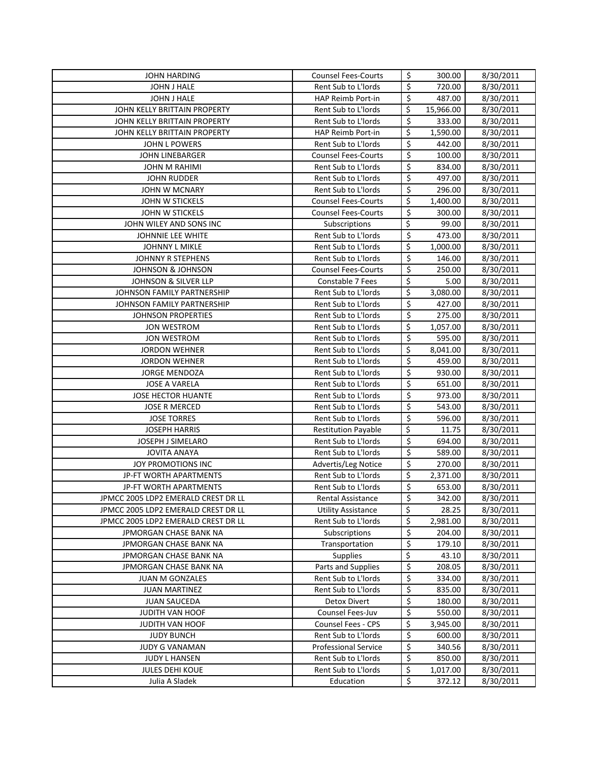| JOHN HARDING | Counsel Fees-Courts | $ | 300.00 | 8/30/2011 |
|---|---|---|---|---|
| JOHN J HALE | Rent Sub to L'lords | $ | 720.00 | 8/30/2011 |
| JOHN J HALE | HAP Reimb Port-in | $ | 487.00 | 8/30/2011 |
| JOHN KELLY BRITTAIN PROPERTY | Rent Sub to L'lords | $ | 15,966.00 | 8/30/2011 |
| JOHN KELLY BRITTAIN PROPERTY | Rent Sub to L'lords | $ | 333.00 | 8/30/2011 |
| JOHN KELLY BRITTAIN PROPERTY | HAP Reimb Port-in | $ | 1,590.00 | 8/30/2011 |
| JOHN L POWERS | Rent Sub to L'lords | $ | 442.00 | 8/30/2011 |
| JOHN LINEBARGER | Counsel Fees-Courts | $ | 100.00 | 8/30/2011 |
| JOHN M RAHIMI | Rent Sub to L'lords | $ | 834.00 | 8/30/2011 |
| JOHN RUDDER | Rent Sub to L'lords | $ | 497.00 | 8/30/2011 |
| JOHN W MCNARY | Rent Sub to L'lords | $ | 296.00 | 8/30/2011 |
| JOHN W STICKELS | Counsel Fees-Courts | $ | 1,400.00 | 8/30/2011 |
| JOHN W STICKELS | Counsel Fees-Courts | $ | 300.00 | 8/30/2011 |
| JOHN WILEY AND SONS INC | Subscriptions | $ | 99.00 | 8/30/2011 |
| JOHNNIE LEE WHITE | Rent Sub to L'lords | $ | 473.00 | 8/30/2011 |
| JOHNNY L MIKLE | Rent Sub to L'lords | $ | 1,000.00 | 8/30/2011 |
| JOHNNY R STEPHENS | Rent Sub to L'lords | $ | 146.00 | 8/30/2011 |
| JOHNSON & JOHNSON | Counsel Fees-Courts | $ | 250.00 | 8/30/2011 |
| JOHNSON & SILVER LLP | Constable 7 Fees | $ | 5.00 | 8/30/2011 |
| JOHNSON FAMILY PARTNERSHIP | Rent Sub to L'lords | $ | 3,080.00 | 8/30/2011 |
| JOHNSON FAMILY PARTNERSHIP | Rent Sub to L'lords | $ | 427.00 | 8/30/2011 |
| JOHNSON PROPERTIES | Rent Sub to L'lords | $ | 275.00 | 8/30/2011 |
| JON WESTROM | Rent Sub to L'lords | $ | 1,057.00 | 8/30/2011 |
| JON WESTROM | Rent Sub to L'lords | $ | 595.00 | 8/30/2011 |
| JORDON WEHNER | Rent Sub to L'lords | $ | 8,041.00 | 8/30/2011 |
| JORDON WEHNER | Rent Sub to L'lords | $ | 459.00 | 8/30/2011 |
| JORGE MENDOZA | Rent Sub to L'lords | $ | 930.00 | 8/30/2011 |
| JOSE A VARELA | Rent Sub to L'lords | $ | 651.00 | 8/30/2011 |
| JOSE HECTOR HUANTE | Rent Sub to L'lords | $ | 973.00 | 8/30/2011 |
| JOSE R MERCED | Rent Sub to L'lords | $ | 543.00 | 8/30/2011 |
| JOSE TORRES | Rent Sub to L'lords | $ | 596.00 | 8/30/2011 |
| JOSEPH HARRIS | Restitution Payable | $ | 11.75 | 8/30/2011 |
| JOSEPH J SIMELARO | Rent Sub to L'lords | $ | 694.00 | 8/30/2011 |
| JOVITA ANAYA | Rent Sub to L'lords | $ | 589.00 | 8/30/2011 |
| JOY PROMOTIONS INC | Advertis/Leg Notice | $ | 270.00 | 8/30/2011 |
| JP-FT WORTH APARTMENTS | Rent Sub to L'lords | $ | 2,371.00 | 8/30/2011 |
| JP-FT WORTH APARTMENTS | Rent Sub to L'lords | $ | 653.00 | 8/30/2011 |
| JPMCC 2005 LDP2 EMERALD CREST DR LL | Rental Assistance | $ | 342.00 | 8/30/2011 |
| JPMCC 2005 LDP2 EMERALD CREST DR LL | Utility Assistance | $ | 28.25 | 8/30/2011 |
| JPMCC 2005 LDP2 EMERALD CREST DR LL | Rent Sub to L'lords | $ | 2,981.00 | 8/30/2011 |
| JPMORGAN CHASE BANK NA | Subscriptions | $ | 204.00 | 8/30/2011 |
| JPMORGAN CHASE BANK NA | Transportation | $ | 179.10 | 8/30/2011 |
| JPMORGAN CHASE BANK NA | Supplies | $ | 43.10 | 8/30/2011 |
| JPMORGAN CHASE BANK NA | Parts and Supplies | $ | 208.05 | 8/30/2011 |
| JUAN M GONZALES | Rent Sub to L'lords | $ | 334.00 | 8/30/2011 |
| JUAN MARTINEZ | Rent Sub to L'lords | $ | 835.00 | 8/30/2011 |
| JUAN SAUCEDA | Detox Divert | $ | 180.00 | 8/30/2011 |
| JUDITH VAN HOOF | Counsel Fees-Juv | $ | 550.00 | 8/30/2011 |
| JUDITH VAN HOOF | Counsel Fees - CPS | $ | 3,945.00 | 8/30/2011 |
| JUDY BUNCH | Rent Sub to L'lords | $ | 600.00 | 8/30/2011 |
| JUDY G VANAMAN | Professional Service | $ | 340.56 | 8/30/2011 |
| JUDY L HANSEN | Rent Sub to L'lords | $ | 850.00 | 8/30/2011 |
| JULES DEHI KOUE | Rent Sub to L'lords | $ | 1,017.00 | 8/30/2011 |
| Julia A Sladek | Education | $ | 372.12 | 8/30/2011 |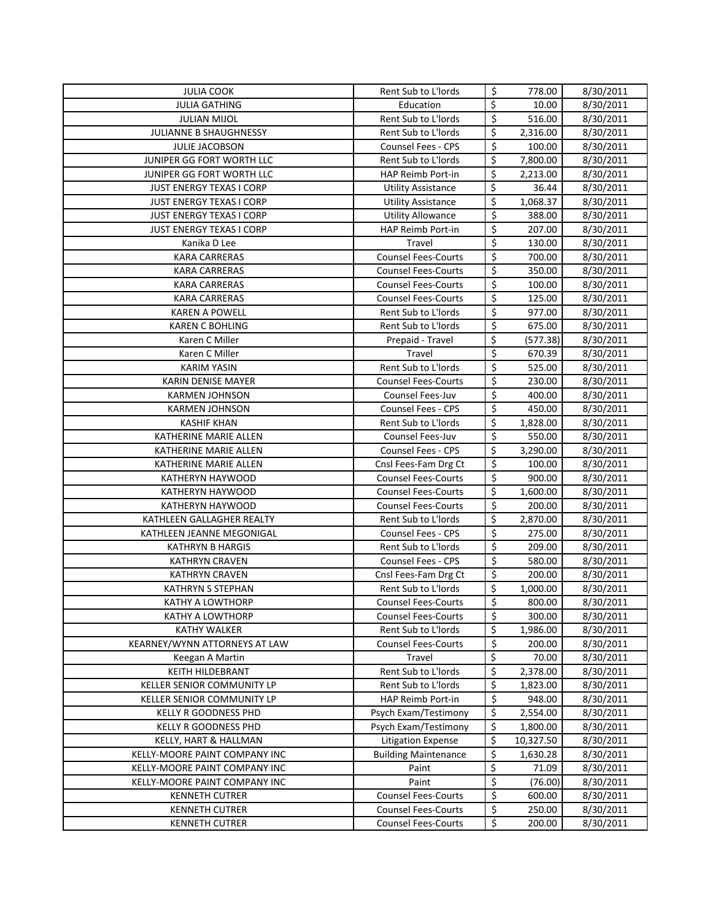| JULIA COOK | Rent Sub to L'lords | $ | 778.00 | 8/30/2011 |
|---|---|---|---|---|
| JULIA GATHING | Education | $ | 10.00 | 8/30/2011 |
| JULIAN MIJOL | Rent Sub to L'lords | $ | 516.00 | 8/30/2011 |
| JULIANNE B SHAUGHNESSY | Rent Sub to L'lords | $ | 2,316.00 | 8/30/2011 |
| JULIE JACOBSON | Counsel Fees - CPS | $ | 100.00 | 8/30/2011 |
| JUNIPER GG FORT WORTH LLC | Rent Sub to L'lords | $ | 7,800.00 | 8/30/2011 |
| JUNIPER GG FORT WORTH LLC | HAP Reimb Port-in | $ | 2,213.00 | 8/30/2011 |
| JUST ENERGY TEXAS I CORP | Utility Assistance | $ | 36.44 | 8/30/2011 |
| JUST ENERGY TEXAS I CORP | Utility Assistance | $ | 1,068.37 | 8/30/2011 |
| JUST ENERGY TEXAS I CORP | Utility Allowance | $ | 388.00 | 8/30/2011 |
| JUST ENERGY TEXAS I CORP | HAP Reimb Port-in | $ | 207.00 | 8/30/2011 |
| Kanika D Lee | Travel | $ | 130.00 | 8/30/2011 |
| KARA CARRERAS | Counsel Fees-Courts | $ | 700.00 | 8/30/2011 |
| KARA CARRERAS | Counsel Fees-Courts | $ | 350.00 | 8/30/2011 |
| KARA CARRERAS | Counsel Fees-Courts | $ | 100.00 | 8/30/2011 |
| KARA CARRERAS | Counsel Fees-Courts | $ | 125.00 | 8/30/2011 |
| KAREN A POWELL | Rent Sub to L'lords | $ | 977.00 | 8/30/2011 |
| KAREN C BOHLING | Rent Sub to L'lords | $ | 675.00 | 8/30/2011 |
| Karen C Miller | Prepaid - Travel | $ | (577.38) | 8/30/2011 |
| Karen C Miller | Travel | $ | 670.39 | 8/30/2011 |
| KARIM YASIN | Rent Sub to L'lords | $ | 525.00 | 8/30/2011 |
| KARIN DENISE MAYER | Counsel Fees-Courts | $ | 230.00 | 8/30/2011 |
| KARMEN JOHNSON | Counsel Fees-Juv | $ | 400.00 | 8/30/2011 |
| KARMEN JOHNSON | Counsel Fees - CPS | $ | 450.00 | 8/30/2011 |
| KASHIF KHAN | Rent Sub to L'lords | $ | 1,828.00 | 8/30/2011 |
| KATHERINE MARIE ALLEN | Counsel Fees-Juv | $ | 550.00 | 8/30/2011 |
| KATHERINE MARIE ALLEN | Counsel Fees - CPS | $ | 3,290.00 | 8/30/2011 |
| KATHERINE MARIE ALLEN | Cnsl Fees-Fam Drg Ct | $ | 100.00 | 8/30/2011 |
| KATHERYN HAYWOOD | Counsel Fees-Courts | $ | 900.00 | 8/30/2011 |
| KATHERYN HAYWOOD | Counsel Fees-Courts | $ | 1,600.00 | 8/30/2011 |
| KATHERYN HAYWOOD | Counsel Fees-Courts | $ | 200.00 | 8/30/2011 |
| KATHLEEN GALLAGHER REALTY | Rent Sub to L'lords | $ | 2,870.00 | 8/30/2011 |
| KATHLEEN JEANNE MEGONIGAL | Counsel Fees - CPS | $ | 275.00 | 8/30/2011 |
| KATHRYN B HARGIS | Rent Sub to L'lords | $ | 209.00 | 8/30/2011 |
| KATHRYN CRAVEN | Counsel Fees - CPS | $ | 580.00 | 8/30/2011 |
| KATHRYN CRAVEN | Cnsl Fees-Fam Drg Ct | $ | 200.00 | 8/30/2011 |
| KATHRYN S STEPHAN | Rent Sub to L'lords | $ | 1,000.00 | 8/30/2011 |
| KATHY A LOWTHORP | Counsel Fees-Courts | $ | 800.00 | 8/30/2011 |
| KATHY A LOWTHORP | Counsel Fees-Courts | $ | 300.00 | 8/30/2011 |
| KATHY WALKER | Rent Sub to L'lords | $ | 1,986.00 | 8/30/2011 |
| KEARNEY/WYNN ATTORNEYS AT LAW | Counsel Fees-Courts | $ | 200.00 | 8/30/2011 |
| Keegan A Martin | Travel | $ | 70.00 | 8/30/2011 |
| KEITH HILDEBRANT | Rent Sub to L'lords | $ | 2,378.00 | 8/30/2011 |
| KELLER SENIOR COMMUNITY LP | Rent Sub to L'lords | $ | 1,823.00 | 8/30/2011 |
| KELLER SENIOR COMMUNITY LP | HAP Reimb Port-in | $ | 948.00 | 8/30/2011 |
| KELLY R GOODNESS PHD | Psych Exam/Testimony | $ | 2,554.00 | 8/30/2011 |
| KELLY R GOODNESS PHD | Psych Exam/Testimony | $ | 1,800.00 | 8/30/2011 |
| KELLY, HART & HALLMAN | Litigation Expense | $ | 10,327.50 | 8/30/2011 |
| KELLY-MOORE PAINT COMPANY INC | Building Maintenance | $ | 1,630.28 | 8/30/2011 |
| KELLY-MOORE PAINT COMPANY INC | Paint | $ | 71.09 | 8/30/2011 |
| KELLY-MOORE PAINT COMPANY INC | Paint | $ | (76.00) | 8/30/2011 |
| KENNETH CUTRER | Counsel Fees-Courts | $ | 600.00 | 8/30/2011 |
| KENNETH CUTRER | Counsel Fees-Courts | $ | 250.00 | 8/30/2011 |
| KENNETH CUTRER | Counsel Fees-Courts | $ | 200.00 | 8/30/2011 |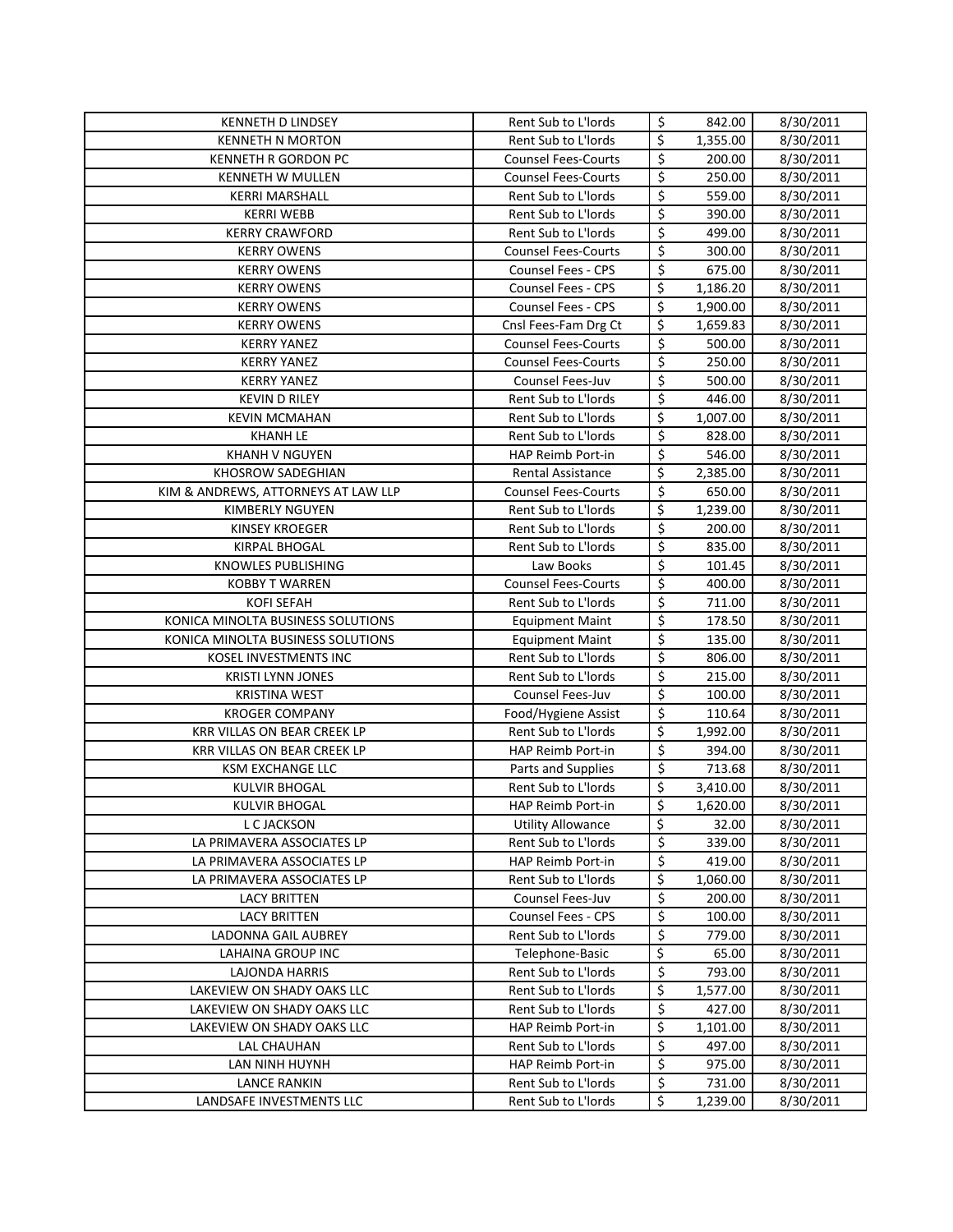| | | | | |
|---|---|---|---|---|
| KENNETH D LINDSEY | Rent Sub to L'lords | $ | 842.00 | 8/30/2011 |
| KENNETH N MORTON | Rent Sub to L'lords | $ | 1,355.00 | 8/30/2011 |
| KENNETH R GORDON PC | Counsel Fees-Courts | $ | 200.00 | 8/30/2011 |
| KENNETH W MULLEN | Counsel Fees-Courts | $ | 250.00 | 8/30/2011 |
| KERRI MARSHALL | Rent Sub to L'lords | $ | 559.00 | 8/30/2011 |
| KERRI WEBB | Rent Sub to L'lords | $ | 390.00 | 8/30/2011 |
| KERRY CRAWFORD | Rent Sub to L'lords | $ | 499.00 | 8/30/2011 |
| KERRY OWENS | Counsel Fees-Courts | $ | 300.00 | 8/30/2011 |
| KERRY OWENS | Counsel Fees - CPS | $ | 675.00 | 8/30/2011 |
| KERRY OWENS | Counsel Fees - CPS | $ | 1,186.20 | 8/30/2011 |
| KERRY OWENS | Counsel Fees - CPS | $ | 1,900.00 | 8/30/2011 |
| KERRY OWENS | Cnsl Fees-Fam Drg Ct | $ | 1,659.83 | 8/30/2011 |
| KERRY YANEZ | Counsel Fees-Courts | $ | 500.00 | 8/30/2011 |
| KERRY YANEZ | Counsel Fees-Courts | $ | 250.00 | 8/30/2011 |
| KERRY YANEZ | Counsel Fees-Juv | $ | 500.00 | 8/30/2011 |
| KEVIN D RILEY | Rent Sub to L'lords | $ | 446.00 | 8/30/2011 |
| KEVIN MCMAHAN | Rent Sub to L'lords | $ | 1,007.00 | 8/30/2011 |
| KHANH LE | Rent Sub to L'lords | $ | 828.00 | 8/30/2011 |
| KHANH V NGUYEN | HAP Reimb Port-in | $ | 546.00 | 8/30/2011 |
| KHOSROW SADEGHIAN | Rental Assistance | $ | 2,385.00 | 8/30/2011 |
| KIM & ANDREWS, ATTORNEYS AT LAW LLP | Counsel Fees-Courts | $ | 650.00 | 8/30/2011 |
| KIMBERLY NGUYEN | Rent Sub to L'lords | $ | 1,239.00 | 8/30/2011 |
| KINSEY KROEGER | Rent Sub to L'lords | $ | 200.00 | 8/30/2011 |
| KIRPAL BHOGAL | Rent Sub to L'lords | $ | 835.00 | 8/30/2011 |
| KNOWLES PUBLISHING | Law Books | $ | 101.45 | 8/30/2011 |
| KOBBY T WARREN | Counsel Fees-Courts | $ | 400.00 | 8/30/2011 |
| KOFI SEFAH | Rent Sub to L'lords | $ | 711.00 | 8/30/2011 |
| KONICA MINOLTA BUSINESS SOLUTIONS | Equipment Maint | $ | 178.50 | 8/30/2011 |
| KONICA MINOLTA BUSINESS SOLUTIONS | Equipment Maint | $ | 135.00 | 8/30/2011 |
| KOSEL INVESTMENTS INC | Rent Sub to L'lords | $ | 806.00 | 8/30/2011 |
| KRISTI LYNN JONES | Rent Sub to L'lords | $ | 215.00 | 8/30/2011 |
| KRISTINA WEST | Counsel Fees-Juv | $ | 100.00 | 8/30/2011 |
| KROGER COMPANY | Food/Hygiene Assist | $ | 110.64 | 8/30/2011 |
| KRR VILLAS ON BEAR CREEK LP | Rent Sub to L'lords | $ | 1,992.00 | 8/30/2011 |
| KRR VILLAS ON BEAR CREEK LP | HAP Reimb Port-in | $ | 394.00 | 8/30/2011 |
| KSM EXCHANGE LLC | Parts and Supplies | $ | 713.68 | 8/30/2011 |
| KULVIR BHOGAL | Rent Sub to L'lords | $ | 3,410.00 | 8/30/2011 |
| KULVIR BHOGAL | HAP Reimb Port-in | $ | 1,620.00 | 8/30/2011 |
| L C JACKSON | Utility Allowance | $ | 32.00 | 8/30/2011 |
| LA PRIMAVERA ASSOCIATES LP | Rent Sub to L'lords | $ | 339.00 | 8/30/2011 |
| LA PRIMAVERA ASSOCIATES LP | HAP Reimb Port-in | $ | 419.00 | 8/30/2011 |
| LA PRIMAVERA ASSOCIATES LP | Rent Sub to L'lords | $ | 1,060.00 | 8/30/2011 |
| LACY BRITTEN | Counsel Fees-Juv | $ | 200.00 | 8/30/2011 |
| LACY BRITTEN | Counsel Fees - CPS | $ | 100.00 | 8/30/2011 |
| LADONNA GAIL AUBREY | Rent Sub to L'lords | $ | 779.00 | 8/30/2011 |
| LAHAINA GROUP INC | Telephone-Basic | $ | 65.00 | 8/30/2011 |
| LAJONDA HARRIS | Rent Sub to L'lords | $ | 793.00 | 8/30/2011 |
| LAKEVIEW ON SHADY OAKS LLC | Rent Sub to L'lords | $ | 1,577.00 | 8/30/2011 |
| LAKEVIEW ON SHADY OAKS LLC | Rent Sub to L'lords | $ | 427.00 | 8/30/2011 |
| LAKEVIEW ON SHADY OAKS LLC | HAP Reimb Port-in | $ | 1,101.00 | 8/30/2011 |
| LAL CHAUHAN | Rent Sub to L'lords | $ | 497.00 | 8/30/2011 |
| LAN NINH HUYNH | HAP Reimb Port-in | $ | 975.00 | 8/30/2011 |
| LANCE RANKIN | Rent Sub to L'lords | $ | 731.00 | 8/30/2011 |
| LANDSAFE INVESTMENTS LLC | Rent Sub to L'lords | $ | 1,239.00 | 8/30/2011 |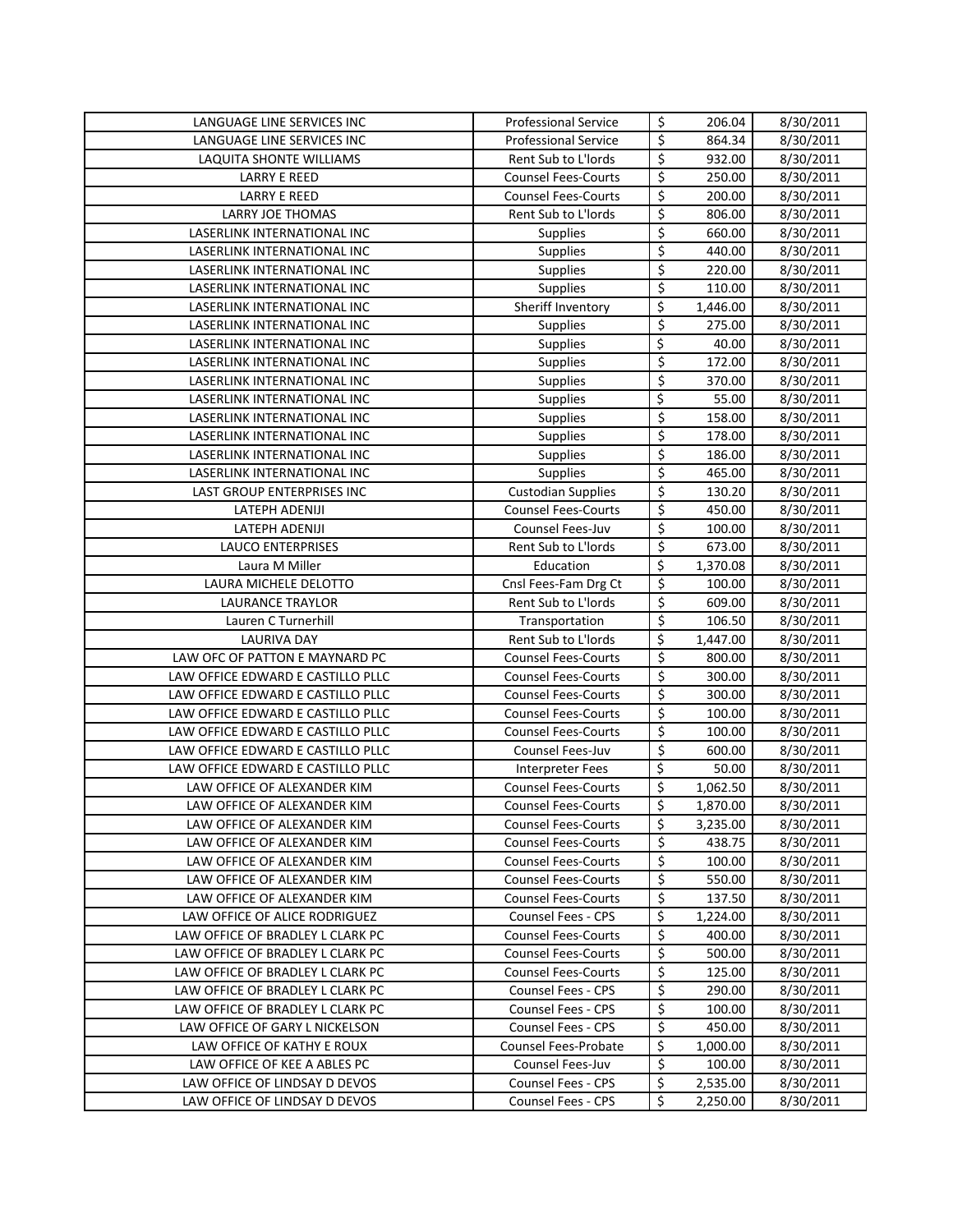| | | | | |
|---|---|---|---|---|
| LANGUAGE LINE SERVICES INC | Professional Service | $ | 206.04 | 8/30/2011 |
| LANGUAGE LINE SERVICES INC | Professional Service | $ | 864.34 | 8/30/2011 |
| LAQUITA SHONTE WILLIAMS | Rent Sub to L'lords | $ | 932.00 | 8/30/2011 |
| LARRY E REED | Counsel Fees-Courts | $ | 250.00 | 8/30/2011 |
| LARRY E REED | Counsel Fees-Courts | $ | 200.00 | 8/30/2011 |
| LARRY JOE THOMAS | Rent Sub to L'lords | $ | 806.00 | 8/30/2011 |
| LASERLINK INTERNATIONAL INC | Supplies | $ | 660.00 | 8/30/2011 |
| LASERLINK INTERNATIONAL INC | Supplies | $ | 440.00 | 8/30/2011 |
| LASERLINK INTERNATIONAL INC | Supplies | $ | 220.00 | 8/30/2011 |
| LASERLINK INTERNATIONAL INC | Supplies | $ | 110.00 | 8/30/2011 |
| LASERLINK INTERNATIONAL INC | Sheriff Inventory | $ | 1,446.00 | 8/30/2011 |
| LASERLINK INTERNATIONAL INC | Supplies | $ | 275.00 | 8/30/2011 |
| LASERLINK INTERNATIONAL INC | Supplies | $ | 40.00 | 8/30/2011 |
| LASERLINK INTERNATIONAL INC | Supplies | $ | 172.00 | 8/30/2011 |
| LASERLINK INTERNATIONAL INC | Supplies | $ | 370.00 | 8/30/2011 |
| LASERLINK INTERNATIONAL INC | Supplies | $ | 55.00 | 8/30/2011 |
| LASERLINK INTERNATIONAL INC | Supplies | $ | 158.00 | 8/30/2011 |
| LASERLINK INTERNATIONAL INC | Supplies | $ | 178.00 | 8/30/2011 |
| LASERLINK INTERNATIONAL INC | Supplies | $ | 186.00 | 8/30/2011 |
| LASERLINK INTERNATIONAL INC | Supplies | $ | 465.00 | 8/30/2011 |
| LAST GROUP ENTERPRISES INC | Custodian Supplies | $ | 130.20 | 8/30/2011 |
| LATEPH ADENIJI | Counsel Fees-Courts | $ | 450.00 | 8/30/2011 |
| LATEPH ADENIJI | Counsel Fees-Juv | $ | 100.00 | 8/30/2011 |
| LAUCO ENTERPRISES | Rent Sub to L'lords | $ | 673.00 | 8/30/2011 |
| Laura M Miller | Education | $ | 1,370.08 | 8/30/2011 |
| LAURA MICHELE DELOTTO | Cnsl Fees-Fam Drg Ct | $ | 100.00 | 8/30/2011 |
| LAURANCE TRAYLOR | Rent Sub to L'lords | $ | 609.00 | 8/30/2011 |
| Lauren C Turnerhill | Transportation | $ | 106.50 | 8/30/2011 |
| LAURIVA DAY | Rent Sub to L'lords | $ | 1,447.00 | 8/30/2011 |
| LAW OFC OF PATTON E MAYNARD PC | Counsel Fees-Courts | $ | 800.00 | 8/30/2011 |
| LAW OFFICE EDWARD E CASTILLO PLLC | Counsel Fees-Courts | $ | 300.00 | 8/30/2011 |
| LAW OFFICE EDWARD E CASTILLO PLLC | Counsel Fees-Courts | $ | 300.00 | 8/30/2011 |
| LAW OFFICE EDWARD E CASTILLO PLLC | Counsel Fees-Courts | $ | 100.00 | 8/30/2011 |
| LAW OFFICE EDWARD E CASTILLO PLLC | Counsel Fees-Courts | $ | 100.00 | 8/30/2011 |
| LAW OFFICE EDWARD E CASTILLO PLLC | Counsel Fees-Juv | $ | 600.00 | 8/30/2011 |
| LAW OFFICE EDWARD E CASTILLO PLLC | Interpreter Fees | $ | 50.00 | 8/30/2011 |
| LAW OFFICE OF ALEXANDER KIM | Counsel Fees-Courts | $ | 1,062.50 | 8/30/2011 |
| LAW OFFICE OF ALEXANDER KIM | Counsel Fees-Courts | $ | 1,870.00 | 8/30/2011 |
| LAW OFFICE OF ALEXANDER KIM | Counsel Fees-Courts | $ | 3,235.00 | 8/30/2011 |
| LAW OFFICE OF ALEXANDER KIM | Counsel Fees-Courts | $ | 438.75 | 8/30/2011 |
| LAW OFFICE OF ALEXANDER KIM | Counsel Fees-Courts | $ | 100.00 | 8/30/2011 |
| LAW OFFICE OF ALEXANDER KIM | Counsel Fees-Courts | $ | 550.00 | 8/30/2011 |
| LAW OFFICE OF ALEXANDER KIM | Counsel Fees-Courts | $ | 137.50 | 8/30/2011 |
| LAW OFFICE OF ALICE RODRIGUEZ | Counsel Fees - CPS | $ | 1,224.00 | 8/30/2011 |
| LAW OFFICE OF BRADLEY L CLARK PC | Counsel Fees-Courts | $ | 400.00 | 8/30/2011 |
| LAW OFFICE OF BRADLEY L CLARK PC | Counsel Fees-Courts | $ | 500.00 | 8/30/2011 |
| LAW OFFICE OF BRADLEY L CLARK PC | Counsel Fees-Courts | $ | 125.00 | 8/30/2011 |
| LAW OFFICE OF BRADLEY L CLARK PC | Counsel Fees - CPS | $ | 290.00 | 8/30/2011 |
| LAW OFFICE OF BRADLEY L CLARK PC | Counsel Fees - CPS | $ | 100.00 | 8/30/2011 |
| LAW OFFICE OF GARY L NICKELSON | Counsel Fees - CPS | $ | 450.00 | 8/30/2011 |
| LAW OFFICE OF KATHY E ROUX | Counsel Fees-Probate | $ | 1,000.00 | 8/30/2011 |
| LAW OFFICE OF KEE A ABLES PC | Counsel Fees-Juv | $ | 100.00 | 8/30/2011 |
| LAW OFFICE OF LINDSAY D DEVOS | Counsel Fees - CPS | $ | 2,535.00 | 8/30/2011 |
| LAW OFFICE OF LINDSAY D DEVOS | Counsel Fees - CPS | $ | 2,250.00 | 8/30/2011 |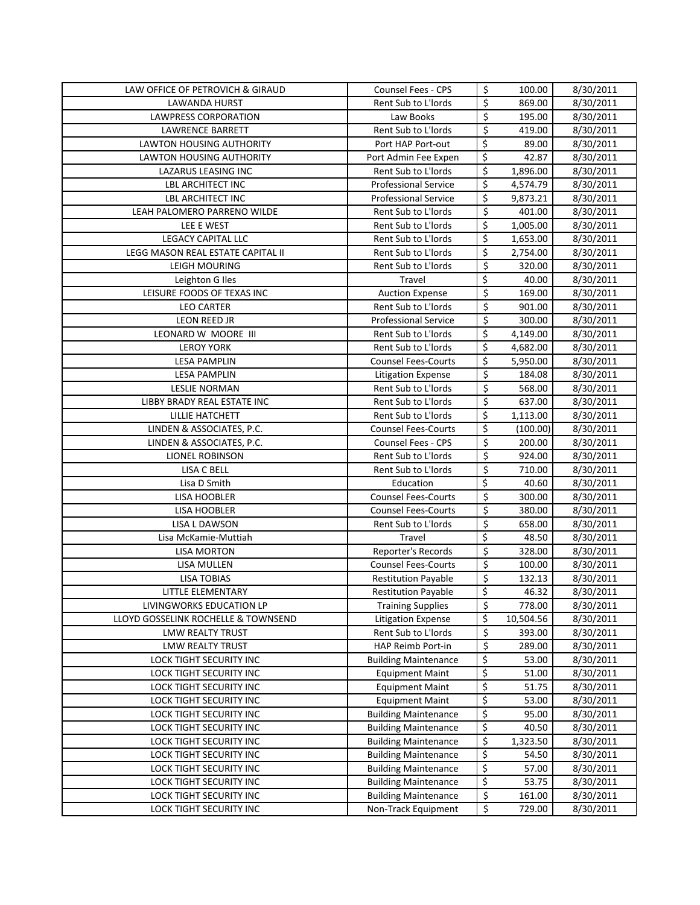| | | | |
|---|---|---|---|
| LAW OFFICE OF PETROVICH & GIRAUD | Counsel Fees - CPS | $ 100.00 | 8/30/2011 |
| LAWANDA HURST | Rent Sub to L'lords | $ 869.00 | 8/30/2011 |
| LAWPRESS CORPORATION | Law Books | $ 195.00 | 8/30/2011 |
| LAWRENCE BARRETT | Rent Sub to L'lords | $ 419.00 | 8/30/2011 |
| LAWTON HOUSING AUTHORITY | Port HAP Port-out | $ 89.00 | 8/30/2011 |
| LAWTON HOUSING AUTHORITY | Port Admin Fee Expen | $ 42.87 | 8/30/2011 |
| LAZARUS LEASING INC | Rent Sub to L'lords | $ 1,896.00 | 8/30/2011 |
| LBL ARCHITECT INC | Professional Service | $ 4,574.79 | 8/30/2011 |
| LBL ARCHITECT INC | Professional Service | $ 9,873.21 | 8/30/2011 |
| LEAH PALOMERO PARRENO WILDE | Rent Sub to L'lords | $ 401.00 | 8/30/2011 |
| LEE E WEST | Rent Sub to L'lords | $ 1,005.00 | 8/30/2011 |
| LEGACY CAPITAL LLC | Rent Sub to L'lords | $ 1,653.00 | 8/30/2011 |
| LEGG MASON REAL ESTATE CAPITAL II | Rent Sub to L'lords | $ 2,754.00 | 8/30/2011 |
| LEIGH MOURING | Rent Sub to L'lords | $ 320.00 | 8/30/2011 |
| Leighton G Iles | Travel | $ 40.00 | 8/30/2011 |
| LEISURE FOODS OF TEXAS INC | Auction Expense | $ 169.00 | 8/30/2011 |
| LEO CARTER | Rent Sub to L'lords | $ 901.00 | 8/30/2011 |
| LEON REED JR | Professional Service | $ 300.00 | 8/30/2011 |
| LEONARD W MOORE III | Rent Sub to L'lords | $ 4,149.00 | 8/30/2011 |
| LEROY YORK | Rent Sub to L'lords | $ 4,682.00 | 8/30/2011 |
| LESA PAMPLIN | Counsel Fees-Courts | $ 5,950.00 | 8/30/2011 |
| LESA PAMPLIN | Litigation Expense | $ 184.08 | 8/30/2011 |
| LESLIE NORMAN | Rent Sub to L'lords | $ 568.00 | 8/30/2011 |
| LIBBY BRADY REAL ESTATE INC | Rent Sub to L'lords | $ 637.00 | 8/30/2011 |
| LILLIE HATCHETT | Rent Sub to L'lords | $ 1,113.00 | 8/30/2011 |
| LINDEN & ASSOCIATES, P.C. | Counsel Fees-Courts | $ (100.00) | 8/30/2011 |
| LINDEN & ASSOCIATES, P.C. | Counsel Fees - CPS | $ 200.00 | 8/30/2011 |
| LIONEL ROBINSON | Rent Sub to L'lords | $ 924.00 | 8/30/2011 |
| LISA C BELL | Rent Sub to L'lords | $ 710.00 | 8/30/2011 |
| Lisa D Smith | Education | $ 40.60 | 8/30/2011 |
| LISA HOOBLER | Counsel Fees-Courts | $ 300.00 | 8/30/2011 |
| LISA HOOBLER | Counsel Fees-Courts | $ 380.00 | 8/30/2011 |
| LISA L DAWSON | Rent Sub to L'lords | $ 658.00 | 8/30/2011 |
| Lisa McKamie-Muttiah | Travel | $ 48.50 | 8/30/2011 |
| LISA MORTON | Reporter's Records | $ 328.00 | 8/30/2011 |
| LISA MULLEN | Counsel Fees-Courts | $ 100.00 | 8/30/2011 |
| LISA TOBIAS | Restitution Payable | $ 132.13 | 8/30/2011 |
| LITTLE ELEMENTARY | Restitution Payable | $ 46.32 | 8/30/2011 |
| LIVINGWORKS EDUCATION LP | Training Supplies | $ 778.00 | 8/30/2011 |
| LLOYD GOSSELINK ROCHELLE & TOWNSEND | Litigation Expense | $ 10,504.56 | 8/30/2011 |
| LMW REALTY TRUST | Rent Sub to L'lords | $ 393.00 | 8/30/2011 |
| LMW REALTY TRUST | HAP Reimb Port-in | $ 289.00 | 8/30/2011 |
| LOCK TIGHT SECURITY INC | Building Maintenance | $ 53.00 | 8/30/2011 |
| LOCK TIGHT SECURITY INC | Equipment Maint | $ 51.00 | 8/30/2011 |
| LOCK TIGHT SECURITY INC | Equipment Maint | $ 51.75 | 8/30/2011 |
| LOCK TIGHT SECURITY INC | Equipment Maint | $ 53.00 | 8/30/2011 |
| LOCK TIGHT SECURITY INC | Building Maintenance | $ 95.00 | 8/30/2011 |
| LOCK TIGHT SECURITY INC | Building Maintenance | $ 40.50 | 8/30/2011 |
| LOCK TIGHT SECURITY INC | Building Maintenance | $ 1,323.50 | 8/30/2011 |
| LOCK TIGHT SECURITY INC | Building Maintenance | $ 54.50 | 8/30/2011 |
| LOCK TIGHT SECURITY INC | Building Maintenance | $ 57.00 | 8/30/2011 |
| LOCK TIGHT SECURITY INC | Building Maintenance | $ 53.75 | 8/30/2011 |
| LOCK TIGHT SECURITY INC | Building Maintenance | $ 161.00 | 8/30/2011 |
| LOCK TIGHT SECURITY INC | Non-Track Equipment | $ 729.00 | 8/30/2011 |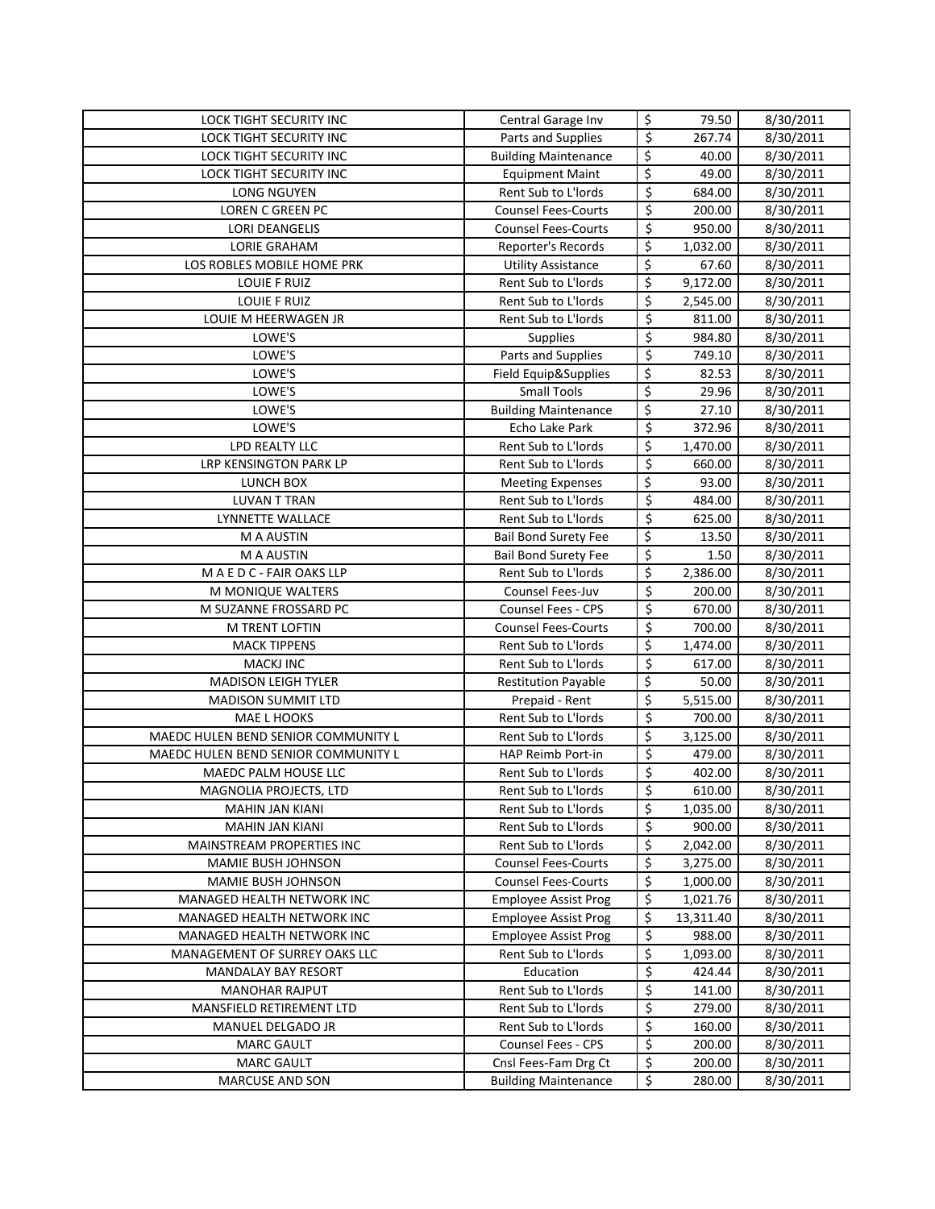| | | | | |
|---|---|---|---|---|
| LOCK TIGHT SECURITY INC | Central Garage Inv | $ | 79.50 | 8/30/2011 |
| LOCK TIGHT SECURITY INC | Parts and Supplies | $ | 267.74 | 8/30/2011 |
| LOCK TIGHT SECURITY INC | Building Maintenance | $ | 40.00 | 8/30/2011 |
| LOCK TIGHT SECURITY INC | Equipment Maint | $ | 49.00 | 8/30/2011 |
| LONG NGUYEN | Rent Sub to L'lords | $ | 684.00 | 8/30/2011 |
| LOREN C GREEN PC | Counsel Fees-Courts | $ | 200.00 | 8/30/2011 |
| LORI DEANGELIS | Counsel Fees-Courts | $ | 950.00 | 8/30/2011 |
| LORIE GRAHAM | Reporter's Records | $ | 1,032.00 | 8/30/2011 |
| LOS ROBLES MOBILE HOME PRK | Utility Assistance | $ | 67.60 | 8/30/2011 |
| LOUIE F RUIZ | Rent Sub to L'lords | $ | 9,172.00 | 8/30/2011 |
| LOUIE F RUIZ | Rent Sub to L'lords | $ | 2,545.00 | 8/30/2011 |
| LOUIE M HEERWAGEN JR | Rent Sub to L'lords | $ | 811.00 | 8/30/2011 |
| LOWE'S | Supplies | $ | 984.80 | 8/30/2011 |
| LOWE'S | Parts and Supplies | $ | 749.10 | 8/30/2011 |
| LOWE'S | Field Equip&Supplies | $ | 82.53 | 8/30/2011 |
| LOWE'S | Small Tools | $ | 29.96 | 8/30/2011 |
| LOWE'S | Building Maintenance | $ | 27.10 | 8/30/2011 |
| LOWE'S | Echo Lake Park | $ | 372.96 | 8/30/2011 |
| LPD REALTY LLC | Rent Sub to L'lords | $ | 1,470.00 | 8/30/2011 |
| LRP KENSINGTON PARK LP | Rent Sub to L'lords | $ | 660.00 | 8/30/2011 |
| LUNCH BOX | Meeting Expenses | $ | 93.00 | 8/30/2011 |
| LUVAN T TRAN | Rent Sub to L'lords | $ | 484.00 | 8/30/2011 |
| LYNNETTE WALLACE | Rent Sub to L'lords | $ | 625.00 | 8/30/2011 |
| M A AUSTIN | Bail Bond Surety Fee | $ | 13.50 | 8/30/2011 |
| M A AUSTIN | Bail Bond Surety Fee | $ | 1.50 | 8/30/2011 |
| M A E D C - FAIR OAKS LLP | Rent Sub to L'lords | $ | 2,386.00 | 8/30/2011 |
| M MONIQUE WALTERS | Counsel Fees-Juv | $ | 200.00 | 8/30/2011 |
| M SUZANNE FROSSARD PC | Counsel Fees - CPS | $ | 670.00 | 8/30/2011 |
| M TRENT LOFTIN | Counsel Fees-Courts | $ | 700.00 | 8/30/2011 |
| MACK TIPPENS | Rent Sub to L'lords | $ | 1,474.00 | 8/30/2011 |
| MACKJ INC | Rent Sub to L'lords | $ | 617.00 | 8/30/2011 |
| MADISON LEIGH TYLER | Restitution Payable | $ | 50.00 | 8/30/2011 |
| MADISON SUMMIT LTD | Prepaid - Rent | $ | 5,515.00 | 8/30/2011 |
| MAE L HOOKS | Rent Sub to L'lords | $ | 700.00 | 8/30/2011 |
| MAEDC HULEN BEND SENIOR COMMUNITY L | Rent Sub to L'lords | $ | 3,125.00 | 8/30/2011 |
| MAEDC HULEN BEND SENIOR COMMUNITY L | HAP Reimb Port-in | $ | 479.00 | 8/30/2011 |
| MAEDC PALM HOUSE LLC | Rent Sub to L'lords | $ | 402.00 | 8/30/2011 |
| MAGNOLIA PROJECTS, LTD | Rent Sub to L'lords | $ | 610.00 | 8/30/2011 |
| MAHIN JAN KIANI | Rent Sub to L'lords | $ | 1,035.00 | 8/30/2011 |
| MAHIN JAN KIANI | Rent Sub to L'lords | $ | 900.00 | 8/30/2011 |
| MAINSTREAM PROPERTIES INC | Rent Sub to L'lords | $ | 2,042.00 | 8/30/2011 |
| MAMIE BUSH JOHNSON | Counsel Fees-Courts | $ | 3,275.00 | 8/30/2011 |
| MAMIE BUSH JOHNSON | Counsel Fees-Courts | $ | 1,000.00 | 8/30/2011 |
| MANAGED HEALTH NETWORK INC | Employee Assist Prog | $ | 1,021.76 | 8/30/2011 |
| MANAGED HEALTH NETWORK INC | Employee Assist Prog | $ | 13,311.40 | 8/30/2011 |
| MANAGED HEALTH NETWORK INC | Employee Assist Prog | $ | 988.00 | 8/30/2011 |
| MANAGEMENT OF SURREY OAKS LLC | Rent Sub to L'lords | $ | 1,093.00 | 8/30/2011 |
| MANDALAY BAY RESORT | Education | $ | 424.44 | 8/30/2011 |
| MANOHAR RAJPUT | Rent Sub to L'lords | $ | 141.00 | 8/30/2011 |
| MANSFIELD RETIREMENT LTD | Rent Sub to L'lords | $ | 279.00 | 8/30/2011 |
| MANUEL DELGADO JR | Rent Sub to L'lords | $ | 160.00 | 8/30/2011 |
| MARC GAULT | Counsel Fees - CPS | $ | 200.00 | 8/30/2011 |
| MARC GAULT | Cnsl Fees-Fam Drg Ct | $ | 200.00 | 8/30/2011 |
| MARCUSE AND SON | Building Maintenance | $ | 280.00 | 8/30/2011 |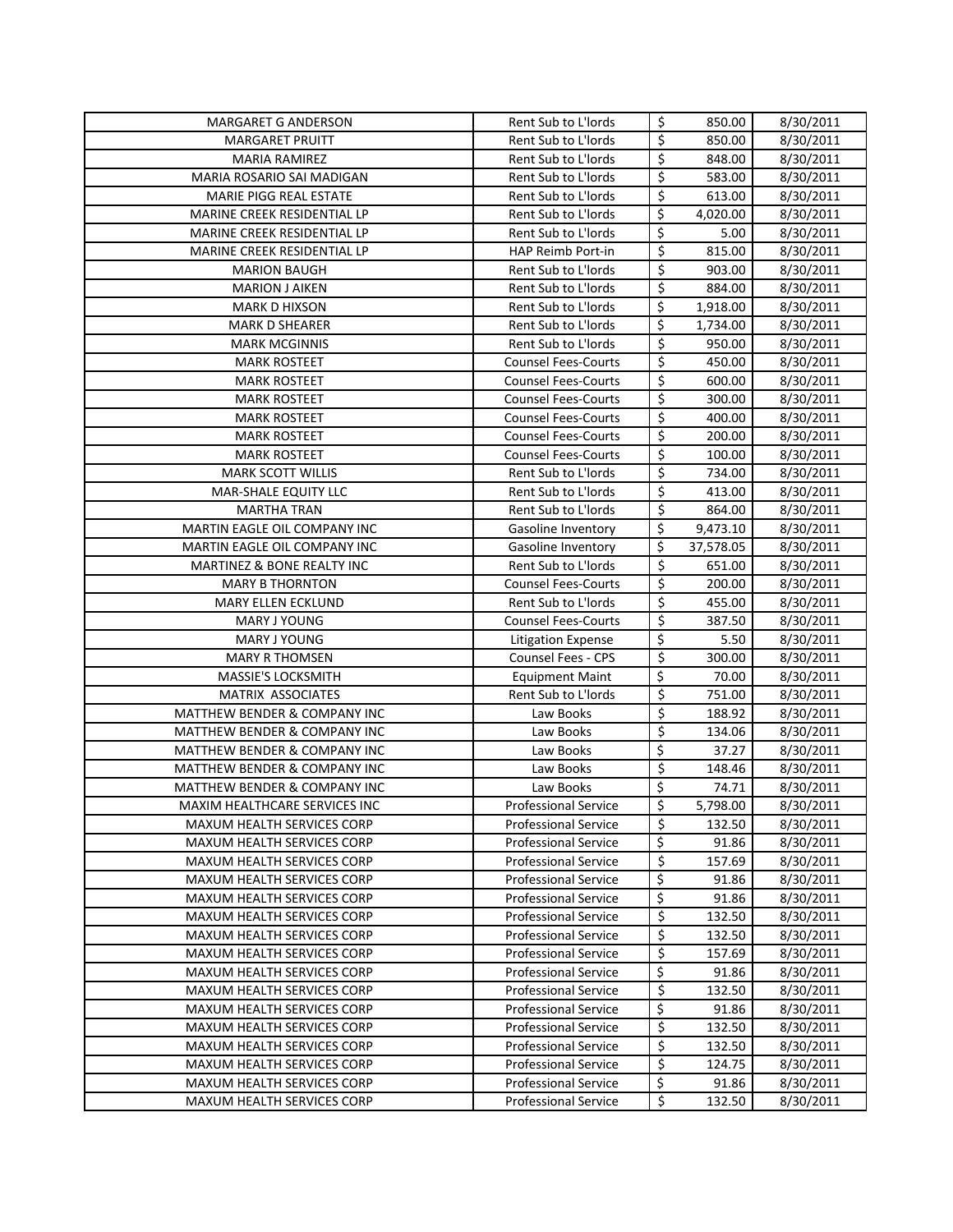| MARGARET G ANDERSON | Rent Sub to L'lords | $ | 850.00 | 8/30/2011 |
|---|---|---|---|---|
| MARGARET PRUITT | Rent Sub to L'lords | $ | 850.00 | 8/30/2011 |
| MARIA RAMIREZ | Rent Sub to L'lords | $ | 848.00 | 8/30/2011 |
| MARIA ROSARIO SAI MADIGAN | Rent Sub to L'lords | $ | 583.00 | 8/30/2011 |
| MARIE PIGG REAL ESTATE | Rent Sub to L'lords | $ | 613.00 | 8/30/2011 |
| MARINE CREEK RESIDENTIAL LP | Rent Sub to L'lords | $ | 4,020.00 | 8/30/2011 |
| MARINE CREEK RESIDENTIAL LP | Rent Sub to L'lords | $ | 5.00 | 8/30/2011 |
| MARINE CREEK RESIDENTIAL LP | HAP Reimb Port-in | $ | 815.00 | 8/30/2011 |
| MARION BAUGH | Rent Sub to L'lords | $ | 903.00 | 8/30/2011 |
| MARION J AIKEN | Rent Sub to L'lords | $ | 884.00 | 8/30/2011 |
| MARK D HIXSON | Rent Sub to L'lords | $ | 1,918.00 | 8/30/2011 |
| MARK D SHEARER | Rent Sub to L'lords | $ | 1,734.00 | 8/30/2011 |
| MARK MCGINNIS | Rent Sub to L'lords | $ | 950.00 | 8/30/2011 |
| MARK ROSTEET | Counsel Fees-Courts | $ | 450.00 | 8/30/2011 |
| MARK ROSTEET | Counsel Fees-Courts | $ | 600.00 | 8/30/2011 |
| MARK ROSTEET | Counsel Fees-Courts | $ | 300.00 | 8/30/2011 |
| MARK ROSTEET | Counsel Fees-Courts | $ | 400.00 | 8/30/2011 |
| MARK ROSTEET | Counsel Fees-Courts | $ | 200.00 | 8/30/2011 |
| MARK ROSTEET | Counsel Fees-Courts | $ | 100.00 | 8/30/2011 |
| MARK SCOTT WILLIS | Rent Sub to L'lords | $ | 734.00 | 8/30/2011 |
| MAR-SHALE EQUITY LLC | Rent Sub to L'lords | $ | 413.00 | 8/30/2011 |
| MARTHA TRAN | Rent Sub to L'lords | $ | 864.00 | 8/30/2011 |
| MARTIN EAGLE OIL COMPANY INC | Gasoline Inventory | $ | 9,473.10 | 8/30/2011 |
| MARTIN EAGLE OIL COMPANY INC | Gasoline Inventory | $ | 37,578.05 | 8/30/2011 |
| MARTINEZ & BONE REALTY INC | Rent Sub to L'lords | $ | 651.00 | 8/30/2011 |
| MARY B THORNTON | Counsel Fees-Courts | $ | 200.00 | 8/30/2011 |
| MARY ELLEN ECKLUND | Rent Sub to L'lords | $ | 455.00 | 8/30/2011 |
| MARY J YOUNG | Counsel Fees-Courts | $ | 387.50 | 8/30/2011 |
| MARY J YOUNG | Litigation Expense | $ | 5.50 | 8/30/2011 |
| MARY R THOMSEN | Counsel Fees - CPS | $ | 300.00 | 8/30/2011 |
| MASSIE'S LOCKSMITH | Equipment Maint | $ | 70.00 | 8/30/2011 |
| MATRIX ASSOCIATES | Rent Sub to L'lords | $ | 751.00 | 8/30/2011 |
| MATTHEW BENDER & COMPANY INC | Law Books | $ | 188.92 | 8/30/2011 |
| MATTHEW BENDER & COMPANY INC | Law Books | $ | 134.06 | 8/30/2011 |
| MATTHEW BENDER & COMPANY INC | Law Books | $ | 37.27 | 8/30/2011 |
| MATTHEW BENDER & COMPANY INC | Law Books | $ | 148.46 | 8/30/2011 |
| MATTHEW BENDER & COMPANY INC | Law Books | $ | 74.71 | 8/30/2011 |
| MAXIM HEALTHCARE SERVICES INC | Professional Service | $ | 5,798.00 | 8/30/2011 |
| MAXUM HEALTH SERVICES CORP | Professional Service | $ | 132.50 | 8/30/2011 |
| MAXUM HEALTH SERVICES CORP | Professional Service | $ | 91.86 | 8/30/2011 |
| MAXUM HEALTH SERVICES CORP | Professional Service | $ | 157.69 | 8/30/2011 |
| MAXUM HEALTH SERVICES CORP | Professional Service | $ | 91.86 | 8/30/2011 |
| MAXUM HEALTH SERVICES CORP | Professional Service | $ | 91.86 | 8/30/2011 |
| MAXUM HEALTH SERVICES CORP | Professional Service | $ | 132.50 | 8/30/2011 |
| MAXUM HEALTH SERVICES CORP | Professional Service | $ | 132.50 | 8/30/2011 |
| MAXUM HEALTH SERVICES CORP | Professional Service | $ | 157.69 | 8/30/2011 |
| MAXUM HEALTH SERVICES CORP | Professional Service | $ | 91.86 | 8/30/2011 |
| MAXUM HEALTH SERVICES CORP | Professional Service | $ | 132.50 | 8/30/2011 |
| MAXUM HEALTH SERVICES CORP | Professional Service | $ | 91.86 | 8/30/2011 |
| MAXUM HEALTH SERVICES CORP | Professional Service | $ | 132.50 | 8/30/2011 |
| MAXUM HEALTH SERVICES CORP | Professional Service | $ | 132.50 | 8/30/2011 |
| MAXUM HEALTH SERVICES CORP | Professional Service | $ | 124.75 | 8/30/2011 |
| MAXUM HEALTH SERVICES CORP | Professional Service | $ | 91.86 | 8/30/2011 |
| MAXUM HEALTH SERVICES CORP | Professional Service | $ | 132.50 | 8/30/2011 |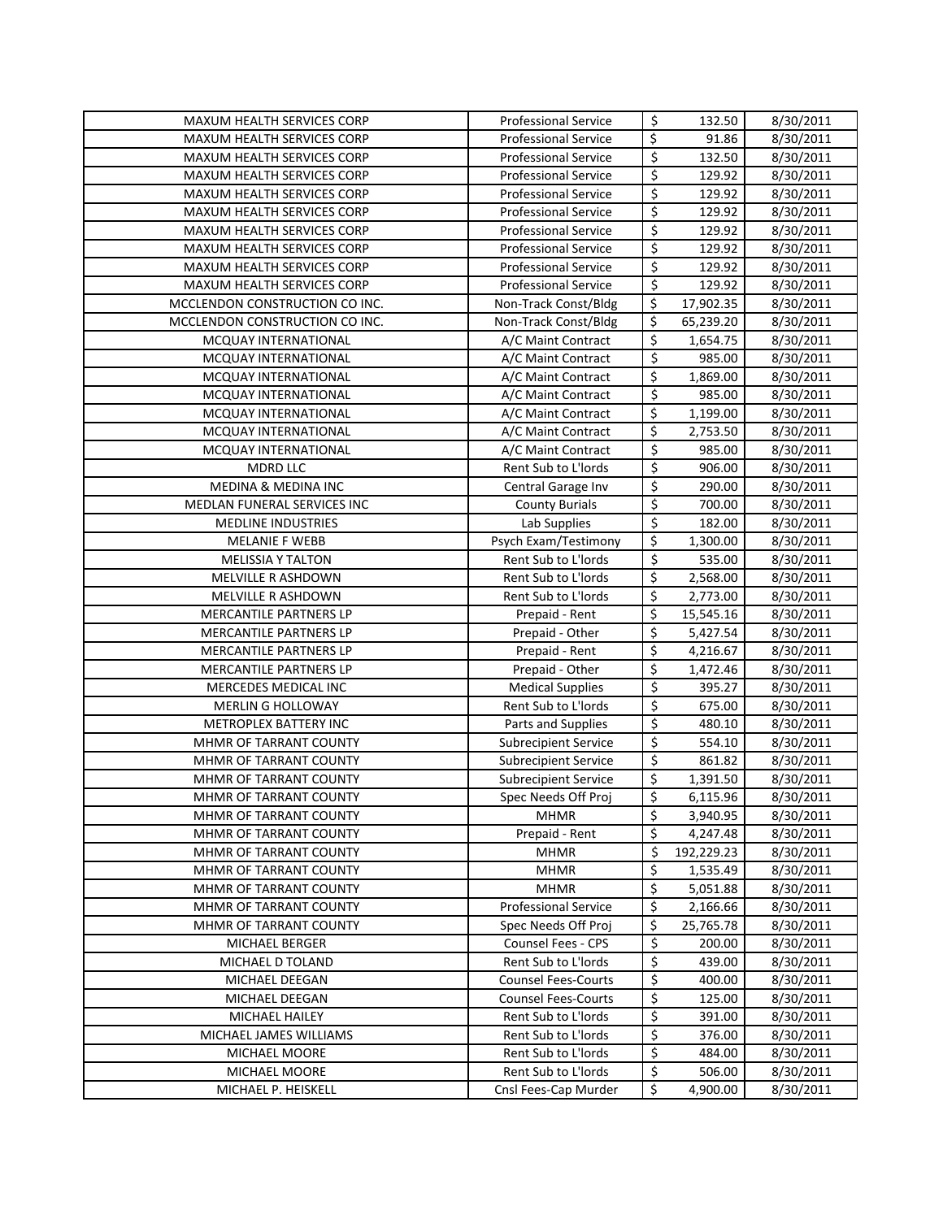| | | | | |
|---|---|---|---|---|
| MAXUM HEALTH SERVICES CORP | Professional Service | $ | 132.50 | 8/30/2011 |
| MAXUM HEALTH SERVICES CORP | Professional Service | $ | 91.86 | 8/30/2011 |
| MAXUM HEALTH SERVICES CORP | Professional Service | $ | 132.50 | 8/30/2011 |
| MAXUM HEALTH SERVICES CORP | Professional Service | $ | 129.92 | 8/30/2011 |
| MAXUM HEALTH SERVICES CORP | Professional Service | $ | 129.92 | 8/30/2011 |
| MAXUM HEALTH SERVICES CORP | Professional Service | $ | 129.92 | 8/30/2011 |
| MAXUM HEALTH SERVICES CORP | Professional Service | $ | 129.92 | 8/30/2011 |
| MAXUM HEALTH SERVICES CORP | Professional Service | $ | 129.92 | 8/30/2011 |
| MAXUM HEALTH SERVICES CORP | Professional Service | $ | 129.92 | 8/30/2011 |
| MAXUM HEALTH SERVICES CORP | Professional Service | $ | 129.92 | 8/30/2011 |
| MCCLENDON CONSTRUCTION CO INC. | Non-Track Const/Bldg | $ | 17,902.35 | 8/30/2011 |
| MCCLENDON CONSTRUCTION CO INC. | Non-Track Const/Bldg | $ | 65,239.20 | 8/30/2011 |
| MCQUAY INTERNATIONAL | A/C Maint Contract | $ | 1,654.75 | 8/30/2011 |
| MCQUAY INTERNATIONAL | A/C Maint Contract | $ | 985.00 | 8/30/2011 |
| MCQUAY INTERNATIONAL | A/C Maint Contract | $ | 1,869.00 | 8/30/2011 |
| MCQUAY INTERNATIONAL | A/C Maint Contract | $ | 985.00 | 8/30/2011 |
| MCQUAY INTERNATIONAL | A/C Maint Contract | $ | 1,199.00 | 8/30/2011 |
| MCQUAY INTERNATIONAL | A/C Maint Contract | $ | 2,753.50 | 8/30/2011 |
| MCQUAY INTERNATIONAL | A/C Maint Contract | $ | 985.00 | 8/30/2011 |
| MDRD LLC | Rent Sub to L'lords | $ | 906.00 | 8/30/2011 |
| MEDINA & MEDINA INC | Central Garage Inv | $ | 290.00 | 8/30/2011 |
| MEDLAN FUNERAL SERVICES INC | County Burials | $ | 700.00 | 8/30/2011 |
| MEDLINE INDUSTRIES | Lab Supplies | $ | 182.00 | 8/30/2011 |
| MELANIE F WEBB | Psych Exam/Testimony | $ | 1,300.00 | 8/30/2011 |
| MELISSIA Y TALTON | Rent Sub to L'lords | $ | 535.00 | 8/30/2011 |
| MELVILLE R ASHDOWN | Rent Sub to L'lords | $ | 2,568.00 | 8/30/2011 |
| MELVILLE R ASHDOWN | Rent Sub to L'lords | $ | 2,773.00 | 8/30/2011 |
| MERCANTILE PARTNERS LP | Prepaid - Rent | $ | 15,545.16 | 8/30/2011 |
| MERCANTILE PARTNERS LP | Prepaid - Other | $ | 5,427.54 | 8/30/2011 |
| MERCANTILE PARTNERS LP | Prepaid - Rent | $ | 4,216.67 | 8/30/2011 |
| MERCANTILE PARTNERS LP | Prepaid - Other | $ | 1,472.46 | 8/30/2011 |
| MERCEDES MEDICAL INC | Medical Supplies | $ | 395.27 | 8/30/2011 |
| MERLIN G HOLLOWAY | Rent Sub to L'lords | $ | 675.00 | 8/30/2011 |
| METROPLEX BATTERY INC | Parts and Supplies | $ | 480.10 | 8/30/2011 |
| MHMR OF TARRANT COUNTY | Subrecipient Service | $ | 554.10 | 8/30/2011 |
| MHMR OF TARRANT COUNTY | Subrecipient Service | $ | 861.82 | 8/30/2011 |
| MHMR OF TARRANT COUNTY | Subrecipient Service | $ | 1,391.50 | 8/30/2011 |
| MHMR OF TARRANT COUNTY | Spec Needs Off Proj | $ | 6,115.96 | 8/30/2011 |
| MHMR OF TARRANT COUNTY | MHMR | $ | 3,940.95 | 8/30/2011 |
| MHMR OF TARRANT COUNTY | Prepaid - Rent | $ | 4,247.48 | 8/30/2011 |
| MHMR OF TARRANT COUNTY | MHMR | $ | 192,229.23 | 8/30/2011 |
| MHMR OF TARRANT COUNTY | MHMR | $ | 1,535.49 | 8/30/2011 |
| MHMR OF TARRANT COUNTY | MHMR | $ | 5,051.88 | 8/30/2011 |
| MHMR OF TARRANT COUNTY | Professional Service | $ | 2,166.66 | 8/30/2011 |
| MHMR OF TARRANT COUNTY | Spec Needs Off Proj | $ | 25,765.78 | 8/30/2011 |
| MICHAEL BERGER | Counsel Fees - CPS | $ | 200.00 | 8/30/2011 |
| MICHAEL D TOLAND | Rent Sub to L'lords | $ | 439.00 | 8/30/2011 |
| MICHAEL DEEGAN | Counsel Fees-Courts | $ | 400.00 | 8/30/2011 |
| MICHAEL DEEGAN | Counsel Fees-Courts | $ | 125.00 | 8/30/2011 |
| MICHAEL HAILEY | Rent Sub to L'lords | $ | 391.00 | 8/30/2011 |
| MICHAEL JAMES WILLIAMS | Rent Sub to L'lords | $ | 376.00 | 8/30/2011 |
| MICHAEL MOORE | Rent Sub to L'lords | $ | 484.00 | 8/30/2011 |
| MICHAEL MOORE | Rent Sub to L'lords | $ | 506.00 | 8/30/2011 |
| MICHAEL P. HEISKELL | Cnsl Fees-Cap Murder | $ | 4,900.00 | 8/30/2011 |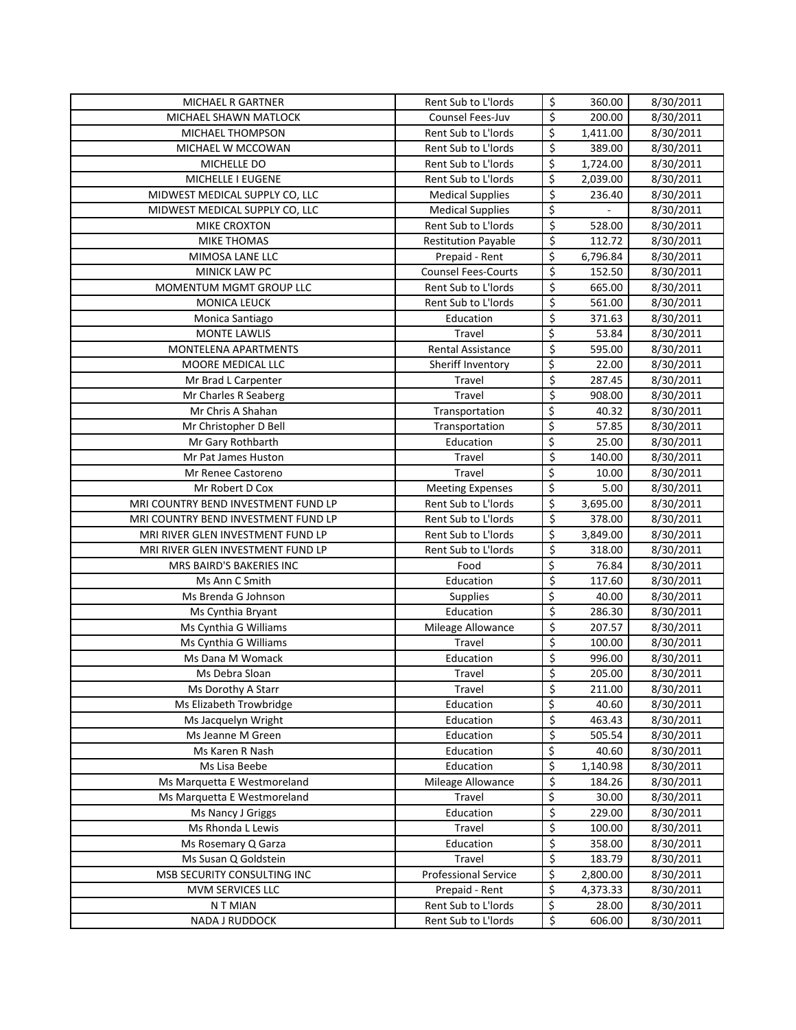| | | | | |
|---|---|---|---|---|
| MICHAEL R GARTNER | Rent Sub to L'lords | $ | 360.00 | 8/30/2011 |
| MICHAEL SHAWN MATLOCK | Counsel Fees-Juv | $ | 200.00 | 8/30/2011 |
| MICHAEL THOMPSON | Rent Sub to L'lords | $ | 1,411.00 | 8/30/2011 |
| MICHAEL W MCCOWAN | Rent Sub to L'lords | $ | 389.00 | 8/30/2011 |
| MICHELLE DO | Rent Sub to L'lords | $ | 1,724.00 | 8/30/2011 |
| MICHELLE I EUGENE | Rent Sub to L'lords | $ | 2,039.00 | 8/30/2011 |
| MIDWEST MEDICAL SUPPLY CO, LLC | Medical Supplies | $ | 236.40 | 8/30/2011 |
| MIDWEST MEDICAL SUPPLY CO, LLC | Medical Supplies | $ | - | 8/30/2011 |
| MIKE CROXTON | Rent Sub to L'lords | $ | 528.00 | 8/30/2011 |
| MIKE THOMAS | Restitution Payable | $ | 112.72 | 8/30/2011 |
| MIMOSA LANE LLC | Prepaid - Rent | $ | 6,796.84 | 8/30/2011 |
| MINICK LAW PC | Counsel Fees-Courts | $ | 152.50 | 8/30/2011 |
| MOMENTUM MGMT GROUP LLC | Rent Sub to L'lords | $ | 665.00 | 8/30/2011 |
| MONICA LEUCK | Rent Sub to L'lords | $ | 561.00 | 8/30/2011 |
| Monica Santiago | Education | $ | 371.63 | 8/30/2011 |
| MONTE LAWLIS | Travel | $ | 53.84 | 8/30/2011 |
| MONTELENA APARTMENTS | Rental Assistance | $ | 595.00 | 8/30/2011 |
| MOORE MEDICAL LLC | Sheriff Inventory | $ | 22.00 | 8/30/2011 |
| Mr Brad L Carpenter | Travel | $ | 287.45 | 8/30/2011 |
| Mr Charles R Seaberg | Travel | $ | 908.00 | 8/30/2011 |
| Mr Chris A Shahan | Transportation | $ | 40.32 | 8/30/2011 |
| Mr Christopher D Bell | Transportation | $ | 57.85 | 8/30/2011 |
| Mr Gary Rothbarth | Education | $ | 25.00 | 8/30/2011 |
| Mr Pat James Huston | Travel | $ | 140.00 | 8/30/2011 |
| Mr Renee Castoreno | Travel | $ | 10.00 | 8/30/2011 |
| Mr Robert D Cox | Meeting Expenses | $ | 5.00 | 8/30/2011 |
| MRI COUNTRY BEND INVESTMENT FUND LP | Rent Sub to L'lords | $ | 3,695.00 | 8/30/2011 |
| MRI COUNTRY BEND INVESTMENT FUND LP | Rent Sub to L'lords | $ | 378.00 | 8/30/2011 |
| MRI RIVER GLEN INVESTMENT FUND LP | Rent Sub to L'lords | $ | 3,849.00 | 8/30/2011 |
| MRI RIVER GLEN INVESTMENT FUND LP | Rent Sub to L'lords | $ | 318.00 | 8/30/2011 |
| MRS BAIRD'S BAKERIES INC | Food | $ | 76.84 | 8/30/2011 |
| Ms Ann C Smith | Education | $ | 117.60 | 8/30/2011 |
| Ms Brenda G Johnson | Supplies | $ | 40.00 | 8/30/2011 |
| Ms Cynthia Bryant | Education | $ | 286.30 | 8/30/2011 |
| Ms Cynthia G Williams | Mileage Allowance | $ | 207.57 | 8/30/2011 |
| Ms Cynthia G Williams | Travel | $ | 100.00 | 8/30/2011 |
| Ms Dana M Womack | Education | $ | 996.00 | 8/30/2011 |
| Ms Debra Sloan | Travel | $ | 205.00 | 8/30/2011 |
| Ms Dorothy A Starr | Travel | $ | 211.00 | 8/30/2011 |
| Ms Elizabeth Trowbridge | Education | $ | 40.60 | 8/30/2011 |
| Ms Jacquelyn Wright | Education | $ | 463.43 | 8/30/2011 |
| Ms Jeanne M Green | Education | $ | 505.54 | 8/30/2011 |
| Ms Karen R Nash | Education | $ | 40.60 | 8/30/2011 |
| Ms Lisa Beebe | Education | $ | 1,140.98 | 8/30/2011 |
| Ms Marquetta E Westmoreland | Mileage Allowance | $ | 184.26 | 8/30/2011 |
| Ms Marquetta E Westmoreland | Travel | $ | 30.00 | 8/30/2011 |
| Ms Nancy J Griggs | Education | $ | 229.00 | 8/30/2011 |
| Ms Rhonda L Lewis | Travel | $ | 100.00 | 8/30/2011 |
| Ms Rosemary Q Garza | Education | $ | 358.00 | 8/30/2011 |
| Ms Susan Q Goldstein | Travel | $ | 183.79 | 8/30/2011 |
| MSB SECURITY CONSULTING INC | Professional Service | $ | 2,800.00 | 8/30/2011 |
| MVM SERVICES LLC | Prepaid - Rent | $ | 4,373.33 | 8/30/2011 |
| N T MIAN | Rent Sub to L'lords | $ | 28.00 | 8/30/2011 |
| NADA J RUDDOCK | Rent Sub to L'lords | $ | 606.00 | 8/30/2011 |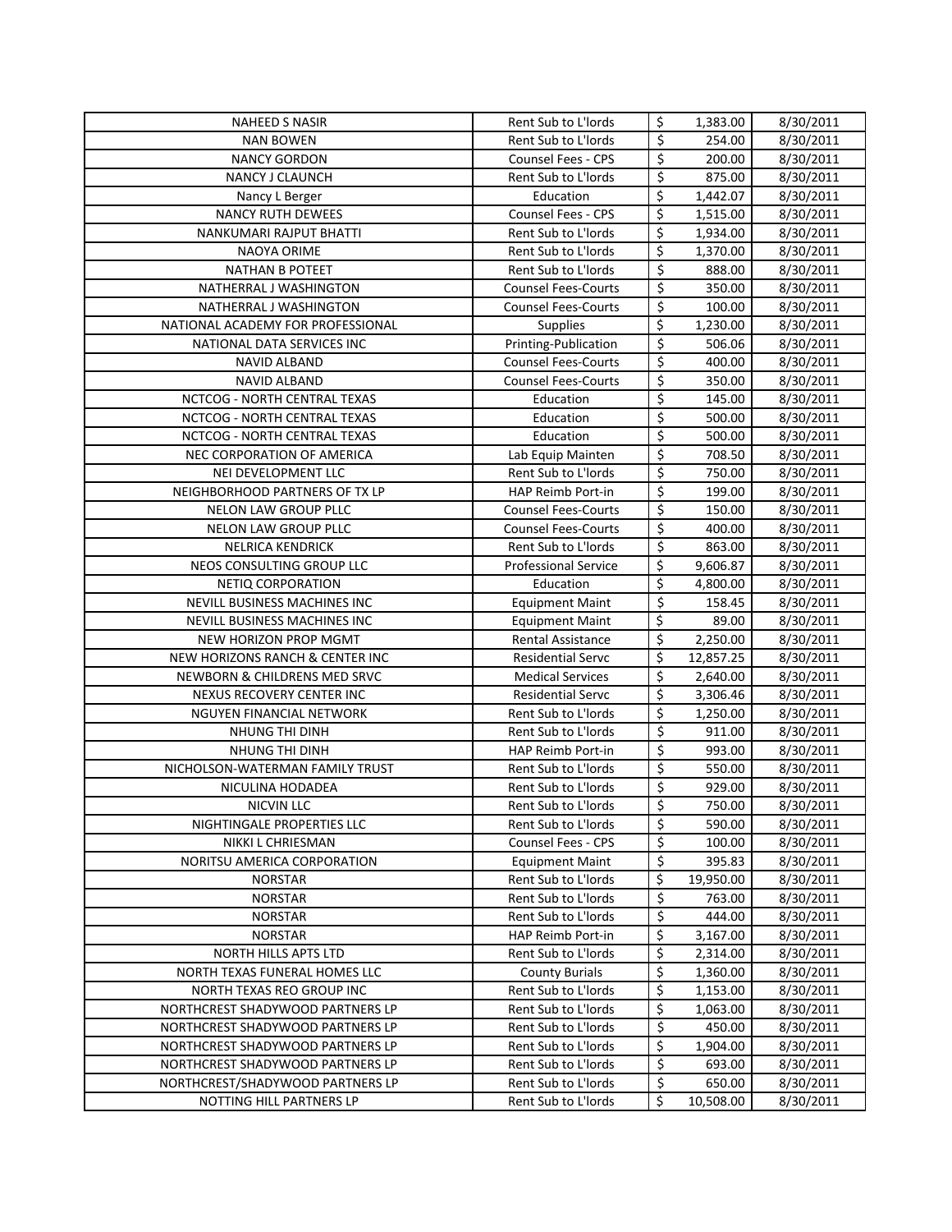| NAHEED S NASIR | Rent Sub to L'lords | $ | 1,383.00 | 8/30/2011 |
|---|---|---|---|---|
| NAN BOWEN | Rent Sub to L'lords | $ | 254.00 | 8/30/2011 |
| NANCY GORDON | Counsel Fees - CPS | $ | 200.00 | 8/30/2011 |
| NANCY J CLAUNCH | Rent Sub to L'lords | $ | 875.00 | 8/30/2011 |
| Nancy L Berger | Education | $ | 1,442.07 | 8/30/2011 |
| NANCY RUTH DEWEES | Counsel Fees - CPS | $ | 1,515.00 | 8/30/2011 |
| NANKUMARI RAJPUT BHATTI | Rent Sub to L'lords | $ | 1,934.00 | 8/30/2011 |
| NAOYA ORIME | Rent Sub to L'lords | $ | 1,370.00 | 8/30/2011 |
| NATHAN B POTEET | Rent Sub to L'lords | $ | 888.00 | 8/30/2011 |
| NATHERRAL J WASHINGTON | Counsel Fees-Courts | $ | 350.00 | 8/30/2011 |
| NATHERRAL J WASHINGTON | Counsel Fees-Courts | $ | 100.00 | 8/30/2011 |
| NATIONAL ACADEMY FOR PROFESSIONAL | Supplies | $ | 1,230.00 | 8/30/2011 |
| NATIONAL DATA SERVICES INC | Printing-Publication | $ | 506.06 | 8/30/2011 |
| NAVID ALBAND | Counsel Fees-Courts | $ | 400.00 | 8/30/2011 |
| NAVID ALBAND | Counsel Fees-Courts | $ | 350.00 | 8/30/2011 |
| NCTCOG - NORTH CENTRAL TEXAS | Education | $ | 145.00 | 8/30/2011 |
| NCTCOG - NORTH CENTRAL TEXAS | Education | $ | 500.00 | 8/30/2011 |
| NCTCOG - NORTH CENTRAL TEXAS | Education | $ | 500.00 | 8/30/2011 |
| NEC CORPORATION OF AMERICA | Lab Equip Mainten | $ | 708.50 | 8/30/2011 |
| NEI DEVELOPMENT LLC | Rent Sub to L'lords | $ | 750.00 | 8/30/2011 |
| NEIGHBORHOOD PARTNERS OF TX LP | HAP Reimb Port-in | $ | 199.00 | 8/30/2011 |
| NELON LAW GROUP PLLC | Counsel Fees-Courts | $ | 150.00 | 8/30/2011 |
| NELON LAW GROUP PLLC | Counsel Fees-Courts | $ | 400.00 | 8/30/2011 |
| NELRICA KENDRICK | Rent Sub to L'lords | $ | 863.00 | 8/30/2011 |
| NEOS CONSULTING GROUP LLC | Professional Service | $ | 9,606.87 | 8/30/2011 |
| NETIQ CORPORATION | Education | $ | 4,800.00 | 8/30/2011 |
| NEVILL BUSINESS MACHINES INC | Equipment Maint | $ | 158.45 | 8/30/2011 |
| NEVILL BUSINESS MACHINES INC | Equipment Maint | $ | 89.00 | 8/30/2011 |
| NEW HORIZON PROP MGMT | Rental Assistance | $ | 2,250.00 | 8/30/2011 |
| NEW HORIZONS RANCH & CENTER INC | Residential Servc | $ | 12,857.25 | 8/30/2011 |
| NEWBORN & CHILDRENS MED SRVC | Medical Services | $ | 2,640.00 | 8/30/2011 |
| NEXUS RECOVERY CENTER INC | Residential Servc | $ | 3,306.46 | 8/30/2011 |
| NGUYEN FINANCIAL NETWORK | Rent Sub to L'lords | $ | 1,250.00 | 8/30/2011 |
| NHUNG THI DINH | Rent Sub to L'lords | $ | 911.00 | 8/30/2011 |
| NHUNG THI DINH | HAP Reimb Port-in | $ | 993.00 | 8/30/2011 |
| NICHOLSON-WATERMAN FAMILY TRUST | Rent Sub to L'lords | $ | 550.00 | 8/30/2011 |
| NICULINA HODADEA | Rent Sub to L'lords | $ | 929.00 | 8/30/2011 |
| NICVIN LLC | Rent Sub to L'lords | $ | 750.00 | 8/30/2011 |
| NIGHTINGALE PROPERTIES LLC | Rent Sub to L'lords | $ | 590.00 | 8/30/2011 |
| NIKKI L CHRIESMAN | Counsel Fees - CPS | $ | 100.00 | 8/30/2011 |
| NORITSU AMERICA CORPORATION | Equipment Maint | $ | 395.83 | 8/30/2011 |
| NORSTAR | Rent Sub to L'lords | $ | 19,950.00 | 8/30/2011 |
| NORSTAR | Rent Sub to L'lords | $ | 763.00 | 8/30/2011 |
| NORSTAR | Rent Sub to L'lords | $ | 444.00 | 8/30/2011 |
| NORSTAR | HAP Reimb Port-in | $ | 3,167.00 | 8/30/2011 |
| NORTH HILLS APTS LTD | Rent Sub to L'lords | $ | 2,314.00 | 8/30/2011 |
| NORTH TEXAS FUNERAL HOMES LLC | County Burials | $ | 1,360.00 | 8/30/2011 |
| NORTH TEXAS REO GROUP INC | Rent Sub to L'lords | $ | 1,153.00 | 8/30/2011 |
| NORTHCREST SHADYWOOD PARTNERS LP | Rent Sub to L'lords | $ | 1,063.00 | 8/30/2011 |
| NORTHCREST SHADYWOOD PARTNERS LP | Rent Sub to L'lords | $ | 450.00 | 8/30/2011 |
| NORTHCREST SHADYWOOD PARTNERS LP | Rent Sub to L'lords | $ | 1,904.00 | 8/30/2011 |
| NORTHCREST SHADYWOOD PARTNERS LP | Rent Sub to L'lords | $ | 693.00 | 8/30/2011 |
| NORTHCREST/SHADYWOOD PARTNERS LP | Rent Sub to L'lords | $ | 650.00 | 8/30/2011 |
| NOTTING HILL PARTNERS LP | Rent Sub to L'lords | $ | 10,508.00 | 8/30/2011 |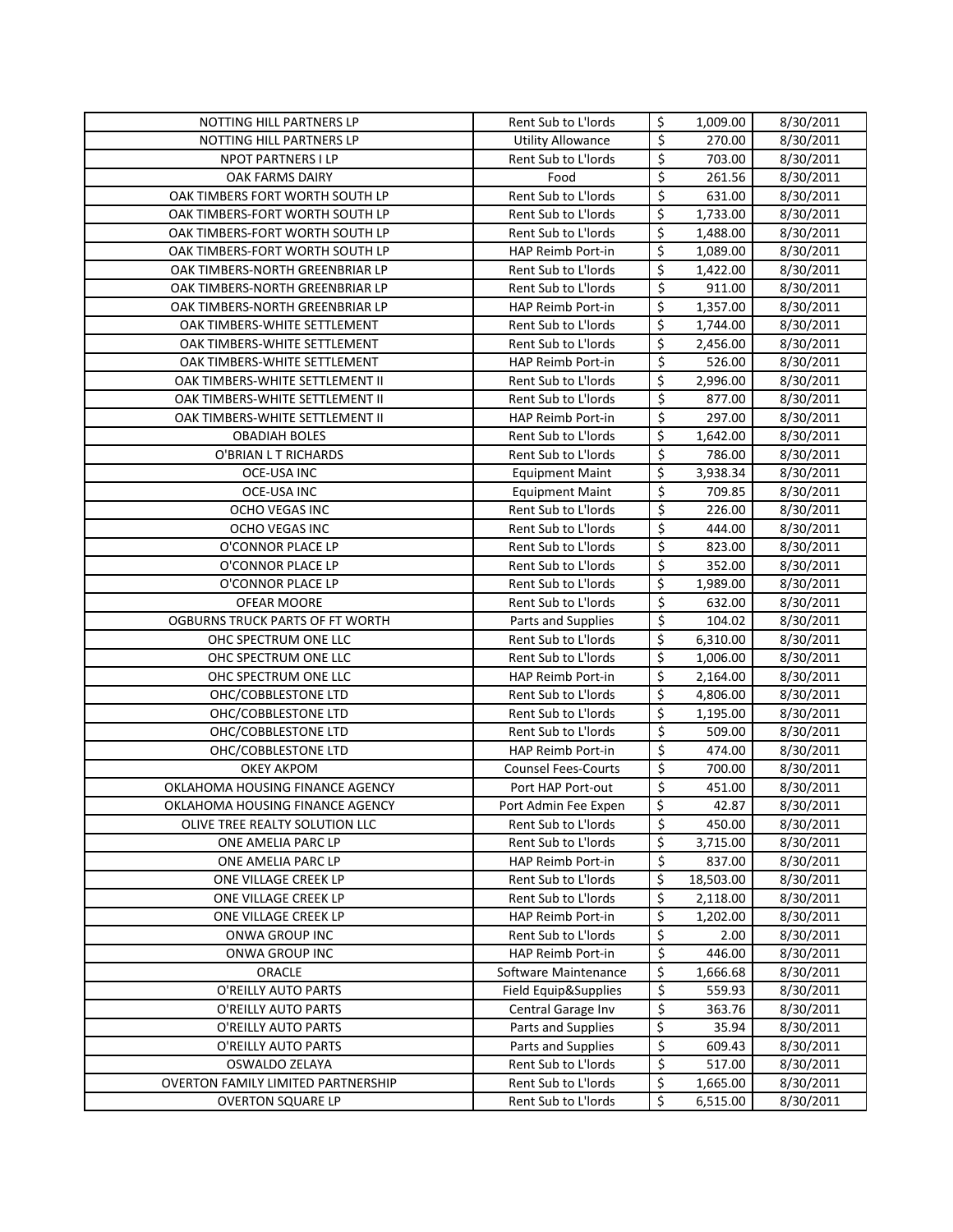| | | | | |
|---|---|---|---|---|
| NOTTING HILL PARTNERS LP | Rent Sub to L'lords | $ | 1,009.00 | 8/30/2011 |
| NOTTING HILL PARTNERS LP | Utility Allowance | $ | 270.00 | 8/30/2011 |
| NPOT PARTNERS I LP | Rent Sub to L'lords | $ | 703.00 | 8/30/2011 |
| OAK FARMS DAIRY | Food | $ | 261.56 | 8/30/2011 |
| OAK TIMBERS FORT WORTH SOUTH LP | Rent Sub to L'lords | $ | 631.00 | 8/30/2011 |
| OAK TIMBERS-FORT WORTH SOUTH LP | Rent Sub to L'lords | $ | 1,733.00 | 8/30/2011 |
| OAK TIMBERS-FORT WORTH SOUTH LP | Rent Sub to L'lords | $ | 1,488.00 | 8/30/2011 |
| OAK TIMBERS-FORT WORTH SOUTH LP | HAP Reimb Port-in | $ | 1,089.00 | 8/30/2011 |
| OAK TIMBERS-NORTH GREENBRIAR LP | Rent Sub to L'lords | $ | 1,422.00 | 8/30/2011 |
| OAK TIMBERS-NORTH GREENBRIAR LP | Rent Sub to L'lords | $ | 911.00 | 8/30/2011 |
| OAK TIMBERS-NORTH GREENBRIAR LP | HAP Reimb Port-in | $ | 1,357.00 | 8/30/2011 |
| OAK TIMBERS-WHITE SETTLEMENT | Rent Sub to L'lords | $ | 1,744.00 | 8/30/2011 |
| OAK TIMBERS-WHITE SETTLEMENT | Rent Sub to L'lords | $ | 2,456.00 | 8/30/2011 |
| OAK TIMBERS-WHITE SETTLEMENT | HAP Reimb Port-in | $ | 526.00 | 8/30/2011 |
| OAK TIMBERS-WHITE SETTLEMENT II | Rent Sub to L'lords | $ | 2,996.00 | 8/30/2011 |
| OAK TIMBERS-WHITE SETTLEMENT II | Rent Sub to L'lords | $ | 877.00 | 8/30/2011 |
| OAK TIMBERS-WHITE SETTLEMENT II | HAP Reimb Port-in | $ | 297.00 | 8/30/2011 |
| OBADIAH BOLES | Rent Sub to L'lords | $ | 1,642.00 | 8/30/2011 |
| O'BRIAN L T RICHARDS | Rent Sub to L'lords | $ | 786.00 | 8/30/2011 |
| OCE-USA INC | Equipment Maint | $ | 3,938.34 | 8/30/2011 |
| OCE-USA INC | Equipment Maint | $ | 709.85 | 8/30/2011 |
| OCHO VEGAS INC | Rent Sub to L'lords | $ | 226.00 | 8/30/2011 |
| OCHO VEGAS INC | Rent Sub to L'lords | $ | 444.00 | 8/30/2011 |
| O'CONNOR PLACE LP | Rent Sub to L'lords | $ | 823.00 | 8/30/2011 |
| O'CONNOR PLACE LP | Rent Sub to L'lords | $ | 352.00 | 8/30/2011 |
| O'CONNOR PLACE LP | Rent Sub to L'lords | $ | 1,989.00 | 8/30/2011 |
| OFEAR MOORE | Rent Sub to L'lords | $ | 632.00 | 8/30/2011 |
| OGBURNS TRUCK PARTS OF FT WORTH | Parts and Supplies | $ | 104.02 | 8/30/2011 |
| OHC SPECTRUM ONE LLC | Rent Sub to L'lords | $ | 6,310.00 | 8/30/2011 |
| OHC SPECTRUM ONE LLC | Rent Sub to L'lords | $ | 1,006.00 | 8/30/2011 |
| OHC SPECTRUM ONE LLC | HAP Reimb Port-in | $ | 2,164.00 | 8/30/2011 |
| OHC/COBBLESTONE LTD | Rent Sub to L'lords | $ | 4,806.00 | 8/30/2011 |
| OHC/COBBLESTONE LTD | Rent Sub to L'lords | $ | 1,195.00 | 8/30/2011 |
| OHC/COBBLESTONE LTD | Rent Sub to L'lords | $ | 509.00 | 8/30/2011 |
| OHC/COBBLESTONE LTD | HAP Reimb Port-in | $ | 474.00 | 8/30/2011 |
| OKEY AKPOM | Counsel Fees-Courts | $ | 700.00 | 8/30/2011 |
| OKLAHOMA HOUSING FINANCE AGENCY | Port HAP Port-out | $ | 451.00 | 8/30/2011 |
| OKLAHOMA HOUSING FINANCE AGENCY | Port Admin Fee Expen | $ | 42.87 | 8/30/2011 |
| OLIVE TREE REALTY SOLUTION LLC | Rent Sub to L'lords | $ | 450.00 | 8/30/2011 |
| ONE AMELIA PARC LP | Rent Sub to L'lords | $ | 3,715.00 | 8/30/2011 |
| ONE AMELIA PARC LP | HAP Reimb Port-in | $ | 837.00 | 8/30/2011 |
| ONE VILLAGE CREEK LP | Rent Sub to L'lords | $ | 18,503.00 | 8/30/2011 |
| ONE VILLAGE CREEK LP | Rent Sub to L'lords | $ | 2,118.00 | 8/30/2011 |
| ONE VILLAGE CREEK LP | HAP Reimb Port-in | $ | 1,202.00 | 8/30/2011 |
| ONWA GROUP INC | Rent Sub to L'lords | $ | 2.00 | 8/30/2011 |
| ONWA GROUP INC | HAP Reimb Port-in | $ | 446.00 | 8/30/2011 |
| ORACLE | Software Maintenance | $ | 1,666.68 | 8/30/2011 |
| O'REILLY AUTO PARTS | Field Equip&Supplies | $ | 559.93 | 8/30/2011 |
| O'REILLY AUTO PARTS | Central Garage Inv | $ | 363.76 | 8/30/2011 |
| O'REILLY AUTO PARTS | Parts and Supplies | $ | 35.94 | 8/30/2011 |
| O'REILLY AUTO PARTS | Parts and Supplies | $ | 609.43 | 8/30/2011 |
| OSWALDO ZELAYA | Rent Sub to L'lords | $ | 517.00 | 8/30/2011 |
| OVERTON FAMILY LIMITED PARTNERSHIP | Rent Sub to L'lords | $ | 1,665.00 | 8/30/2011 |
| OVERTON SQUARE LP | Rent Sub to L'lords | $ | 6,515.00 | 8/30/2011 |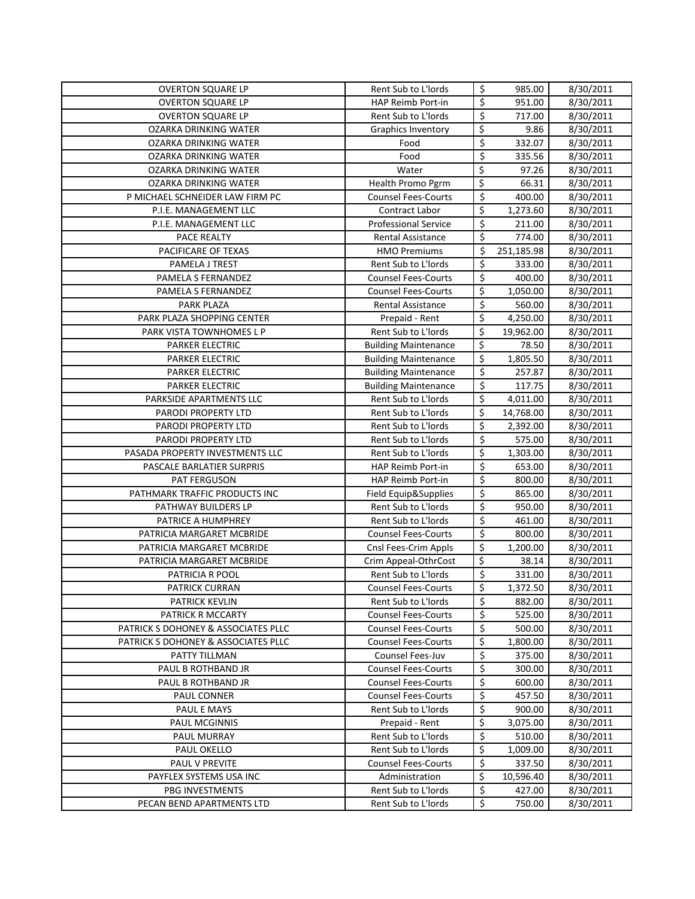| | | | | |
|---|---|---|---|---|
| OVERTON SQUARE LP | Rent Sub to L'lords | $ | 985.00 | 8/30/2011 |
| OVERTON SQUARE LP | HAP Reimb Port-in | $ | 951.00 | 8/30/2011 |
| OVERTON SQUARE LP | Rent Sub to L'lords | $ | 717.00 | 8/30/2011 |
| OZARKA DRINKING WATER | Graphics Inventory | $ | 9.86 | 8/30/2011 |
| OZARKA DRINKING WATER | Food | $ | 332.07 | 8/30/2011 |
| OZARKA DRINKING WATER | Food | $ | 335.56 | 8/30/2011 |
| OZARKA DRINKING WATER | Water | $ | 97.26 | 8/30/2011 |
| OZARKA DRINKING WATER | Health Promo Pgrm | $ | 66.31 | 8/30/2011 |
| P MICHAEL SCHNEIDER LAW FIRM PC | Counsel Fees-Courts | $ | 400.00 | 8/30/2011 |
| P.I.E. MANAGEMENT LLC | Contract Labor | $ | 1,273.60 | 8/30/2011 |
| P.I.E. MANAGEMENT LLC | Professional Service | $ | 211.00 | 8/30/2011 |
| PACE REALTY | Rental Assistance | $ | 774.00 | 8/30/2011 |
| PACIFICARE OF TEXAS | HMO Premiums | $ | 251,185.98 | 8/30/2011 |
| PAMELA J TREST | Rent Sub to L'lords | $ | 333.00 | 8/30/2011 |
| PAMELA S FERNANDEZ | Counsel Fees-Courts | $ | 400.00 | 8/30/2011 |
| PAMELA S FERNANDEZ | Counsel Fees-Courts | $ | 1,050.00 | 8/30/2011 |
| PARK PLAZA | Rental Assistance | $ | 560.00 | 8/30/2011 |
| PARK PLAZA SHOPPING CENTER | Prepaid - Rent | $ | 4,250.00 | 8/30/2011 |
| PARK VISTA TOWNHOMES L P | Rent Sub to L'lords | $ | 19,962.00 | 8/30/2011 |
| PARKER ELECTRIC | Building Maintenance | $ | 78.50 | 8/30/2011 |
| PARKER ELECTRIC | Building Maintenance | $ | 1,805.50 | 8/30/2011 |
| PARKER ELECTRIC | Building Maintenance | $ | 257.87 | 8/30/2011 |
| PARKER ELECTRIC | Building Maintenance | $ | 117.75 | 8/30/2011 |
| PARKSIDE APARTMENTS LLC | Rent Sub to L'lords | $ | 4,011.00 | 8/30/2011 |
| PARODI PROPERTY LTD | Rent Sub to L'lords | $ | 14,768.00 | 8/30/2011 |
| PARODI PROPERTY LTD | Rent Sub to L'lords | $ | 2,392.00 | 8/30/2011 |
| PARODI PROPERTY LTD | Rent Sub to L'lords | $ | 575.00 | 8/30/2011 |
| PASADA PROPERTY INVESTMENTS LLC | Rent Sub to L'lords | $ | 1,303.00 | 8/30/2011 |
| PASCALE BARLATIER SURPRIS | HAP Reimb Port-in | $ | 653.00 | 8/30/2011 |
| PAT FERGUSON | HAP Reimb Port-in | $ | 800.00 | 8/30/2011 |
| PATHMARK TRAFFIC PRODUCTS INC | Field Equip&Supplies | $ | 865.00 | 8/30/2011 |
| PATHWAY BUILDERS LP | Rent Sub to L'lords | $ | 950.00 | 8/30/2011 |
| PATRICE A HUMPHREY | Rent Sub to L'lords | $ | 461.00 | 8/30/2011 |
| PATRICIA MARGARET MCBRIDE | Counsel Fees-Courts | $ | 800.00 | 8/30/2011 |
| PATRICIA MARGARET MCBRIDE | Cnsl Fees-Crim Appls | $ | 1,200.00 | 8/30/2011 |
| PATRICIA MARGARET MCBRIDE | Crim Appeal-OthrCost | $ | 38.14 | 8/30/2011 |
| PATRICIA R POOL | Rent Sub to L'lords | $ | 331.00 | 8/30/2011 |
| PATRICK CURRAN | Counsel Fees-Courts | $ | 1,372.50 | 8/30/2011 |
| PATRICK KEVLIN | Rent Sub to L'lords | $ | 882.00 | 8/30/2011 |
| PATRICK R MCCARTY | Counsel Fees-Courts | $ | 525.00 | 8/30/2011 |
| PATRICK S DOHONEY & ASSOCIATES PLLC | Counsel Fees-Courts | $ | 500.00 | 8/30/2011 |
| PATRICK S DOHONEY & ASSOCIATES PLLC | Counsel Fees-Courts | $ | 1,800.00 | 8/30/2011 |
| PATTY TILLMAN | Counsel Fees-Juv | $ | 375.00 | 8/30/2011 |
| PAUL B ROTHBAND JR | Counsel Fees-Courts | $ | 300.00 | 8/30/2011 |
| PAUL B ROTHBAND JR | Counsel Fees-Courts | $ | 600.00 | 8/30/2011 |
| PAUL CONNER | Counsel Fees-Courts | $ | 457.50 | 8/30/2011 |
| PAUL E MAYS | Rent Sub to L'lords | $ | 900.00 | 8/30/2011 |
| PAUL MCGINNIS | Prepaid - Rent | $ | 3,075.00 | 8/30/2011 |
| PAUL MURRAY | Rent Sub to L'lords | $ | 510.00 | 8/30/2011 |
| PAUL OKELLO | Rent Sub to L'lords | $ | 1,009.00 | 8/30/2011 |
| PAUL V PREVITE | Counsel Fees-Courts | $ | 337.50 | 8/30/2011 |
| PAYFLEX SYSTEMS USA INC | Administration | $ | 10,596.40 | 8/30/2011 |
| PBG INVESTMENTS | Rent Sub to L'lords | $ | 427.00 | 8/30/2011 |
| PECAN BEND APARTMENTS LTD | Rent Sub to L'lords | $ | 750.00 | 8/30/2011 |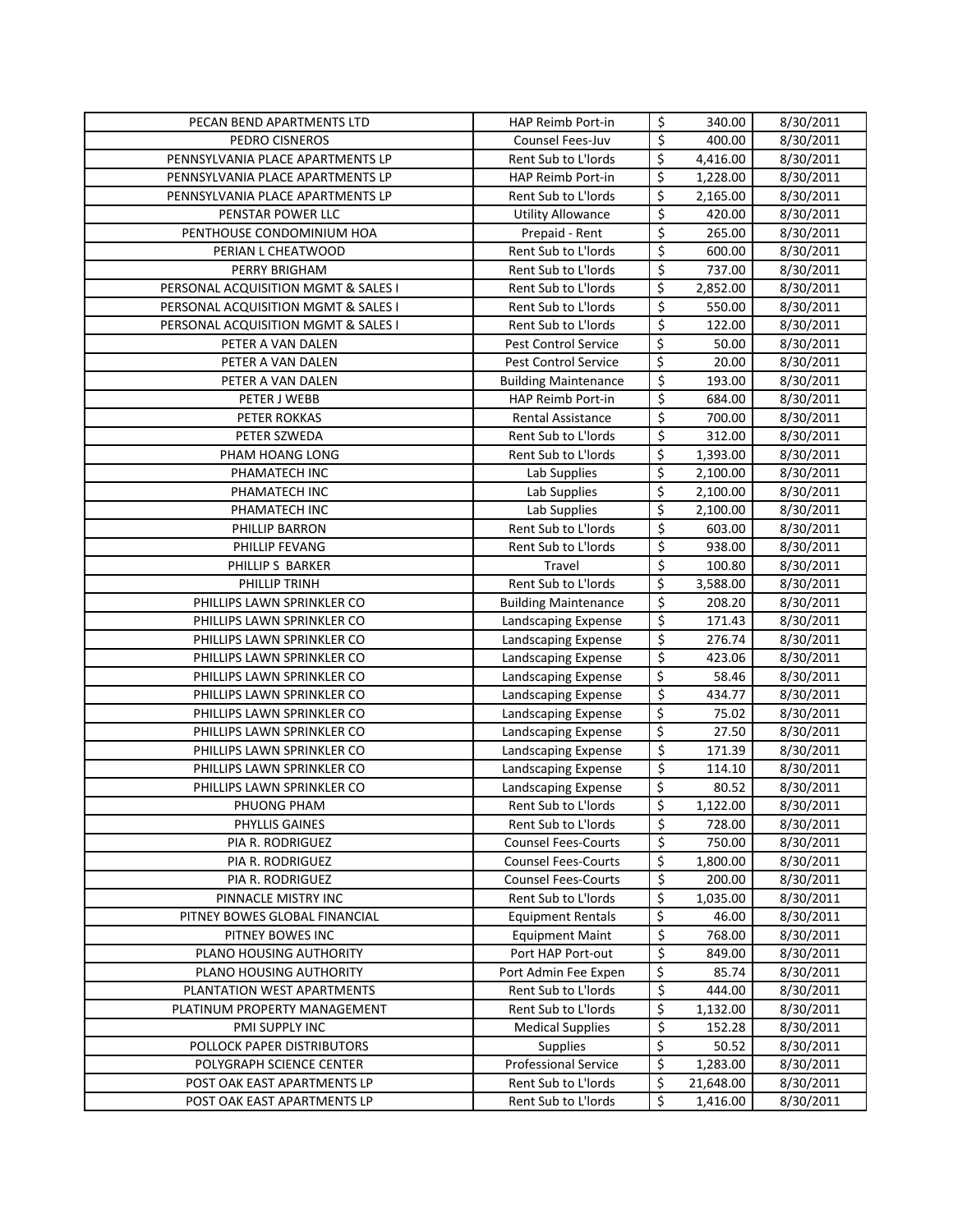| | | | | |
|---|---|---|---|---|
| PECAN BEND APARTMENTS LTD | HAP Reimb Port-in | $ | 340.00 | 8/30/2011 |
| PEDRO CISNEROS | Counsel Fees-Juv | $ | 400.00 | 8/30/2011 |
| PENNSYLVANIA PLACE APARTMENTS LP | Rent Sub to L'lords | $ | 4,416.00 | 8/30/2011 |
| PENNSYLVANIA PLACE APARTMENTS LP | HAP Reimb Port-in | $ | 1,228.00 | 8/30/2011 |
| PENNSYLVANIA PLACE APARTMENTS LP | Rent Sub to L'lords | $ | 2,165.00 | 8/30/2011 |
| PENSTAR POWER LLC | Utility Allowance | $ | 420.00 | 8/30/2011 |
| PENTHOUSE CONDOMINIUM HOA | Prepaid - Rent | $ | 265.00 | 8/30/2011 |
| PERIAN L CHEATWOOD | Rent Sub to L'lords | $ | 600.00 | 8/30/2011 |
| PERRY BRIGHAM | Rent Sub to L'lords | $ | 737.00 | 8/30/2011 |
| PERSONAL ACQUISITION MGMT & SALES I | Rent Sub to L'lords | $ | 2,852.00 | 8/30/2011 |
| PERSONAL ACQUISITION MGMT & SALES I | Rent Sub to L'lords | $ | 550.00 | 8/30/2011 |
| PERSONAL ACQUISITION MGMT & SALES I | Rent Sub to L'lords | $ | 122.00 | 8/30/2011 |
| PETER A VAN DALEN | Pest Control Service | $ | 50.00 | 8/30/2011 |
| PETER A VAN DALEN | Pest Control Service | $ | 20.00 | 8/30/2011 |
| PETER A VAN DALEN | Building Maintenance | $ | 193.00 | 8/30/2011 |
| PETER J WEBB | HAP Reimb Port-in | $ | 684.00 | 8/30/2011 |
| PETER ROKKAS | Rental Assistance | $ | 700.00 | 8/30/2011 |
| PETER SZWEDA | Rent Sub to L'lords | $ | 312.00 | 8/30/2011 |
| PHAM HOANG LONG | Rent Sub to L'lords | $ | 1,393.00 | 8/30/2011 |
| PHAMATECH INC | Lab Supplies | $ | 2,100.00 | 8/30/2011 |
| PHAMATECH INC | Lab Supplies | $ | 2,100.00 | 8/30/2011 |
| PHAMATECH INC | Lab Supplies | $ | 2,100.00 | 8/30/2011 |
| PHILLIP BARRON | Rent Sub to L'lords | $ | 603.00 | 8/30/2011 |
| PHILLIP FEVANG | Rent Sub to L'lords | $ | 938.00 | 8/30/2011 |
| PHILLIP S BARKER | Travel | $ | 100.80 | 8/30/2011 |
| PHILLIP TRINH | Rent Sub to L'lords | $ | 3,588.00 | 8/30/2011 |
| PHILLIPS LAWN SPRINKLER CO | Building Maintenance | $ | 208.20 | 8/30/2011 |
| PHILLIPS LAWN SPRINKLER CO | Landscaping Expense | $ | 171.43 | 8/30/2011 |
| PHILLIPS LAWN SPRINKLER CO | Landscaping Expense | $ | 276.74 | 8/30/2011 |
| PHILLIPS LAWN SPRINKLER CO | Landscaping Expense | $ | 423.06 | 8/30/2011 |
| PHILLIPS LAWN SPRINKLER CO | Landscaping Expense | $ | 58.46 | 8/30/2011 |
| PHILLIPS LAWN SPRINKLER CO | Landscaping Expense | $ | 434.77 | 8/30/2011 |
| PHILLIPS LAWN SPRINKLER CO | Landscaping Expense | $ | 75.02 | 8/30/2011 |
| PHILLIPS LAWN SPRINKLER CO | Landscaping Expense | $ | 27.50 | 8/30/2011 |
| PHILLIPS LAWN SPRINKLER CO | Landscaping Expense | $ | 171.39 | 8/30/2011 |
| PHILLIPS LAWN SPRINKLER CO | Landscaping Expense | $ | 114.10 | 8/30/2011 |
| PHILLIPS LAWN SPRINKLER CO | Landscaping Expense | $ | 80.52 | 8/30/2011 |
| PHUONG PHAM | Rent Sub to L'lords | $ | 1,122.00 | 8/30/2011 |
| PHYLLIS GAINES | Rent Sub to L'lords | $ | 728.00 | 8/30/2011 |
| PIA R. RODRIGUEZ | Counsel Fees-Courts | $ | 750.00 | 8/30/2011 |
| PIA R. RODRIGUEZ | Counsel Fees-Courts | $ | 1,800.00 | 8/30/2011 |
| PIA R. RODRIGUEZ | Counsel Fees-Courts | $ | 200.00 | 8/30/2011 |
| PINNACLE MISTRY INC | Rent Sub to L'lords | $ | 1,035.00 | 8/30/2011 |
| PITNEY BOWES GLOBAL FINANCIAL | Equipment Rentals | $ | 46.00 | 8/30/2011 |
| PITNEY BOWES INC | Equipment Maint | $ | 768.00 | 8/30/2011 |
| PLANO HOUSING AUTHORITY | Port HAP Port-out | $ | 849.00 | 8/30/2011 |
| PLANO HOUSING AUTHORITY | Port Admin Fee Expen | $ | 85.74 | 8/30/2011 |
| PLANTATION WEST APARTMENTS | Rent Sub to L'lords | $ | 444.00 | 8/30/2011 |
| PLATINUM PROPERTY MANAGEMENT | Rent Sub to L'lords | $ | 1,132.00 | 8/30/2011 |
| PMI SUPPLY INC | Medical Supplies | $ | 152.28 | 8/30/2011 |
| POLLOCK PAPER DISTRIBUTORS | Supplies | $ | 50.52 | 8/30/2011 |
| POLYGRAPH SCIENCE CENTER | Professional Service | $ | 1,283.00 | 8/30/2011 |
| POST OAK EAST APARTMENTS LP | Rent Sub to L'lords | $ | 21,648.00 | 8/30/2011 |
| POST OAK EAST APARTMENTS LP | Rent Sub to L'lords | $ | 1,416.00 | 8/30/2011 |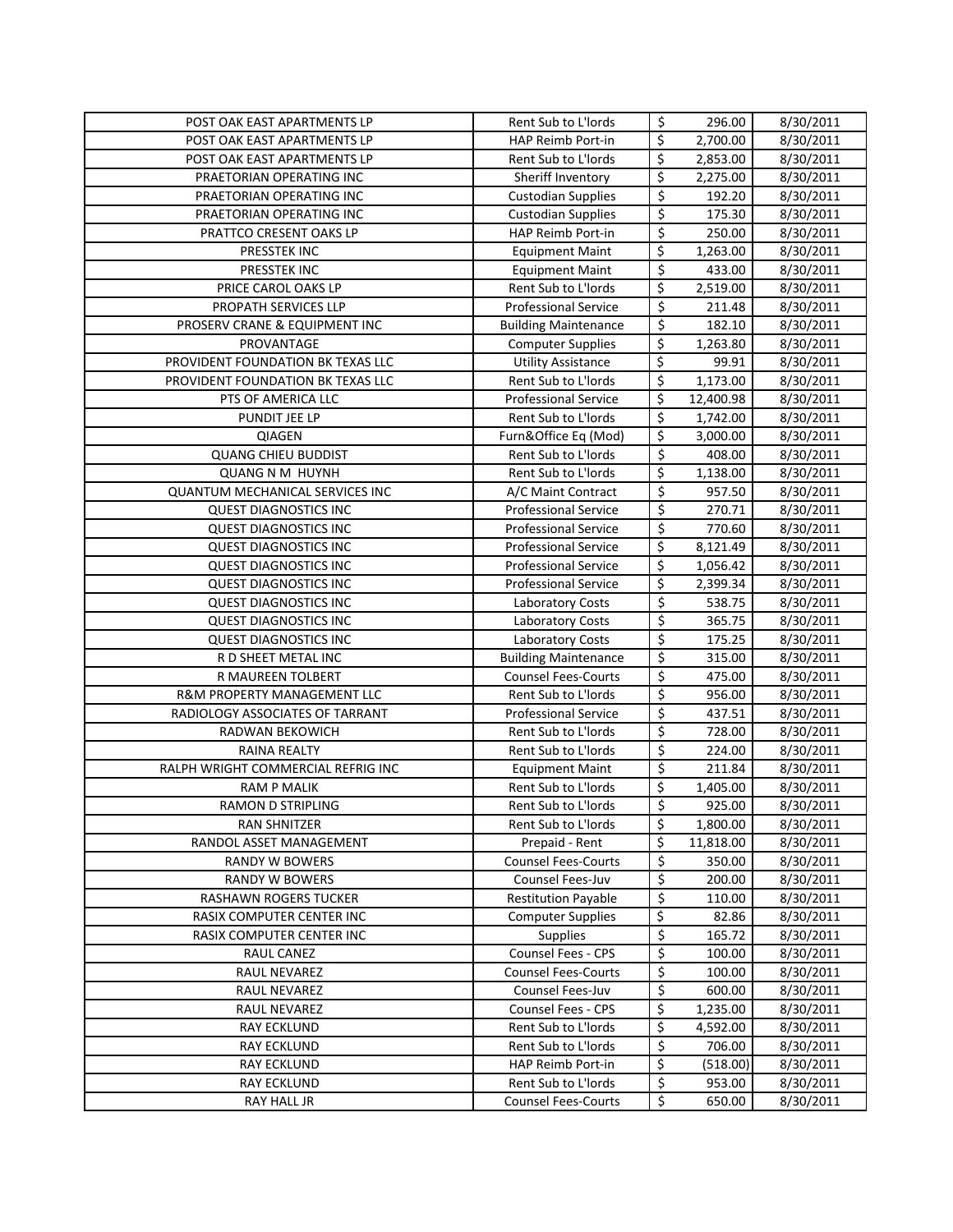| | | | | |
|---|---|---|---|---|
| POST OAK EAST APARTMENTS LP | Rent Sub to L'lords | $ | 296.00 | 8/30/2011 |
| POST OAK EAST APARTMENTS LP | HAP Reimb Port-in | $ | 2,700.00 | 8/30/2011 |
| POST OAK EAST APARTMENTS LP | Rent Sub to L'lords | $ | 2,853.00 | 8/30/2011 |
| PRAETORIAN OPERATING INC | Sheriff Inventory | $ | 2,275.00 | 8/30/2011 |
| PRAETORIAN OPERATING INC | Custodian Supplies | $ | 192.20 | 8/30/2011 |
| PRAETORIAN OPERATING INC | Custodian Supplies | $ | 175.30 | 8/30/2011 |
| PRATTCO CRESENT OAKS LP | HAP Reimb Port-in | $ | 250.00 | 8/30/2011 |
| PRESSTEK INC | Equipment Maint | $ | 1,263.00 | 8/30/2011 |
| PRESSTEK INC | Equipment Maint | $ | 433.00 | 8/30/2011 |
| PRICE CAROL OAKS LP | Rent Sub to L'lords | $ | 2,519.00 | 8/30/2011 |
| PROPATH SERVICES LLP | Professional Service | $ | 211.48 | 8/30/2011 |
| PROSERV CRANE & EQUIPMENT INC | Building Maintenance | $ | 182.10 | 8/30/2011 |
| PROVANTAGE | Computer Supplies | $ | 1,263.80 | 8/30/2011 |
| PROVIDENT FOUNDATION BK TEXAS LLC | Utility Assistance | $ | 99.91 | 8/30/2011 |
| PROVIDENT FOUNDATION BK TEXAS LLC | Rent Sub to L'lords | $ | 1,173.00 | 8/30/2011 |
| PTS OF AMERICA LLC | Professional Service | $ | 12,400.98 | 8/30/2011 |
| PUNDIT JEE LP | Rent Sub to L'lords | $ | 1,742.00 | 8/30/2011 |
| QIAGEN | Furn&Office Eq (Mod) | $ | 3,000.00 | 8/30/2011 |
| QUANG CHIEU BUDDIST | Rent Sub to L'lords | $ | 408.00 | 8/30/2011 |
| QUANG N M HUYNH | Rent Sub to L'lords | $ | 1,138.00 | 8/30/2011 |
| QUANTUM MECHANICAL SERVICES INC | A/C Maint Contract | $ | 957.50 | 8/30/2011 |
| QUEST DIAGNOSTICS INC | Professional Service | $ | 270.71 | 8/30/2011 |
| QUEST DIAGNOSTICS INC | Professional Service | $ | 770.60 | 8/30/2011 |
| QUEST DIAGNOSTICS INC | Professional Service | $ | 8,121.49 | 8/30/2011 |
| QUEST DIAGNOSTICS INC | Professional Service | $ | 1,056.42 | 8/30/2011 |
| QUEST DIAGNOSTICS INC | Professional Service | $ | 2,399.34 | 8/30/2011 |
| QUEST DIAGNOSTICS INC | Laboratory Costs | $ | 538.75 | 8/30/2011 |
| QUEST DIAGNOSTICS INC | Laboratory Costs | $ | 365.75 | 8/30/2011 |
| QUEST DIAGNOSTICS INC | Laboratory Costs | $ | 175.25 | 8/30/2011 |
| R D SHEET METAL INC | Building Maintenance | $ | 315.00 | 8/30/2011 |
| R MAUREEN TOLBERT | Counsel Fees-Courts | $ | 475.00 | 8/30/2011 |
| R&M PROPERTY MANAGEMENT LLC | Rent Sub to L'lords | $ | 956.00 | 8/30/2011 |
| RADIOLOGY ASSOCIATES OF TARRANT | Professional Service | $ | 437.51 | 8/30/2011 |
| RADWAN BEKOWICH | Rent Sub to L'lords | $ | 728.00 | 8/30/2011 |
| RAINA REALTY | Rent Sub to L'lords | $ | 224.00 | 8/30/2011 |
| RALPH WRIGHT COMMERCIAL REFRIG INC | Equipment Maint | $ | 211.84 | 8/30/2011 |
| RAM P MALIK | Rent Sub to L'lords | $ | 1,405.00 | 8/30/2011 |
| RAMON D STRIPLING | Rent Sub to L'lords | $ | 925.00 | 8/30/2011 |
| RAN SHNITZER | Rent Sub to L'lords | $ | 1,800.00 | 8/30/2011 |
| RANDOL ASSET MANAGEMENT | Prepaid - Rent | $ | 11,818.00 | 8/30/2011 |
| RANDY W BOWERS | Counsel Fees-Courts | $ | 350.00 | 8/30/2011 |
| RANDY W BOWERS | Counsel Fees-Juv | $ | 200.00 | 8/30/2011 |
| RASHAWN ROGERS TUCKER | Restitution Payable | $ | 110.00 | 8/30/2011 |
| RASIX COMPUTER CENTER INC | Computer Supplies | $ | 82.86 | 8/30/2011 |
| RASIX COMPUTER CENTER INC | Supplies | $ | 165.72 | 8/30/2011 |
| RAUL CANEZ | Counsel Fees - CPS | $ | 100.00 | 8/30/2011 |
| RAUL NEVAREZ | Counsel Fees-Courts | $ | 100.00 | 8/30/2011 |
| RAUL NEVAREZ | Counsel Fees-Juv | $ | 600.00 | 8/30/2011 |
| RAUL NEVAREZ | Counsel Fees - CPS | $ | 1,235.00 | 8/30/2011 |
| RAY ECKLUND | Rent Sub to L'lords | $ | 4,592.00 | 8/30/2011 |
| RAY ECKLUND | Rent Sub to L'lords | $ | 706.00 | 8/30/2011 |
| RAY ECKLUND | HAP Reimb Port-in | $ | (518.00) | 8/30/2011 |
| RAY ECKLUND | Rent Sub to L'lords | $ | 953.00 | 8/30/2011 |
| RAY HALL JR | Counsel Fees-Courts | $ | 650.00 | 8/30/2011 |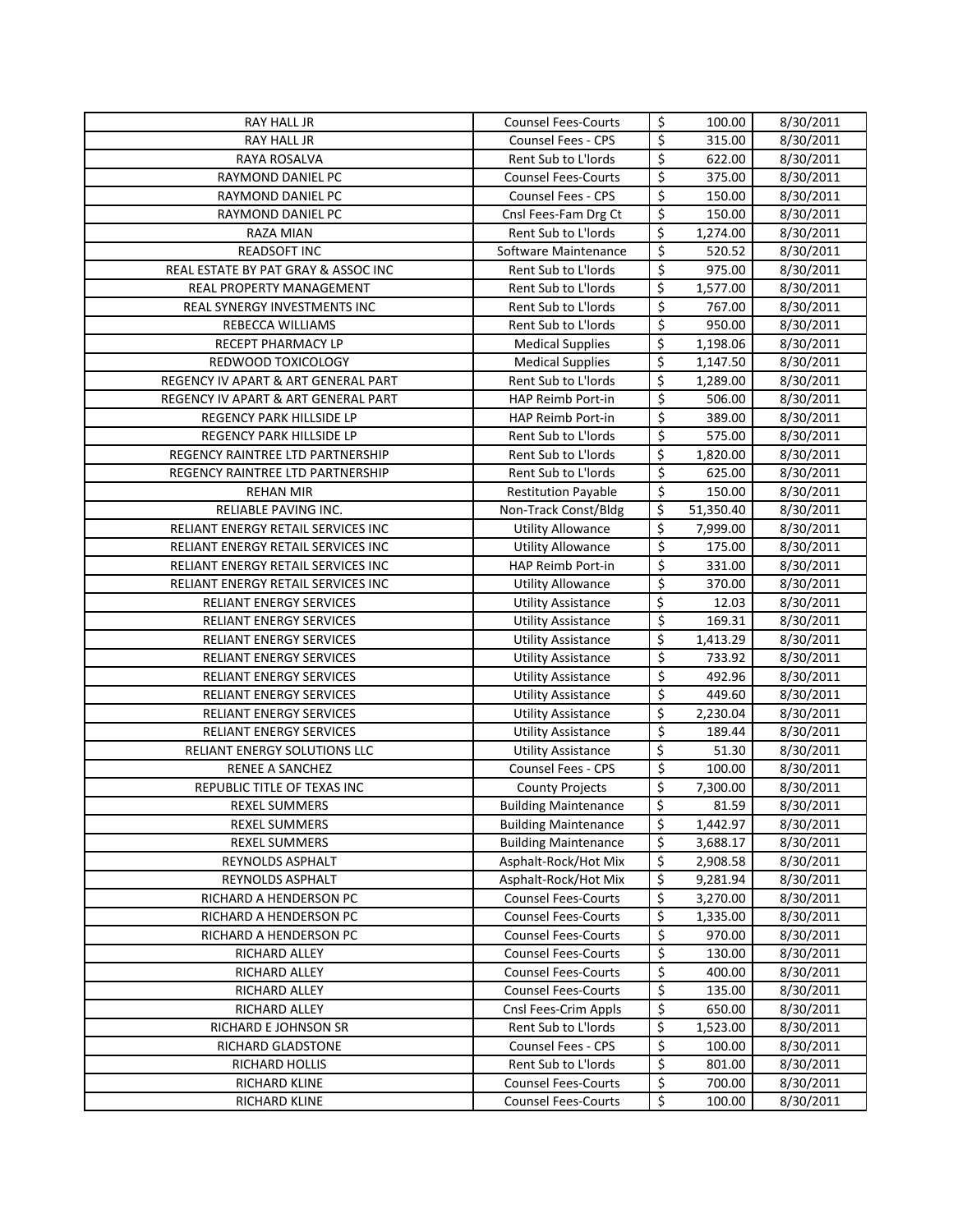| RAY HALL JR | Counsel Fees-Courts | $ | 100.00 | 8/30/2011 |
|---|---|---|---|---|
| RAY HALL JR | Counsel Fees - CPS | $ | 315.00 | 8/30/2011 |
| RAYA ROSALVA | Rent Sub to L'lords | $ | 622.00 | 8/30/2011 |
| RAYMOND DANIEL PC | Counsel Fees-Courts | $ | 375.00 | 8/30/2011 |
| RAYMOND DANIEL PC | Counsel Fees - CPS | $ | 150.00 | 8/30/2011 |
| RAYMOND DANIEL PC | Cnsl Fees-Fam Drg Ct | $ | 150.00 | 8/30/2011 |
| RAZA MIAN | Rent Sub to L'lords | $ | 1,274.00 | 8/30/2011 |
| READSOFT INC | Software Maintenance | $ | 520.52 | 8/30/2011 |
| REAL ESTATE BY PAT GRAY & ASSOC INC | Rent Sub to L'lords | $ | 975.00 | 8/30/2011 |
| REAL PROPERTY MANAGEMENT | Rent Sub to L'lords | $ | 1,577.00 | 8/30/2011 |
| REAL SYNERGY INVESTMENTS INC | Rent Sub to L'lords | $ | 767.00 | 8/30/2011 |
| REBECCA WILLIAMS | Rent Sub to L'lords | $ | 950.00 | 8/30/2011 |
| RECEPT PHARMACY LP | Medical Supplies | $ | 1,198.06 | 8/30/2011 |
| REDWOOD TOXICOLOGY | Medical Supplies | $ | 1,147.50 | 8/30/2011 |
| REGENCY IV APART & ART GENERAL PART | Rent Sub to L'lords | $ | 1,289.00 | 8/30/2011 |
| REGENCY IV APART & ART GENERAL PART | HAP Reimb Port-in | $ | 506.00 | 8/30/2011 |
| REGENCY PARK HILLSIDE LP | HAP Reimb Port-in | $ | 389.00 | 8/30/2011 |
| REGENCY PARK HILLSIDE LP | Rent Sub to L'lords | $ | 575.00 | 8/30/2011 |
| REGENCY RAINTREE LTD PARTNERSHIP | Rent Sub to L'lords | $ | 1,820.00 | 8/30/2011 |
| REGENCY RAINTREE LTD PARTNERSHIP | Rent Sub to L'lords | $ | 625.00 | 8/30/2011 |
| REHAN MIR | Restitution Payable | $ | 150.00 | 8/30/2011 |
| RELIABLE PAVING INC. | Non-Track Const/Bldg | $ | 51,350.40 | 8/30/2011 |
| RELIANT ENERGY RETAIL SERVICES INC | Utility Allowance | $ | 7,999.00 | 8/30/2011 |
| RELIANT ENERGY RETAIL SERVICES INC | Utility Allowance | $ | 175.00 | 8/30/2011 |
| RELIANT ENERGY RETAIL SERVICES INC | HAP Reimb Port-in | $ | 331.00 | 8/30/2011 |
| RELIANT ENERGY RETAIL SERVICES INC | Utility Allowance | $ | 370.00 | 8/30/2011 |
| RELIANT ENERGY SERVICES | Utility Assistance | $ | 12.03 | 8/30/2011 |
| RELIANT ENERGY SERVICES | Utility Assistance | $ | 169.31 | 8/30/2011 |
| RELIANT ENERGY SERVICES | Utility Assistance | $ | 1,413.29 | 8/30/2011 |
| RELIANT ENERGY SERVICES | Utility Assistance | $ | 733.92 | 8/30/2011 |
| RELIANT ENERGY SERVICES | Utility Assistance | $ | 492.96 | 8/30/2011 |
| RELIANT ENERGY SERVICES | Utility Assistance | $ | 449.60 | 8/30/2011 |
| RELIANT ENERGY SERVICES | Utility Assistance | $ | 2,230.04 | 8/30/2011 |
| RELIANT ENERGY SERVICES | Utility Assistance | $ | 189.44 | 8/30/2011 |
| RELIANT ENERGY SOLUTIONS LLC | Utility Assistance | $ | 51.30 | 8/30/2011 |
| RENEE A SANCHEZ | Counsel Fees - CPS | $ | 100.00 | 8/30/2011 |
| REPUBLIC TITLE OF TEXAS INC | County Projects | $ | 7,300.00 | 8/30/2011 |
| REXEL SUMMERS | Building Maintenance | $ | 81.59 | 8/30/2011 |
| REXEL SUMMERS | Building Maintenance | $ | 1,442.97 | 8/30/2011 |
| REXEL SUMMERS | Building Maintenance | $ | 3,688.17 | 8/30/2011 |
| REYNOLDS ASPHALT | Asphalt-Rock/Hot Mix | $ | 2,908.58 | 8/30/2011 |
| REYNOLDS ASPHALT | Asphalt-Rock/Hot Mix | $ | 9,281.94 | 8/30/2011 |
| RICHARD A HENDERSON PC | Counsel Fees-Courts | $ | 3,270.00 | 8/30/2011 |
| RICHARD A HENDERSON PC | Counsel Fees-Courts | $ | 1,335.00 | 8/30/2011 |
| RICHARD A HENDERSON PC | Counsel Fees-Courts | $ | 970.00 | 8/30/2011 |
| RICHARD ALLEY | Counsel Fees-Courts | $ | 130.00 | 8/30/2011 |
| RICHARD ALLEY | Counsel Fees-Courts | $ | 400.00 | 8/30/2011 |
| RICHARD ALLEY | Counsel Fees-Courts | $ | 135.00 | 8/30/2011 |
| RICHARD ALLEY | Cnsl Fees-Crim Appls | $ | 650.00 | 8/30/2011 |
| RICHARD E JOHNSON SR | Rent Sub to L'lords | $ | 1,523.00 | 8/30/2011 |
| RICHARD GLADSTONE | Counsel Fees - CPS | $ | 100.00 | 8/30/2011 |
| RICHARD HOLLIS | Rent Sub to L'lords | $ | 801.00 | 8/30/2011 |
| RICHARD KLINE | Counsel Fees-Courts | $ | 700.00 | 8/30/2011 |
| RICHARD KLINE | Counsel Fees-Courts | $ | 100.00 | 8/30/2011 |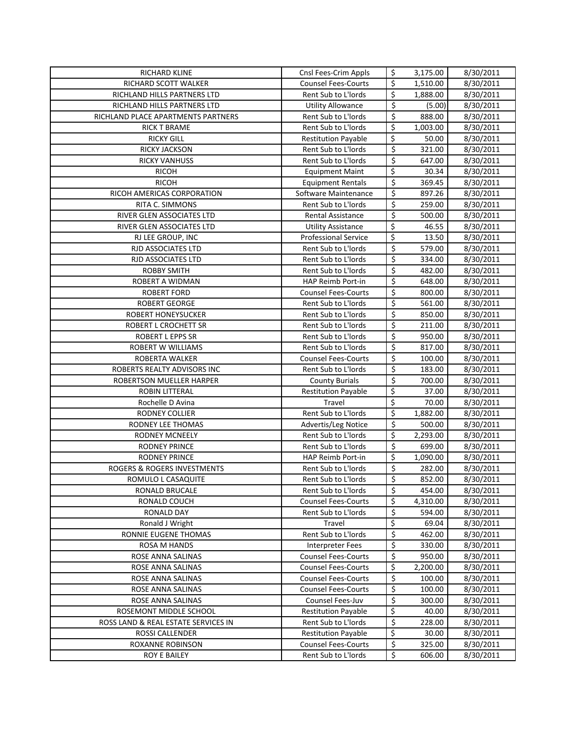| RICHARD KLINE | Cnsl Fees-Crim Appls | $ | 3,175.00 | 8/30/2011 |
|---|---|---|---|---|
| RICHARD SCOTT WALKER | Counsel Fees-Courts | $ | 1,510.00 | 8/30/2011 |
| RICHLAND HILLS PARTNERS LTD | Rent Sub to L'lords | $ | 1,888.00 | 8/30/2011 |
| RICHLAND HILLS PARTNERS LTD | Utility Allowance | $ | (5.00) | 8/30/2011 |
| RICHLAND PLACE APARTMENTS PARTNERS | Rent Sub to L'lords | $ | 888.00 | 8/30/2011 |
| RICK T BRAME | Rent Sub to L'lords | $ | 1,003.00 | 8/30/2011 |
| RICKY GILL | Restitution Payable | $ | 50.00 | 8/30/2011 |
| RICKY JACKSON | Rent Sub to L'lords | $ | 321.00 | 8/30/2011 |
| RICKY VANHUSS | Rent Sub to L'lords | $ | 647.00 | 8/30/2011 |
| RICOH | Equipment Maint | $ | 30.34 | 8/30/2011 |
| RICOH | Equipment Rentals | $ | 369.45 | 8/30/2011 |
| RICOH AMERICAS CORPORATION | Software Maintenance | $ | 897.26 | 8/30/2011 |
| RITA C. SIMMONS | Rent Sub to L'lords | $ | 259.00 | 8/30/2011 |
| RIVER GLEN ASSOCIATES LTD | Rental Assistance | $ | 500.00 | 8/30/2011 |
| RIVER GLEN ASSOCIATES LTD | Utility Assistance | $ | 46.55 | 8/30/2011 |
| RJ LEE GROUP, INC | Professional Service | $ | 13.50 | 8/30/2011 |
| RJD ASSOCIATES LTD | Rent Sub to L'lords | $ | 579.00 | 8/30/2011 |
| RJD ASSOCIATES LTD | Rent Sub to L'lords | $ | 334.00 | 8/30/2011 |
| ROBBY SMITH | Rent Sub to L'lords | $ | 482.00 | 8/30/2011 |
| ROBERT A WIDMAN | HAP Reimb Port-in | $ | 648.00 | 8/30/2011 |
| ROBERT FORD | Counsel Fees-Courts | $ | 800.00 | 8/30/2011 |
| ROBERT GEORGE | Rent Sub to L'lords | $ | 561.00 | 8/30/2011 |
| ROBERT HONEYSUCKER | Rent Sub to L'lords | $ | 850.00 | 8/30/2011 |
| ROBERT L CROCHETT SR | Rent Sub to L'lords | $ | 211.00 | 8/30/2011 |
| ROBERT L EPPS SR | Rent Sub to L'lords | $ | 950.00 | 8/30/2011 |
| ROBERT W WILLIAMS | Rent Sub to L'lords | $ | 817.00 | 8/30/2011 |
| ROBERTA WALKER | Counsel Fees-Courts | $ | 100.00 | 8/30/2011 |
| ROBERTS REALTY ADVISORS INC | Rent Sub to L'lords | $ | 183.00 | 8/30/2011 |
| ROBERTSON MUELLER HARPER | County Burials | $ | 700.00 | 8/30/2011 |
| ROBIN LITTERAL | Restitution Payable | $ | 37.00 | 8/30/2011 |
| Rochelle D Avina | Travel | $ | 70.00 | 8/30/2011 |
| RODNEY COLLIER | Rent Sub to L'lords | $ | 1,882.00 | 8/30/2011 |
| RODNEY LEE THOMAS | Advertis/Leg Notice | $ | 500.00 | 8/30/2011 |
| RODNEY MCNEELY | Rent Sub to L'lords | $ | 2,293.00 | 8/30/2011 |
| RODNEY PRINCE | Rent Sub to L'lords | $ | 699.00 | 8/30/2011 |
| RODNEY PRINCE | HAP Reimb Port-in | $ | 1,090.00 | 8/30/2011 |
| ROGERS & ROGERS INVESTMENTS | Rent Sub to L'lords | $ | 282.00 | 8/30/2011 |
| ROMULO L CASAQUITE | Rent Sub to L'lords | $ | 852.00 | 8/30/2011 |
| RONALD BRUCALE | Rent Sub to L'lords | $ | 454.00 | 8/30/2011 |
| RONALD COUCH | Counsel Fees-Courts | $ | 4,310.00 | 8/30/2011 |
| RONALD DAY | Rent Sub to L'lords | $ | 594.00 | 8/30/2011 |
| Ronald J Wright | Travel | $ | 69.04 | 8/30/2011 |
| RONNIE EUGENE THOMAS | Rent Sub to L'lords | $ | 462.00 | 8/30/2011 |
| ROSA M HANDS | Interpreter Fees | $ | 330.00 | 8/30/2011 |
| ROSE ANNA SALINAS | Counsel Fees-Courts | $ | 950.00 | 8/30/2011 |
| ROSE ANNA SALINAS | Counsel Fees-Courts | $ | 2,200.00 | 8/30/2011 |
| ROSE ANNA SALINAS | Counsel Fees-Courts | $ | 100.00 | 8/30/2011 |
| ROSE ANNA SALINAS | Counsel Fees-Courts | $ | 100.00 | 8/30/2011 |
| ROSE ANNA SALINAS | Counsel Fees-Juv | $ | 300.00 | 8/30/2011 |
| ROSEMONT MIDDLE SCHOOL | Restitution Payable | $ | 40.00 | 8/30/2011 |
| ROSS LAND & REAL ESTATE SERVICES IN | Rent Sub to L'lords | $ | 228.00 | 8/30/2011 |
| ROSSI CALLENDER | Restitution Payable | $ | 30.00 | 8/30/2011 |
| ROXANNE ROBINSON | Counsel Fees-Courts | $ | 325.00 | 8/30/2011 |
| ROY E BAILEY | Rent Sub to L'lords | $ | 606.00 | 8/30/2011 |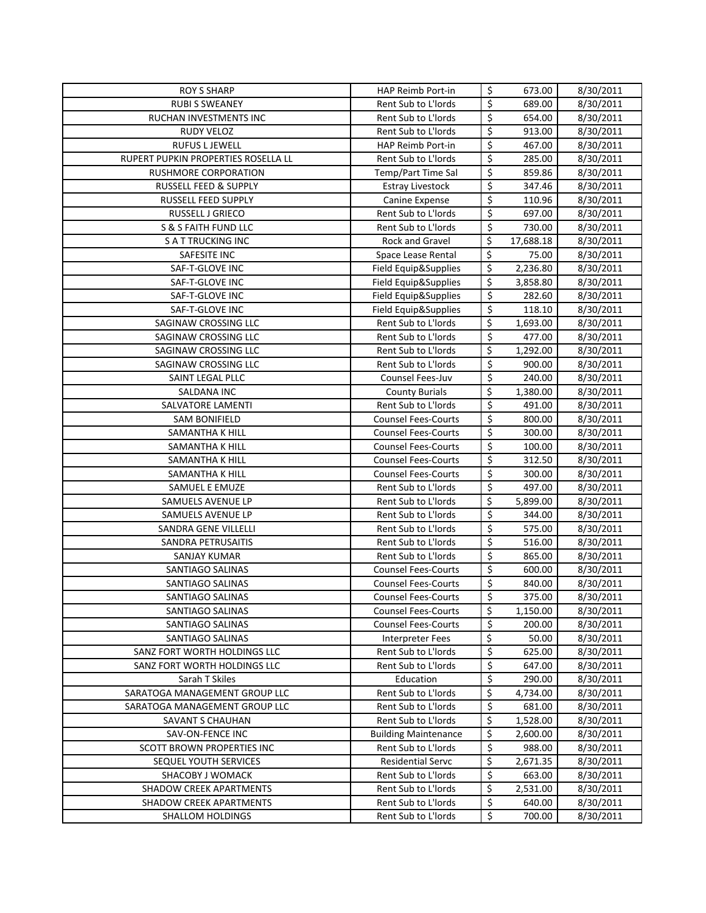| | | | | |
|---|---|---|---|---|
| ROY S SHARP | HAP Reimb Port-in | $ | 673.00 | 8/30/2011 |
| RUBI S SWEANEY | Rent Sub to L'lords | $ | 689.00 | 8/30/2011 |
| RUCHAN INVESTMENTS INC | Rent Sub to L'lords | $ | 654.00 | 8/30/2011 |
| RUDY VELOZ | Rent Sub to L'lords | $ | 913.00 | 8/30/2011 |
| RUFUS L JEWELL | HAP Reimb Port-in | $ | 467.00 | 8/30/2011 |
| RUPERT PUPKIN PROPERTIES ROSELLA LL | Rent Sub to L'lords | $ | 285.00 | 8/30/2011 |
| RUSHMORE CORPORATION | Temp/Part Time Sal | $ | 859.86 | 8/30/2011 |
| RUSSELL FEED & SUPPLY | Estray Livestock | $ | 347.46 | 8/30/2011 |
| RUSSELL FEED SUPPLY | Canine Expense | $ | 110.96 | 8/30/2011 |
| RUSSELL J GRIECO | Rent Sub to L'lords | $ | 697.00 | 8/30/2011 |
| S & S FAITH FUND LLC | Rent Sub to L'lords | $ | 730.00 | 8/30/2011 |
| S A T TRUCKING INC | Rock and Gravel | $ | 17,688.18 | 8/30/2011 |
| SAFESITE INC | Space Lease Rental | $ | 75.00 | 8/30/2011 |
| SAF-T-GLOVE INC | Field Equip&Supplies | $ | 2,236.80 | 8/30/2011 |
| SAF-T-GLOVE INC | Field Equip&Supplies | $ | 3,858.80 | 8/30/2011 |
| SAF-T-GLOVE INC | Field Equip&Supplies | $ | 282.60 | 8/30/2011 |
| SAF-T-GLOVE INC | Field Equip&Supplies | $ | 118.10 | 8/30/2011 |
| SAGINAW CROSSING LLC | Rent Sub to L'lords | $ | 1,693.00 | 8/30/2011 |
| SAGINAW CROSSING LLC | Rent Sub to L'lords | $ | 477.00 | 8/30/2011 |
| SAGINAW CROSSING LLC | Rent Sub to L'lords | $ | 1,292.00 | 8/30/2011 |
| SAGINAW CROSSING LLC | Rent Sub to L'lords | $ | 900.00 | 8/30/2011 |
| SAINT LEGAL PLLC | Counsel Fees-Juv | $ | 240.00 | 8/30/2011 |
| SALDANA INC | County Burials | $ | 1,380.00 | 8/30/2011 |
| SALVATORE LAMENTI | Rent Sub to L'lords | $ | 491.00 | 8/30/2011 |
| SAM BONIFIELD | Counsel Fees-Courts | $ | 800.00 | 8/30/2011 |
| SAMANTHA K HILL | Counsel Fees-Courts | $ | 300.00 | 8/30/2011 |
| SAMANTHA K HILL | Counsel Fees-Courts | $ | 100.00 | 8/30/2011 |
| SAMANTHA K HILL | Counsel Fees-Courts | $ | 312.50 | 8/30/2011 |
| SAMANTHA K HILL | Counsel Fees-Courts | $ | 300.00 | 8/30/2011 |
| SAMUEL E EMUZE | Rent Sub to L'lords | $ | 497.00 | 8/30/2011 |
| SAMUELS AVENUE LP | Rent Sub to L'lords | $ | 5,899.00 | 8/30/2011 |
| SAMUELS AVENUE LP | Rent Sub to L'lords | $ | 344.00 | 8/30/2011 |
| SANDRA GENE VILLELLI | Rent Sub to L'lords | $ | 575.00 | 8/30/2011 |
| SANDRA PETRUSAITIS | Rent Sub to L'lords | $ | 516.00 | 8/30/2011 |
| SANJAY KUMAR | Rent Sub to L'lords | $ | 865.00 | 8/30/2011 |
| SANTIAGO SALINAS | Counsel Fees-Courts | $ | 600.00 | 8/30/2011 |
| SANTIAGO SALINAS | Counsel Fees-Courts | $ | 840.00 | 8/30/2011 |
| SANTIAGO SALINAS | Counsel Fees-Courts | $ | 375.00 | 8/30/2011 |
| SANTIAGO SALINAS | Counsel Fees-Courts | $ | 1,150.00 | 8/30/2011 |
| SANTIAGO SALINAS | Counsel Fees-Courts | $ | 200.00 | 8/30/2011 |
| SANTIAGO SALINAS | Interpreter Fees | $ | 50.00 | 8/30/2011 |
| SANZ FORT WORTH HOLDINGS LLC | Rent Sub to L'lords | $ | 625.00 | 8/30/2011 |
| SANZ FORT WORTH HOLDINGS LLC | Rent Sub to L'lords | $ | 647.00 | 8/30/2011 |
| Sarah T Skiles | Education | $ | 290.00 | 8/30/2011 |
| SARATOGA MANAGEMENT GROUP LLC | Rent Sub to L'lords | $ | 4,734.00 | 8/30/2011 |
| SARATOGA MANAGEMENT GROUP LLC | Rent Sub to L'lords | $ | 681.00 | 8/30/2011 |
| SAVANT S CHAUHAN | Rent Sub to L'lords | $ | 1,528.00 | 8/30/2011 |
| SAV-ON-FENCE INC | Building Maintenance | $ | 2,600.00 | 8/30/2011 |
| SCOTT BROWN PROPERTIES INC | Rent Sub to L'lords | $ | 988.00 | 8/30/2011 |
| SEQUEL YOUTH SERVICES | Residential Servc | $ | 2,671.35 | 8/30/2011 |
| SHACOBY J WOMACK | Rent Sub to L'lords | $ | 663.00 | 8/30/2011 |
| SHADOW CREEK APARTMENTS | Rent Sub to L'lords | $ | 2,531.00 | 8/30/2011 |
| SHADOW CREEK APARTMENTS | Rent Sub to L'lords | $ | 640.00 | 8/30/2011 |
| SHALLOM HOLDINGS | Rent Sub to L'lords | $ | 700.00 | 8/30/2011 |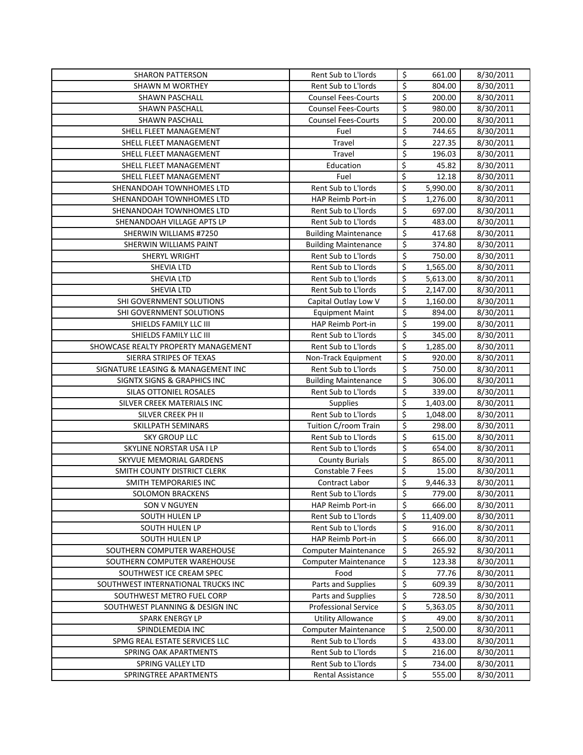| SHARON PATTERSON | Rent Sub to L'lords | $ | 661.00 | 8/30/2011 |
|---|---|---|---|---|
| SHAWN M WORTHEY | Rent Sub to L'lords | $ | 804.00 | 8/30/2011 |
| SHAWN PASCHALL | Counsel Fees-Courts | $ | 200.00 | 8/30/2011 |
| SHAWN PASCHALL | Counsel Fees-Courts | $ | 980.00 | 8/30/2011 |
| SHAWN PASCHALL | Counsel Fees-Courts | $ | 200.00 | 8/30/2011 |
| SHELL FLEET MANAGEMENT | Fuel | $ | 744.65 | 8/30/2011 |
| SHELL FLEET MANAGEMENT | Travel | $ | 227.35 | 8/30/2011 |
| SHELL FLEET MANAGEMENT | Travel | $ | 196.03 | 8/30/2011 |
| SHELL FLEET MANAGEMENT | Education | $ | 45.82 | 8/30/2011 |
| SHELL FLEET MANAGEMENT | Fuel | $ | 12.18 | 8/30/2011 |
| SHENANDOAH TOWNHOMES LTD | Rent Sub to L'lords | $ | 5,990.00 | 8/30/2011 |
| SHENANDOAH TOWNHOMES LTD | HAP Reimb Port-in | $ | 1,276.00 | 8/30/2011 |
| SHENANDOAH TOWNHOMES LTD | Rent Sub to L'lords | $ | 697.00 | 8/30/2011 |
| SHENANDOAH VILLAGE APTS LP | Rent Sub to L'lords | $ | 483.00 | 8/30/2011 |
| SHERWIN WILLIAMS #7250 | Building Maintenance | $ | 417.68 | 8/30/2011 |
| SHERWIN WILLIAMS PAINT | Building Maintenance | $ | 374.80 | 8/30/2011 |
| SHERYL WRIGHT | Rent Sub to L'lords | $ | 750.00 | 8/30/2011 |
| SHEVIA LTD | Rent Sub to L'lords | $ | 1,565.00 | 8/30/2011 |
| SHEVIA LTD | Rent Sub to L'lords | $ | 5,613.00 | 8/30/2011 |
| SHEVIA LTD | Rent Sub to L'lords | $ | 2,147.00 | 8/30/2011 |
| SHI GOVERNMENT SOLUTIONS | Capital Outlay Low V | $ | 1,160.00 | 8/30/2011 |
| SHI GOVERNMENT SOLUTIONS | Equipment Maint | $ | 894.00 | 8/30/2011 |
| SHIELDS FAMILY LLC III | HAP Reimb Port-in | $ | 199.00 | 8/30/2011 |
| SHIELDS FAMILY LLC III | Rent Sub to L'lords | $ | 345.00 | 8/30/2011 |
| SHOWCASE REALTY PROPERTY MANAGEMENT | Rent Sub to L'lords | $ | 1,285.00 | 8/30/2011 |
| SIERRA STRIPES OF TEXAS | Non-Track Equipment | $ | 920.00 | 8/30/2011 |
| SIGNATURE LEASING & MANAGEMENT INC | Rent Sub to L'lords | $ | 750.00 | 8/30/2011 |
| SIGNTX SIGNS & GRAPHICS INC | Building Maintenance | $ | 306.00 | 8/30/2011 |
| SILAS OTTONIEL ROSALES | Rent Sub to L'lords | $ | 339.00 | 8/30/2011 |
| SILVER CREEK MATERIALS INC | Supplies | $ | 1,403.00 | 8/30/2011 |
| SILVER CREEK PH II | Rent Sub to L'lords | $ | 1,048.00 | 8/30/2011 |
| SKILLPATH SEMINARS | Tuition C/room Train | $ | 298.00 | 8/30/2011 |
| SKY GROUP LLC | Rent Sub to L'lords | $ | 615.00 | 8/30/2011 |
| SKYLINE NORSTAR USA I LP | Rent Sub to L'lords | $ | 654.00 | 8/30/2011 |
| SKYVUE MEMORIAL GARDENS | County Burials | $ | 865.00 | 8/30/2011 |
| SMITH COUNTY DISTRICT CLERK | Constable 7 Fees | $ | 15.00 | 8/30/2011 |
| SMITH TEMPORARIES INC | Contract Labor | $ | 9,446.33 | 8/30/2011 |
| SOLOMON BRACKENS | Rent Sub to L'lords | $ | 779.00 | 8/30/2011 |
| SON V NGUYEN | HAP Reimb Port-in | $ | 666.00 | 8/30/2011 |
| SOUTH HULEN LP | Rent Sub to L'lords | $ | 11,409.00 | 8/30/2011 |
| SOUTH HULEN LP | Rent Sub to L'lords | $ | 916.00 | 8/30/2011 |
| SOUTH HULEN LP | HAP Reimb Port-in | $ | 666.00 | 8/30/2011 |
| SOUTHERN COMPUTER WAREHOUSE | Computer Maintenance | $ | 265.92 | 8/30/2011 |
| SOUTHERN COMPUTER WAREHOUSE | Computer Maintenance | $ | 123.38 | 8/30/2011 |
| SOUTHWEST ICE CREAM SPEC | Food | $ | 77.76 | 8/30/2011 |
| SOUTHWEST INTERNATIONAL TRUCKS INC | Parts and Supplies | $ | 609.39 | 8/30/2011 |
| SOUTHWEST METRO FUEL CORP | Parts and Supplies | $ | 728.50 | 8/30/2011 |
| SOUTHWEST PLANNING & DESIGN INC | Professional Service | $ | 5,363.05 | 8/30/2011 |
| SPARK ENERGY LP | Utility Allowance | $ | 49.00 | 8/30/2011 |
| SPINDLEMEDIA INC | Computer Maintenance | $ | 2,500.00 | 8/30/2011 |
| SPMG REAL ESTATE SERVICES LLC | Rent Sub to L'lords | $ | 433.00 | 8/30/2011 |
| SPRING OAK APARTMENTS | Rent Sub to L'lords | $ | 216.00 | 8/30/2011 |
| SPRING VALLEY LTD | Rent Sub to L'lords | $ | 734.00 | 8/30/2011 |
| SPRINGTREE APARTMENTS | Rental Assistance | $ | 555.00 | 8/30/2011 |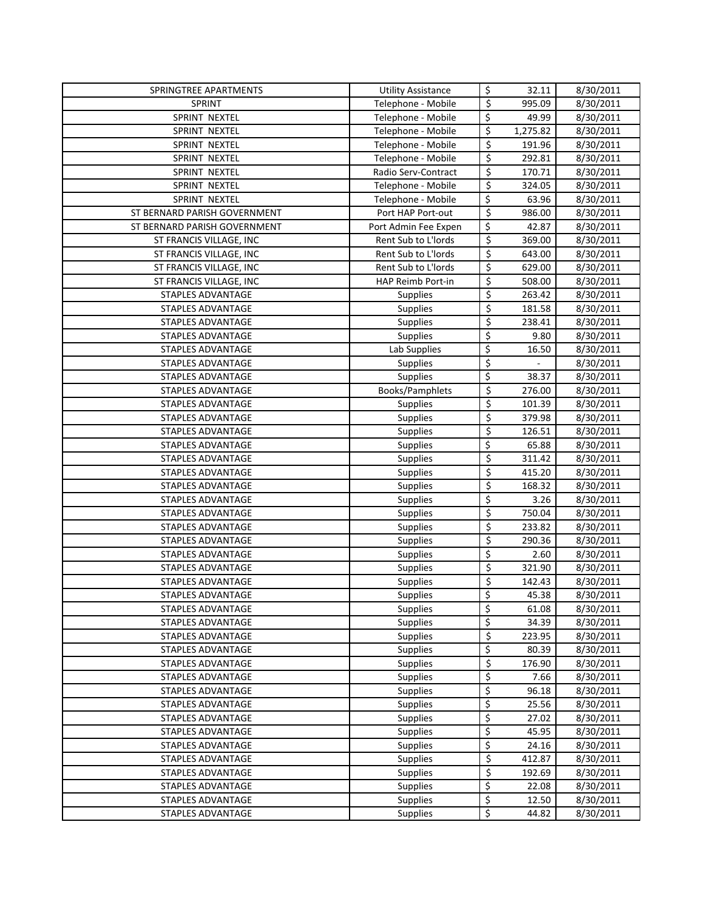| SPRINGTREE APARTMENTS | Utility Assistance | $ | 32.11 | 8/30/2011 |
|---|---|---|---|---|
| SPRINT | Telephone - Mobile | $ | 995.09 | 8/30/2011 |
| SPRINT NEXTEL | Telephone - Mobile | $ | 49.99 | 8/30/2011 |
| SPRINT NEXTEL | Telephone - Mobile | $ | 1,275.82 | 8/30/2011 |
| SPRINT NEXTEL | Telephone - Mobile | $ | 191.96 | 8/30/2011 |
| SPRINT NEXTEL | Telephone - Mobile | $ | 292.81 | 8/30/2011 |
| SPRINT NEXTEL | Radio Serv-Contract | $ | 170.71 | 8/30/2011 |
| SPRINT NEXTEL | Telephone - Mobile | $ | 324.05 | 8/30/2011 |
| SPRINT NEXTEL | Telephone - Mobile | $ | 63.96 | 8/30/2011 |
| ST BERNARD PARISH GOVERNMENT | Port HAP Port-out | $ | 986.00 | 8/30/2011 |
| ST BERNARD PARISH GOVERNMENT | Port Admin Fee Expen | $ | 42.87 | 8/30/2011 |
| ST FRANCIS VILLAGE, INC | Rent Sub to L'lords | $ | 369.00 | 8/30/2011 |
| ST FRANCIS VILLAGE, INC | Rent Sub to L'lords | $ | 643.00 | 8/30/2011 |
| ST FRANCIS VILLAGE, INC | Rent Sub to L'lords | $ | 629.00 | 8/30/2011 |
| ST FRANCIS VILLAGE, INC | HAP Reimb Port-in | $ | 508.00 | 8/30/2011 |
| STAPLES ADVANTAGE | Supplies | $ | 263.42 | 8/30/2011 |
| STAPLES ADVANTAGE | Supplies | $ | 181.58 | 8/30/2011 |
| STAPLES ADVANTAGE | Supplies | $ | 238.41 | 8/30/2011 |
| STAPLES ADVANTAGE | Supplies | $ | 9.80 | 8/30/2011 |
| STAPLES ADVANTAGE | Lab Supplies | $ | 16.50 | 8/30/2011 |
| STAPLES ADVANTAGE | Supplies | $ | - | 8/30/2011 |
| STAPLES ADVANTAGE | Supplies | $ | 38.37 | 8/30/2011 |
| STAPLES ADVANTAGE | Books/Pamphlets | $ | 276.00 | 8/30/2011 |
| STAPLES ADVANTAGE | Supplies | $ | 101.39 | 8/30/2011 |
| STAPLES ADVANTAGE | Supplies | $ | 379.98 | 8/30/2011 |
| STAPLES ADVANTAGE | Supplies | $ | 126.51 | 8/30/2011 |
| STAPLES ADVANTAGE | Supplies | $ | 65.88 | 8/30/2011 |
| STAPLES ADVANTAGE | Supplies | $ | 311.42 | 8/30/2011 |
| STAPLES ADVANTAGE | Supplies | $ | 415.20 | 8/30/2011 |
| STAPLES ADVANTAGE | Supplies | $ | 168.32 | 8/30/2011 |
| STAPLES ADVANTAGE | Supplies | $ | 3.26 | 8/30/2011 |
| STAPLES ADVANTAGE | Supplies | $ | 750.04 | 8/30/2011 |
| STAPLES ADVANTAGE | Supplies | $ | 233.82 | 8/30/2011 |
| STAPLES ADVANTAGE | Supplies | $ | 290.36 | 8/30/2011 |
| STAPLES ADVANTAGE | Supplies | $ | 2.60 | 8/30/2011 |
| STAPLES ADVANTAGE | Supplies | $ | 321.90 | 8/30/2011 |
| STAPLES ADVANTAGE | Supplies | $ | 142.43 | 8/30/2011 |
| STAPLES ADVANTAGE | Supplies | $ | 45.38 | 8/30/2011 |
| STAPLES ADVANTAGE | Supplies | $ | 61.08 | 8/30/2011 |
| STAPLES ADVANTAGE | Supplies | $ | 34.39 | 8/30/2011 |
| STAPLES ADVANTAGE | Supplies | $ | 223.95 | 8/30/2011 |
| STAPLES ADVANTAGE | Supplies | $ | 80.39 | 8/30/2011 |
| STAPLES ADVANTAGE | Supplies | $ | 176.90 | 8/30/2011 |
| STAPLES ADVANTAGE | Supplies | $ | 7.66 | 8/30/2011 |
| STAPLES ADVANTAGE | Supplies | $ | 96.18 | 8/30/2011 |
| STAPLES ADVANTAGE | Supplies | $ | 25.56 | 8/30/2011 |
| STAPLES ADVANTAGE | Supplies | $ | 27.02 | 8/30/2011 |
| STAPLES ADVANTAGE | Supplies | $ | 45.95 | 8/30/2011 |
| STAPLES ADVANTAGE | Supplies | $ | 24.16 | 8/30/2011 |
| STAPLES ADVANTAGE | Supplies | $ | 412.87 | 8/30/2011 |
| STAPLES ADVANTAGE | Supplies | $ | 192.69 | 8/30/2011 |
| STAPLES ADVANTAGE | Supplies | $ | 22.08 | 8/30/2011 |
| STAPLES ADVANTAGE | Supplies | $ | 12.50 | 8/30/2011 |
| STAPLES ADVANTAGE | Supplies | $ | 44.82 | 8/30/2011 |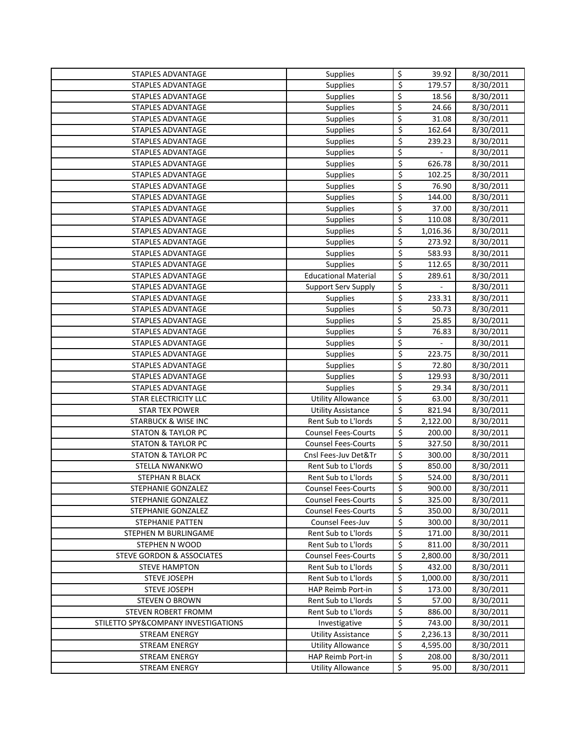| | | | | |
|---|---|---|---|---|
| STAPLES ADVANTAGE | Supplies | $ | 39.92 | 8/30/2011 |
| STAPLES ADVANTAGE | Supplies | $ | 179.57 | 8/30/2011 |
| STAPLES ADVANTAGE | Supplies | $ | 18.56 | 8/30/2011 |
| STAPLES ADVANTAGE | Supplies | $ | 24.66 | 8/30/2011 |
| STAPLES ADVANTAGE | Supplies | $ | 31.08 | 8/30/2011 |
| STAPLES ADVANTAGE | Supplies | $ | 162.64 | 8/30/2011 |
| STAPLES ADVANTAGE | Supplies | $ | 239.23 | 8/30/2011 |
| STAPLES ADVANTAGE | Supplies | $ | - | 8/30/2011 |
| STAPLES ADVANTAGE | Supplies | $ | 626.78 | 8/30/2011 |
| STAPLES ADVANTAGE | Supplies | $ | 102.25 | 8/30/2011 |
| STAPLES ADVANTAGE | Supplies | $ | 76.90 | 8/30/2011 |
| STAPLES ADVANTAGE | Supplies | $ | 144.00 | 8/30/2011 |
| STAPLES ADVANTAGE | Supplies | $ | 37.00 | 8/30/2011 |
| STAPLES ADVANTAGE | Supplies | $ | 110.08 | 8/30/2011 |
| STAPLES ADVANTAGE | Supplies | $ | 1,016.36 | 8/30/2011 |
| STAPLES ADVANTAGE | Supplies | $ | 273.92 | 8/30/2011 |
| STAPLES ADVANTAGE | Supplies | $ | 583.93 | 8/30/2011 |
| STAPLES ADVANTAGE | Supplies | $ | 112.65 | 8/30/2011 |
| STAPLES ADVANTAGE | Educational Material | $ | 289.61 | 8/30/2011 |
| STAPLES ADVANTAGE | Support Serv Supply | $ | - | 8/30/2011 |
| STAPLES ADVANTAGE | Supplies | $ | 233.31 | 8/30/2011 |
| STAPLES ADVANTAGE | Supplies | $ | 50.73 | 8/30/2011 |
| STAPLES ADVANTAGE | Supplies | $ | 25.85 | 8/30/2011 |
| STAPLES ADVANTAGE | Supplies | $ | 76.83 | 8/30/2011 |
| STAPLES ADVANTAGE | Supplies | $ | - | 8/30/2011 |
| STAPLES ADVANTAGE | Supplies | $ | 223.75 | 8/30/2011 |
| STAPLES ADVANTAGE | Supplies | $ | 72.80 | 8/30/2011 |
| STAPLES ADVANTAGE | Supplies | $ | 129.93 | 8/30/2011 |
| STAPLES ADVANTAGE | Supplies | $ | 29.34 | 8/30/2011 |
| STAR ELECTRICITY LLC | Utility Allowance | $ | 63.00 | 8/30/2011 |
| STAR TEX POWER | Utility Assistance | $ | 821.94 | 8/30/2011 |
| STARBUCK & WISE INC | Rent Sub to L'lords | $ | 2,122.00 | 8/30/2011 |
| STATON & TAYLOR PC | Counsel Fees-Courts | $ | 200.00 | 8/30/2011 |
| STATON & TAYLOR PC | Counsel Fees-Courts | $ | 327.50 | 8/30/2011 |
| STATON & TAYLOR PC | Cnsl Fees-Juv Det&Tr | $ | 300.00 | 8/30/2011 |
| STELLA NWANKWO | Rent Sub to L'lords | $ | 850.00 | 8/30/2011 |
| STEPHAN R BLACK | Rent Sub to L'lords | $ | 524.00 | 8/30/2011 |
| STEPHANIE GONZALEZ | Counsel Fees-Courts | $ | 900.00 | 8/30/2011 |
| STEPHANIE GONZALEZ | Counsel Fees-Courts | $ | 325.00 | 8/30/2011 |
| STEPHANIE GONZALEZ | Counsel Fees-Courts | $ | 350.00 | 8/30/2011 |
| STEPHANIE PATTEN | Counsel Fees-Juv | $ | 300.00 | 8/30/2011 |
| STEPHEN M BURLINGAME | Rent Sub to L'lords | $ | 171.00 | 8/30/2011 |
| STEPHEN N WOOD | Rent Sub to L'lords | $ | 811.00 | 8/30/2011 |
| STEVE GORDON & ASSOCIATES | Counsel Fees-Courts | $ | 2,800.00 | 8/30/2011 |
| STEVE HAMPTON | Rent Sub to L'lords | $ | 432.00 | 8/30/2011 |
| STEVE JOSEPH | Rent Sub to L'lords | $ | 1,000.00 | 8/30/2011 |
| STEVE JOSEPH | HAP Reimb Port-in | $ | 173.00 | 8/30/2011 |
| STEVEN O BROWN | Rent Sub to L'lords | $ | 57.00 | 8/30/2011 |
| STEVEN ROBERT FROMM | Rent Sub to L'lords | $ | 886.00 | 8/30/2011 |
| STILETTO SPY&COMPANY INVESTIGATIONS | Investigative | $ | 743.00 | 8/30/2011 |
| STREAM ENERGY | Utility Assistance | $ | 2,236.13 | 8/30/2011 |
| STREAM ENERGY | Utility Allowance | $ | 4,595.00 | 8/30/2011 |
| STREAM ENERGY | HAP Reimb Port-in | $ | 208.00 | 8/30/2011 |
| STREAM ENERGY | Utility Allowance | $ | 95.00 | 8/30/2011 |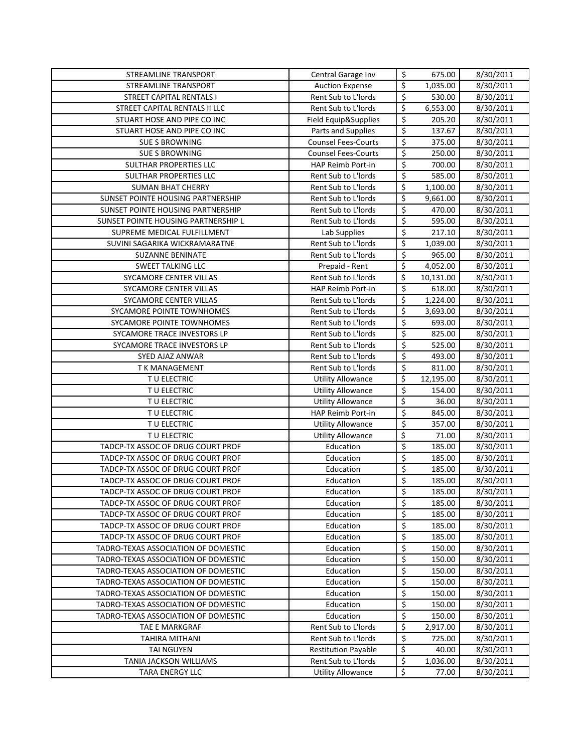| STREAMLINE TRANSPORT | Central Garage Inv | $ | 675.00 | 8/30/2011 |
|---|---|---|---|---|
| STREAMLINE TRANSPORT | Auction Expense | $ | 1,035.00 | 8/30/2011 |
| STREET CAPITAL RENTALS I | Rent Sub to L'lords | $ | 530.00 | 8/30/2011 |
| STREET CAPITAL RENTALS II LLC | Rent Sub to L'lords | $ | 6,553.00 | 8/30/2011 |
| STUART HOSE AND PIPE CO INC | Field Equip&Supplies | $ | 205.20 | 8/30/2011 |
| STUART HOSE AND PIPE CO INC | Parts and Supplies | $ | 137.67 | 8/30/2011 |
| SUE S BROWNING | Counsel Fees-Courts | $ | 375.00 | 8/30/2011 |
| SUE S BROWNING | Counsel Fees-Courts | $ | 250.00 | 8/30/2011 |
| SULTHAR PROPERTIES LLC | HAP Reimb Port-in | $ | 700.00 | 8/30/2011 |
| SULTHAR PROPERTIES LLC | Rent Sub to L'lords | $ | 585.00 | 8/30/2011 |
| SUMAN BHAT CHERRY | Rent Sub to L'lords | $ | 1,100.00 | 8/30/2011 |
| SUNSET POINTE HOUSING PARTNERSHIP | Rent Sub to L'lords | $ | 9,661.00 | 8/30/2011 |
| SUNSET POINTE HOUSING PARTNERSHIP | Rent Sub to L'lords | $ | 470.00 | 8/30/2011 |
| SUNSET POINTE HOUSING PARTNERSHIP L | Rent Sub to L'lords | $ | 595.00 | 8/30/2011 |
| SUPREME MEDICAL FULFILLMENT | Lab Supplies | $ | 217.10 | 8/30/2011 |
| SUVINI SAGARIKA WICKRAMARATNE | Rent Sub to L'lords | $ | 1,039.00 | 8/30/2011 |
| SUZANNE BENINATE | Rent Sub to L'lords | $ | 965.00 | 8/30/2011 |
| SWEET TALKING LLC | Prepaid - Rent | $ | 4,052.00 | 8/30/2011 |
| SYCAMORE CENTER VILLAS | Rent Sub to L'lords | $ | 10,131.00 | 8/30/2011 |
| SYCAMORE CENTER VILLAS | HAP Reimb Port-in | $ | 618.00 | 8/30/2011 |
| SYCAMORE CENTER VILLAS | Rent Sub to L'lords | $ | 1,224.00 | 8/30/2011 |
| SYCAMORE POINTE TOWNHOMES | Rent Sub to L'lords | $ | 3,693.00 | 8/30/2011 |
| SYCAMORE POINTE TOWNHOMES | Rent Sub to L'lords | $ | 693.00 | 8/30/2011 |
| SYCAMORE TRACE INVESTORS LP | Rent Sub to L'lords | $ | 825.00 | 8/30/2011 |
| SYCAMORE TRACE INVESTORS LP | Rent Sub to L'lords | $ | 525.00 | 8/30/2011 |
| SYED AJAZ ANWAR | Rent Sub to L'lords | $ | 493.00 | 8/30/2011 |
| T K MANAGEMENT | Rent Sub to L'lords | $ | 811.00 | 8/30/2011 |
| T U ELECTRIC | Utility Allowance | $ | 12,195.00 | 8/30/2011 |
| T U ELECTRIC | Utility Allowance | $ | 154.00 | 8/30/2011 |
| T U ELECTRIC | Utility Allowance | $ | 36.00 | 8/30/2011 |
| T U ELECTRIC | HAP Reimb Port-in | $ | 845.00 | 8/30/2011 |
| T U ELECTRIC | Utility Allowance | $ | 357.00 | 8/30/2011 |
| T U ELECTRIC | Utility Allowance | $ | 71.00 | 8/30/2011 |
| TADCP-TX ASSOC OF DRUG COURT PROF | Education | $ | 185.00 | 8/30/2011 |
| TADCP-TX ASSOC OF DRUG COURT PROF | Education | $ | 185.00 | 8/30/2011 |
| TADCP-TX ASSOC OF DRUG COURT PROF | Education | $ | 185.00 | 8/30/2011 |
| TADCP-TX ASSOC OF DRUG COURT PROF | Education | $ | 185.00 | 8/30/2011 |
| TADCP-TX ASSOC OF DRUG COURT PROF | Education | $ | 185.00 | 8/30/2011 |
| TADCP-TX ASSOC OF DRUG COURT PROF | Education | $ | 185.00 | 8/30/2011 |
| TADCP-TX ASSOC OF DRUG COURT PROF | Education | $ | 185.00 | 8/30/2011 |
| TADCP-TX ASSOC OF DRUG COURT PROF | Education | $ | 185.00 | 8/30/2011 |
| TADCP-TX ASSOC OF DRUG COURT PROF | Education | $ | 185.00 | 8/30/2011 |
| TADRO-TEXAS ASSOCIATION OF DOMESTIC | Education | $ | 150.00 | 8/30/2011 |
| TADRO-TEXAS ASSOCIATION OF DOMESTIC | Education | $ | 150.00 | 8/30/2011 |
| TADRO-TEXAS ASSOCIATION OF DOMESTIC | Education | $ | 150.00 | 8/30/2011 |
| TADRO-TEXAS ASSOCIATION OF DOMESTIC | Education | $ | 150.00 | 8/30/2011 |
| TADRO-TEXAS ASSOCIATION OF DOMESTIC | Education | $ | 150.00 | 8/30/2011 |
| TADRO-TEXAS ASSOCIATION OF DOMESTIC | Education | $ | 150.00 | 8/30/2011 |
| TADRO-TEXAS ASSOCIATION OF DOMESTIC | Education | $ | 150.00 | 8/30/2011 |
| TAE E MARKGRAF | Rent Sub to L'lords | $ | 2,917.00 | 8/30/2011 |
| TAHIRA MITHANI | Rent Sub to L'lords | $ | 725.00 | 8/30/2011 |
| TAI NGUYEN | Restitution Payable | $ | 40.00 | 8/30/2011 |
| TANIA JACKSON WILLIAMS | Rent Sub to L'lords | $ | 1,036.00 | 8/30/2011 |
| TARA ENERGY LLC | Utility Allowance | $ | 77.00 | 8/30/2011 |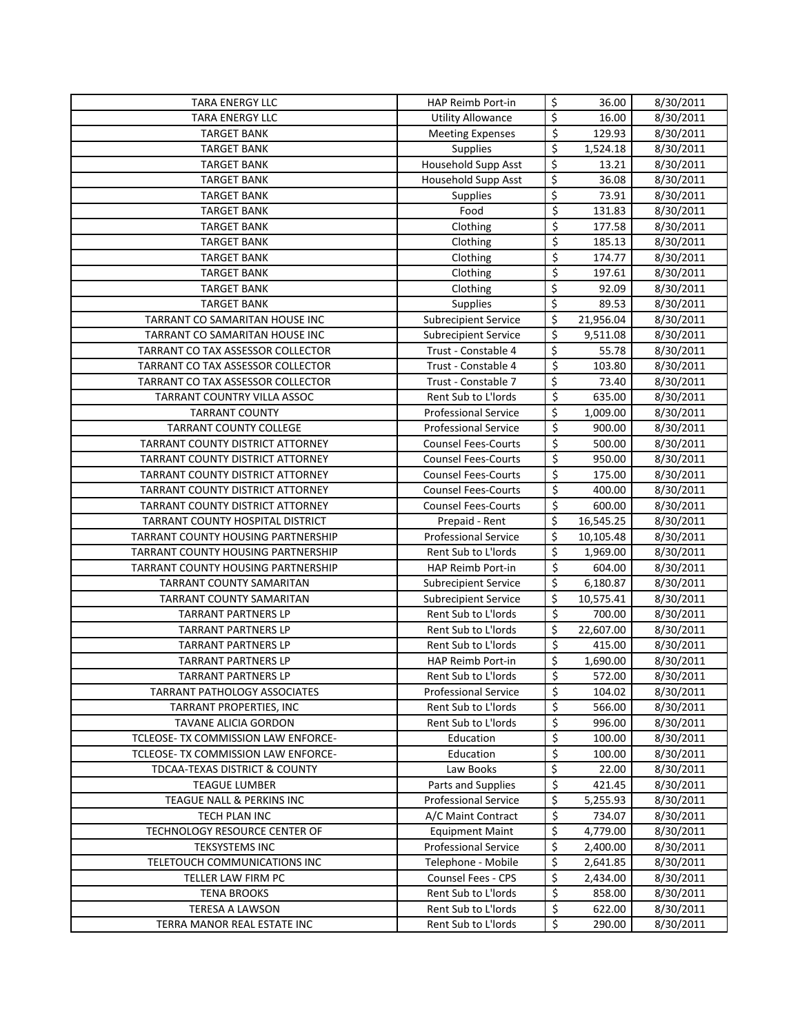| | | | | |
|---|---|---|---|---|
| TARA ENERGY LLC | HAP Reimb Port-in | $ | 36.00 | 8/30/2011 |
| TARA ENERGY LLC | Utility Allowance | $ | 16.00 | 8/30/2011 |
| TARGET BANK | Meeting Expenses | $ | 129.93 | 8/30/2011 |
| TARGET BANK | Supplies | $ | 1,524.18 | 8/30/2011 |
| TARGET BANK | Household Supp Asst | $ | 13.21 | 8/30/2011 |
| TARGET BANK | Household Supp Asst | $ | 36.08 | 8/30/2011 |
| TARGET BANK | Supplies | $ | 73.91 | 8/30/2011 |
| TARGET BANK | Food | $ | 131.83 | 8/30/2011 |
| TARGET BANK | Clothing | $ | 177.58 | 8/30/2011 |
| TARGET BANK | Clothing | $ | 185.13 | 8/30/2011 |
| TARGET BANK | Clothing | $ | 174.77 | 8/30/2011 |
| TARGET BANK | Clothing | $ | 197.61 | 8/30/2011 |
| TARGET BANK | Clothing | $ | 92.09 | 8/30/2011 |
| TARGET BANK | Supplies | $ | 89.53 | 8/30/2011 |
| TARRANT CO SAMARITAN HOUSE INC | Subrecipient Service | $ | 21,956.04 | 8/30/2011 |
| TARRANT CO SAMARITAN HOUSE INC | Subrecipient Service | $ | 9,511.08 | 8/30/2011 |
| TARRANT CO TAX ASSESSOR COLLECTOR | Trust - Constable 4 | $ | 55.78 | 8/30/2011 |
| TARRANT CO TAX ASSESSOR COLLECTOR | Trust - Constable 4 | $ | 103.80 | 8/30/2011 |
| TARRANT CO TAX ASSESSOR COLLECTOR | Trust - Constable 7 | $ | 73.40 | 8/30/2011 |
| TARRANT COUNTRY VILLA ASSOC | Rent Sub to L'lords | $ | 635.00 | 8/30/2011 |
| TARRANT COUNTY | Professional Service | $ | 1,009.00 | 8/30/2011 |
| TARRANT COUNTY COLLEGE | Professional Service | $ | 900.00 | 8/30/2011 |
| TARRANT COUNTY DISTRICT ATTORNEY | Counsel Fees-Courts | $ | 500.00 | 8/30/2011 |
| TARRANT COUNTY DISTRICT ATTORNEY | Counsel Fees-Courts | $ | 950.00 | 8/30/2011 |
| TARRANT COUNTY DISTRICT ATTORNEY | Counsel Fees-Courts | $ | 175.00 | 8/30/2011 |
| TARRANT COUNTY DISTRICT ATTORNEY | Counsel Fees-Courts | $ | 400.00 | 8/30/2011 |
| TARRANT COUNTY DISTRICT ATTORNEY | Counsel Fees-Courts | $ | 600.00 | 8/30/2011 |
| TARRANT COUNTY HOSPITAL DISTRICT | Prepaid - Rent | $ | 16,545.25 | 8/30/2011 |
| TARRANT COUNTY HOUSING PARTNERSHIP | Professional Service | $ | 10,105.48 | 8/30/2011 |
| TARRANT COUNTY HOUSING PARTNERSHIP | Rent Sub to L'lords | $ | 1,969.00 | 8/30/2011 |
| TARRANT COUNTY HOUSING PARTNERSHIP | HAP Reimb Port-in | $ | 604.00 | 8/30/2011 |
| TARRANT COUNTY SAMARITAN | Subrecipient Service | $ | 6,180.87 | 8/30/2011 |
| TARRANT COUNTY SAMARITAN | Subrecipient Service | $ | 10,575.41 | 8/30/2011 |
| TARRANT PARTNERS LP | Rent Sub to L'lords | $ | 700.00 | 8/30/2011 |
| TARRANT PARTNERS LP | Rent Sub to L'lords | $ | 22,607.00 | 8/30/2011 |
| TARRANT PARTNERS LP | Rent Sub to L'lords | $ | 415.00 | 8/30/2011 |
| TARRANT PARTNERS LP | HAP Reimb Port-in | $ | 1,690.00 | 8/30/2011 |
| TARRANT PARTNERS LP | Rent Sub to L'lords | $ | 572.00 | 8/30/2011 |
| TARRANT PATHOLOGY ASSOCIATES | Professional Service | $ | 104.02 | 8/30/2011 |
| TARRANT PROPERTIES, INC | Rent Sub to L'lords | $ | 566.00 | 8/30/2011 |
| TAVANE ALICIA GORDON | Rent Sub to L'lords | $ | 996.00 | 8/30/2011 |
| TCLEOSE- TX COMMISSION LAW ENFORCE- | Education | $ | 100.00 | 8/30/2011 |
| TCLEOSE- TX COMMISSION LAW ENFORCE- | Education | $ | 100.00 | 8/30/2011 |
| TDCAA-TEXAS DISTRICT & COUNTY | Law Books | $ | 22.00 | 8/30/2011 |
| TEAGUE LUMBER | Parts and Supplies | $ | 421.45 | 8/30/2011 |
| TEAGUE NALL & PERKINS INC | Professional Service | $ | 5,255.93 | 8/30/2011 |
| TECH PLAN INC | A/C Maint Contract | $ | 734.07 | 8/30/2011 |
| TECHNOLOGY RESOURCE CENTER OF | Equipment Maint | $ | 4,779.00 | 8/30/2011 |
| TEKSYSTEMS INC | Professional Service | $ | 2,400.00 | 8/30/2011 |
| TELETOUCH COMMUNICATIONS INC | Telephone - Mobile | $ | 2,641.85 | 8/30/2011 |
| TELLER LAW FIRM PC | Counsel Fees - CPS | $ | 2,434.00 | 8/30/2011 |
| TENA BROOKS | Rent Sub to L'lords | $ | 858.00 | 8/30/2011 |
| TERESA A LAWSON | Rent Sub to L'lords | $ | 622.00 | 8/30/2011 |
| TERRA MANOR REAL ESTATE INC | Rent Sub to L'lords | $ | 290.00 | 8/30/2011 |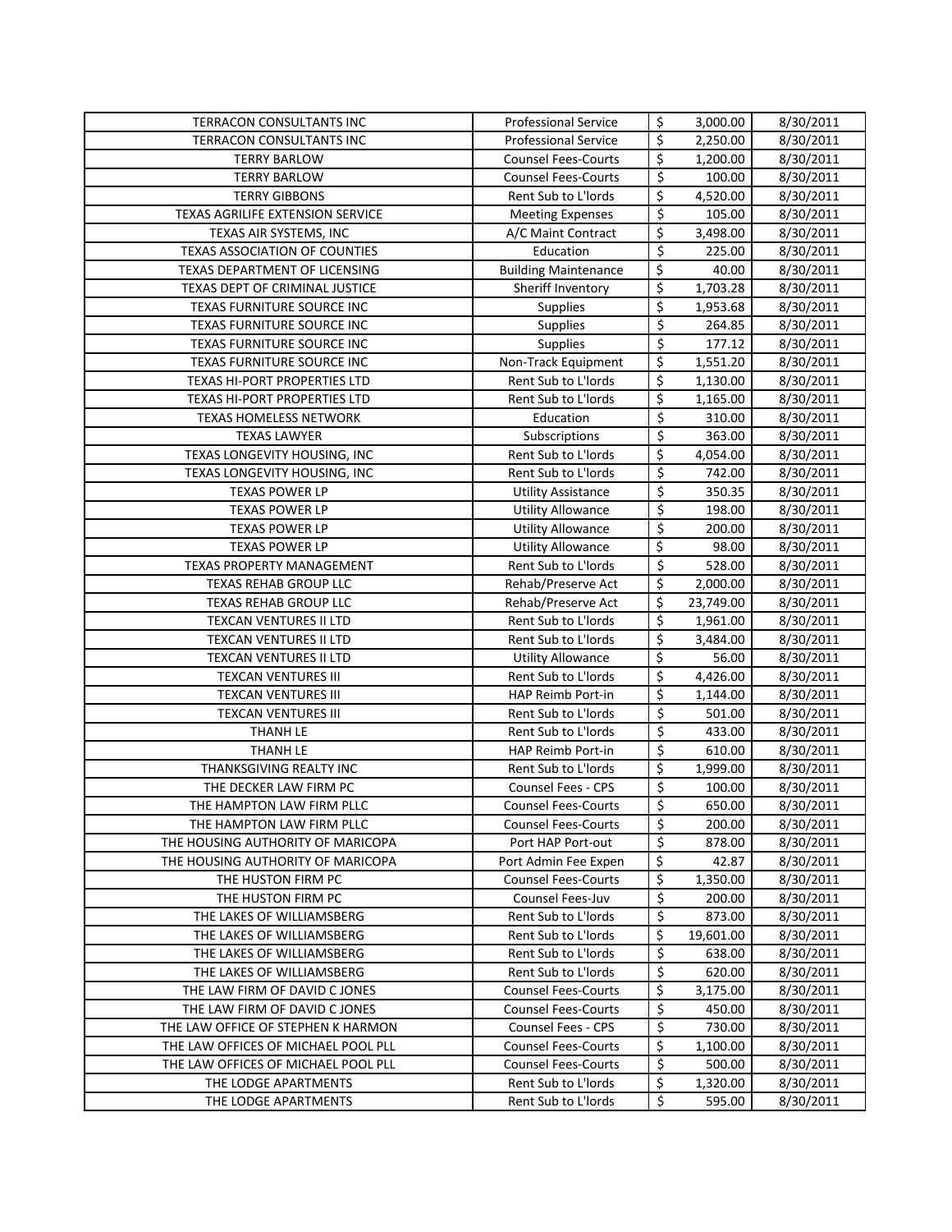| | | | | |
|---|---|---|---|---|
| TERRACON CONSULTANTS INC | Professional Service | $ | 3,000.00 | 8/30/2011 |
| TERRACON CONSULTANTS INC | Professional Service | $ | 2,250.00 | 8/30/2011 |
| TERRY BARLOW | Counsel Fees-Courts | $ | 1,200.00 | 8/30/2011 |
| TERRY BARLOW | Counsel Fees-Courts | $ | 100.00 | 8/30/2011 |
| TERRY GIBBONS | Rent Sub to L'lords | $ | 4,520.00 | 8/30/2011 |
| TEXAS AGRILIFE EXTENSION SERVICE | Meeting Expenses | $ | 105.00 | 8/30/2011 |
| TEXAS AIR SYSTEMS, INC | A/C Maint Contract | $ | 3,498.00 | 8/30/2011 |
| TEXAS ASSOCIATION OF COUNTIES | Education | $ | 225.00 | 8/30/2011 |
| TEXAS DEPARTMENT OF LICENSING | Building Maintenance | $ | 40.00 | 8/30/2011 |
| TEXAS DEPT OF CRIMINAL JUSTICE | Sheriff Inventory | $ | 1,703.28 | 8/30/2011 |
| TEXAS FURNITURE SOURCE INC | Supplies | $ | 1,953.68 | 8/30/2011 |
| TEXAS FURNITURE SOURCE INC | Supplies | $ | 264.85 | 8/30/2011 |
| TEXAS FURNITURE SOURCE INC | Supplies | $ | 177.12 | 8/30/2011 |
| TEXAS FURNITURE SOURCE INC | Non-Track Equipment | $ | 1,551.20 | 8/30/2011 |
| TEXAS HI-PORT PROPERTIES LTD | Rent Sub to L'lords | $ | 1,130.00 | 8/30/2011 |
| TEXAS HI-PORT PROPERTIES LTD | Rent Sub to L'lords | $ | 1,165.00 | 8/30/2011 |
| TEXAS HOMELESS NETWORK | Education | $ | 310.00 | 8/30/2011 |
| TEXAS LAWYER | Subscriptions | $ | 363.00 | 8/30/2011 |
| TEXAS LONGEVITY HOUSING, INC | Rent Sub to L'lords | $ | 4,054.00 | 8/30/2011 |
| TEXAS LONGEVITY HOUSING, INC | Rent Sub to L'lords | $ | 742.00 | 8/30/2011 |
| TEXAS POWER LP | Utility Assistance | $ | 350.35 | 8/30/2011 |
| TEXAS POWER LP | Utility Allowance | $ | 198.00 | 8/30/2011 |
| TEXAS POWER LP | Utility Allowance | $ | 200.00 | 8/30/2011 |
| TEXAS POWER LP | Utility Allowance | $ | 98.00 | 8/30/2011 |
| TEXAS PROPERTY MANAGEMENT | Rent Sub to L'lords | $ | 528.00 | 8/30/2011 |
| TEXAS REHAB GROUP LLC | Rehab/Preserve Act | $ | 2,000.00 | 8/30/2011 |
| TEXAS REHAB GROUP LLC | Rehab/Preserve Act | $ | 23,749.00 | 8/30/2011 |
| TEXCAN VENTURES II LTD | Rent Sub to L'lords | $ | 1,961.00 | 8/30/2011 |
| TEXCAN VENTURES II LTD | Rent Sub to L'lords | $ | 3,484.00 | 8/30/2011 |
| TEXCAN VENTURES II LTD | Utility Allowance | $ | 56.00 | 8/30/2011 |
| TEXCAN VENTURES III | Rent Sub to L'lords | $ | 4,426.00 | 8/30/2011 |
| TEXCAN VENTURES III | HAP Reimb Port-in | $ | 1,144.00 | 8/30/2011 |
| TEXCAN VENTURES III | Rent Sub to L'lords | $ | 501.00 | 8/30/2011 |
| THANH LE | Rent Sub to L'lords | $ | 433.00 | 8/30/2011 |
| THANH LE | HAP Reimb Port-in | $ | 610.00 | 8/30/2011 |
| THANKSGIVING REALTY INC | Rent Sub to L'lords | $ | 1,999.00 | 8/30/2011 |
| THE DECKER LAW FIRM PC | Counsel Fees - CPS | $ | 100.00 | 8/30/2011 |
| THE HAMPTON LAW FIRM PLLC | Counsel Fees-Courts | $ | 650.00 | 8/30/2011 |
| THE HAMPTON LAW FIRM PLLC | Counsel Fees-Courts | $ | 200.00 | 8/30/2011 |
| THE HOUSING AUTHORITY OF MARICOPA | Port HAP Port-out | $ | 878.00 | 8/30/2011 |
| THE HOUSING AUTHORITY OF MARICOPA | Port Admin Fee Expen | $ | 42.87 | 8/30/2011 |
| THE HUSTON FIRM PC | Counsel Fees-Courts | $ | 1,350.00 | 8/30/2011 |
| THE HUSTON FIRM PC | Counsel Fees-Juv | $ | 200.00 | 8/30/2011 |
| THE LAKES OF WILLIAMSBERG | Rent Sub to L'lords | $ | 873.00 | 8/30/2011 |
| THE LAKES OF WILLIAMSBERG | Rent Sub to L'lords | $ | 19,601.00 | 8/30/2011 |
| THE LAKES OF WILLIAMSBERG | Rent Sub to L'lords | $ | 638.00 | 8/30/2011 |
| THE LAKES OF WILLIAMSBERG | Rent Sub to L'lords | $ | 620.00 | 8/30/2011 |
| THE LAW FIRM OF DAVID C JONES | Counsel Fees-Courts | $ | 3,175.00 | 8/30/2011 |
| THE LAW FIRM OF DAVID C JONES | Counsel Fees-Courts | $ | 450.00 | 8/30/2011 |
| THE LAW OFFICE OF STEPHEN K HARMON | Counsel Fees - CPS | $ | 730.00 | 8/30/2011 |
| THE LAW OFFICES OF MICHAEL POOL PLL | Counsel Fees-Courts | $ | 1,100.00 | 8/30/2011 |
| THE LAW OFFICES OF MICHAEL POOL PLL | Counsel Fees-Courts | $ | 500.00 | 8/30/2011 |
| THE LODGE APARTMENTS | Rent Sub to L'lords | $ | 1,320.00 | 8/30/2011 |
| THE LODGE APARTMENTS | Rent Sub to L'lords | $ | 595.00 | 8/30/2011 |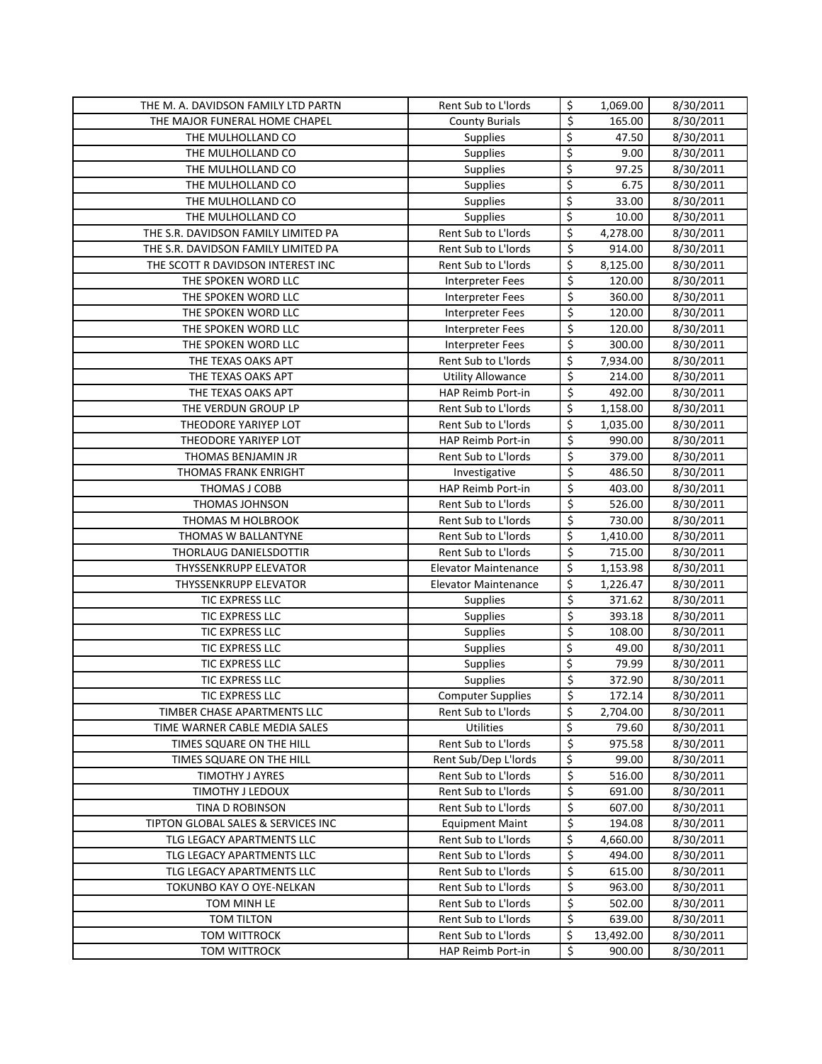| | | | | |
|---|---|---|---|---|
| THE M. A. DAVIDSON FAMILY LTD PARTN | Rent Sub to L'lords | $ | 1,069.00 | 8/30/2011 |
| THE MAJOR FUNERAL HOME CHAPEL | County Burials | $ | 165.00 | 8/30/2011 |
| THE MULHOLLAND CO | Supplies | $ | 47.50 | 8/30/2011 |
| THE MULHOLLAND CO | Supplies | $ | 9.00 | 8/30/2011 |
| THE MULHOLLAND CO | Supplies | $ | 97.25 | 8/30/2011 |
| THE MULHOLLAND CO | Supplies | $ | 6.75 | 8/30/2011 |
| THE MULHOLLAND CO | Supplies | $ | 33.00 | 8/30/2011 |
| THE MULHOLLAND CO | Supplies | $ | 10.00 | 8/30/2011 |
| THE S.R. DAVIDSON FAMILY LIMITED PA | Rent Sub to L'lords | $ | 4,278.00 | 8/30/2011 |
| THE S.R. DAVIDSON FAMILY LIMITED PA | Rent Sub to L'lords | $ | 914.00 | 8/30/2011 |
| THE SCOTT R DAVIDSON INTEREST INC | Rent Sub to L'lords | $ | 8,125.00 | 8/30/2011 |
| THE SPOKEN WORD LLC | Interpreter Fees | $ | 120.00 | 8/30/2011 |
| THE SPOKEN WORD LLC | Interpreter Fees | $ | 360.00 | 8/30/2011 |
| THE SPOKEN WORD LLC | Interpreter Fees | $ | 120.00 | 8/30/2011 |
| THE SPOKEN WORD LLC | Interpreter Fees | $ | 120.00 | 8/30/2011 |
| THE SPOKEN WORD LLC | Interpreter Fees | $ | 300.00 | 8/30/2011 |
| THE TEXAS OAKS APT | Rent Sub to L'lords | $ | 7,934.00 | 8/30/2011 |
| THE TEXAS OAKS APT | Utility Allowance | $ | 214.00 | 8/30/2011 |
| THE TEXAS OAKS APT | HAP Reimb Port-in | $ | 492.00 | 8/30/2011 |
| THE VERDUN GROUP LP | Rent Sub to L'lords | $ | 1,158.00 | 8/30/2011 |
| THEODORE YARIYEP LOT | Rent Sub to L'lords | $ | 1,035.00 | 8/30/2011 |
| THEODORE YARIYEP LOT | HAP Reimb Port-in | $ | 990.00 | 8/30/2011 |
| THOMAS BENJAMIN JR | Rent Sub to L'lords | $ | 379.00 | 8/30/2011 |
| THOMAS FRANK ENRIGHT | Investigative | $ | 486.50 | 8/30/2011 |
| THOMAS J COBB | HAP Reimb Port-in | $ | 403.00 | 8/30/2011 |
| THOMAS JOHNSON | Rent Sub to L'lords | $ | 526.00 | 8/30/2011 |
| THOMAS M HOLBROOK | Rent Sub to L'lords | $ | 730.00 | 8/30/2011 |
| THOMAS W BALLANTYNE | Rent Sub to L'lords | $ | 1,410.00 | 8/30/2011 |
| THORLAUG DANIELSDOTTIR | Rent Sub to L'lords | $ | 715.00 | 8/30/2011 |
| THYSSENKRUPP ELEVATOR | Elevator Maintenance | $ | 1,153.98 | 8/30/2011 |
| THYSSENKRUPP ELEVATOR | Elevator Maintenance | $ | 1,226.47 | 8/30/2011 |
| TIC EXPRESS LLC | Supplies | $ | 371.62 | 8/30/2011 |
| TIC EXPRESS LLC | Supplies | $ | 393.18 | 8/30/2011 |
| TIC EXPRESS LLC | Supplies | $ | 108.00 | 8/30/2011 |
| TIC EXPRESS LLC | Supplies | $ | 49.00 | 8/30/2011 |
| TIC EXPRESS LLC | Supplies | $ | 79.99 | 8/30/2011 |
| TIC EXPRESS LLC | Supplies | $ | 372.90 | 8/30/2011 |
| TIC EXPRESS LLC | Computer Supplies | $ | 172.14 | 8/30/2011 |
| TIMBER CHASE APARTMENTS LLC | Rent Sub to L'lords | $ | 2,704.00 | 8/30/2011 |
| TIME WARNER CABLE MEDIA SALES | Utilities | $ | 79.60 | 8/30/2011 |
| TIMES SQUARE ON THE HILL | Rent Sub to L'lords | $ | 975.58 | 8/30/2011 |
| TIMES SQUARE ON THE HILL | Rent Sub/Dep L'lords | $ | 99.00 | 8/30/2011 |
| TIMOTHY J AYRES | Rent Sub to L'lords | $ | 516.00 | 8/30/2011 |
| TIMOTHY J LEDOUX | Rent Sub to L'lords | $ | 691.00 | 8/30/2011 |
| TINA D ROBINSON | Rent Sub to L'lords | $ | 607.00 | 8/30/2011 |
| TIPTON GLOBAL SALES & SERVICES INC | Equipment Maint | $ | 194.08 | 8/30/2011 |
| TLG LEGACY APARTMENTS LLC | Rent Sub to L'lords | $ | 4,660.00 | 8/30/2011 |
| TLG LEGACY APARTMENTS LLC | Rent Sub to L'lords | $ | 494.00 | 8/30/2011 |
| TLG LEGACY APARTMENTS LLC | Rent Sub to L'lords | $ | 615.00 | 8/30/2011 |
| TOKUNBO KAY O OYE-NELKAN | Rent Sub to L'lords | $ | 963.00 | 8/30/2011 |
| TOM MINH LE | Rent Sub to L'lords | $ | 502.00 | 8/30/2011 |
| TOM TILTON | Rent Sub to L'lords | $ | 639.00 | 8/30/2011 |
| TOM WITTROCK | Rent Sub to L'lords | $ | 13,492.00 | 8/30/2011 |
| TOM WITTROCK | HAP Reimb Port-in | $ | 900.00 | 8/30/2011 |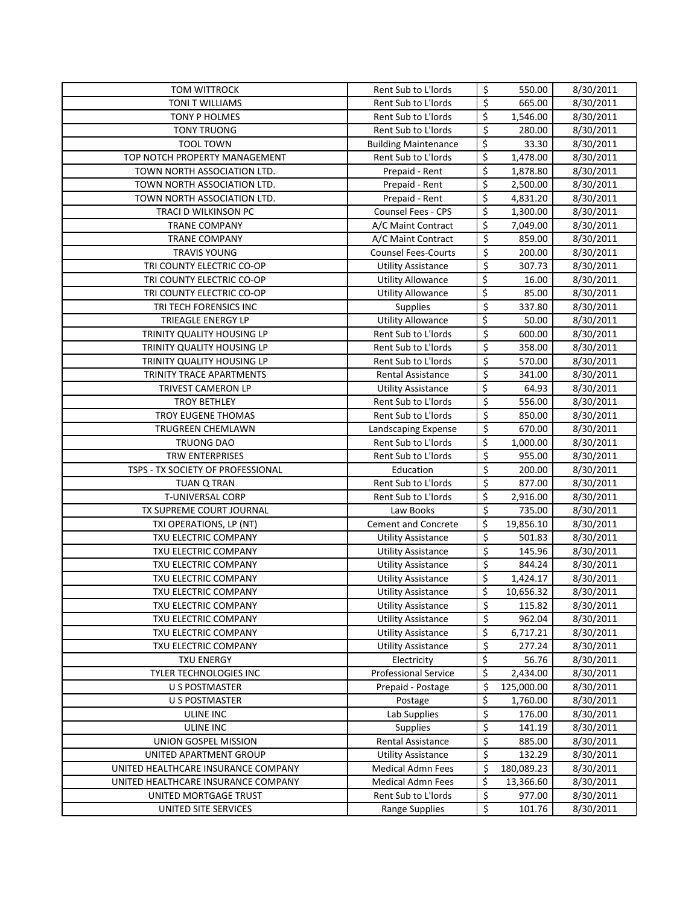| TOM WITTROCK | Rent Sub to L'lords | $ | 550.00 | 8/30/2011 |
|---|---|---|---|---|
| TONI T WILLIAMS | Rent Sub to L'lords | $ | 665.00 | 8/30/2011 |
| TONY P HOLMES | Rent Sub to L'lords | $ | 1,546.00 | 8/30/2011 |
| TONY TRUONG | Rent Sub to L'lords | $ | 280.00 | 8/30/2011 |
| TOOL TOWN | Building Maintenance | $ | 33.30 | 8/30/2011 |
| TOP NOTCH PROPERTY MANAGEMENT | Rent Sub to L'lords | $ | 1,478.00 | 8/30/2011 |
| TOWN NORTH ASSOCIATION LTD. | Prepaid - Rent | $ | 1,878.80 | 8/30/2011 |
| TOWN NORTH ASSOCIATION LTD. | Prepaid - Rent | $ | 2,500.00 | 8/30/2011 |
| TOWN NORTH ASSOCIATION LTD. | Prepaid - Rent | $ | 4,831.20 | 8/30/2011 |
| TRACI D WILKINSON PC | Counsel Fees - CPS | $ | 1,300.00 | 8/30/2011 |
| TRANE COMPANY | A/C Maint Contract | $ | 7,049.00 | 8/30/2011 |
| TRANE COMPANY | A/C Maint Contract | $ | 859.00 | 8/30/2011 |
| TRAVIS YOUNG | Counsel Fees-Courts | $ | 200.00 | 8/30/2011 |
| TRI COUNTY ELECTRIC CO-OP | Utility Assistance | $ | 307.73 | 8/30/2011 |
| TRI COUNTY ELECTRIC CO-OP | Utility Allowance | $ | 16.00 | 8/30/2011 |
| TRI COUNTY ELECTRIC CO-OP | Utility Allowance | $ | 85.00 | 8/30/2011 |
| TRI TECH FORENSICS INC | Supplies | $ | 337.80 | 8/30/2011 |
| TRIEAGLE ENERGY LP | Utility Allowance | $ | 50.00 | 8/30/2011 |
| TRINITY QUALITY HOUSING LP | Rent Sub to L'lords | $ | 600.00 | 8/30/2011 |
| TRINITY QUALITY HOUSING LP | Rent Sub to L'lords | $ | 358.00 | 8/30/2011 |
| TRINITY QUALITY HOUSING LP | Rent Sub to L'lords | $ | 570.00 | 8/30/2011 |
| TRINITY TRACE APARTMENTS | Rental Assistance | $ | 341.00 | 8/30/2011 |
| TRIVEST CAMERON LP | Utility Assistance | $ | 64.93 | 8/30/2011 |
| TROY BETHLEY | Rent Sub to L'lords | $ | 556.00 | 8/30/2011 |
| TROY EUGENE THOMAS | Rent Sub to L'lords | $ | 850.00 | 8/30/2011 |
| TRUGREEN CHEMLAWN | Landscaping Expense | $ | 670.00 | 8/30/2011 |
| TRUONG DAO | Rent Sub to L'lords | $ | 1,000.00 | 8/30/2011 |
| TRW ENTERPRISES | Rent Sub to L'lords | $ | 955.00 | 8/30/2011 |
| TSPS - TX SOCIETY OF PROFESSIONAL | Education | $ | 200.00 | 8/30/2011 |
| TUAN Q TRAN | Rent Sub to L'lords | $ | 877.00 | 8/30/2011 |
| T-UNIVERSAL CORP | Rent Sub to L'lords | $ | 2,916.00 | 8/30/2011 |
| TX SUPREME COURT JOURNAL | Law Books | $ | 735.00 | 8/30/2011 |
| TXI OPERATIONS, LP (NT) | Cement and Concrete | $ | 19,856.10 | 8/30/2011 |
| TXU ELECTRIC COMPANY | Utility Assistance | $ | 501.83 | 8/30/2011 |
| TXU ELECTRIC COMPANY | Utility Assistance | $ | 145.96 | 8/30/2011 |
| TXU ELECTRIC COMPANY | Utility Assistance | $ | 844.24 | 8/30/2011 |
| TXU ELECTRIC COMPANY | Utility Assistance | $ | 1,424.17 | 8/30/2011 |
| TXU ELECTRIC COMPANY | Utility Assistance | $ | 10,656.32 | 8/30/2011 |
| TXU ELECTRIC COMPANY | Utility Assistance | $ | 115.82 | 8/30/2011 |
| TXU ELECTRIC COMPANY | Utility Assistance | $ | 962.04 | 8/30/2011 |
| TXU ELECTRIC COMPANY | Utility Assistance | $ | 6,717.21 | 8/30/2011 |
| TXU ELECTRIC COMPANY | Utility Assistance | $ | 277.24 | 8/30/2011 |
| TXU ENERGY | Electricity | $ | 56.76 | 8/30/2011 |
| TYLER TECHNOLOGIES INC | Professional Service | $ | 2,434.00 | 8/30/2011 |
| U S POSTMASTER | Prepaid - Postage | $ | 125,000.00 | 8/30/2011 |
| U S POSTMASTER | Postage | $ | 1,760.00 | 8/30/2011 |
| ULINE INC | Lab Supplies | $ | 176.00 | 8/30/2011 |
| ULINE INC | Supplies | $ | 141.19 | 8/30/2011 |
| UNION GOSPEL MISSION | Rental Assistance | $ | 885.00 | 8/30/2011 |
| UNITED APARTMENT GROUP | Utility Assistance | $ | 132.29 | 8/30/2011 |
| UNITED HEALTHCARE INSURANCE COMPANY | Medical Admn Fees | $ | 180,089.23 | 8/30/2011 |
| UNITED HEALTHCARE INSURANCE COMPANY | Medical Admn Fees | $ | 13,366.60 | 8/30/2011 |
| UNITED MORTGAGE TRUST | Rent Sub to L'lords | $ | 977.00 | 8/30/2011 |
| UNITED SITE SERVICES | Range Supplies | $ | 101.76 | 8/30/2011 |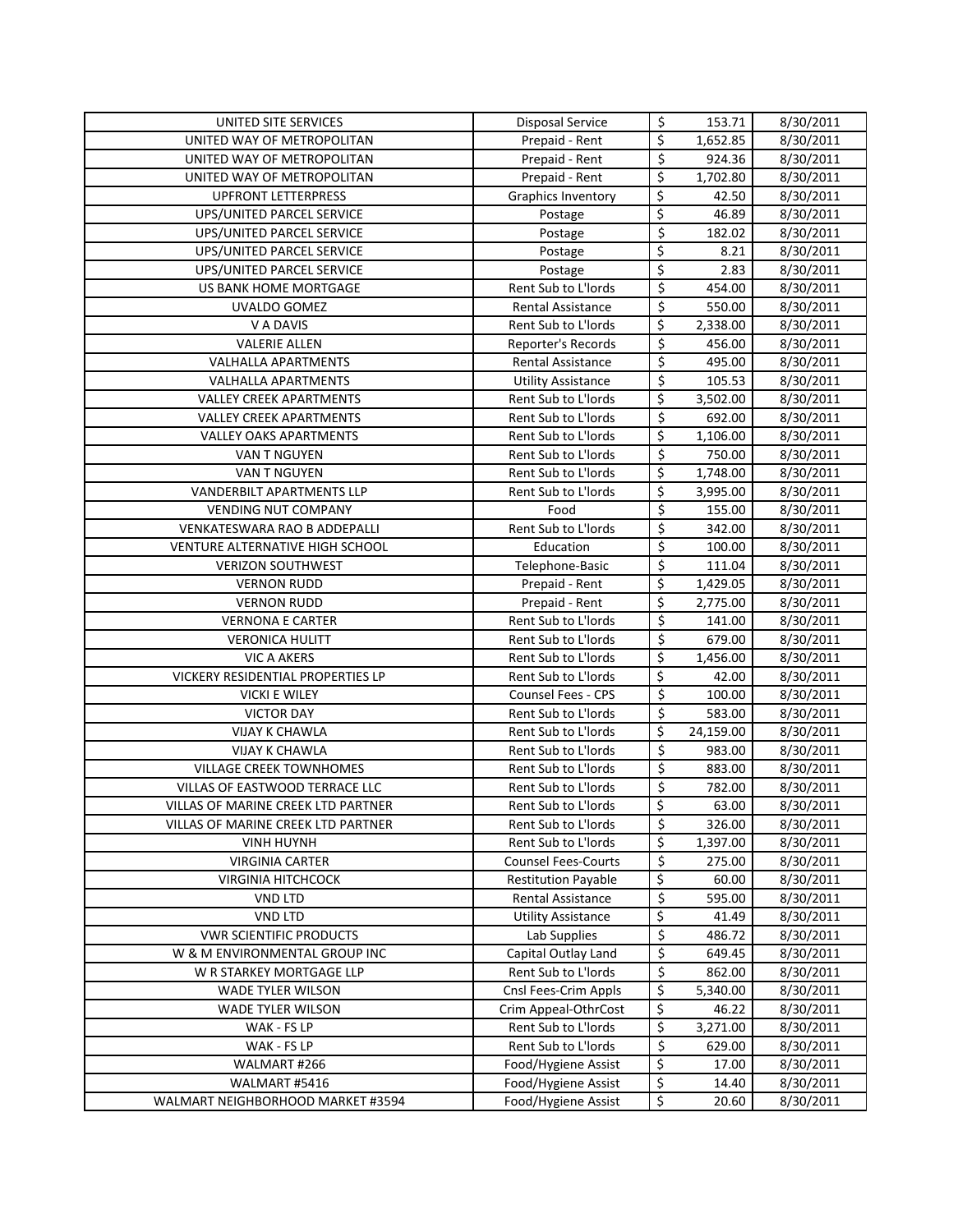| | | | | |
|---|---|---|---|---|
| UNITED SITE SERVICES | Disposal Service | $ | 153.71 | 8/30/2011 |
| UNITED WAY OF METROPOLITAN | Prepaid - Rent | $ | 1,652.85 | 8/30/2011 |
| UNITED WAY OF METROPOLITAN | Prepaid - Rent | $ | 924.36 | 8/30/2011 |
| UNITED WAY OF METROPOLITAN | Prepaid - Rent | $ | 1,702.80 | 8/30/2011 |
| UPFRONT LETTERPRESS | Graphics Inventory | $ | 42.50 | 8/30/2011 |
| UPS/UNITED PARCEL SERVICE | Postage | $ | 46.89 | 8/30/2011 |
| UPS/UNITED PARCEL SERVICE | Postage | $ | 182.02 | 8/30/2011 |
| UPS/UNITED PARCEL SERVICE | Postage | $ | 8.21 | 8/30/2011 |
| UPS/UNITED PARCEL SERVICE | Postage | $ | 2.83 | 8/30/2011 |
| US BANK HOME MORTGAGE | Rent Sub to L'lords | $ | 454.00 | 8/30/2011 |
| UVALDO GOMEZ | Rental Assistance | $ | 550.00 | 8/30/2011 |
| V A DAVIS | Rent Sub to L'lords | $ | 2,338.00 | 8/30/2011 |
| VALERIE ALLEN | Reporter's Records | $ | 456.00 | 8/30/2011 |
| VALHALLA APARTMENTS | Rental Assistance | $ | 495.00 | 8/30/2011 |
| VALHALLA APARTMENTS | Utility Assistance | $ | 105.53 | 8/30/2011 |
| VALLEY CREEK APARTMENTS | Rent Sub to L'lords | $ | 3,502.00 | 8/30/2011 |
| VALLEY CREEK APARTMENTS | Rent Sub to L'lords | $ | 692.00 | 8/30/2011 |
| VALLEY OAKS APARTMENTS | Rent Sub to L'lords | $ | 1,106.00 | 8/30/2011 |
| VAN T NGUYEN | Rent Sub to L'lords | $ | 750.00 | 8/30/2011 |
| VAN T NGUYEN | Rent Sub to L'lords | $ | 1,748.00 | 8/30/2011 |
| VANDERBILT APARTMENTS LLP | Rent Sub to L'lords | $ | 3,995.00 | 8/30/2011 |
| VENDING NUT COMPANY | Food | $ | 155.00 | 8/30/2011 |
| VENKATESWARA RAO B ADDEPALLI | Rent Sub to L'lords | $ | 342.00 | 8/30/2011 |
| VENTURE ALTERNATIVE HIGH SCHOOL | Education | $ | 100.00 | 8/30/2011 |
| VERIZON SOUTHWEST | Telephone-Basic | $ | 111.04 | 8/30/2011 |
| VERNON RUDD | Prepaid - Rent | $ | 1,429.05 | 8/30/2011 |
| VERNON RUDD | Prepaid - Rent | $ | 2,775.00 | 8/30/2011 |
| VERNONA E CARTER | Rent Sub to L'lords | $ | 141.00 | 8/30/2011 |
| VERONICA HULITT | Rent Sub to L'lords | $ | 679.00 | 8/30/2011 |
| VIC A AKERS | Rent Sub to L'lords | $ | 1,456.00 | 8/30/2011 |
| VICKERY RESIDENTIAL PROPERTIES LP | Rent Sub to L'lords | $ | 42.00 | 8/30/2011 |
| VICKI E WILEY | Counsel Fees - CPS | $ | 100.00 | 8/30/2011 |
| VICTOR DAY | Rent Sub to L'lords | $ | 583.00 | 8/30/2011 |
| VIJAY K CHAWLA | Rent Sub to L'lords | $ | 24,159.00 | 8/30/2011 |
| VIJAY K CHAWLA | Rent Sub to L'lords | $ | 983.00 | 8/30/2011 |
| VILLAGE CREEK TOWNHOMES | Rent Sub to L'lords | $ | 883.00 | 8/30/2011 |
| VILLAS OF EASTWOOD TERRACE LLC | Rent Sub to L'lords | $ | 782.00 | 8/30/2011 |
| VILLAS OF MARINE CREEK LTD PARTNER | Rent Sub to L'lords | $ | 63.00 | 8/30/2011 |
| VILLAS OF MARINE CREEK LTD PARTNER | Rent Sub to L'lords | $ | 326.00 | 8/30/2011 |
| VINH HUYNH | Rent Sub to L'lords | $ | 1,397.00 | 8/30/2011 |
| VIRGINIA CARTER | Counsel Fees-Courts | $ | 275.00 | 8/30/2011 |
| VIRGINIA HITCHCOCK | Restitution Payable | $ | 60.00 | 8/30/2011 |
| VND LTD | Rental Assistance | $ | 595.00 | 8/30/2011 |
| VND LTD | Utility Assistance | $ | 41.49 | 8/30/2011 |
| VWR SCIENTIFIC PRODUCTS | Lab Supplies | $ | 486.72 | 8/30/2011 |
| W & M ENVIRONMENTAL GROUP INC | Capital Outlay Land | $ | 649.45 | 8/30/2011 |
| W R STARKEY MORTGAGE LLP | Rent Sub to L'lords | $ | 862.00 | 8/30/2011 |
| WADE TYLER WILSON | Cnsl Fees-Crim Appls | $ | 5,340.00 | 8/30/2011 |
| WADE TYLER WILSON | Crim Appeal-OthrCost | $ | 46.22 | 8/30/2011 |
| WAK - FS LP | Rent Sub to L'lords | $ | 3,271.00 | 8/30/2011 |
| WAK - FS LP | Rent Sub to L'lords | $ | 629.00 | 8/30/2011 |
| WALMART #266 | Food/Hygiene Assist | $ | 17.00 | 8/30/2011 |
| WALMART #5416 | Food/Hygiene Assist | $ | 14.40 | 8/30/2011 |
| WALMART NEIGHBORHOOD MARKET #3594 | Food/Hygiene Assist | $ | 20.60 | 8/30/2011 |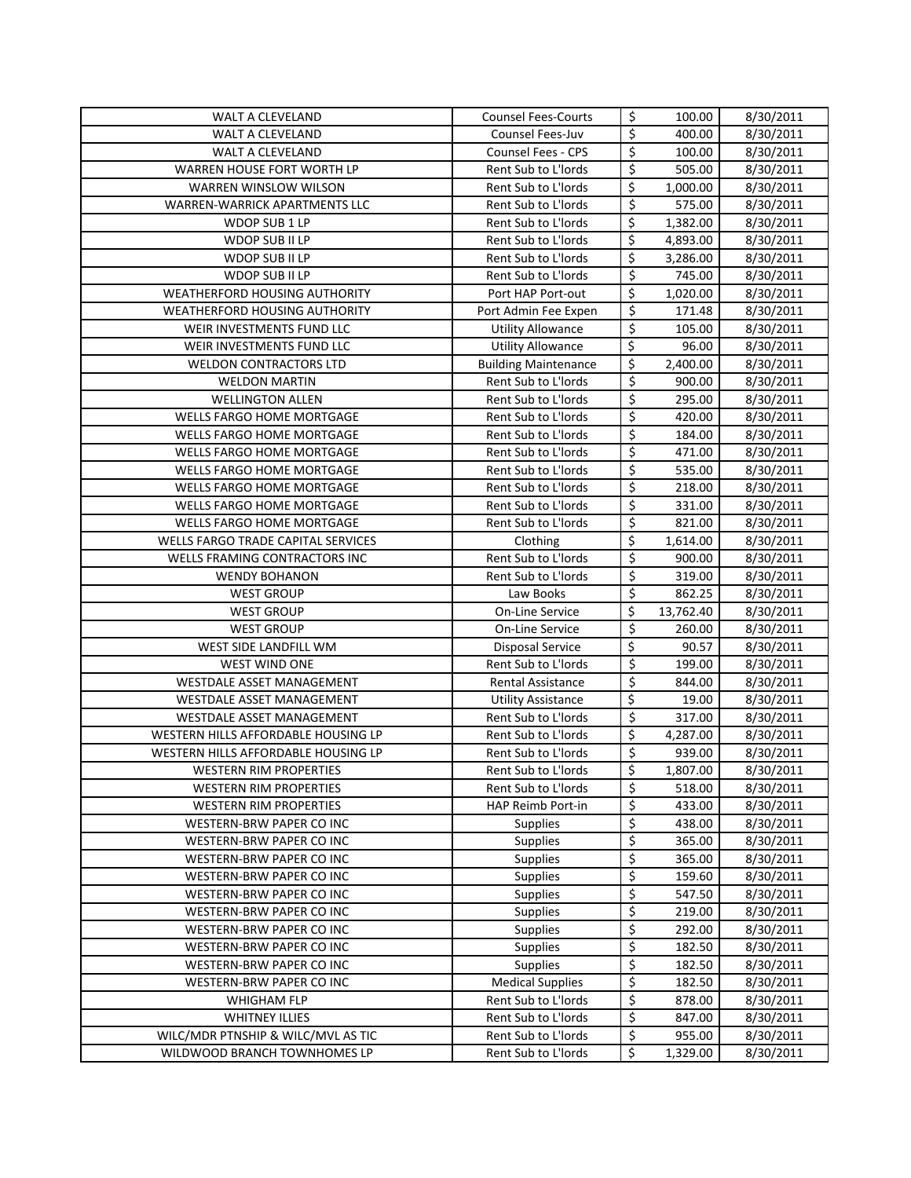| WALT A CLEVELAND | Counsel Fees-Courts | $ | 100.00 | 8/30/2011 |
|---|---|---|---|---|
| WALT A CLEVELAND | Counsel Fees-Juv | $ | 400.00 | 8/30/2011 |
| WALT A CLEVELAND | Counsel Fees - CPS | $ | 100.00 | 8/30/2011 |
| WARREN HOUSE FORT WORTH LP | Rent Sub to L'lords | $ | 505.00 | 8/30/2011 |
| WARREN WINSLOW WILSON | Rent Sub to L'lords | $ | 1,000.00 | 8/30/2011 |
| WARREN-WARRICK APARTMENTS LLC | Rent Sub to L'lords | $ | 575.00 | 8/30/2011 |
| WDOP SUB 1 LP | Rent Sub to L'lords | $ | 1,382.00 | 8/30/2011 |
| WDOP SUB II LP | Rent Sub to L'lords | $ | 4,893.00 | 8/30/2011 |
| WDOP SUB II LP | Rent Sub to L'lords | $ | 3,286.00 | 8/30/2011 |
| WDOP SUB II LP | Rent Sub to L'lords | $ | 745.00 | 8/30/2011 |
| WEATHERFORD HOUSING AUTHORITY | Port HAP Port-out | $ | 1,020.00 | 8/30/2011 |
| WEATHERFORD HOUSING AUTHORITY | Port Admin Fee Expen | $ | 171.48 | 8/30/2011 |
| WEIR INVESTMENTS FUND LLC | Utility Allowance | $ | 105.00 | 8/30/2011 |
| WEIR INVESTMENTS FUND LLC | Utility Allowance | $ | 96.00 | 8/30/2011 |
| WELDON CONTRACTORS LTD | Building Maintenance | $ | 2,400.00 | 8/30/2011 |
| WELDON MARTIN | Rent Sub to L'lords | $ | 900.00 | 8/30/2011 |
| WELLINGTON ALLEN | Rent Sub to L'lords | $ | 295.00 | 8/30/2011 |
| WELLS FARGO HOME MORTGAGE | Rent Sub to L'lords | $ | 420.00 | 8/30/2011 |
| WELLS FARGO HOME MORTGAGE | Rent Sub to L'lords | $ | 184.00 | 8/30/2011 |
| WELLS FARGO HOME MORTGAGE | Rent Sub to L'lords | $ | 471.00 | 8/30/2011 |
| WELLS FARGO HOME MORTGAGE | Rent Sub to L'lords | $ | 535.00 | 8/30/2011 |
| WELLS FARGO HOME MORTGAGE | Rent Sub to L'lords | $ | 218.00 | 8/30/2011 |
| WELLS FARGO HOME MORTGAGE | Rent Sub to L'lords | $ | 331.00 | 8/30/2011 |
| WELLS FARGO HOME MORTGAGE | Rent Sub to L'lords | $ | 821.00 | 8/30/2011 |
| WELLS FARGO TRADE CAPITAL SERVICES | Clothing | $ | 1,614.00 | 8/30/2011 |
| WELLS FRAMING CONTRACTORS INC | Rent Sub to L'lords | $ | 900.00 | 8/30/2011 |
| WENDY BOHANON | Rent Sub to L'lords | $ | 319.00 | 8/30/2011 |
| WEST GROUP | Law Books | $ | 862.25 | 8/30/2011 |
| WEST GROUP | On-Line Service | $ | 13,762.40 | 8/30/2011 |
| WEST GROUP | On-Line Service | $ | 260.00 | 8/30/2011 |
| WEST SIDE LANDFILL WM | Disposal Service | $ | 90.57 | 8/30/2011 |
| WEST WIND ONE | Rent Sub to L'lords | $ | 199.00 | 8/30/2011 |
| WESTDALE ASSET MANAGEMENT | Rental Assistance | $ | 844.00 | 8/30/2011 |
| WESTDALE ASSET MANAGEMENT | Utility Assistance | $ | 19.00 | 8/30/2011 |
| WESTDALE ASSET MANAGEMENT | Rent Sub to L'lords | $ | 317.00 | 8/30/2011 |
| WESTERN HILLS AFFORDABLE HOUSING LP | Rent Sub to L'lords | $ | 4,287.00 | 8/30/2011 |
| WESTERN HILLS AFFORDABLE HOUSING LP | Rent Sub to L'lords | $ | 939.00 | 8/30/2011 |
| WESTERN RIM PROPERTIES | Rent Sub to L'lords | $ | 1,807.00 | 8/30/2011 |
| WESTERN RIM PROPERTIES | Rent Sub to L'lords | $ | 518.00 | 8/30/2011 |
| WESTERN RIM PROPERTIES | HAP Reimb Port-in | $ | 433.00 | 8/30/2011 |
| WESTERN-BRW PAPER CO INC | Supplies | $ | 438.00 | 8/30/2011 |
| WESTERN-BRW PAPER CO INC | Supplies | $ | 365.00 | 8/30/2011 |
| WESTERN-BRW PAPER CO INC | Supplies | $ | 365.00 | 8/30/2011 |
| WESTERN-BRW PAPER CO INC | Supplies | $ | 159.60 | 8/30/2011 |
| WESTERN-BRW PAPER CO INC | Supplies | $ | 547.50 | 8/30/2011 |
| WESTERN-BRW PAPER CO INC | Supplies | $ | 219.00 | 8/30/2011 |
| WESTERN-BRW PAPER CO INC | Supplies | $ | 292.00 | 8/30/2011 |
| WESTERN-BRW PAPER CO INC | Supplies | $ | 182.50 | 8/30/2011 |
| WESTERN-BRW PAPER CO INC | Supplies | $ | 182.50 | 8/30/2011 |
| WESTERN-BRW PAPER CO INC | Medical Supplies | $ | 182.50 | 8/30/2011 |
| WHIGHAM FLP | Rent Sub to L'lords | $ | 878.00 | 8/30/2011 |
| WHITNEY ILLIES | Rent Sub to L'lords | $ | 847.00 | 8/30/2011 |
| WILC/MDR PTNSHIP & WILC/MVL AS TIC | Rent Sub to L'lords | $ | 955.00 | 8/30/2011 |
| WILDWOOD BRANCH TOWNHOMES LP | Rent Sub to L'lords | $ | 1,329.00 | 8/30/2011 |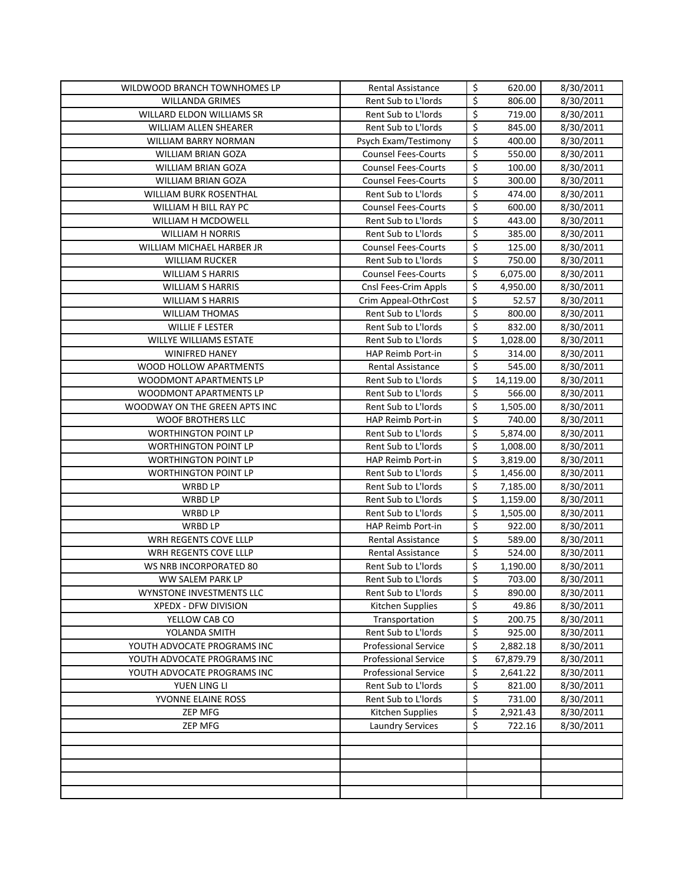| | | | | |
|---|---|---|---|---|
| WILDWOOD BRANCH TOWNHOMES LP | Rental Assistance | $ | 620.00 | 8/30/2011 |
| WILLANDA GRIMES | Rent Sub to L'lords | $ | 806.00 | 8/30/2011 |
| WILLARD ELDON WILLIAMS SR | Rent Sub to L'lords | $ | 719.00 | 8/30/2011 |
| WILLIAM ALLEN SHEARER | Rent Sub to L'lords | $ | 845.00 | 8/30/2011 |
| WILLIAM BARRY NORMAN | Psych Exam/Testimony | $ | 400.00 | 8/30/2011 |
| WILLIAM BRIAN GOZA | Counsel Fees-Courts | $ | 550.00 | 8/30/2011 |
| WILLIAM BRIAN GOZA | Counsel Fees-Courts | $ | 100.00 | 8/30/2011 |
| WILLIAM BRIAN GOZA | Counsel Fees-Courts | $ | 300.00 | 8/30/2011 |
| WILLIAM BURK ROSENTHAL | Rent Sub to L'lords | $ | 474.00 | 8/30/2011 |
| WILLIAM H BILL RAY PC | Counsel Fees-Courts | $ | 600.00 | 8/30/2011 |
| WILLIAM H MCDOWELL | Rent Sub to L'lords | $ | 443.00 | 8/30/2011 |
| WILLIAM H NORRIS | Rent Sub to L'lords | $ | 385.00 | 8/30/2011 |
| WILLIAM MICHAEL HARBER JR | Counsel Fees-Courts | $ | 125.00 | 8/30/2011 |
| WILLIAM RUCKER | Rent Sub to L'lords | $ | 750.00 | 8/30/2011 |
| WILLIAM S HARRIS | Counsel Fees-Courts | $ | 6,075.00 | 8/30/2011 |
| WILLIAM S HARRIS | Cnsl Fees-Crim Appls | $ | 4,950.00 | 8/30/2011 |
| WILLIAM S HARRIS | Crim Appeal-OthrCost | $ | 52.57 | 8/30/2011 |
| WILLIAM THOMAS | Rent Sub to L'lords | $ | 800.00 | 8/30/2011 |
| WILLIE F LESTER | Rent Sub to L'lords | $ | 832.00 | 8/30/2011 |
| WILLYE WILLIAMS ESTATE | Rent Sub to L'lords | $ | 1,028.00 | 8/30/2011 |
| WINIFRED HANEY | HAP Reimb Port-in | $ | 314.00 | 8/30/2011 |
| WOOD HOLLOW APARTMENTS | Rental Assistance | $ | 545.00 | 8/30/2011 |
| WOODMONT APARTMENTS LP | Rent Sub to L'lords | $ | 14,119.00 | 8/30/2011 |
| WOODMONT APARTMENTS LP | Rent Sub to L'lords | $ | 566.00 | 8/30/2011 |
| WOODWAY ON THE GREEN APTS INC | Rent Sub to L'lords | $ | 1,505.00 | 8/30/2011 |
| WOOF BROTHERS LLC | HAP Reimb Port-in | $ | 740.00 | 8/30/2011 |
| WORTHINGTON POINT LP | Rent Sub to L'lords | $ | 5,874.00 | 8/30/2011 |
| WORTHINGTON POINT LP | Rent Sub to L'lords | $ | 1,008.00 | 8/30/2011 |
| WORTHINGTON POINT LP | HAP Reimb Port-in | $ | 3,819.00 | 8/30/2011 |
| WORTHINGTON POINT LP | Rent Sub to L'lords | $ | 1,456.00 | 8/30/2011 |
| WRBD LP | Rent Sub to L'lords | $ | 7,185.00 | 8/30/2011 |
| WRBD LP | Rent Sub to L'lords | $ | 1,159.00 | 8/30/2011 |
| WRBD LP | Rent Sub to L'lords | $ | 1,505.00 | 8/30/2011 |
| WRBD LP | HAP Reimb Port-in | $ | 922.00 | 8/30/2011 |
| WRH REGENTS COVE LLLP | Rental Assistance | $ | 589.00 | 8/30/2011 |
| WRH REGENTS COVE LLLP | Rental Assistance | $ | 524.00 | 8/30/2011 |
| WS NRB INCORPORATED 80 | Rent Sub to L'lords | $ | 1,190.00 | 8/30/2011 |
| WW SALEM PARK LP | Rent Sub to L'lords | $ | 703.00 | 8/30/2011 |
| WYNSTONE INVESTMENTS LLC | Rent Sub to L'lords | $ | 890.00 | 8/30/2011 |
| XPEDX - DFW DIVISION | Kitchen Supplies | $ | 49.86 | 8/30/2011 |
| YELLOW CAB CO | Transportation | $ | 200.75 | 8/30/2011 |
| YOLANDA SMITH | Rent Sub to L'lords | $ | 925.00 | 8/30/2011 |
| YOUTH ADVOCATE PROGRAMS INC | Professional Service | $ | 2,882.18 | 8/30/2011 |
| YOUTH ADVOCATE PROGRAMS INC | Professional Service | $ | 67,879.79 | 8/30/2011 |
| YOUTH ADVOCATE PROGRAMS INC | Professional Service | $ | 2,641.22 | 8/30/2011 |
| YUEN LING LI | Rent Sub to L'lords | $ | 821.00 | 8/30/2011 |
| YVONNE ELAINE ROSS | Rent Sub to L'lords | $ | 731.00 | 8/30/2011 |
| ZEP MFG | Kitchen Supplies | $ | 2,921.43 | 8/30/2011 |
| ZEP MFG | Laundry Services | $ | 722.16 | 8/30/2011 |
| | | | | |
| | | | | |
| | | | | |
| | | | | |
| | | | | |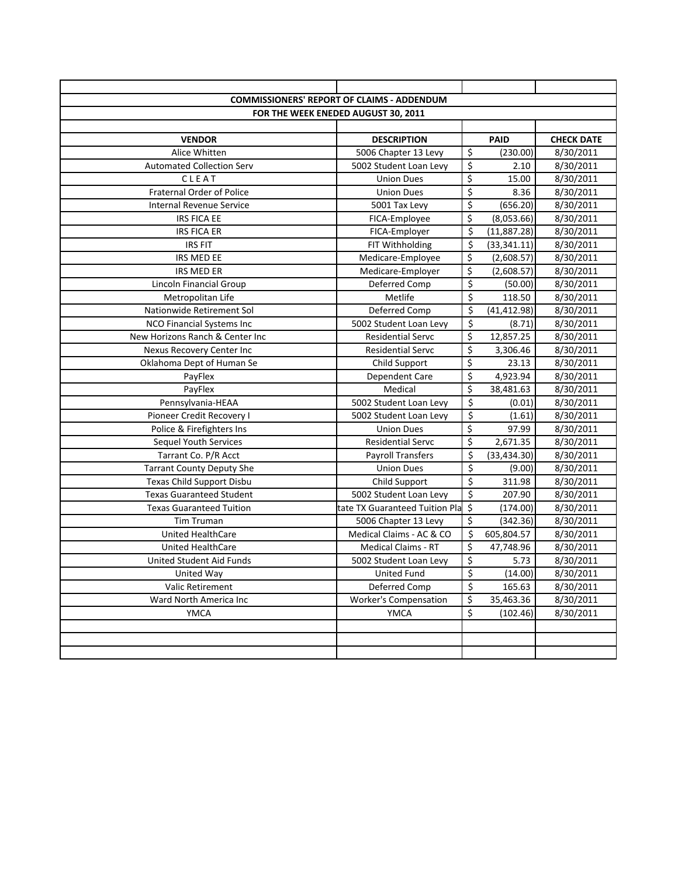**COMMISSIONERS' REPORT OF CLAIMS - ADDENDUM**

**FOR THE WEEK ENEDED AUGUST 30, 2011**

| VENDOR | DESCRIPTION | PAID | CHECK DATE |
|---|---|---|---|
| Alice Whitten | 5006 Chapter 13 Levy | $ (230.00) | 8/30/2011 |
| Automated Collection Serv | 5002 Student Loan Levy | $ 2.10 | 8/30/2011 |
| C L E A T | Union Dues | $ 15.00 | 8/30/2011 |
| Fraternal Order of Police | Union Dues | $ 8.36 | 8/30/2011 |
| Internal Revenue Service | 5001 Tax Levy | $ (656.20) | 8/30/2011 |
| IRS FICA EE | FICA-Employee | $ (8,053.66) | 8/30/2011 |
| IRS FICA ER | FICA-Employer | $ (11,887.28) | 8/30/2011 |
| IRS FIT | FIT Withholding | $ (33,341.11) | 8/30/2011 |
| IRS MED EE | Medicare-Employee | $ (2,608.57) | 8/30/2011 |
| IRS MED ER | Medicare-Employer | $ (2,608.57) | 8/30/2011 |
| Lincoln Financial Group | Deferred Comp | $ (50.00) | 8/30/2011 |
| Metropolitan Life | Metlife | $ 118.50 | 8/30/2011 |
| Nationwide Retirement Sol | Deferred Comp | $ (41,412.98) | 8/30/2011 |
| NCO Financial Systems Inc | 5002 Student Loan Levy | $ (8.71) | 8/30/2011 |
| New Horizons Ranch & Center Inc | Residential Servc | $ 12,857.25 | 8/30/2011 |
| Nexus Recovery Center Inc | Residential Servc | $ 3,306.46 | 8/30/2011 |
| Oklahoma Dept of Human Se | Child Support | $ 23.13 | 8/30/2011 |
| PayFlex | Dependent Care | $ 4,923.94 | 8/30/2011 |
| PayFlex | Medical | $ 38,481.63 | 8/30/2011 |
| Pennsylvania-HEAA | 5002 Student Loan Levy | $ (0.01) | 8/30/2011 |
| Pioneer Credit Recovery I | 5002 Student Loan Levy | $ (1.61) | 8/30/2011 |
| Police & Firefighters Ins | Union Dues | $ 97.99 | 8/30/2011 |
| Sequel Youth Services | Residential Servc | $ 2,671.35 | 8/30/2011 |
| Tarrant Co. P/R Acct | Payroll Transfers | $ (33,434.30) | 8/30/2011 |
| Tarrant County Deputy She | Union Dues | $ (9.00) | 8/30/2011 |
| Texas Child Support Disbu | Child Support | $ 311.98 | 8/30/2011 |
| Texas Guaranteed Student | 5002 Student Loan Levy | $ 207.90 | 8/30/2011 |
| Texas Guaranteed Tuition | tate TX Guaranteed Tuition Pla | $ (174.00) | 8/30/2011 |
| Tim Truman | 5006 Chapter 13 Levy | $ (342.36) | 8/30/2011 |
| United HealthCare | Medical Claims - AC & CO | $ 605,804.57 | 8/30/2011 |
| United HealthCare | Medical Claims - RT | $ 47,748.96 | 8/30/2011 |
| United Student Aid Funds | 5002 Student Loan Levy | $ 5.73 | 8/30/2011 |
| United Way | United Fund | $ (14.00) | 8/30/2011 |
| Valic Retirement | Deferred Comp | $ 165.63 | 8/30/2011 |
| Ward North America Inc | Worker's Compensation | $ 35,463.36 | 8/30/2011 |
| YMCA | YMCA | $ (102.46) | 8/30/2011 |